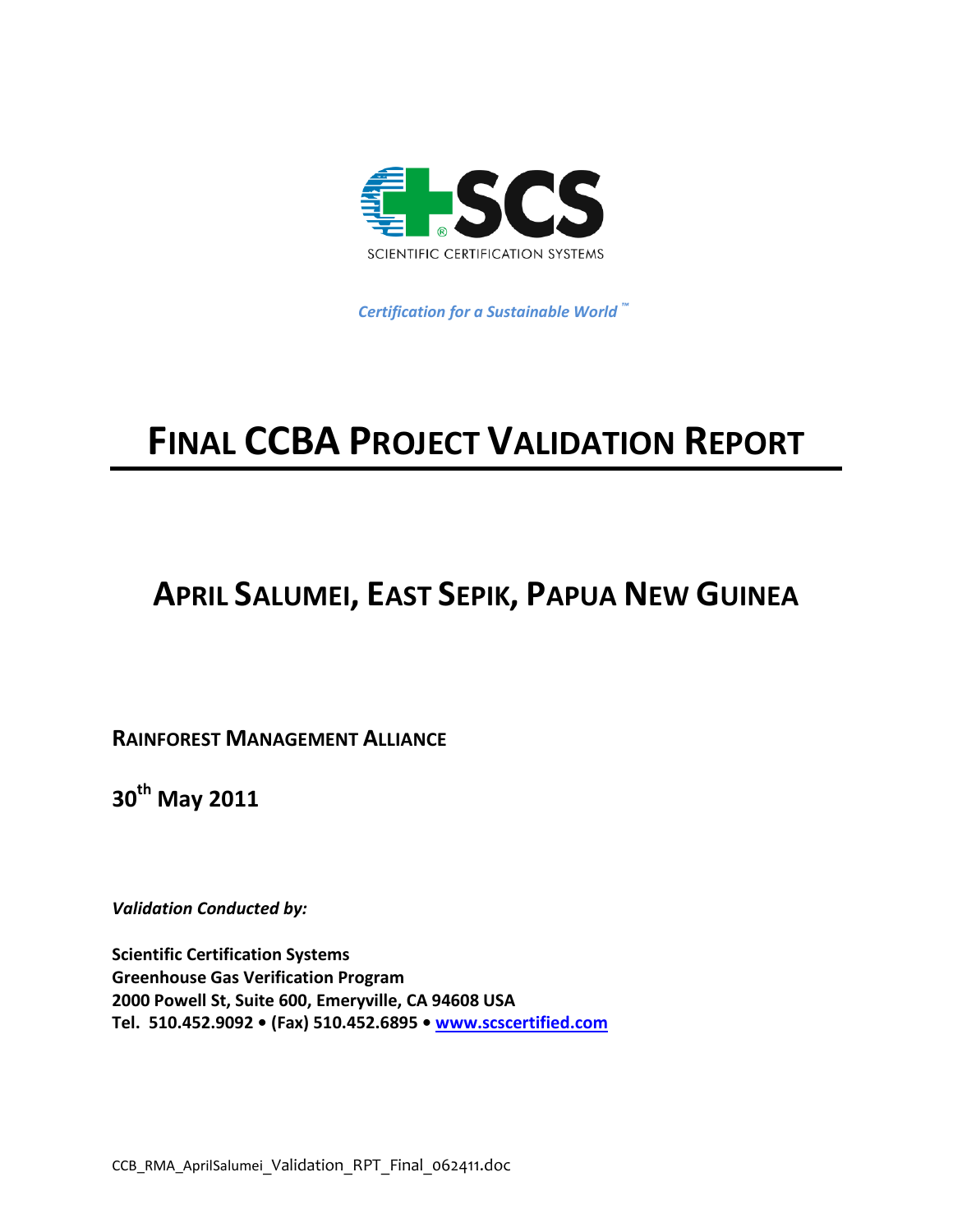SCS

SCIENTIFIC CERTIFICATION SYSTEMS

*Certification for a Sustainable World™*

# FINAL CCBA PROJECT VALIDATION REPORT

## APRIL SALUMEI, EAST SEPIK, PAPUA NEW GUINEA

**RAINFOREST MANAGEMENT ALLIANCE**

**30th May 2011**

***Validation Conducted by:***

**Scientific Certification Systems**
**Greenhouse Gas Verification Program**
**2000 Powell St, Suite 600, Emeryville, CA 94608 USA**
**Tel. 510.452.9092 • (Fax) 510.452.6895 • www.scscertified.com**

CCB_RMA_AprilSalumei_Validation_RPT_Final_062411.doc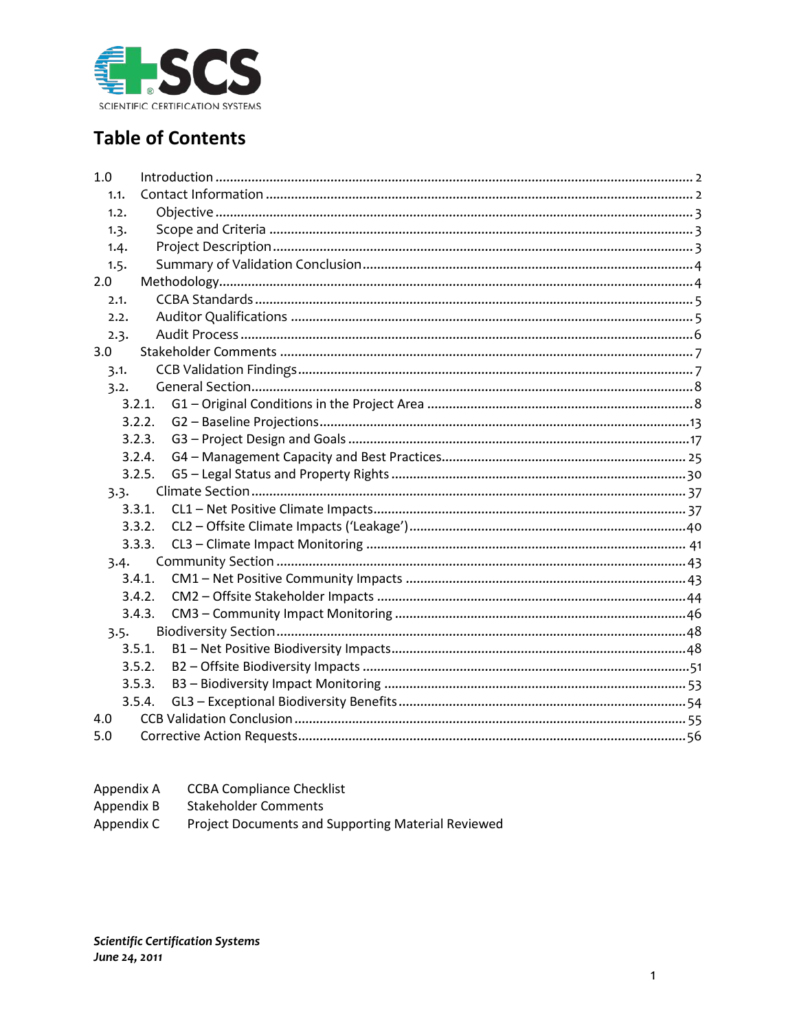SCIENTIFIC CERTIFICATION SYSTEMS

# Table of Contents

- 1.0 Introduction ..... 2
  - 1.1. Contact Information ..... 2
  - 1.2. Objective ..... 3
  - 1.3. Scope and Criteria ..... 3
  - 1.4. Project Description ..... 3
  - 1.5. Summary of Validation Conclusion ..... 4
- 2.0 Methodology ..... 4
  - 2.1. CCBA Standards ..... 5
  - 2.2. Auditor Qualifications ..... 5
  - 2.3. Audit Process ..... 6
- 3.0 Stakeholder Comments ..... 7
  - 3.1. CCB Validation Findings ..... 7
  - 3.2. General Section ..... 8
    - 3.2.1. G1 – Original Conditions in the Project Area ..... 8
    - 3.2.2. G2 – Baseline Projections ..... 13
    - 3.2.3. G3 – Project Design and Goals ..... 17
    - 3.2.4. G4 – Management Capacity and Best Practices ..... 25
    - 3.2.5. G5 – Legal Status and Property Rights ..... 30
  - 3.3. Climate Section ..... 37
    - 3.3.1. CL1 – Net Positive Climate Impacts ..... 37
    - 3.3.2. CL2 – Offsite Climate Impacts ('Leakage') ..... 40
    - 3.3.3. CL3 – Climate Impact Monitoring ..... 41
  - 3.4. Community Section ..... 43
    - 3.4.1. CM1 – Net Positive Community Impacts ..... 43
    - 3.4.2. CM2 – Offsite Stakeholder Impacts ..... 44
    - 3.4.3. CM3 – Community Impact Monitoring ..... 46
  - 3.5. Biodiversity Section ..... 48
    - 3.5.1. B1 – Net Positive Biodiversity Impacts ..... 48
    - 3.5.2. B2 – Offsite Biodiversity Impacts ..... 51
    - 3.5.3. B3 – Biodiversity Impact Monitoring ..... 53
    - 3.5.4. GL3 – Exceptional Biodiversity Benefits ..... 54
- 4.0 CCB Validation Conclusion ..... 55
- 5.0 Corrective Action Requests ..... 56

| | |
|---|---|
| Appendix A | CCBA Compliance Checklist |
| Appendix B | Stakeholder Comments |
| Appendix C | Project Documents and Supporting Material Reviewed |

***Scientific Certification Systems***
***June 24, 2011***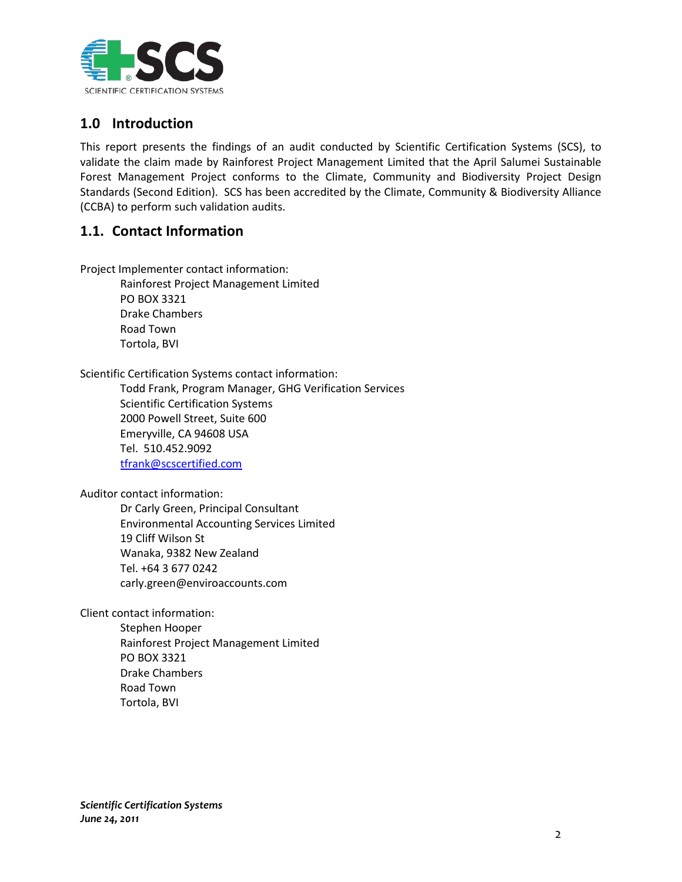## 1.0 Introduction

This report presents the findings of an audit conducted by Scientific Certification Systems (SCS), to validate the claim made by Rainforest Project Management Limited that the April Salumei Sustainable Forest Management Project conforms to the Climate, Community and Biodiversity Project Design Standards (Second Edition). SCS has been accredited by the Climate, Community & Biodiversity Alliance (CCBA) to perform such validation audits.

## 1.1. Contact Information

Project Implementer contact information:

Rainforest Project Management Limited
PO BOX 3321
Drake Chambers
Road Town
Tortola, BVI

Scientific Certification Systems contact information:

Todd Frank, Program Manager, GHG Verification Services
Scientific Certification Systems
2000 Powell Street, Suite 600
Emeryville, CA 94608 USA
Tel. 510.452.9092
tfrank@scscertified.com

Auditor contact information:

Dr Carly Green, Principal Consultant
Environmental Accounting Services Limited
19 Cliff Wilson St
Wanaka, 9382 New Zealand
Tel. +64 3 677 0242
carly.green@enviroaccounts.com

Client contact information:

Stephen Hooper
Rainforest Project Management Limited
PO BOX 3321
Drake Chambers
Road Town
Tortola, BVI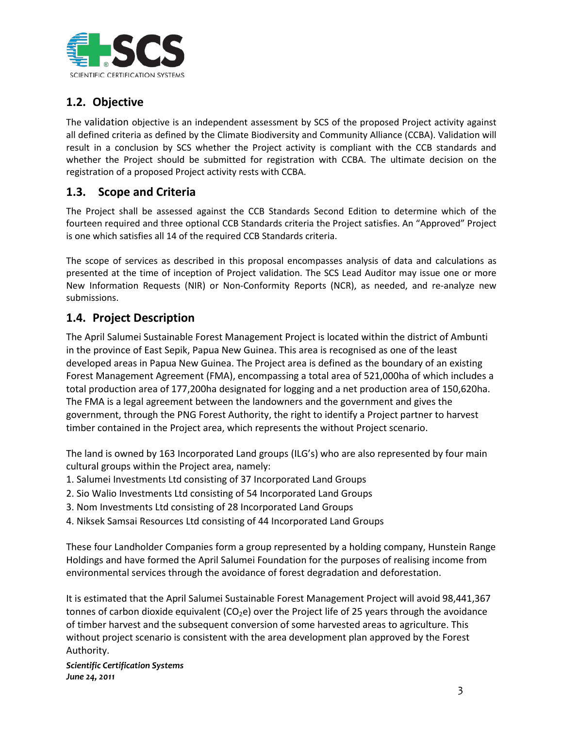## 1.2. Objective

The validation objective is an independent assessment by SCS of the proposed Project activity against all defined criteria as defined by the Climate Biodiversity and Community Alliance (CCBA). Validation will result in a conclusion by SCS whether the Project activity is compliant with the CCB standards and whether the Project should be submitted for registration with CCBA. The ultimate decision on the registration of a proposed Project activity rests with CCBA.

## 1.3. Scope and Criteria

The Project shall be assessed against the CCB Standards Second Edition to determine which of the fourteen required and three optional CCB Standards criteria the Project satisfies. An "Approved" Project is one which satisfies all 14 of the required CCB Standards criteria.

The scope of services as described in this proposal encompasses analysis of data and calculations as presented at the time of inception of Project validation. The SCS Lead Auditor may issue one or more New Information Requests (NIR) or Non-Conformity Reports (NCR), as needed, and re-analyze new submissions.

## 1.4. Project Description

The April Salumei Sustainable Forest Management Project is located within the district of Ambunti in the province of East Sepik, Papua New Guinea. This area is recognised as one of the least developed areas in Papua New Guinea. The Project area is defined as the boundary of an existing Forest Management Agreement (FMA), encompassing a total area of 521,000ha of which includes a total production area of 177,200ha designated for logging and a net production area of 150,620ha. The FMA is a legal agreement between the landowners and the government and gives the government, through the PNG Forest Authority, the right to identify a Project partner to harvest timber contained in the Project area, which represents the without Project scenario.

The land is owned by 163 Incorporated Land groups (ILG's) who are also represented by four main cultural groups within the Project area, namely:

1. Salumei Investments Ltd consisting of 37 Incorporated Land Groups
2. Sio Walio Investments Ltd consisting of 54 Incorporated Land Groups
3. Nom Investments Ltd consisting of 28 Incorporated Land Groups
4. Niksek Samsai Resources Ltd consisting of 44 Incorporated Land Groups

These four Landholder Companies form a group represented by a holding company, Hunstein Range Holdings and have formed the April Salumei Foundation for the purposes of realising income from environmental services through the avoidance of forest degradation and deforestation.

It is estimated that the April Salumei Sustainable Forest Management Project will avoid 98,441,367 tonnes of carbon dioxide equivalent ($CO_2$e) over the Project life of 25 years through the avoidance of timber harvest and the subsequent conversion of some harvested areas to agriculture. This without project scenario is consistent with the area development plan approved by the Forest Authority.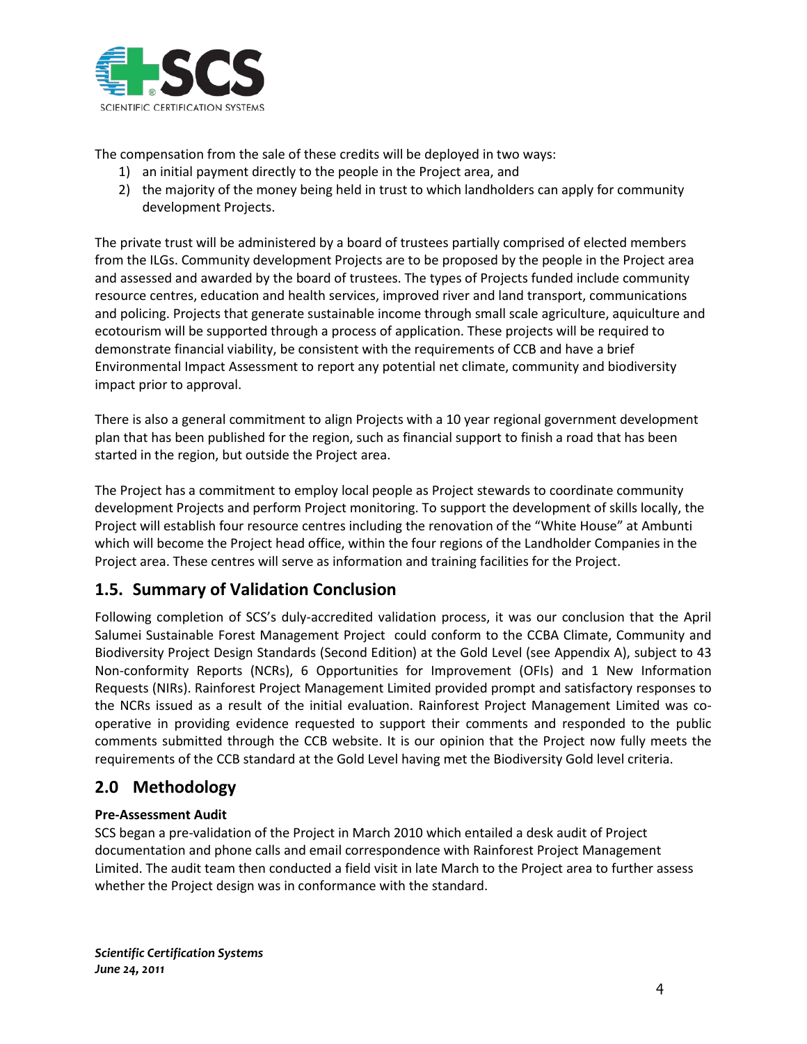The compensation from the sale of these credits will be deployed in two ways:

1) an initial payment directly to the people in the Project area, and
2) the majority of the money being held in trust to which landholders can apply for community development Projects.

The private trust will be administered by a board of trustees partially comprised of elected members from the ILGs. Community development Projects are to be proposed by the people in the Project area and assessed and awarded by the board of trustees. The types of Projects funded include community resource centres, education and health services, improved river and land transport, communications and policing. Projects that generate sustainable income through small scale agriculture, aquiculture and ecotourism will be supported through a process of application. These projects will be required to demonstrate financial viability, be consistent with the requirements of CCB and have a brief Environmental Impact Assessment to report any potential net climate, community and biodiversity impact prior to approval.

There is also a general commitment to align Projects with a 10 year regional government development plan that has been published for the region, such as financial support to finish a road that has been started in the region, but outside the Project area.

The Project has a commitment to employ local people as Project stewards to coordinate community development Projects and perform Project monitoring. To support the development of skills locally, the Project will establish four resource centres including the renovation of the "White House" at Ambunti which will become the Project head office, within the four regions of the Landholder Companies in the Project area. These centres will serve as information and training facilities for the Project.

## 1.5. Summary of Validation Conclusion

Following completion of SCS's duly-accredited validation process, it was our conclusion that the April Salumei Sustainable Forest Management Project could conform to the CCBA Climate, Community and Biodiversity Project Design Standards (Second Edition) at the Gold Level (see Appendix A), subject to 43 Non-conformity Reports (NCRs), 6 Opportunities for Improvement (OFIs) and 1 New Information Requests (NIRs). Rainforest Project Management Limited provided prompt and satisfactory responses to the NCRs issued as a result of the initial evaluation. Rainforest Project Management Limited was co-operative in providing evidence requested to support their comments and responded to the public comments submitted through the CCB website. It is our opinion that the Project now fully meets the requirements of the CCB standard at the Gold Level having met the Biodiversity Gold level criteria.

## 2.0 Methodology

**Pre-Assessment Audit**

SCS began a pre-validation of the Project in March 2010 which entailed a desk audit of Project documentation and phone calls and email correspondence with Rainforest Project Management Limited. The audit team then conducted a field visit in late March to the Project area to further assess whether the Project design was in conformance with the standard.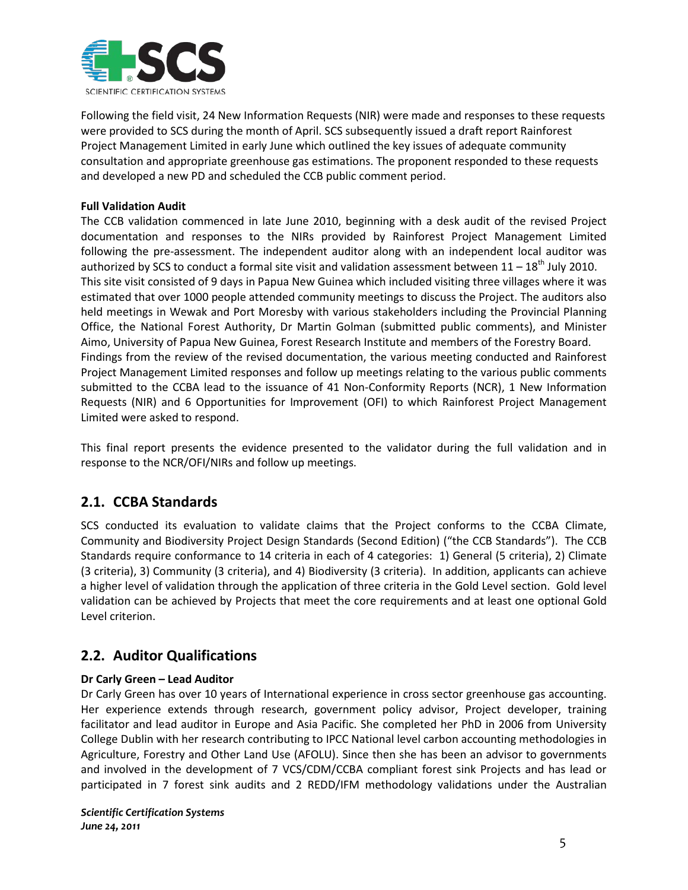Following the field visit, 24 New Information Requests (NIR) were made and responses to these requests were provided to SCS during the month of April. SCS subsequently issued a draft report Rainforest Project Management Limited in early June which outlined the key issues of adequate community consultation and appropriate greenhouse gas estimations. The proponent responded to these requests and developed a new PD and scheduled the CCB public comment period.

**Full Validation Audit**

The CCB validation commenced in late June 2010, beginning with a desk audit of the revised Project documentation and responses to the NIRs provided by Rainforest Project Management Limited following the pre-assessment. The independent auditor along with an independent local auditor was authorized by SCS to conduct a formal site visit and validation assessment between 11 – 18th July 2010. This site visit consisted of 9 days in Papua New Guinea which included visiting three villages where it was estimated that over 1000 people attended community meetings to discuss the Project. The auditors also held meetings in Wewak and Port Moresby with various stakeholders including the Provincial Planning Office, the National Forest Authority, Dr Martin Golman (submitted public comments), and Minister Aimo, University of Papua New Guinea, Forest Research Institute and members of the Forestry Board. Findings from the review of the revised documentation, the various meeting conducted and Rainforest Project Management Limited responses and follow up meetings relating to the various public comments submitted to the CCBA lead to the issuance of 41 Non-Conformity Reports (NCR), 1 New Information Requests (NIR) and 6 Opportunities for Improvement (OFI) to which Rainforest Project Management Limited were asked to respond.

This final report presents the evidence presented to the validator during the full validation and in response to the NCR/OFI/NIRs and follow up meetings.

## 2.1. CCBA Standards

SCS conducted its evaluation to validate claims that the Project conforms to the CCBA Climate, Community and Biodiversity Project Design Standards (Second Edition) ("the CCB Standards"). The CCB Standards require conformance to 14 criteria in each of 4 categories: 1) General (5 criteria), 2) Climate (3 criteria), 3) Community (3 criteria), and 4) Biodiversity (3 criteria). In addition, applicants can achieve a higher level of validation through the application of three criteria in the Gold Level section. Gold level validation can be achieved by Projects that meet the core requirements and at least one optional Gold Level criterion.

## 2.2. Auditor Qualifications

**Dr Carly Green – Lead Auditor**

Dr Carly Green has over 10 years of International experience in cross sector greenhouse gas accounting. Her experience extends through research, government policy advisor, Project developer, training facilitator and lead auditor in Europe and Asia Pacific. She completed her PhD in 2006 from University College Dublin with her research contributing to IPCC National level carbon accounting methodologies in Agriculture, Forestry and Other Land Use (AFOLU). Since then she has been an advisor to governments and involved in the development of 7 VCS/CDM/CCBA compliant forest sink Projects and has lead or participated in 7 forest sink audits and 2 REDD/IFM methodology validations under the Australian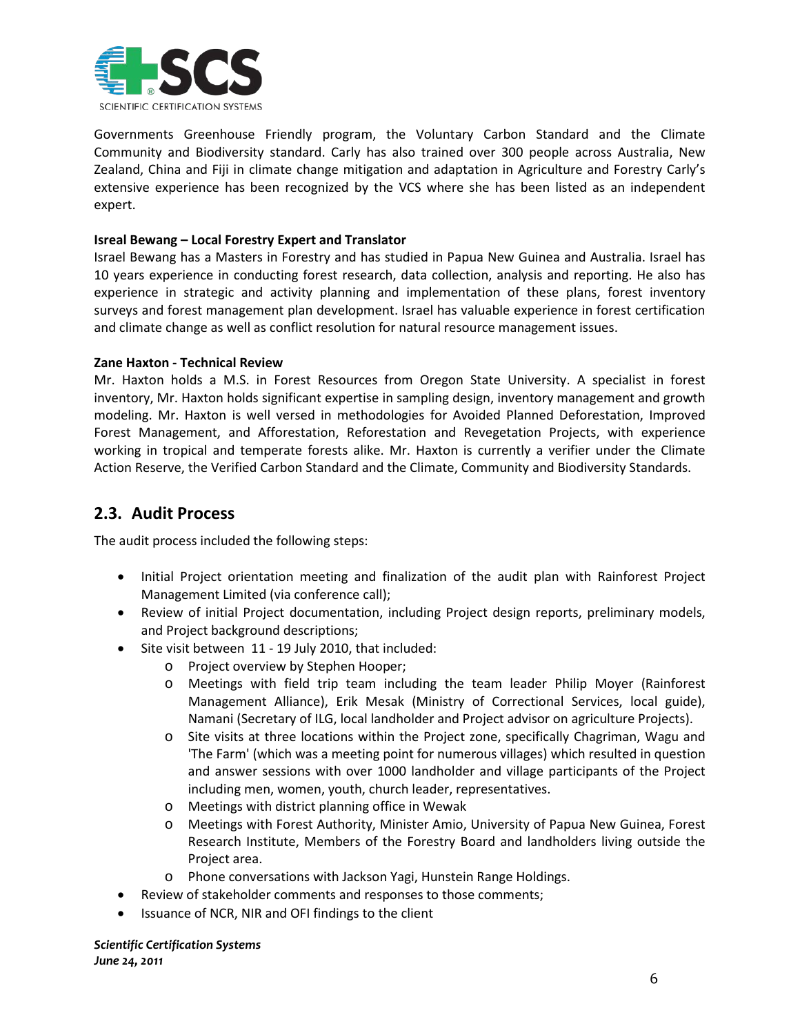Governments Greenhouse Friendly program, the Voluntary Carbon Standard and the Climate Community and Biodiversity standard. Carly has also trained over 300 people across Australia, New Zealand, China and Fiji in climate change mitigation and adaptation in Agriculture and Forestry Carly's extensive experience has been recognized by the VCS where she has been listed as an independent expert.

**Isreal Bewang – Local Forestry Expert and Translator**

Israel Bewang has a Masters in Forestry and has studied in Papua New Guinea and Australia. Israel has 10 years experience in conducting forest research, data collection, analysis and reporting. He also has experience in strategic and activity planning and implementation of these plans, forest inventory surveys and forest management plan development. Israel has valuable experience in forest certification and climate change as well as conflict resolution for natural resource management issues.

**Zane Haxton - Technical Review**

Mr. Haxton holds a M.S. in Forest Resources from Oregon State University. A specialist in forest inventory, Mr. Haxton holds significant expertise in sampling design, inventory management and growth modeling. Mr. Haxton is well versed in methodologies for Avoided Planned Deforestation, Improved Forest Management, and Afforestation, Reforestation and Revegetation Projects, with experience working in tropical and temperate forests alike. Mr. Haxton is currently a verifier under the Climate Action Reserve, the Verified Carbon Standard and the Climate, Community and Biodiversity Standards.

## 2.3. Audit Process

The audit process included the following steps:

- Initial Project orientation meeting and finalization of the audit plan with Rainforest Project Management Limited (via conference call);
- Review of initial Project documentation, including Project design reports, preliminary models, and Project background descriptions;
- Site visit between 11 - 19 July 2010, that included:
    - Project overview by Stephen Hooper;
    - Meetings with field trip team including the team leader Philip Moyer (Rainforest Management Alliance), Erik Mesak (Ministry of Correctional Services, local guide), Namani (Secretary of ILG, local landholder and Project advisor on agriculture Projects).
    - Site visits at three locations within the Project zone, specifically Chagriman, Wagu and 'The Farm' (which was a meeting point for numerous villages) which resulted in question and answer sessions with over 1000 landholder and village participants of the Project including men, women, youth, church leader, representatives.
    - Meetings with district planning office in Wewak
    - Meetings with Forest Authority, Minister Amio, University of Papua New Guinea, Forest Research Institute, Members of the Forestry Board and landholders living outside the Project area.
    - Phone conversations with Jackson Yagi, Hunstein Range Holdings.
- Review of stakeholder comments and responses to those comments;
- Issuance of NCR, NIR and OFI findings to the client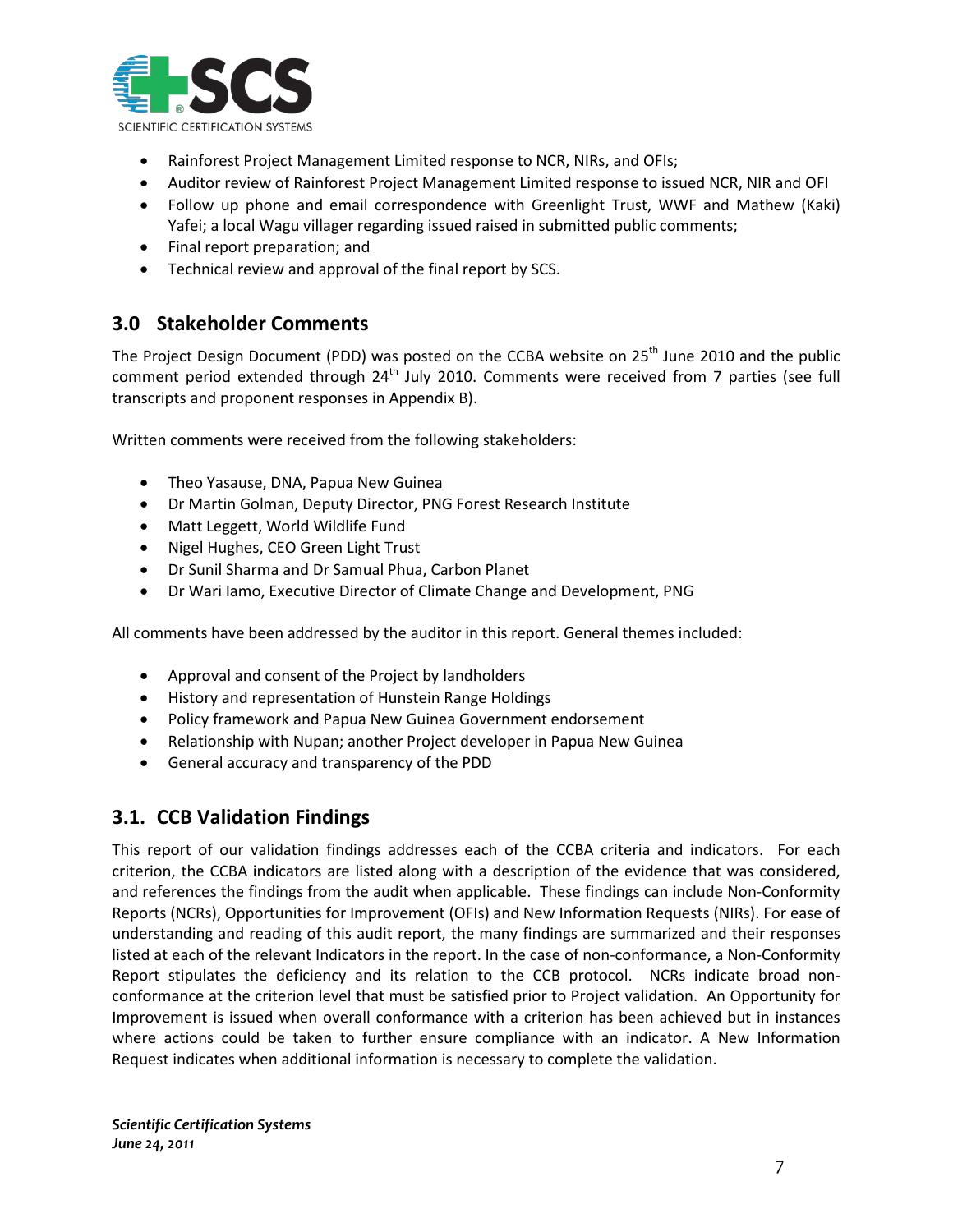- Rainforest Project Management Limited response to NCR, NIRs, and OFIs;
- Auditor review of Rainforest Project Management Limited response to issued NCR, NIR and OFI
- Follow up phone and email correspondence with Greenlight Trust, WWF and Mathew (Kaki) Yafei; a local Wagu villager regarding issued raised in submitted public comments;
- Final report preparation; and
- Technical review and approval of the final report by SCS.

## 3.0 Stakeholder Comments

The Project Design Document (PDD) was posted on the CCBA website on 25th June 2010 and the public comment period extended through 24th July 2010. Comments were received from 7 parties (see full transcripts and proponent responses in Appendix B).

Written comments were received from the following stakeholders:

- Theo Yasause, DNA, Papua New Guinea
- Dr Martin Golman, Deputy Director, PNG Forest Research Institute
- Matt Leggett, World Wildlife Fund
- Nigel Hughes, CEO Green Light Trust
- Dr Sunil Sharma and Dr Samual Phua, Carbon Planet
- Dr Wari Iamo, Executive Director of Climate Change and Development, PNG

All comments have been addressed by the auditor in this report. General themes included:

- Approval and consent of the Project by landholders
- History and representation of Hunstein Range Holdings
- Policy framework and Papua New Guinea Government endorsement
- Relationship with Nupan; another Project developer in Papua New Guinea
- General accuracy and transparency of the PDD

## 3.1. CCB Validation Findings

This report of our validation findings addresses each of the CCBA criteria and indicators. For each criterion, the CCBA indicators are listed along with a description of the evidence that was considered, and references the findings from the audit when applicable. These findings can include Non-Conformity Reports (NCRs), Opportunities for Improvement (OFIs) and New Information Requests (NIRs). For ease of understanding and reading of this audit report, the many findings are summarized and their responses listed at each of the relevant Indicators in the report. In the case of non-conformance, a Non-Conformity Report stipulates the deficiency and its relation to the CCB protocol. NCRs indicate broad non-conformance at the criterion level that must be satisfied prior to Project validation. An Opportunity for Improvement is issued when overall conformance with a criterion has been achieved but in instances where actions could be taken to further ensure compliance with an indicator. A New Information Request indicates when additional information is necessary to complete the validation.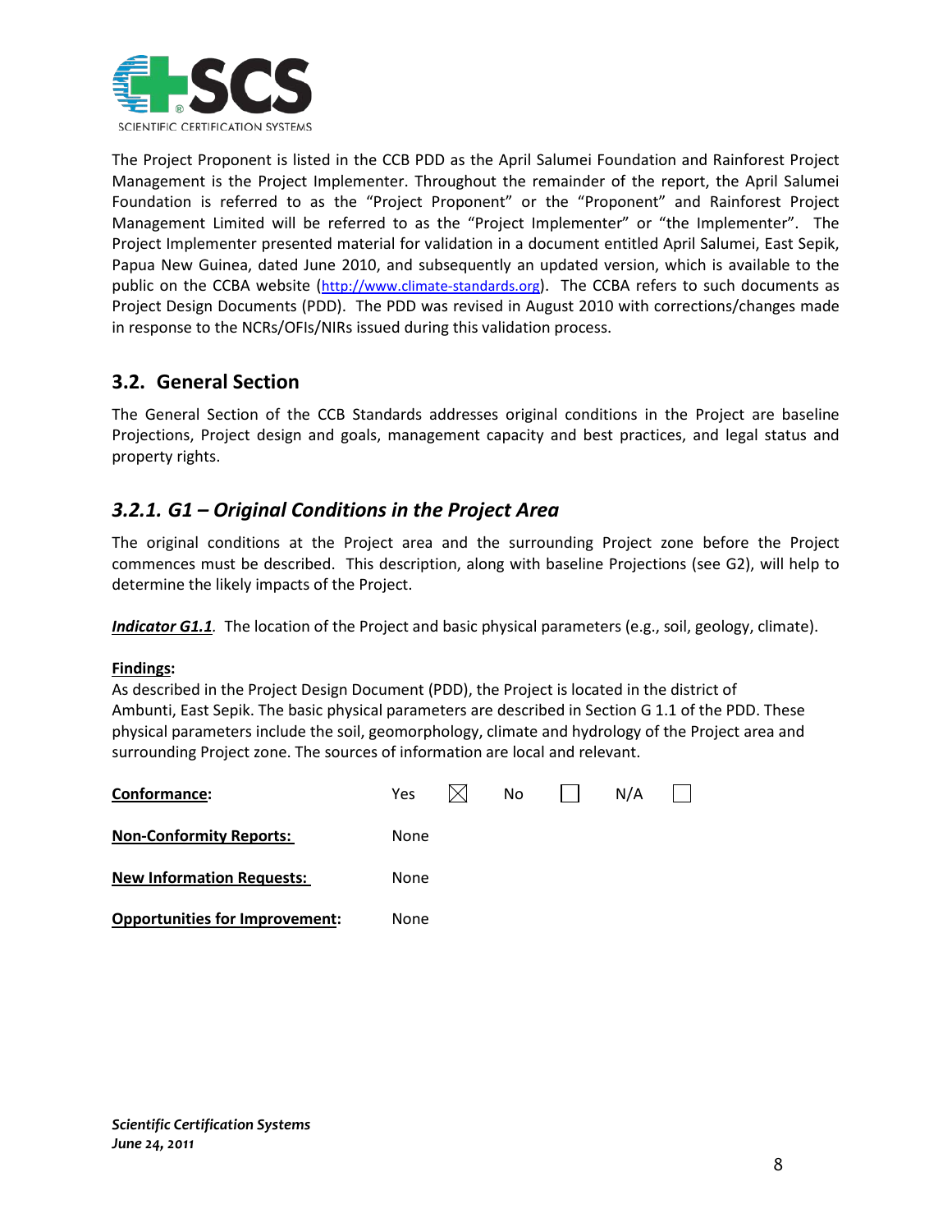The Project Proponent is listed in the CCB PDD as the April Salumei Foundation and Rainforest Project Management is the Project Implementer. Throughout the remainder of the report, the April Salumei Foundation is referred to as the "Project Proponent" or the "Proponent" and Rainforest Project Management Limited will be referred to as the "Project Implementer" or "the Implementer". The Project Implementer presented material for validation in a document entitled April Salumei, East Sepik, Papua New Guinea, dated June 2010, and subsequently an updated version, which is available to the public on the CCBA website (http://www.climate-standards.org). The CCBA refers to such documents as Project Design Documents (PDD). The PDD was revised in August 2010 with corrections/changes made in response to the NCRs/OFIs/NIRs issued during this validation process.

## 3.2. General Section

The General Section of the CCB Standards addresses original conditions in the Project are baseline Projections, Project design and goals, management capacity and best practices, and legal status and property rights.

### *3.2.1. G1 – Original Conditions in the Project Area*

The original conditions at the Project area and the surrounding Project zone before the Project commences must be described. This description, along with baseline Projections (see G2), will help to determine the likely impacts of the Project.

***Indicator G1.1***. The location of the Project and basic physical parameters (e.g., soil, geology, climate).

**Findings:**
As described in the Project Design Document (PDD), the Project is located in the district of Ambunti, East Sepik. The basic physical parameters are described in Section G 1.1 of the PDD. These physical parameters include the soil, geomorphology, climate and hydrology of the Project area and surrounding Project zone. The sources of information are local and relevant.

**Conformance:** Yes ☒ No ☐ N/A ☐

**Non-Conformity Reports:** None

**New Information Requests:** None

**Opportunities for Improvement:** None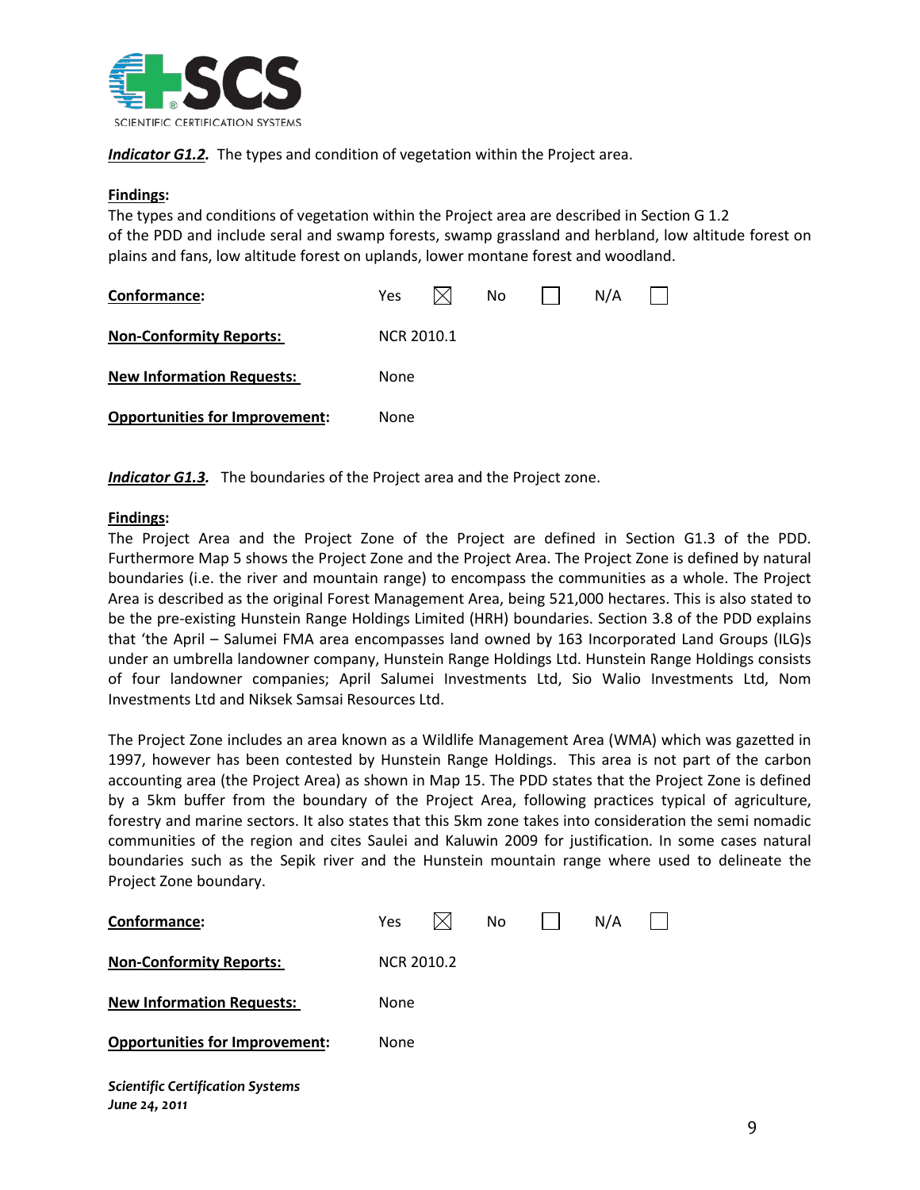***Indicator G1.2.*** The types and condition of vegetation within the Project area.

**Findings:**
The types and conditions of vegetation within the Project area are described in Section G 1.2 of the PDD and include seral and swamp forests, swamp grassland and herbland, low altitude forest on plains and fans, low altitude forest on uplands, lower montane forest and woodland.

| | |
|---|---|
| **Conformance:** | Yes ☒ No ☐ N/A ☐ |
| **Non-Conformity Reports:** | NCR 2010.1 |
| **New Information Requests:** | None |
| **Opportunities for Improvement:** | None |

***Indicator G1.3.*** The boundaries of the Project area and the Project zone.

**Findings:**
The Project Area and the Project Zone of the Project are defined in Section G1.3 of the PDD. Furthermore Map 5 shows the Project Zone and the Project Area. The Project Zone is defined by natural boundaries (i.e. the river and mountain range) to encompass the communities as a whole. The Project Area is described as the original Forest Management Area, being 521,000 hectares. This is also stated to be the pre-existing Hunstein Range Holdings Limited (HRH) boundaries. Section 3.8 of the PDD explains that 'the April – Salumei FMA area encompasses land owned by 163 Incorporated Land Groups (ILG)s under an umbrella landowner company, Hunstein Range Holdings Ltd. Hunstein Range Holdings consists of four landowner companies; April Salumei Investments Ltd, Sio Walio Investments Ltd, Nom Investments Ltd and Niksek Samsai Resources Ltd.

The Project Zone includes an area known as a Wildlife Management Area (WMA) which was gazetted in 1997, however has been contested by Hunstein Range Holdings. This area is not part of the carbon accounting area (the Project Area) as shown in Map 15. The PDD states that the Project Zone is defined by a 5km buffer from the boundary of the Project Area, following practices typical of agriculture, forestry and marine sectors. It also states that this 5km zone takes into consideration the semi nomadic communities of the region and cites Saulei and Kaluwin 2009 for justification. In some cases natural boundaries such as the Sepik river and the Hunstein mountain range where used to delineate the Project Zone boundary.

| | |
|---|---|
| **Conformance:** | Yes ☒ No ☐ N/A ☐ |
| **Non-Conformity Reports:** | NCR 2010.2 |
| **New Information Requests:** | None |
| **Opportunities for Improvement:** | None |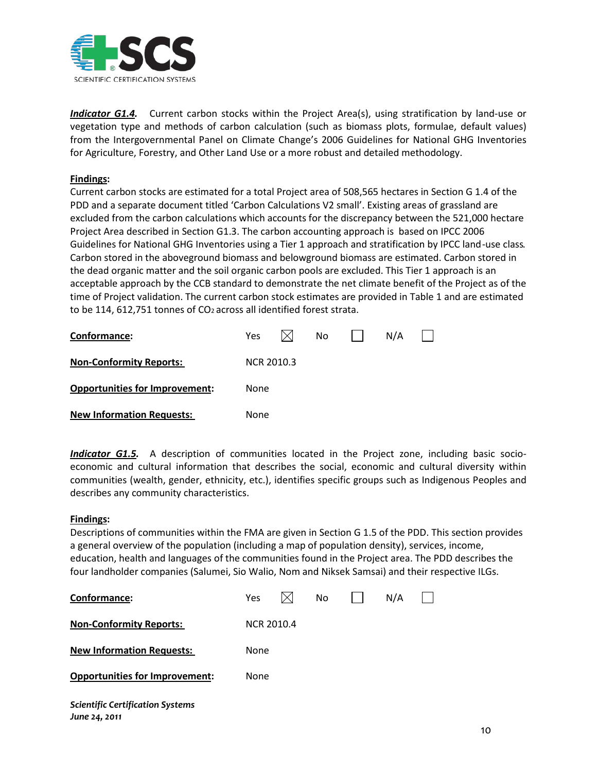***Indicator G1.4.*** Current carbon stocks within the Project Area(s), using stratification by land-use or vegetation type and methods of carbon calculation (such as biomass plots, formulae, default values) from the Intergovernmental Panel on Climate Change's 2006 Guidelines for National GHG Inventories for Agriculture, Forestry, and Other Land Use or a more robust and detailed methodology.

**Findings:**
Current carbon stocks are estimated for a total Project area of 508,565 hectares in Section G 1.4 of the PDD and a separate document titled 'Carbon Calculations V2 small'. Existing areas of grassland are excluded from the carbon calculations which accounts for the discrepancy between the 521,000 hectare Project Area described in Section G1.3. The carbon accounting approach is based on IPCC 2006 Guidelines for National GHG Inventories using a Tier 1 approach and stratification by IPCC land-use class. Carbon stored in the aboveground biomass and belowground biomass are estimated. Carbon stored in the dead organic matter and the soil organic carbon pools are excluded. This Tier 1 approach is an acceptable approach by the CCB standard to demonstrate the net climate benefit of the Project as of the time of Project validation. The current carbon stock estimates are provided in Table 1 and are estimated to be 114, 612,751 tonnes of $CO_2$ across all identified forest strata.

| | |
|---|---|
| **Conformance:** | Yes ☒ No ☐ N/A ☐ |
| **Non-Conformity Reports:** | NCR 2010.3 |
| **Opportunities for Improvement:** | None |
| **New Information Requests:** | None |

***Indicator G1.5.*** A description of communities located in the Project zone, including basic socio-economic and cultural information that describes the social, economic and cultural diversity within communities (wealth, gender, ethnicity, etc.), identifies specific groups such as Indigenous Peoples and describes any community characteristics.

**Findings:**
Descriptions of communities within the FMA are given in Section G 1.5 of the PDD. This section provides a general overview of the population (including a map of population density), services, income, education, health and languages of the communities found in the Project area. The PDD describes the four landholder companies (Salumei, Sio Walio, Nom and Niksek Samsai) and their respective ILGs.

| | |
|---|---|
| **Conformance:** | Yes ☒ No ☐ N/A ☐ |
| **Non-Conformity Reports:** | NCR 2010.4 |
| **New Information Requests:** | None |
| **Opportunities for Improvement:** | None |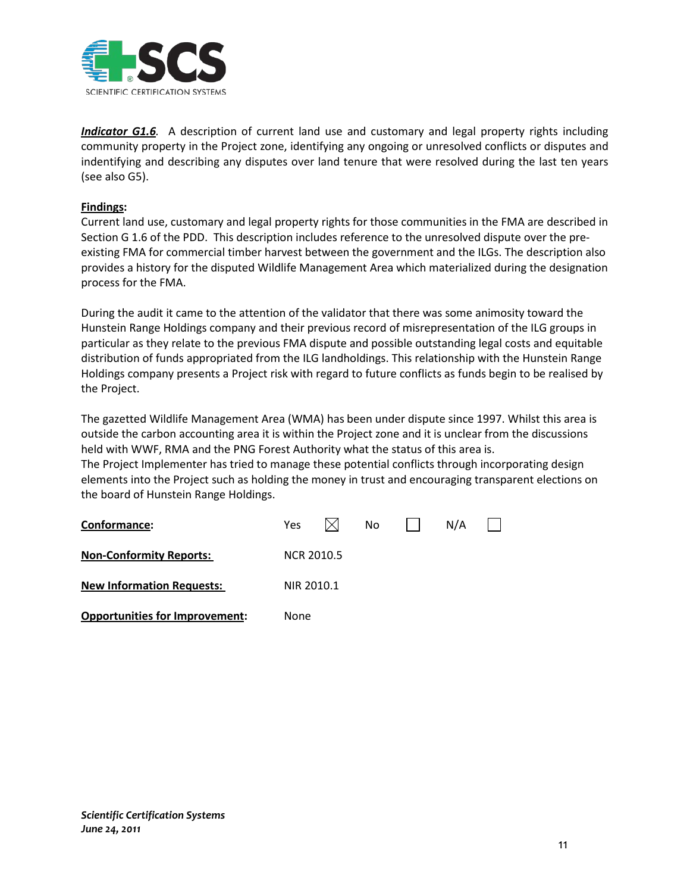***Indicator G1.6***. A description of current land use and customary and legal property rights including community property in the Project zone, identifying any ongoing or unresolved conflicts or disputes and indentifying and describing any disputes over land tenure that were resolved during the last ten years (see also G5).

**Findings:**

Current land use, customary and legal property rights for those communities in the FMA are described in Section G 1.6 of the PDD. This description includes reference to the unresolved dispute over the pre-existing FMA for commercial timber harvest between the government and the ILGs. The description also provides a history for the disputed Wildlife Management Area which materialized during the designation process for the FMA.

During the audit it came to the attention of the validator that there was some animosity toward the Hunstein Range Holdings company and their previous record of misrepresentation of the ILG groups in particular as they relate to the previous FMA dispute and possible outstanding legal costs and equitable distribution of funds appropriated from the ILG landholdings. This relationship with the Hunstein Range Holdings company presents a Project risk with regard to future conflicts as funds begin to be realised by the Project.

The gazetted Wildlife Management Area (WMA) has been under dispute since 1997. Whilst this area is outside the carbon accounting area it is within the Project zone and it is unclear from the discussions held with WWF, RMA and the PNG Forest Authority what the status of this area is.
The Project Implementer has tried to manage these potential conflicts through incorporating design elements into the Project such as holding the money in trust and encouraging transparent elections on the board of Hunstein Range Holdings.

| | |
|---|---|
| **Conformance:** | Yes ☒ No ☐ N/A ☐ |
| **Non-Conformity Reports:** | NCR 2010.5 |
| **New Information Requests:** | NIR 2010.1 |
| **Opportunities for Improvement:** | None |

***Scientific Certification Systems***
***June 24, 2011***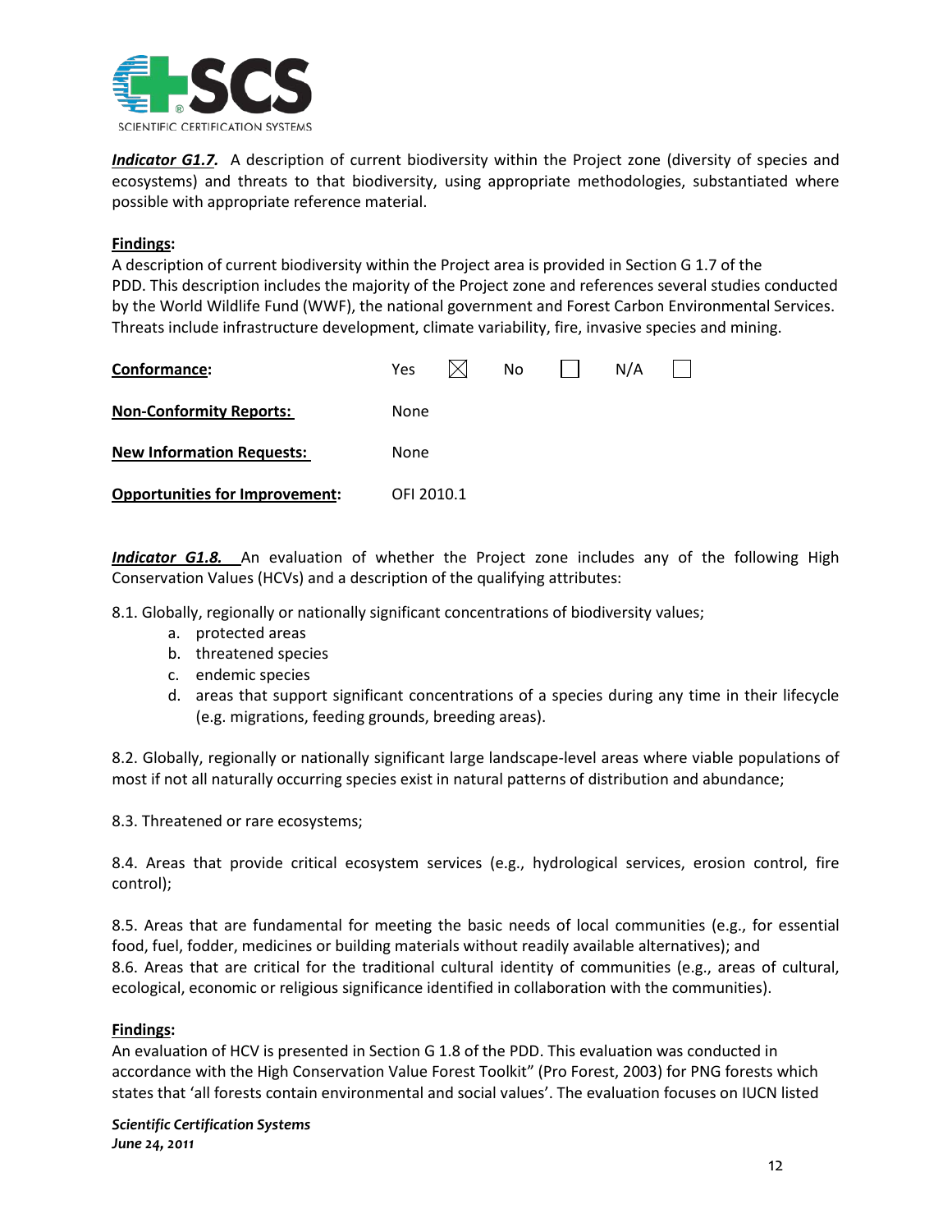***Indicator G1.7.*** A description of current biodiversity within the Project zone (diversity of species and ecosystems) and threats to that biodiversity, using appropriate methodologies, substantiated where possible with appropriate reference material.

**Findings:**
A description of current biodiversity within the Project area is provided in Section G 1.7 of the PDD. This description includes the majority of the Project zone and references several studies conducted by the World Wildlife Fund (WWF), the national government and Forest Carbon Environmental Services. Threats include infrastructure development, climate variability, fire, invasive species and mining.

| | |
|---|---|
| **Conformance:** | Yes ☒ No ☐ N/A ☐ |
| **Non-Conformity Reports:** | None |
| **New Information Requests:** | None |
| **Opportunities for Improvement:** | OFI 2010.1 |

***Indicator G1.8.*** An evaluation of whether the Project zone includes any of the following High Conservation Values (HCVs) and a description of the qualifying attributes:

8.1. Globally, regionally or nationally significant concentrations of biodiversity values;

a. protected areas
b. threatened species
c. endemic species
d. areas that support significant concentrations of a species during any time in their lifecycle (e.g. migrations, feeding grounds, breeding areas).

8.2. Globally, regionally or nationally significant large landscape-level areas where viable populations of most if not all naturally occurring species exist in natural patterns of distribution and abundance;

8.3. Threatened or rare ecosystems;

8.4. Areas that provide critical ecosystem services (e.g., hydrological services, erosion control, fire control);

8.5. Areas that are fundamental for meeting the basic needs of local communities (e.g., for essential food, fuel, fodder, medicines or building materials without readily available alternatives); and
8.6. Areas that are critical for the traditional cultural identity of communities (e.g., areas of cultural, ecological, economic or religious significance identified in collaboration with the communities).

**Findings:**
An evaluation of HCV is presented in Section G 1.8 of the PDD. This evaluation was conducted in accordance with the High Conservation Value Forest Toolkit" (Pro Forest, 2003) for PNG forests which states that 'all forests contain environmental and social values'. The evaluation focuses on IUCN listed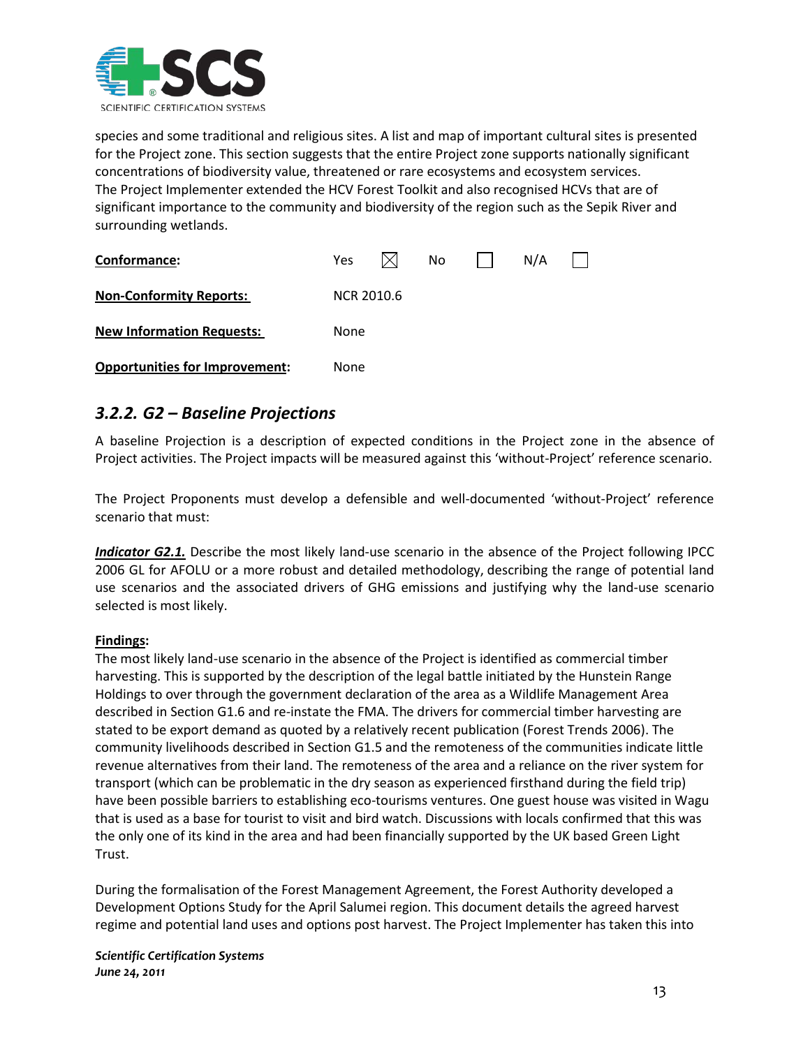species and some traditional and religious sites. A list and map of important cultural sites is presented for the Project zone. This section suggests that the entire Project zone supports nationally significant concentrations of biodiversity value, threatened or rare ecosystems and ecosystem services. The Project Implementer extended the HCV Forest Toolkit and also recognised HCVs that are of significant importance to the community and biodiversity of the region such as the Sepik River and surrounding wetlands.

| | |
|---|---|
| **Conformance:** | Yes ☒ No ☐ N/A ☐ |
| **Non-Conformity Reports:** | NCR 2010.6 |
| **New Information Requests:** | None |
| **Opportunities for Improvement:** | None |

### *3.2.2. G2 – Baseline Projections*

A baseline Projection is a description of expected conditions in the Project zone in the absence of Project activities. The Project impacts will be measured against this 'without-Project' reference scenario.

The Project Proponents must develop a defensible and well-documented 'without-Project' reference scenario that must:

***Indicator G2.1.*** Describe the most likely land-use scenario in the absence of the Project following IPCC 2006 GL for AFOLU or a more robust and detailed methodology, describing the range of potential land use scenarios and the associated drivers of GHG emissions and justifying why the land-use scenario selected is most likely.

**Findings:**

The most likely land-use scenario in the absence of the Project is identified as commercial timber harvesting. This is supported by the description of the legal battle initiated by the Hunstein Range Holdings to over through the government declaration of the area as a Wildlife Management Area described in Section G1.6 and re-instate the FMA. The drivers for commercial timber harvesting are stated to be export demand as quoted by a relatively recent publication (Forest Trends 2006). The community livelihoods described in Section G1.5 and the remoteness of the communities indicate little revenue alternatives from their land. The remoteness of the area and a reliance on the river system for transport (which can be problematic in the dry season as experienced firsthand during the field trip) have been possible barriers to establishing eco-tourisms ventures. One guest house was visited in Wagu that is used as a base for tourist to visit and bird watch. Discussions with locals confirmed that this was the only one of its kind in the area and had been financially supported by the UK based Green Light Trust.

During the formalisation of the Forest Management Agreement, the Forest Authority developed a Development Options Study for the April Salumei region. This document details the agreed harvest regime and potential land uses and options post harvest. The Project Implementer has taken this into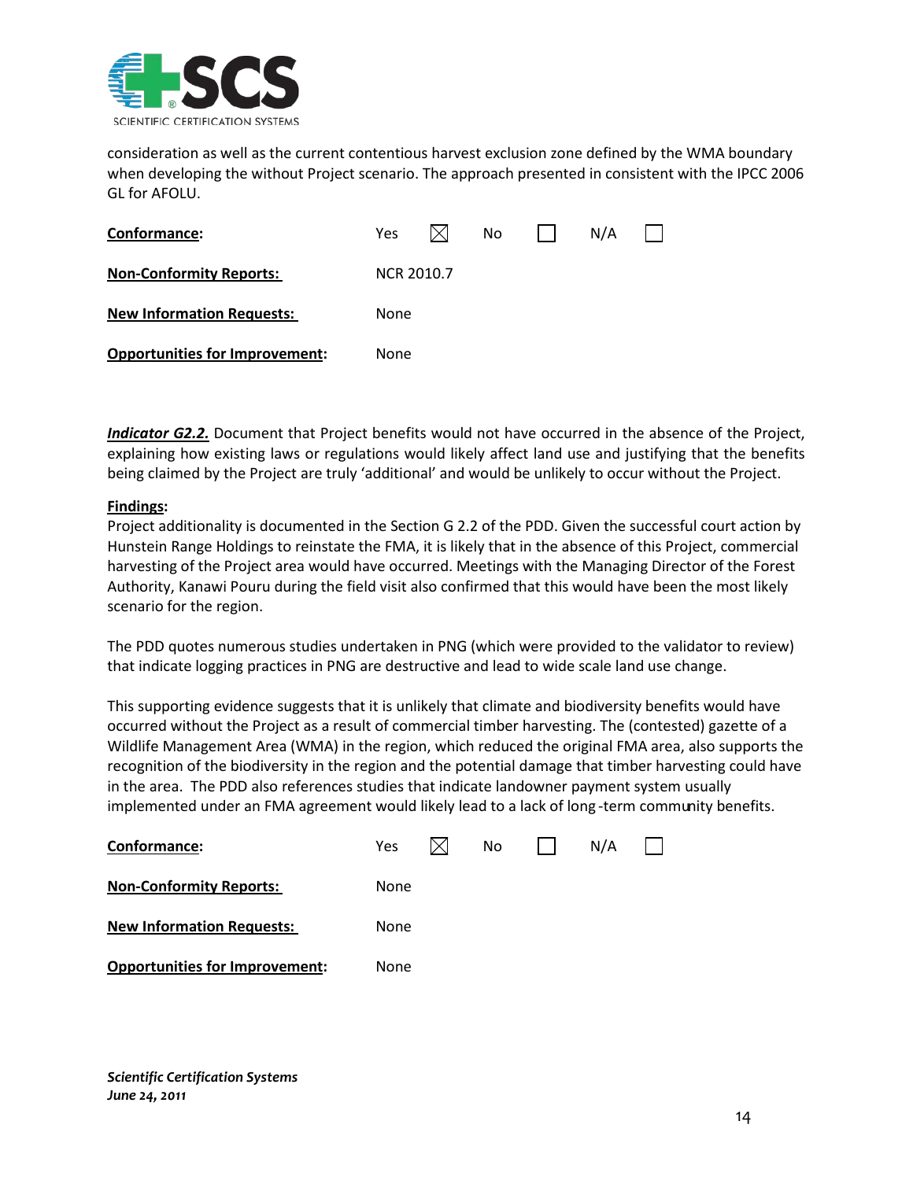consideration as well as the current contentious harvest exclusion zone defined by the WMA boundary when developing the without Project scenario. The approach presented in consistent with the IPCC 2006 GL for AFOLU.

| | |
|---|---|
| **Conformance:** | Yes ☒ No ☐ N/A ☐ |
| **Non-Conformity Reports:** | NCR 2010.7 |
| **New Information Requests:** | None |
| **Opportunities for Improvement:** | None |

***Indicator G2.2.*** Document that Project benefits would not have occurred in the absence of the Project, explaining how existing laws or regulations would likely affect land use and justifying that the benefits being claimed by the Project are truly 'additional' and would be unlikely to occur without the Project.

**Findings:**

Project additionality is documented in the Section G 2.2 of the PDD. Given the successful court action by Hunstein Range Holdings to reinstate the FMA, it is likely that in the absence of this Project, commercial harvesting of the Project area would have occurred. Meetings with the Managing Director of the Forest Authority, Kanawi Pouru during the field visit also confirmed that this would have been the most likely scenario for the region.

The PDD quotes numerous studies undertaken in PNG (which were provided to the validator to review) that indicate logging practices in PNG are destructive and lead to wide scale land use change.

This supporting evidence suggests that it is unlikely that climate and biodiversity benefits would have occurred without the Project as a result of commercial timber harvesting. The (contested) gazette of a Wildlife Management Area (WMA) in the region, which reduced the original FMA area, also supports the recognition of the biodiversity in the region and the potential damage that timber harvesting could have in the area. The PDD also references studies that indicate landowner payment system usually implemented under an FMA agreement would likely lead to a lack of long-term community benefits.

| | |
|---|---|
| **Conformance:** | Yes ☒ No ☐ N/A ☐ |
| **Non-Conformity Reports:** | None |
| **New Information Requests:** | None |
| **Opportunities for Improvement:** | None |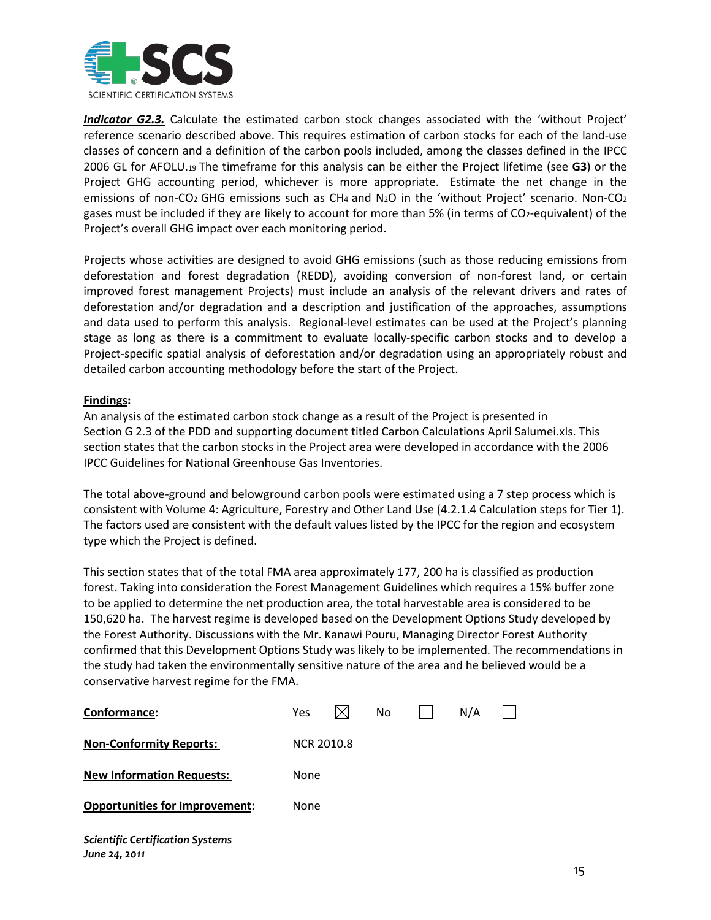***Indicator G2.3.*** Calculate the estimated carbon stock changes associated with the 'without Project' reference scenario described above. This requires estimation of carbon stocks for each of the land-use classes of concern and a definition of the carbon pools included, among the classes defined in the IPCC 2006 GL for AFOLU.[19] The timeframe for this analysis can be either the Project lifetime (see **G3**) or the Project GHG accounting period, whichever is more appropriate. Estimate the net change in the emissions of non-$CO_2$ GHG emissions such as $CH_4$ and $N_2O$ in the 'without Project' scenario. Non-$CO_2$ gases must be included if they are likely to account for more than 5% (in terms of $CO_2$-equivalent) of the Project's overall GHG impact over each monitoring period.

Projects whose activities are designed to avoid GHG emissions (such as those reducing emissions from deforestation and forest degradation (REDD), avoiding conversion of non-forest land, or certain improved forest management Projects) must include an analysis of the relevant drivers and rates of deforestation and/or degradation and a description and justification of the approaches, assumptions and data used to perform this analysis. Regional-level estimates can be used at the Project's planning stage as long as there is a commitment to evaluate locally-specific carbon stocks and to develop a Project-specific spatial analysis of deforestation and/or degradation using an appropriately robust and detailed carbon accounting methodology before the start of the Project.

**Findings:**

An analysis of the estimated carbon stock change as a result of the Project is presented in Section G 2.3 of the PDD and supporting document titled Carbon Calculations April Salumei.xls. This section states that the carbon stocks in the Project area were developed in accordance with the 2006 IPCC Guidelines for National Greenhouse Gas Inventories.

The total above-ground and belowground carbon pools were estimated using a 7 step process which is consistent with Volume 4: Agriculture, Forestry and Other Land Use (4.2.1.4 Calculation steps for Tier 1). The factors used are consistent with the default values listed by the IPCC for the region and ecosystem type which the Project is defined.

This section states that of the total FMA area approximately 177, 200 ha is classified as production forest. Taking into consideration the Forest Management Guidelines which requires a 15% buffer zone to be applied to determine the net production area, the total harvestable area is considered to be 150,620 ha. The harvest regime is developed based on the Development Options Study developed by the Forest Authority. Discussions with the Mr. Kanawi Pouru, Managing Director Forest Authority confirmed that this Development Options Study was likely to be implemented. The recommendations in the study had taken the environmentally sensitive nature of the area and he believed would be a conservative harvest regime for the FMA.

**Conformance:** Yes ☒ No ☐ N/A ☐

**Non-Conformity Reports:** NCR 2010.8

**New Information Requests:** None

**Opportunities for Improvement:** None

***Scientific Certification Systems***
***June 24, 2011***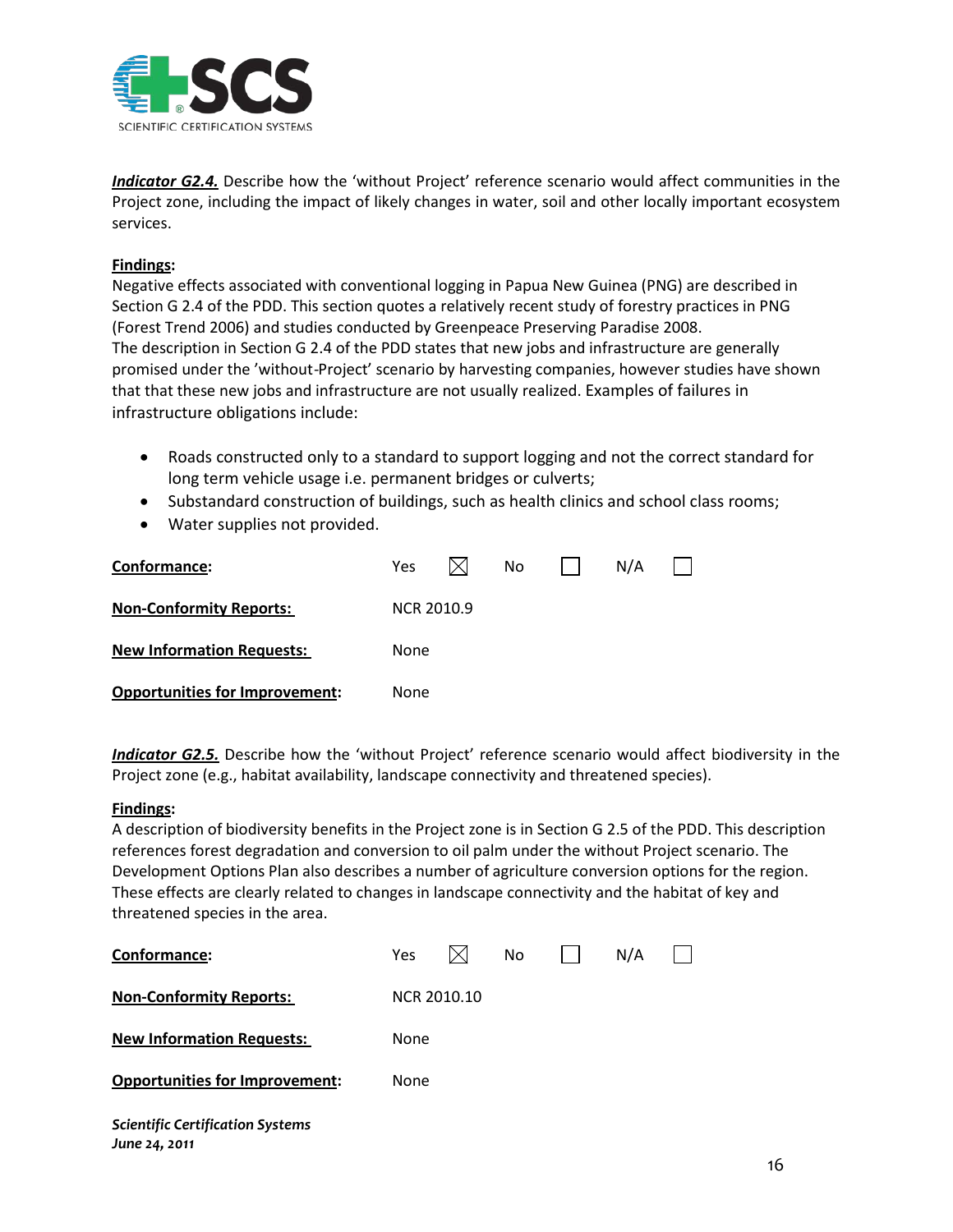***Indicator G2.4.*** Describe how the 'without Project' reference scenario would affect communities in the Project zone, including the impact of likely changes in water, soil and other locally important ecosystem services.

**Findings:**
Negative effects associated with conventional logging in Papua New Guinea (PNG) are described in Section G 2.4 of the PDD. This section quotes a relatively recent study of forestry practices in PNG (Forest Trend 2006) and studies conducted by Greenpeace Preserving Paradise 2008.
The description in Section G 2.4 of the PDD states that new jobs and infrastructure are generally promised under the 'without-Project' scenario by harvesting companies, however studies have shown that that these new jobs and infrastructure are not usually realized. Examples of failures in infrastructure obligations include:

- Roads constructed only to a standard to support logging and not the correct standard for long term vehicle usage i.e. permanent bridges or culverts;
- Substandard construction of buildings, such as health clinics and school class rooms;
- Water supplies not provided.

| | |
|---|---|
| **Conformance:** | Yes ☒ No ☐ N/A ☐ |
| **Non-Conformity Reports:** | NCR 2010.9 |
| **New Information Requests:** | None |
| **Opportunities for Improvement:** | None |

***Indicator G2.5.*** Describe how the 'without Project' reference scenario would affect biodiversity in the Project zone (e.g., habitat availability, landscape connectivity and threatened species).

**Findings:**
A description of biodiversity benefits in the Project zone is in Section G 2.5 of the PDD. This description references forest degradation and conversion to oil palm under the without Project scenario. The Development Options Plan also describes a number of agriculture conversion options for the region. These effects are clearly related to changes in landscape connectivity and the habitat of key and threatened species in the area.

| | |
|---|---|
| **Conformance:** | Yes ☒ No ☐ N/A ☐ |
| **Non-Conformity Reports:** | NCR 2010.10 |
| **New Information Requests:** | None |
| **Opportunities for Improvement:** | None |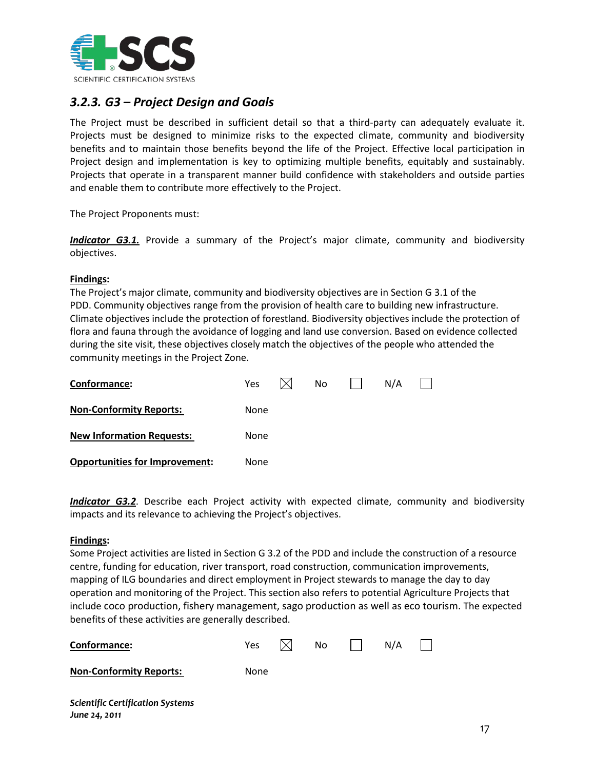### *3.2.3. G3 – Project Design and Goals*

The Project must be described in sufficient detail so that a third-party can adequately evaluate it. Projects must be designed to minimize risks to the expected climate, community and biodiversity benefits and to maintain those benefits beyond the life of the Project. Effective local participation in Project design and implementation is key to optimizing multiple benefits, equitably and sustainably. Projects that operate in a transparent manner build confidence with stakeholders and outside parties and enable them to contribute more effectively to the Project.

The Project Proponents must:

***Indicator G3.1.*** Provide a summary of the Project's major climate, community and biodiversity objectives.

**Findings:**
The Project's major climate, community and biodiversity objectives are in Section G 3.1 of the PDD. Community objectives range from the provision of health care to building new infrastructure. Climate objectives include the protection of forestland. Biodiversity objectives include the protection of flora and fauna through the avoidance of logging and land use conversion. Based on evidence collected during the site visit, these objectives closely match the objectives of the people who attended the community meetings in the Project Zone.

**Conformance:** Yes ☒ No ☐ N/A ☐

**Non-Conformity Reports:** None

**New Information Requests:** None

**Opportunities for Improvement:** None

***Indicator G3.2***. Describe each Project activity with expected climate, community and biodiversity impacts and its relevance to achieving the Project's objectives.

**Findings:**
Some Project activities are listed in Section G 3.2 of the PDD and include the construction of a resource centre, funding for education, river transport, road construction, communication improvements, mapping of ILG boundaries and direct employment in Project stewards to manage the day to day operation and monitoring of the Project. This section also refers to potential Agriculture Projects that include coco production, fishery management, sago production as well as eco tourism. The expected benefits of these activities are generally described.

**Conformance:** Yes ☒ No ☐ N/A ☐

**Non-Conformity Reports:** None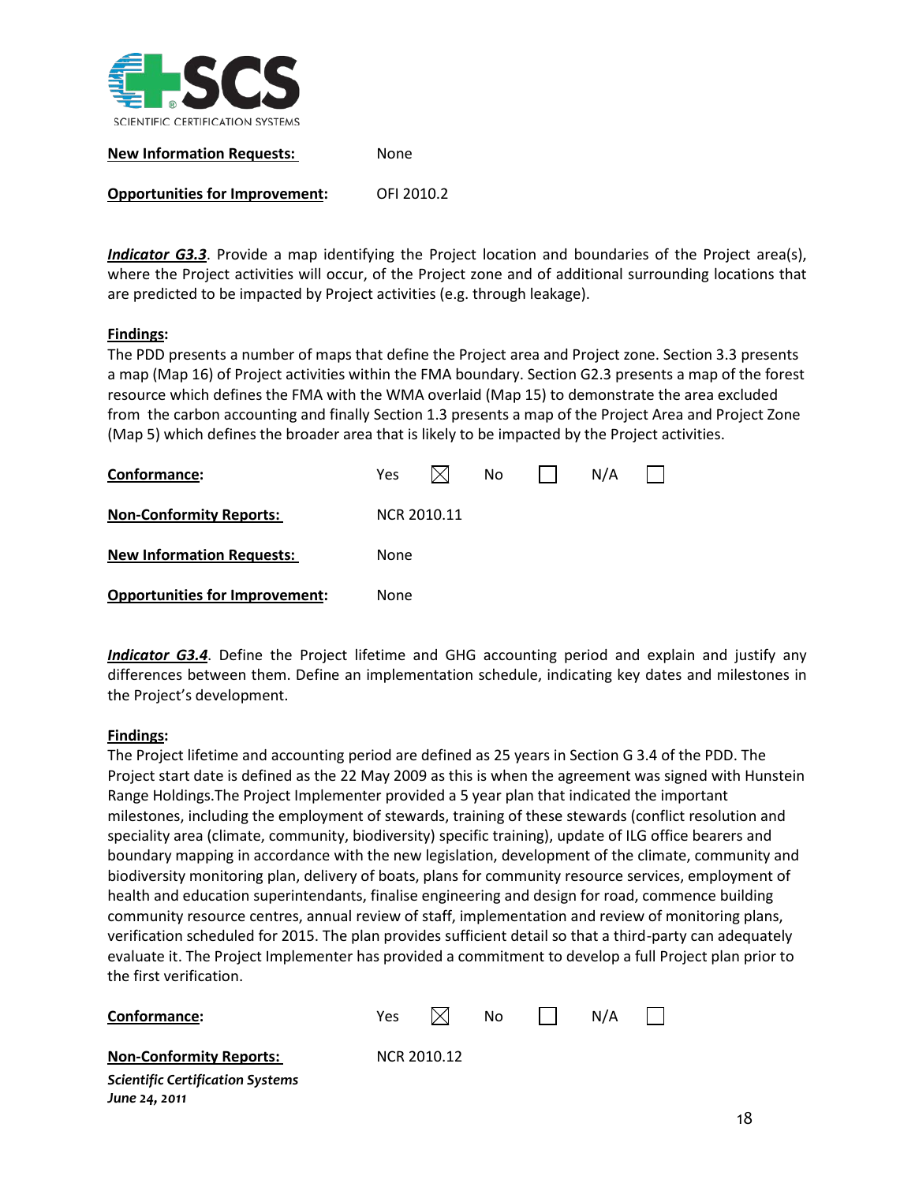**New Information Requests:** None

**Opportunities for Improvement:** OFI 2010.2

***Indicator G3.3***. Provide a map identifying the Project location and boundaries of the Project area(s), where the Project activities will occur, of the Project zone and of additional surrounding locations that are predicted to be impacted by Project activities (e.g. through leakage).

**Findings:**
The PDD presents a number of maps that define the Project area and Project zone. Section 3.3 presents a map (Map 16) of Project activities within the FMA boundary. Section G2.3 presents a map of the forest resource which defines the FMA with the WMA overlaid (Map 15) to demonstrate the area excluded from the carbon accounting and finally Section 1.3 presents a map of the Project Area and Project Zone (Map 5) which defines the broader area that is likely to be impacted by the Project activities.

| | | | | | | |
|---|---|---|---|---|---|---|
| **Conformance:** | Yes | ☒ | No | ☐ | N/A | ☐ |

**Non-Conformity Reports:** NCR 2010.11

**New Information Requests:** None

**Opportunities for Improvement:** None

***Indicator G3.4***. Define the Project lifetime and GHG accounting period and explain and justify any differences between them. Define an implementation schedule, indicating key dates and milestones in the Project's development.

**Findings:**
The Project lifetime and accounting period are defined as 25 years in Section G 3.4 of the PDD. The Project start date is defined as the 22 May 2009 as this is when the agreement was signed with Hunstein Range Holdings.The Project Implementer provided a 5 year plan that indicated the important milestones, including the employment of stewards, training of these stewards (conflict resolution and speciality area (climate, community, biodiversity) specific training), update of ILG office bearers and boundary mapping in accordance with the new legislation, development of the climate, community and biodiversity monitoring plan, delivery of boats, plans for community resource services, employment of health and education superintendants, finalise engineering and design for road, commence building community resource centres, annual review of staff, implementation and review of monitoring plans, verification scheduled for 2015. The plan provides sufficient detail so that a third-party can adequately evaluate it. The Project Implementer has provided a commitment to develop a full Project plan prior to the first verification.

| | | | | | | |
|---|---|---|---|---|---|---|
| **Conformance:** | Yes | ☒ | No | ☐ | N/A | ☐ |

**Non-Conformity Reports:** NCR 2010.12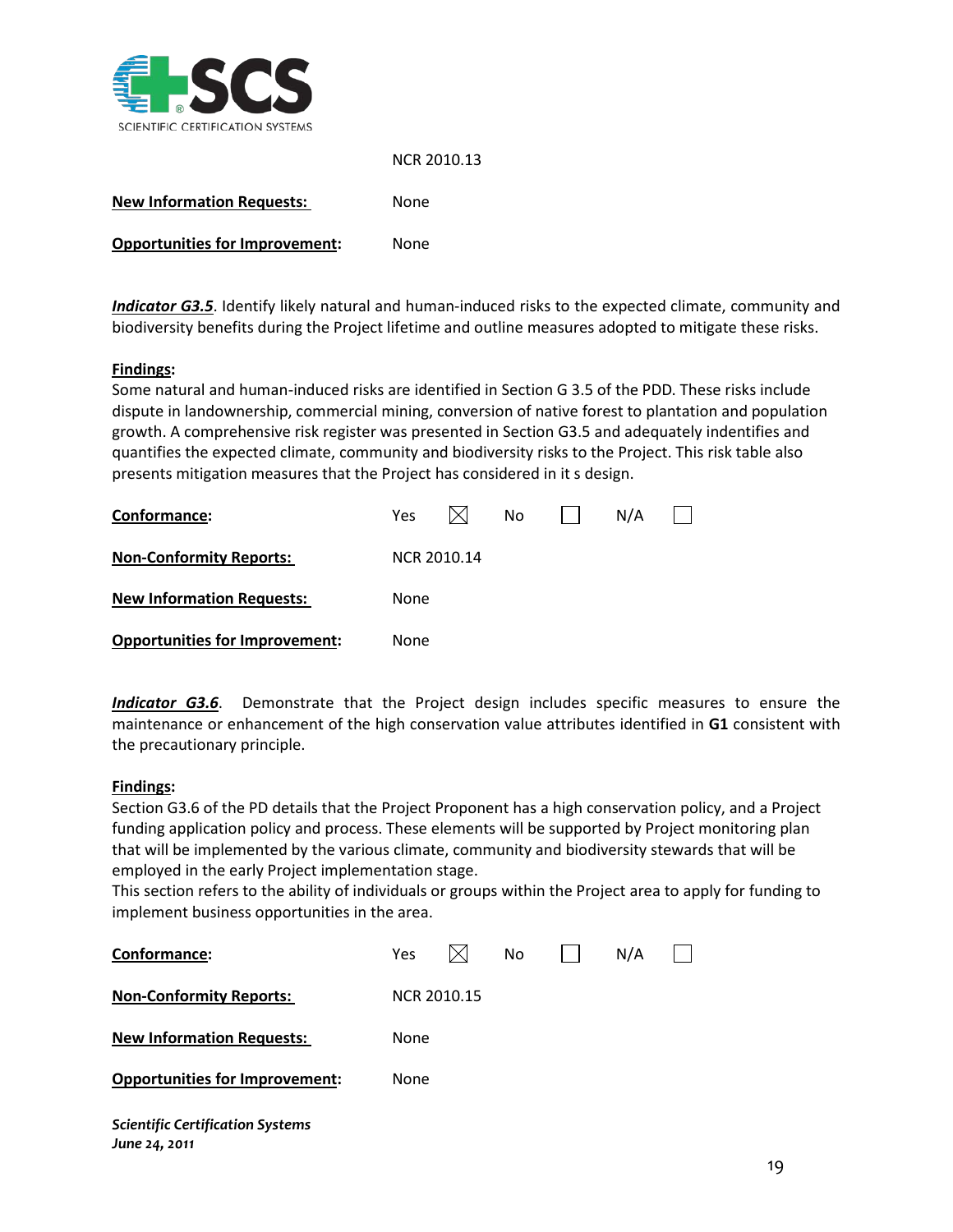NCR 2010.13

**New Information Requests:** None

**Opportunities for Improvement:** None

***Indicator G3.5***. Identify likely natural and human-induced risks to the expected climate, community and biodiversity benefits during the Project lifetime and outline measures adopted to mitigate these risks.

**Findings:**
Some natural and human-induced risks are identified in Section G 3.5 of the PDD. These risks include dispute in landownership, commercial mining, conversion of native forest to plantation and population growth. A comprehensive risk register was presented in Section G3.5 and adequately indentifies and quantifies the expected climate, community and biodiversity risks to the Project. This risk table also presents mitigation measures that the Project has considered in it s design.

**Conformance:** Yes ☒ No ☐ N/A ☐

**Non-Conformity Reports:** NCR 2010.14

**New Information Requests:** None

**Opportunities for Improvement:** None

***Indicator G3.6***. Demonstrate that the Project design includes specific measures to ensure the maintenance or enhancement of the high conservation value attributes identified in **G1** consistent with the precautionary principle.

**Findings:**
Section G3.6 of the PD details that the Project Proponent has a high conservation policy, and a Project funding application policy and process. These elements will be supported by Project monitoring plan that will be implemented by the various climate, community and biodiversity stewards that will be employed in the early Project implementation stage.
This section refers to the ability of individuals or groups within the Project area to apply for funding to implement business opportunities in the area.

**Conformance:** Yes ☒ No ☐ N/A ☐

**Non-Conformity Reports:** NCR 2010.15

**New Information Requests:** None

**Opportunities for Improvement:** None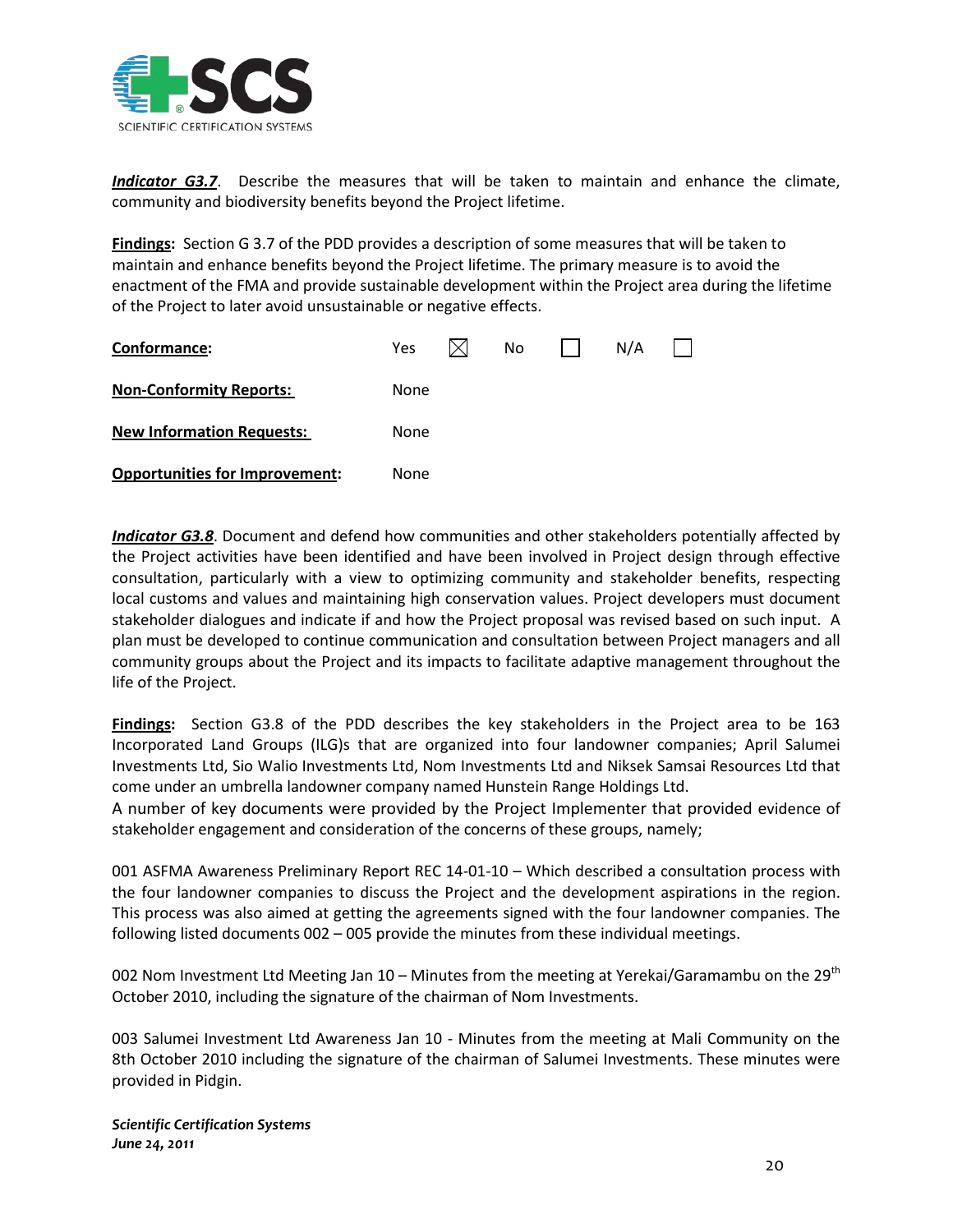***Indicator G3.7***. Describe the measures that will be taken to maintain and enhance the climate, community and biodiversity benefits beyond the Project lifetime.

**Findings:** Section G 3.7 of the PDD provides a description of some measures that will be taken to maintain and enhance benefits beyond the Project lifetime. The primary measure is to avoid the enactment of the FMA and provide sustainable development within the Project area during the lifetime of the Project to later avoid unsustainable or negative effects.

| **Conformance:** | Yes ☒ | No ☐ | N/A ☐ |
|---|---|---|---|
| **Non-Conformity Reports:** | None | | |
| **New Information Requests:** | None | | |
| **Opportunities for Improvement:** | None | | |

***Indicator G3.8***. Document and defend how communities and other stakeholders potentially affected by the Project activities have been identified and have been involved in Project design through effective consultation, particularly with a view to optimizing community and stakeholder benefits, respecting local customs and values and maintaining high conservation values. Project developers must document stakeholder dialogues and indicate if and how the Project proposal was revised based on such input. A plan must be developed to continue communication and consultation between Project managers and all community groups about the Project and its impacts to facilitate adaptive management throughout the life of the Project.

**Findings:** Section G3.8 of the PDD describes the key stakeholders in the Project area to be 163 Incorporated Land Groups (ILG)s that are organized into four landowner companies; April Salumei Investments Ltd, Sio Walio Investments Ltd, Nom Investments Ltd and Niksek Samsai Resources Ltd that come under an umbrella landowner company named Hunstein Range Holdings Ltd.
A number of key documents were provided by the Project Implementer that provided evidence of stakeholder engagement and consideration of the concerns of these groups, namely;

001 ASFMA Awareness Preliminary Report REC 14-01-10 – Which described a consultation process with the four landowner companies to discuss the Project and the development aspirations in the region. This process was also aimed at getting the agreements signed with the four landowner companies. The following listed documents 002 – 005 provide the minutes from these individual meetings.

002 Nom Investment Ltd Meeting Jan 10 – Minutes from the meeting at Yerekai/Garamambu on the 29th October 2010, including the signature of the chairman of Nom Investments.

003 Salumei Investment Ltd Awareness Jan 10 - Minutes from the meeting at Mali Community on the 8th October 2010 including the signature of the chairman of Salumei Investments. These minutes were provided in Pidgin.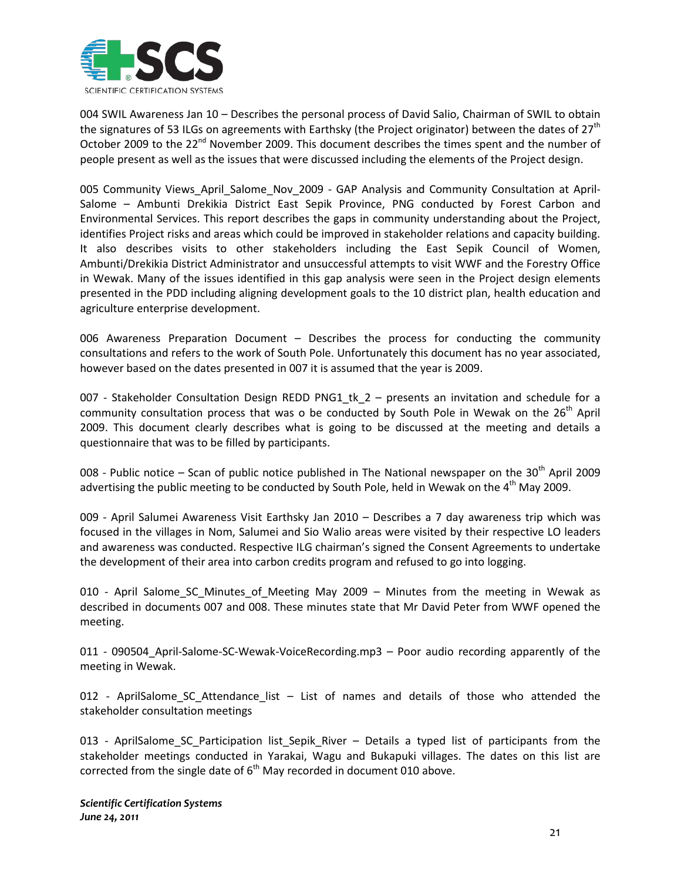004 SWIL Awareness Jan 10 – Describes the personal process of David Salio, Chairman of SWIL to obtain the signatures of 53 ILGs on agreements with Earthsky (the Project originator) between the dates of 27th October 2009 to the 22nd November 2009. This document describes the times spent and the number of people present as well as the issues that were discussed including the elements of the Project design.

005 Community Views_April_Salome_Nov_2009 - GAP Analysis and Community Consultation at April-Salome – Ambunti Drekikia District East Sepik Province, PNG conducted by Forest Carbon and Environmental Services. This report describes the gaps in community understanding about the Project, identifies Project risks and areas which could be improved in stakeholder relations and capacity building. It also describes visits to other stakeholders including the East Sepik Council of Women, Ambunti/Drekikia District Administrator and unsuccessful attempts to visit WWF and the Forestry Office in Wewak. Many of the issues identified in this gap analysis were seen in the Project design elements presented in the PDD including aligning development goals to the 10 district plan, health education and agriculture enterprise development.

006 Awareness Preparation Document – Describes the process for conducting the community consultations and refers to the work of South Pole. Unfortunately this document has no year associated, however based on the dates presented in 007 it is assumed that the year is 2009.

007 - Stakeholder Consultation Design REDD PNG1_tk_2 – presents an invitation and schedule for a community consultation process that was o be conducted by South Pole in Wewak on the 26th April 2009. This document clearly describes what is going to be discussed at the meeting and details a questionnaire that was to be filled by participants.

008 - Public notice – Scan of public notice published in The National newspaper on the 30th April 2009 advertising the public meeting to be conducted by South Pole, held in Wewak on the 4th May 2009.

009 - April Salumei Awareness Visit Earthsky Jan 2010 – Describes a 7 day awareness trip which was focused in the villages in Nom, Salumei and Sio Walio areas were visited by their respective LO leaders and awareness was conducted. Respective ILG chairman's signed the Consent Agreements to undertake the development of their area into carbon credits program and refused to go into logging.

010 - April Salome_SC_Minutes_of_Meeting May 2009 – Minutes from the meeting in Wewak as described in documents 007 and 008. These minutes state that Mr David Peter from WWF opened the meeting.

011 - 090504_April-Salome-SC-Wewak-VoiceRecording.mp3 – Poor audio recording apparently of the meeting in Wewak.

012 - AprilSalome_SC_Attendance_list – List of names and details of those who attended the stakeholder consultation meetings

013 - AprilSalome_SC_Participation list_Sepik_River – Details a typed list of participants from the stakeholder meetings conducted in Yarakai, Wagu and Bukapuki villages. The dates on this list are corrected from the single date of 6th May recorded in document 010 above.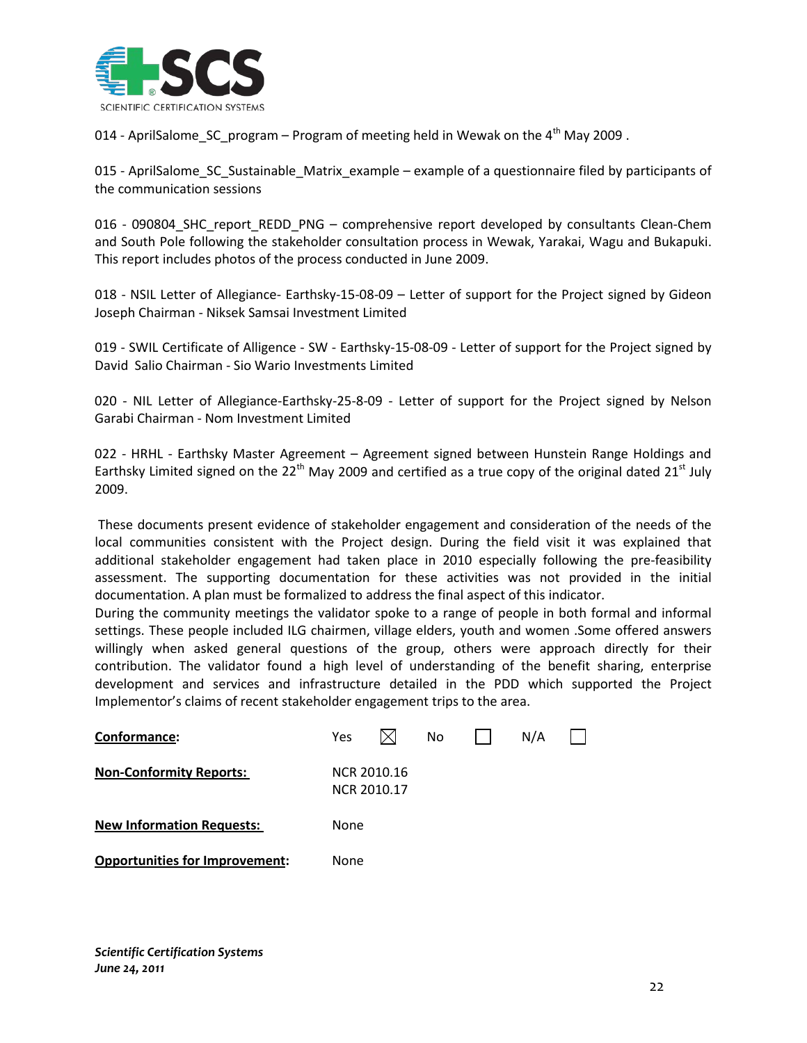014 - AprilSalome_SC_program – Program of meeting held in Wewak on the 4th May 2009 .

015 - AprilSalome_SC_Sustainable_Matrix_example – example of a questionnaire filed by participants of the communication sessions

016 - 090804_SHC_report_REDD_PNG – comprehensive report developed by consultants Clean-Chem and South Pole following the stakeholder consultation process in Wewak, Yarakai, Wagu and Bukapuki. This report includes photos of the process conducted in June 2009.

018 - NSIL Letter of Allegiance- Earthsky-15-08-09 – Letter of support for the Project signed by Gideon Joseph Chairman - Niksek Samsai Investment Limited

019 - SWIL Certificate of Alligence - SW - Earthsky-15-08-09 - Letter of support for the Project signed by David Salio Chairman - Sio Wario Investments Limited

020 - NIL Letter of Allegiance-Earthsky-25-8-09 - Letter of support for the Project signed by Nelson Garabi Chairman - Nom Investment Limited

022 - HRHL - Earthsky Master Agreement – Agreement signed between Hunstein Range Holdings and Earthsky Limited signed on the 22nd May 2009 and certified as a true copy of the original dated 21st July 2009.

These documents present evidence of stakeholder engagement and consideration of the needs of the local communities consistent with the Project design. During the field visit it was explained that additional stakeholder engagement had taken place in 2010 especially following the pre-feasibility assessment. The supporting documentation for these activities was not provided in the initial documentation. A plan must be formalized to address the final aspect of this indicator.

During the community meetings the validator spoke to a range of people in both formal and informal settings. These people included ILG chairmen, village elders, youth and women .Some offered answers willingly when asked general questions of the group, others were approach directly for their contribution. The validator found a high level of understanding of the benefit sharing, enterprise development and services and infrastructure detailed in the PDD which supported the Project Implementor's claims of recent stakeholder engagement trips to the area.

| | |
|---|---|
| **Conformance:** | Yes ☒ No ☐ N/A ☐ |
| **Non-Conformity Reports:** | NCR 2010.16<br>NCR 2010.17 |
| **New Information Requests:** | None |
| **Opportunities for Improvement:** | None |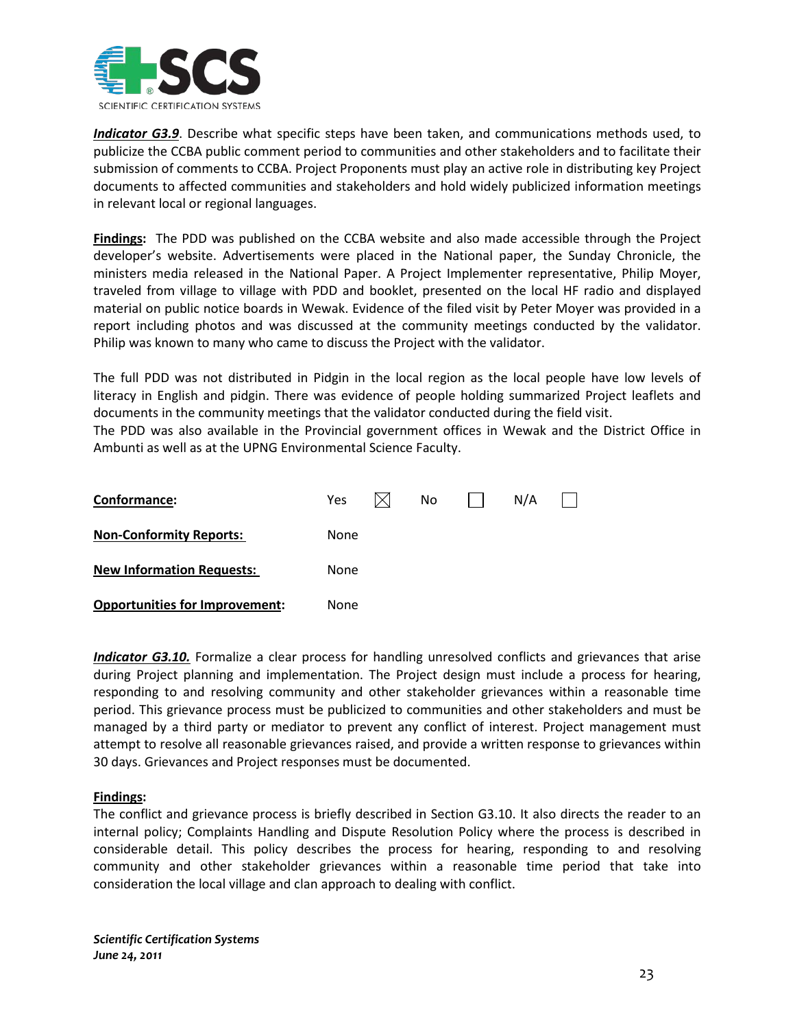***Indicator G3.9***. Describe what specific steps have been taken, and communications methods used, to publicize the CCBA public comment period to communities and other stakeholders and to facilitate their submission of comments to CCBA. Project Proponents must play an active role in distributing key Project documents to affected communities and stakeholders and hold widely publicized information meetings in relevant local or regional languages.

**Findings:** The PDD was published on the CCBA website and also made accessible through the Project developer's website. Advertisements were placed in the National paper, the Sunday Chronicle, the ministers media released in the National Paper. A Project Implementer representative, Philip Moyer, traveled from village to village with PDD and booklet, presented on the local HF radio and displayed material on public notice boards in Wewak. Evidence of the filed visit by Peter Moyer was provided in a report including photos and was discussed at the community meetings conducted by the validator. Philip was known to many who came to discuss the Project with the validator.

The full PDD was not distributed in Pidgin in the local region as the local people have low levels of literacy in English and pidgin. There was evidence of people holding summarized Project leaflets and documents in the community meetings that the validator conducted during the field visit.
The PDD was also available in the Provincial government offices in Wewak and the District Office in Ambunti as well as at the UPNG Environmental Science Faculty.

**Conformance:** Yes ☒ No ☐ N/A ☐

**Non-Conformity Reports:** None

**New Information Requests:** None

**Opportunities for Improvement:** None

***Indicator G3.10.*** Formalize a clear process for handling unresolved conflicts and grievances that arise during Project planning and implementation. The Project design must include a process for hearing, responding to and resolving community and other stakeholder grievances within a reasonable time period. This grievance process must be publicized to communities and other stakeholders and must be managed by a third party or mediator to prevent any conflict of interest. Project management must attempt to resolve all reasonable grievances raised, and provide a written response to grievances within 30 days. Grievances and Project responses must be documented.

**Findings:**
The conflict and grievance process is briefly described in Section G3.10. It also directs the reader to an internal policy; Complaints Handling and Dispute Resolution Policy where the process is described in considerable detail. This policy describes the process for hearing, responding to and resolving community and other stakeholder grievances within a reasonable time period that take into consideration the local village and clan approach to dealing with conflict.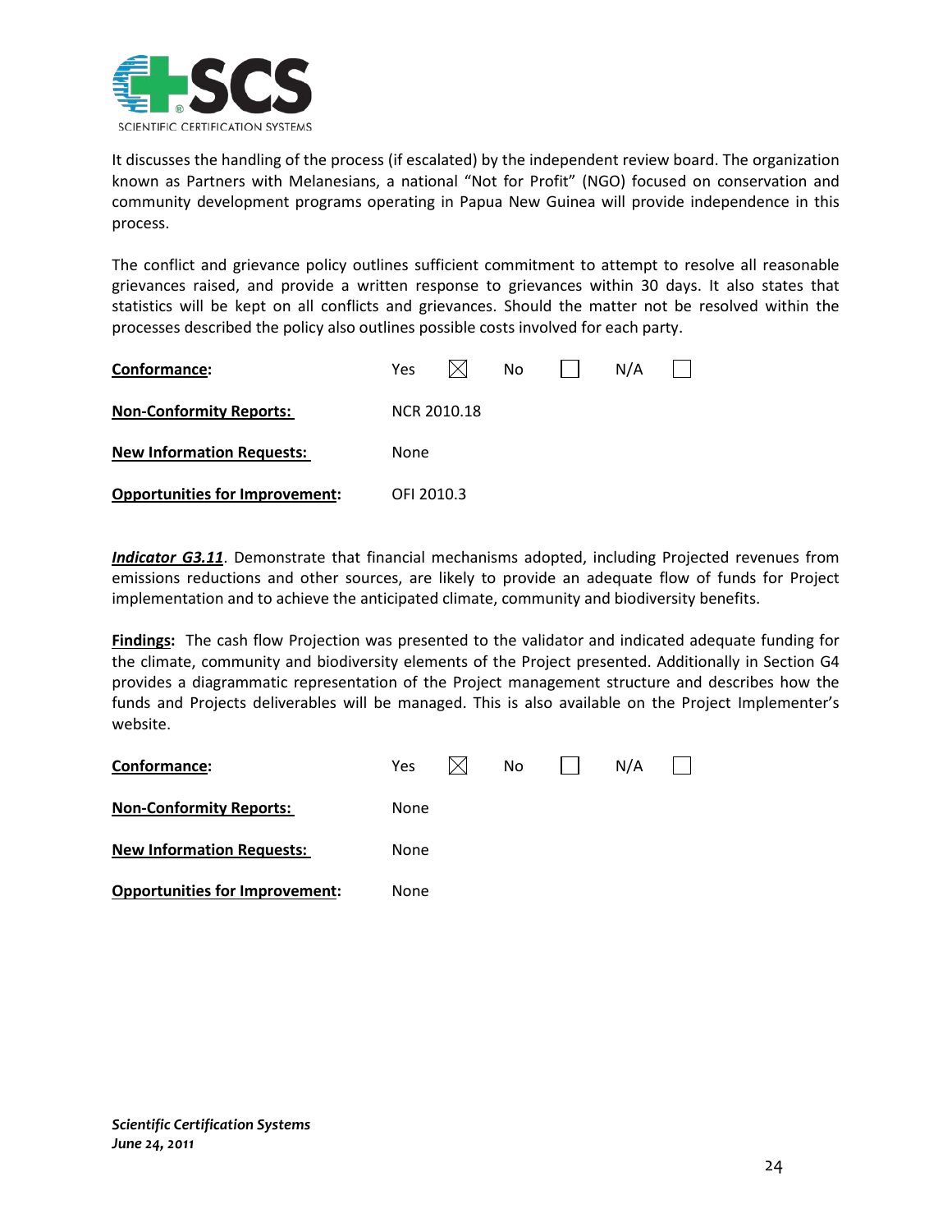It discusses the handling of the process (if escalated) by the independent review board. The organization known as Partners with Melanesians, a national "Not for Profit" (NGO) focused on conservation and community development programs operating in Papua New Guinea will provide independence in this process.

The conflict and grievance policy outlines sufficient commitment to attempt to resolve all reasonable grievances raised, and provide a written response to grievances within 30 days. It also states that statistics will be kept on all conflicts and grievances. Should the matter not be resolved within the processes described the policy also outlines possible costs involved for each party.

| | |
|---|---|
| **Conformance:** | Yes ☒ No ☐ N/A ☐ |
| **Non-Conformity Reports:** | NCR 2010.18 |
| **New Information Requests:** | None |
| **Opportunities for Improvement:** | OFI 2010.3 |

***Indicator G3.11***. Demonstrate that financial mechanisms adopted, including Projected revenues from emissions reductions and other sources, are likely to provide an adequate flow of funds for Project implementation and to achieve the anticipated climate, community and biodiversity benefits.

**Findings:** The cash flow Projection was presented to the validator and indicated adequate funding for the climate, community and biodiversity elements of the Project presented. Additionally in Section G4 provides a diagrammatic representation of the Project management structure and describes how the funds and Projects deliverables will be managed. This is also available on the Project Implementer's website.

| | |
|---|---|
| **Conformance:** | Yes ☒ No ☐ N/A ☐ |
| **Non-Conformity Reports:** | None |
| **New Information Requests:** | None |
| **Opportunities for Improvement:** | None |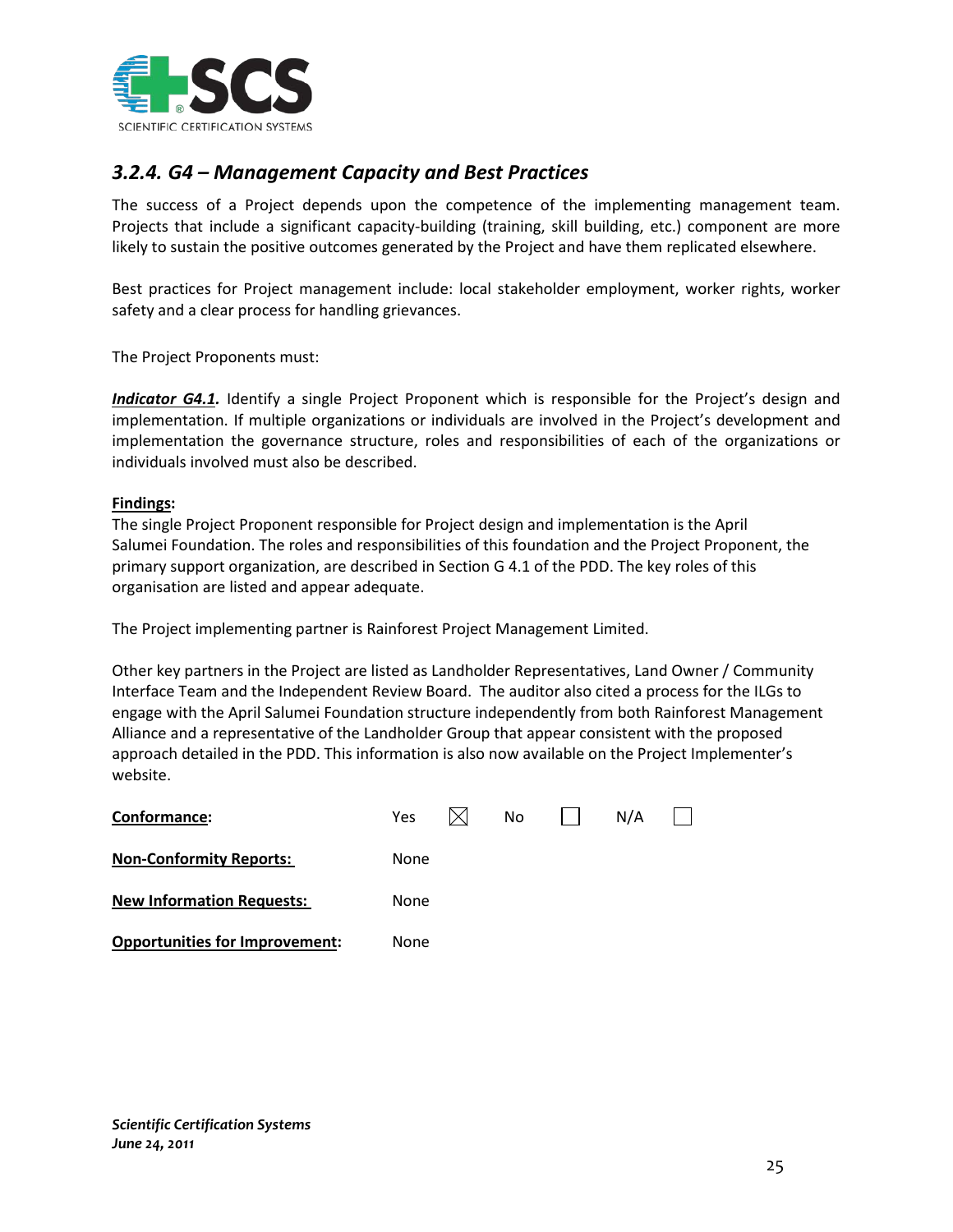### *3.2.4. G4 – Management Capacity and Best Practices*

The success of a Project depends upon the competence of the implementing management team. Projects that include a significant capacity-building (training, skill building, etc.) component are more likely to sustain the positive outcomes generated by the Project and have them replicated elsewhere.

Best practices for Project management include: local stakeholder employment, worker rights, worker safety and a clear process for handling grievances.

The Project Proponents must:

***Indicator G4.1.*** Identify a single Project Proponent which is responsible for the Project's design and implementation. If multiple organizations or individuals are involved in the Project's development and implementation the governance structure, roles and responsibilities of each of the organizations or individuals involved must also be described.

**Findings:**
The single Project Proponent responsible for Project design and implementation is the April Salumei Foundation. The roles and responsibilities of this foundation and the Project Proponent, the primary support organization, are described in Section G 4.1 of the PDD. The key roles of this organisation are listed and appear adequate.

The Project implementing partner is Rainforest Project Management Limited.

Other key partners in the Project are listed as Landholder Representatives, Land Owner / Community Interface Team and the Independent Review Board. The auditor also cited a process for the ILGs to engage with the April Salumei Foundation structure independently from both Rainforest Management Alliance and a representative of the Landholder Group that appear consistent with the proposed approach detailed in the PDD. This information is also now available on the Project Implementer's website.

**Conformance:** Yes ☒ No ☐ N/A ☐

**Non-Conformity Reports:** None

**New Information Requests:** None

**Opportunities for Improvement:** None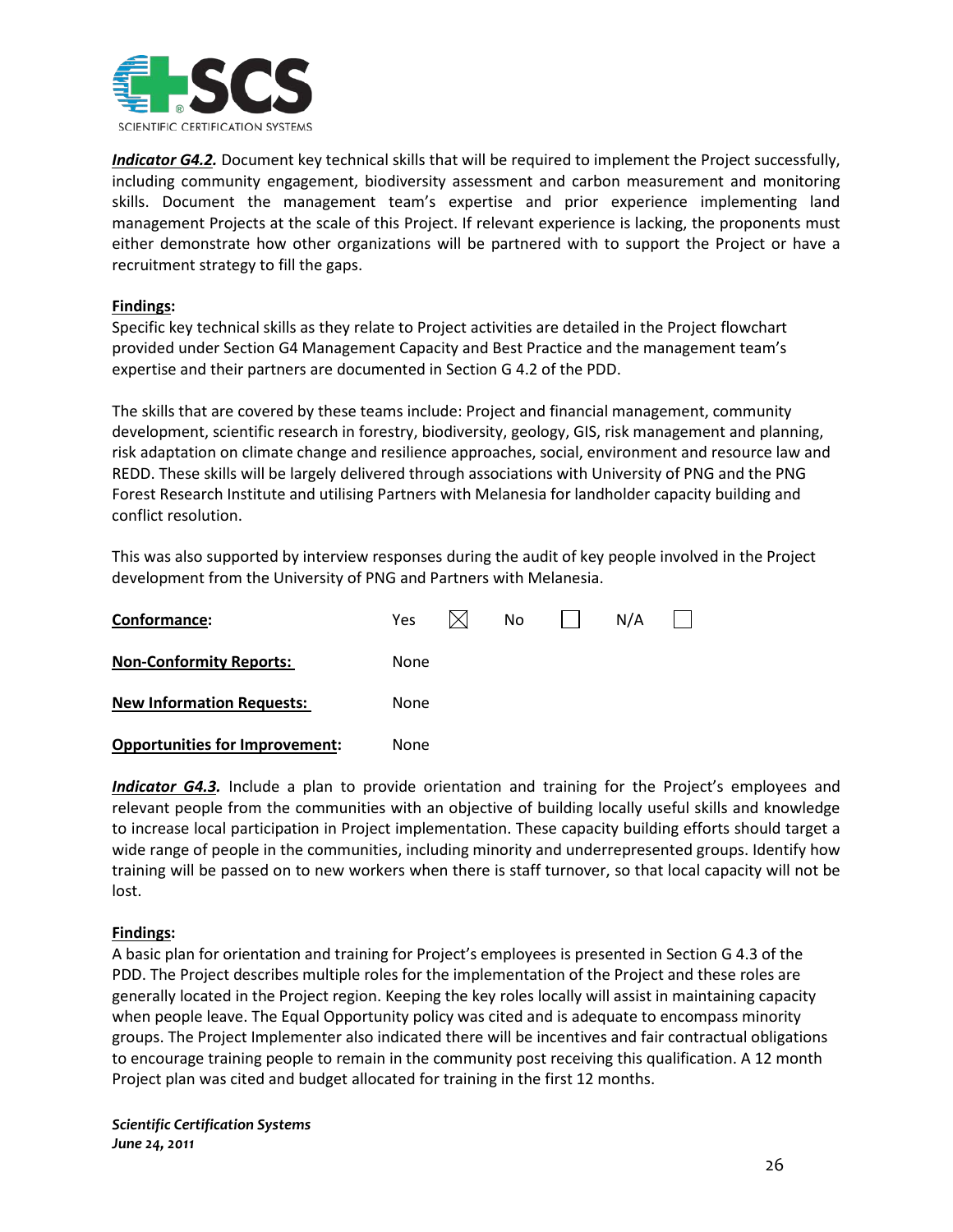***Indicator G4.2.*** Document key technical skills that will be required to implement the Project successfully, including community engagement, biodiversity assessment and carbon measurement and monitoring skills. Document the management team's expertise and prior experience implementing land management Projects at the scale of this Project. If relevant experience is lacking, the proponents must either demonstrate how other organizations will be partnered with to support the Project or have a recruitment strategy to fill the gaps.

**Findings:**
Specific key technical skills as they relate to Project activities are detailed in the Project flowchart provided under Section G4 Management Capacity and Best Practice and the management team's expertise and their partners are documented in Section G 4.2 of the PDD.

The skills that are covered by these teams include: Project and financial management, community development, scientific research in forestry, biodiversity, geology, GIS, risk management and planning, risk adaptation on climate change and resilience approaches, social, environment and resource law and REDD. These skills will be largely delivered through associations with University of PNG and the PNG Forest Research Institute and utilising Partners with Melanesia for landholder capacity building and conflict resolution.

This was also supported by interview responses during the audit of key people involved in the Project development from the University of PNG and Partners with Melanesia.

**Conformance:** Yes ☒ No ☐ N/A ☐

**Non-Conformity Reports:** None

**New Information Requests:** None

**Opportunities for Improvement:** None

***Indicator G4.3.*** Include a plan to provide orientation and training for the Project's employees and relevant people from the communities with an objective of building locally useful skills and knowledge to increase local participation in Project implementation. These capacity building efforts should target a wide range of people in the communities, including minority and underrepresented groups. Identify how training will be passed on to new workers when there is staff turnover, so that local capacity will not be lost.

**Findings:**
A basic plan for orientation and training for Project's employees is presented in Section G 4.3 of the PDD. The Project describes multiple roles for the implementation of the Project and these roles are generally located in the Project region. Keeping the key roles locally will assist in maintaining capacity when people leave. The Equal Opportunity policy was cited and is adequate to encompass minority groups. The Project Implementer also indicated there will be incentives and fair contractual obligations to encourage training people to remain in the community post receiving this qualification. A 12 month Project plan was cited and budget allocated for training in the first 12 months.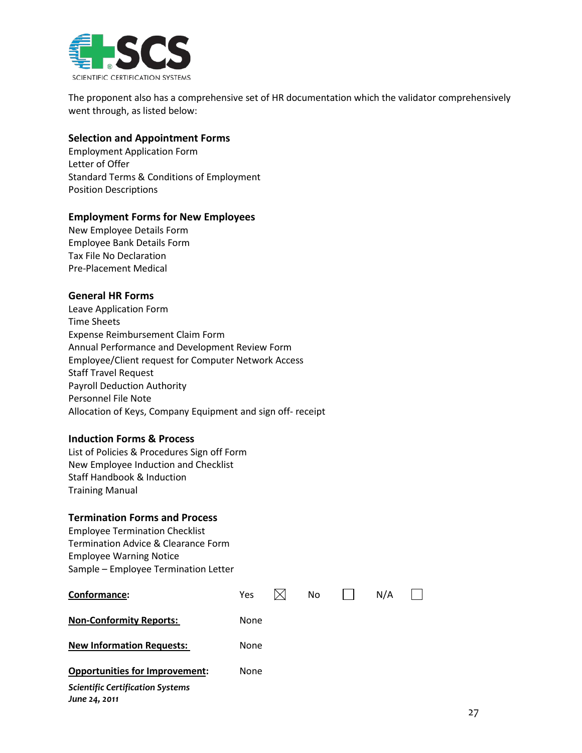The proponent also has a comprehensive set of HR documentation which the validator comprehensively went through, as listed below:

**Selection and Appointment Forms**

Employment Application Form
Letter of Offer
Standard Terms & Conditions of Employment
Position Descriptions

**Employment Forms for New Employees**

New Employee Details Form
Employee Bank Details Form
Tax File No Declaration
Pre-Placement Medical

**General HR Forms**

Leave Application Form
Time Sheets
Expense Reimbursement Claim Form
Annual Performance and Development Review Form
Employee/Client request for Computer Network Access
Staff Travel Request
Payroll Deduction Authority
Personnel File Note
Allocation of Keys, Company Equipment and sign off- receipt

**Induction Forms & Process**

List of Policies & Procedures Sign off Form
New Employee Induction and Checklist
Staff Handbook & Induction
Training Manual

**Termination Forms and Process**

Employee Termination Checklist
Termination Advice & Clearance Form
Employee Warning Notice
Sample – Employee Termination Letter

**Conformance:** Yes ☒ No ☐ N/A ☐

**Non-Conformity Reports:** None

**New Information Requests:** None

**Opportunities for Improvement:** None

***Scientific Certification Systems***
***June 24, 2011***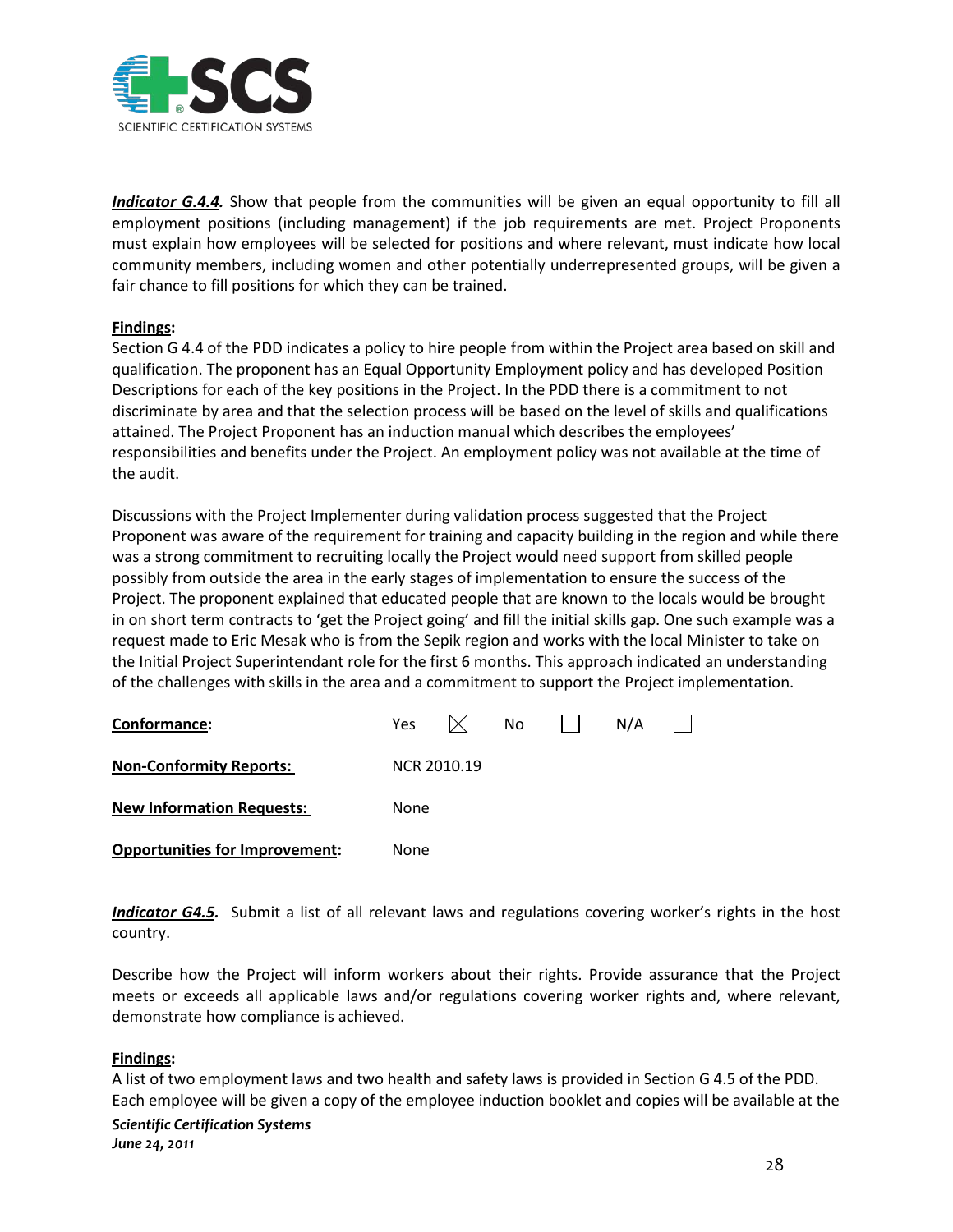***Indicator G.4.4.*** Show that people from the communities will be given an equal opportunity to fill all employment positions (including management) if the job requirements are met. Project Proponents must explain how employees will be selected for positions and where relevant, must indicate how local community members, including women and other potentially underrepresented groups, will be given a fair chance to fill positions for which they can be trained.

**Findings:**

Section G 4.4 of the PDD indicates a policy to hire people from within the Project area based on skill and qualification. The proponent has an Equal Opportunity Employment policy and has developed Position Descriptions for each of the key positions in the Project. In the PDD there is a commitment to not discriminate by area and that the selection process will be based on the level of skills and qualifications attained. The Project Proponent has an induction manual which describes the employees' responsibilities and benefits under the Project. An employment policy was not available at the time of the audit.

Discussions with the Project Implementer during validation process suggested that the Project Proponent was aware of the requirement for training and capacity building in the region and while there was a strong commitment to recruiting locally the Project would need support from skilled people possibly from outside the area in the early stages of implementation to ensure the success of the Project. The proponent explained that educated people that are known to the locals would be brought in on short term contracts to 'get the Project going' and fill the initial skills gap. One such example was a request made to Eric Mesak who is from the Sepik region and works with the local Minister to take on the Initial Project Superintendant role for the first 6 months. This approach indicated an understanding of the challenges with skills in the area and a commitment to support the Project implementation.

| | |
|---|---|
| **Conformance:** | Yes ☒ No ☐ N/A ☐ |
| **Non-Conformity Reports:** | NCR 2010.19 |
| **New Information Requests:** | None |
| **Opportunities for Improvement:** | None |

***Indicator G4.5.*** Submit a list of all relevant laws and regulations covering worker's rights in the host country.

Describe how the Project will inform workers about their rights. Provide assurance that the Project meets or exceeds all applicable laws and/or regulations covering worker rights and, where relevant, demonstrate how compliance is achieved.

**Findings:**

A list of two employment laws and two health and safety laws is provided in Section G 4.5 of the PDD. Each employee will be given a copy of the employee induction booklet and copies will be available at the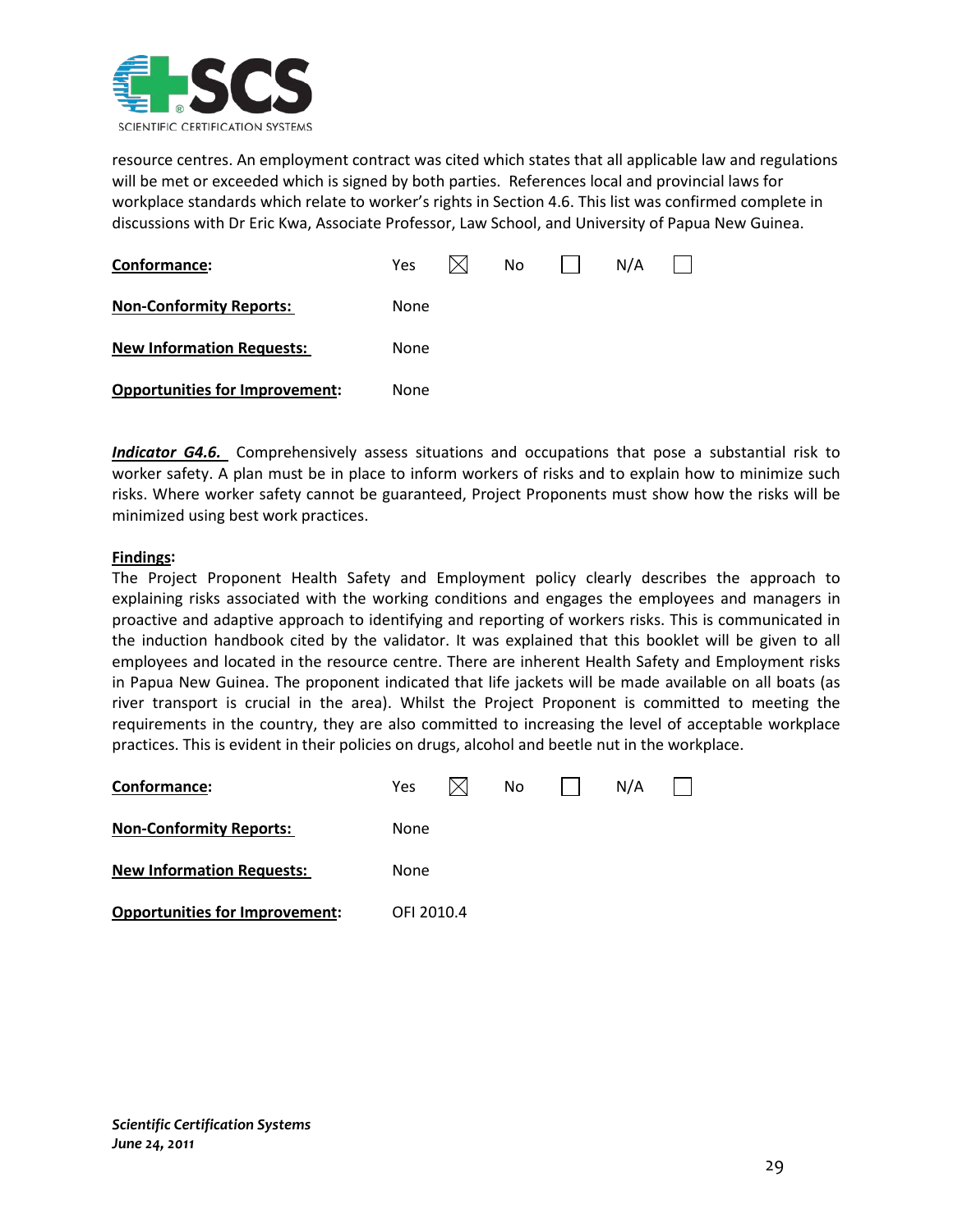resource centres. An employment contract was cited which states that all applicable law and regulations will be met or exceeded which is signed by both parties. References local and provincial laws for workplace standards which relate to worker's rights in Section 4.6. This list was confirmed complete in discussions with Dr Eric Kwa, Associate Professor, Law School, and University of Papua New Guinea.

| | |
|---|---|
| **Conformance:** | Yes ☒ No ☐ N/A ☐ |
| **Non-Conformity Reports:** | None |
| **New Information Requests:** | None |
| **Opportunities for Improvement:** | None |

***Indicator G4.6.*** Comprehensively assess situations and occupations that pose a substantial risk to worker safety. A plan must be in place to inform workers of risks and to explain how to minimize such risks. Where worker safety cannot be guaranteed, Project Proponents must show how the risks will be minimized using best work practices.

**Findings:**

The Project Proponent Health Safety and Employment policy clearly describes the approach to explaining risks associated with the working conditions and engages the employees and managers in proactive and adaptive approach to identifying and reporting of workers risks. This is communicated in the induction handbook cited by the validator. It was explained that this booklet will be given to all employees and located in the resource centre. There are inherent Health Safety and Employment risks in Papua New Guinea. The proponent indicated that life jackets will be made available on all boats (as river transport is crucial in the area). Whilst the Project Proponent is committed to meeting the requirements in the country, they are also committed to increasing the level of acceptable workplace practices. This is evident in their policies on drugs, alcohol and beetle nut in the workplace.

| | |
|---|---|
| **Conformance:** | Yes ☒ No ☐ N/A ☐ |
| **Non-Conformity Reports:** | None |
| **New Information Requests:** | None |
| **Opportunities for Improvement:** | OFI 2010.4 |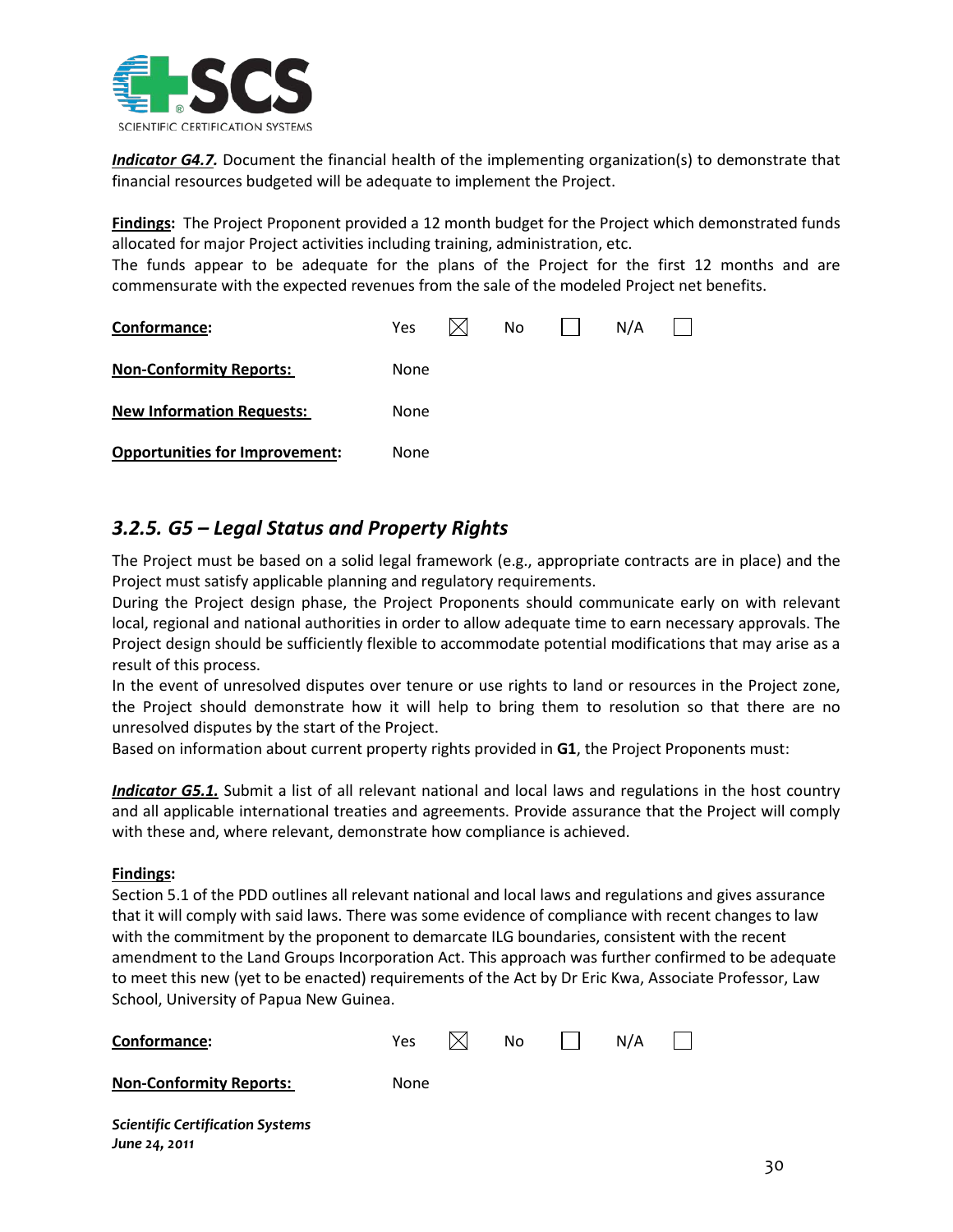***Indicator G4.7.*** Document the financial health of the implementing organization(s) to demonstrate that financial resources budgeted will be adequate to implement the Project.

**Findings:** The Project Proponent provided a 12 month budget for the Project which demonstrated funds allocated for major Project activities including training, administration, etc.
The funds appear to be adequate for the plans of the Project for the first 12 months and are commensurate with the expected revenues from the sale of the modeled Project net benefits.

**Conformance:** Yes ☒ No ☐ N/A ☐

**Non-Conformity Reports:** None

**New Information Requests:** None

**Opportunities for Improvement:** None

### *3.2.5. G5 – Legal Status and Property Rights*

The Project must be based on a solid legal framework (e.g., appropriate contracts are in place) and the Project must satisfy applicable planning and regulatory requirements.
During the Project design phase, the Project Proponents should communicate early on with relevant local, regional and national authorities in order to allow adequate time to earn necessary approvals. The Project design should be sufficiently flexible to accommodate potential modifications that may arise as a result of this process.
In the event of unresolved disputes over tenure or use rights to land or resources in the Project zone, the Project should demonstrate how it will help to bring them to resolution so that there are no unresolved disputes by the start of the Project.
Based on information about current property rights provided in **G1**, the Project Proponents must:

***Indicator G5.1.*** Submit a list of all relevant national and local laws and regulations in the host country and all applicable international treaties and agreements. Provide assurance that the Project will comply with these and, where relevant, demonstrate how compliance is achieved.

**Findings:**
Section 5.1 of the PDD outlines all relevant national and local laws and regulations and gives assurance that it will comply with said laws. There was some evidence of compliance with recent changes to law with the commitment by the proponent to demarcate ILG boundaries, consistent with the recent amendment to the Land Groups Incorporation Act. This approach was further confirmed to be adequate to meet this new (yet to be enacted) requirements of the Act by Dr Eric Kwa, Associate Professor, Law School, University of Papua New Guinea.

**Conformance:** Yes ☒ No ☐ N/A ☐

**Non-Conformity Reports:** None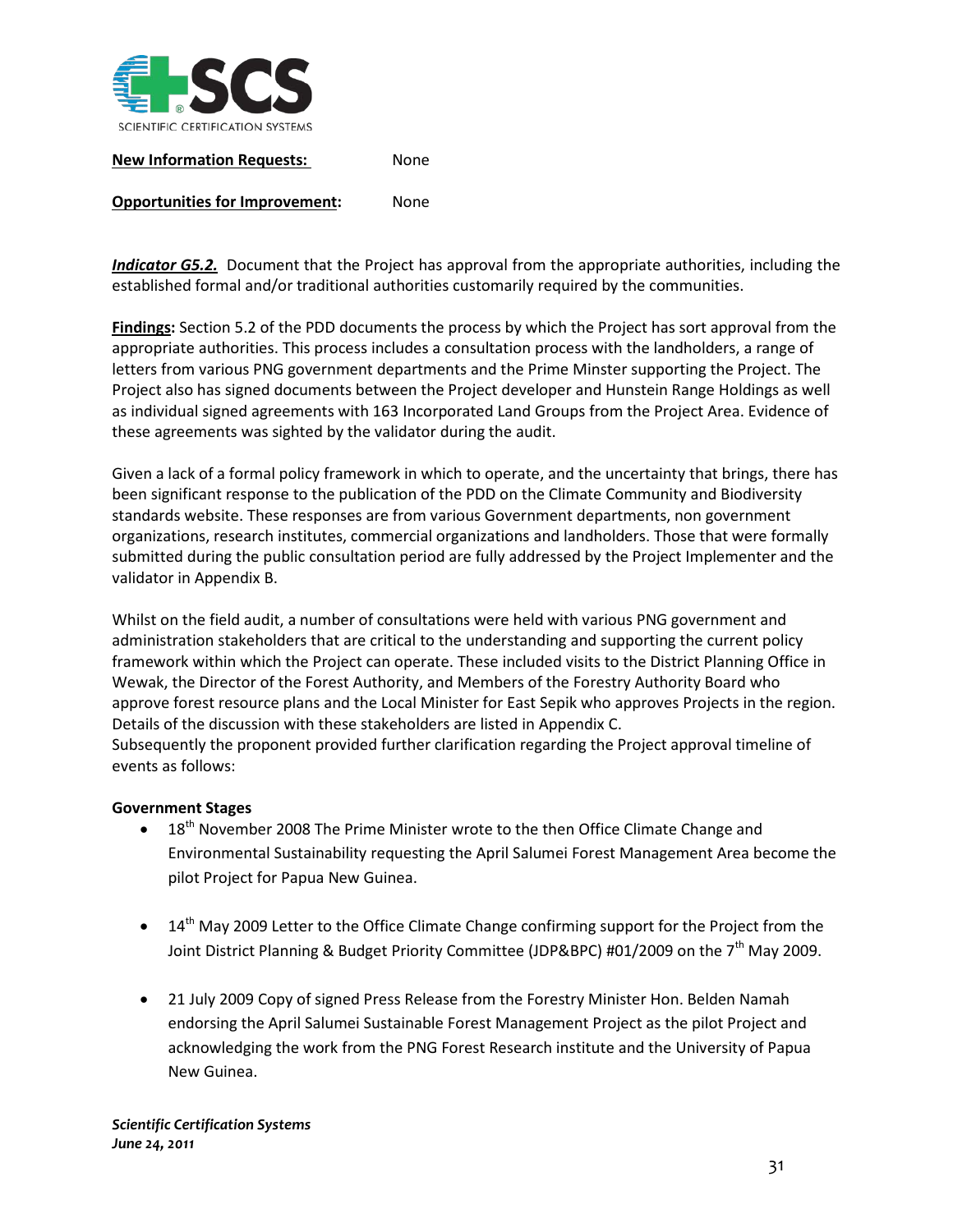**New Information Requests:** None

**Opportunities for Improvement:** None

***Indicator G5.2.*** Document that the Project has approval from the appropriate authorities, including the established formal and/or traditional authorities customarily required by the communities.

**Findings:** Section 5.2 of the PDD documents the process by which the Project has sort approval from the appropriate authorities. This process includes a consultation process with the landholders, a range of letters from various PNG government departments and the Prime Minster supporting the Project. The Project also has signed documents between the Project developer and Hunstein Range Holdings as well as individual signed agreements with 163 Incorporated Land Groups from the Project Area. Evidence of these agreements was sighted by the validator during the audit.

Given a lack of a formal policy framework in which to operate, and the uncertainty that brings, there has been significant response to the publication of the PDD on the Climate Community and Biodiversity standards website. These responses are from various Government departments, non government organizations, research institutes, commercial organizations and landholders. Those that were formally submitted during the public consultation period are fully addressed by the Project Implementer and the validator in Appendix B.

Whilst on the field audit, a number of consultations were held with various PNG government and administration stakeholders that are critical to the understanding and supporting the current policy framework within which the Project can operate. These included visits to the District Planning Office in Wewak, the Director of the Forest Authority, and Members of the Forestry Authority Board who approve forest resource plans and the Local Minister for East Sepik who approves Projects in the region. Details of the discussion with these stakeholders are listed in Appendix C.
Subsequently the proponent provided further clarification regarding the Project approval timeline of events as follows:

**Government Stages**

- 18th November 2008 The Prime Minister wrote to the then Office Climate Change and Environmental Sustainability requesting the April Salumei Forest Management Area become the pilot Project for Papua New Guinea.
- 14th May 2009 Letter to the Office Climate Change confirming support for the Project from the Joint District Planning & Budget Priority Committee (JDP&BPC) #01/2009 on the 7th May 2009.
- 21 July 2009 Copy of signed Press Release from the Forestry Minister Hon. Belden Namah endorsing the April Salumei Sustainable Forest Management Project as the pilot Project and acknowledging the work from the PNG Forest Research institute and the University of Papua New Guinea.

*Scientific Certification Systems*
*June 24, 2011*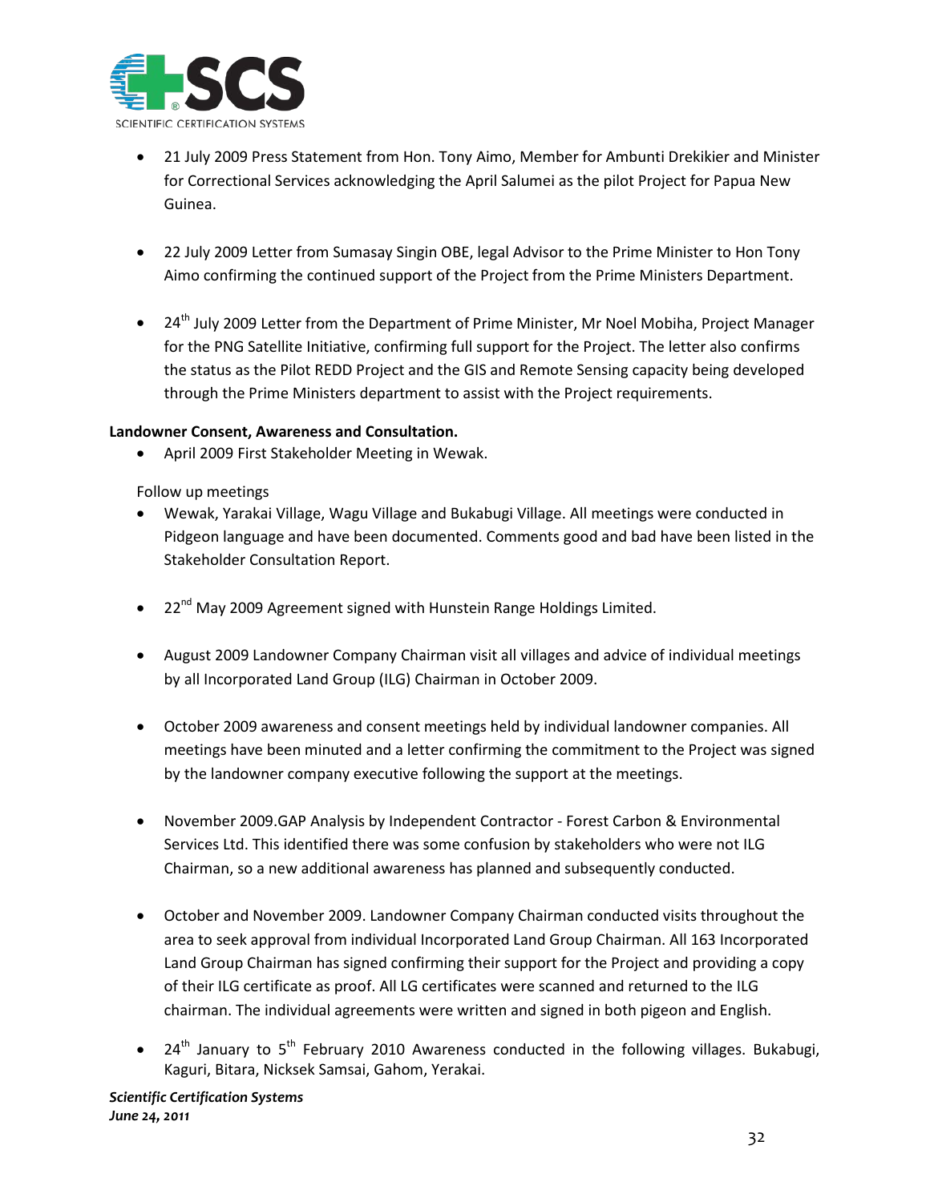- 21 July 2009 Press Statement from Hon. Tony Aimo, Member for Ambunti Drekikier and Minister for Correctional Services acknowledging the April Salumei as the pilot Project for Papua New Guinea.

- 22 July 2009 Letter from Sumasay Singin OBE, legal Advisor to the Prime Minister to Hon Tony Aimo confirming the continued support of the Project from the Prime Ministers Department.

- 24th July 2009 Letter from the Department of Prime Minister, Mr Noel Mobiha, Project Manager for the PNG Satellite Initiative, confirming full support for the Project. The letter also confirms the status as the Pilot REDD Project and the GIS and Remote Sensing capacity being developed through the Prime Ministers department to assist with the Project requirements.

**Landowner Consent, Awareness and Consultation.**

- April 2009 First Stakeholder Meeting in Wewak.

Follow up meetings

- Wewak, Yarakai Village, Wagu Village and Bukabugi Village. All meetings were conducted in Pidgeon language and have been documented. Comments good and bad have been listed in the Stakeholder Consultation Report.

- 22nd May 2009 Agreement signed with Hunstein Range Holdings Limited.

- August 2009 Landowner Company Chairman visit all villages and advice of individual meetings by all Incorporated Land Group (ILG) Chairman in October 2009.

- October 2009 awareness and consent meetings held by individual landowner companies. All meetings have been minuted and a letter confirming the commitment to the Project was signed by the landowner company executive following the support at the meetings.

- November 2009.GAP Analysis by Independent Contractor - Forest Carbon & Environmental Services Ltd. This identified there was some confusion by stakeholders who were not ILG Chairman, so a new additional awareness has planned and subsequently conducted.

- October and November 2009. Landowner Company Chairman conducted visits throughout the area to seek approval from individual Incorporated Land Group Chairman. All 163 Incorporated Land Group Chairman has signed confirming their support for the Project and providing a copy of their ILG certificate as proof. All LG certificates were scanned and returned to the ILG chairman. The individual agreements were written and signed in both pigeon and English.

- 24th January to 5th February 2010 Awareness conducted in the following villages. Bukabugi, Kaguri, Bitara, Nicksek Samsai, Gahom, Yerakai.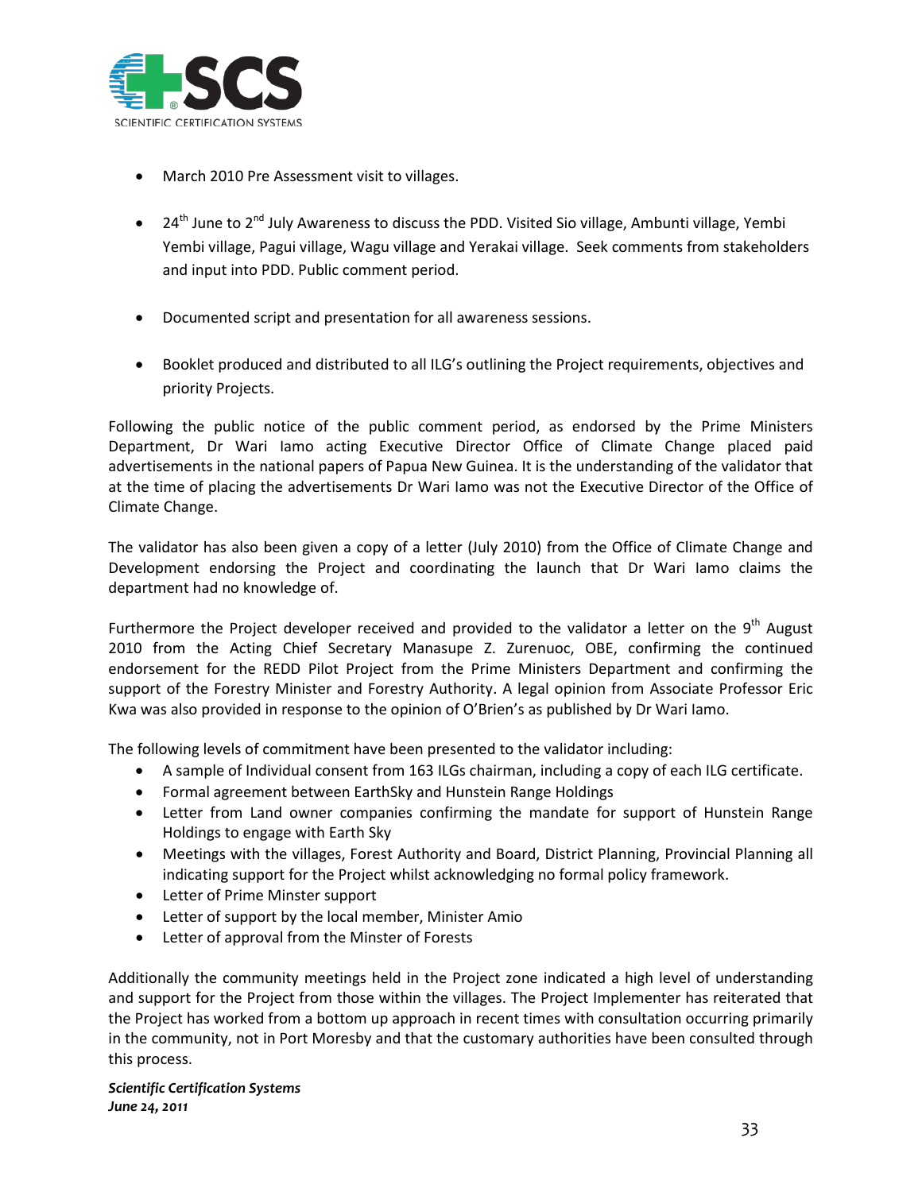- March 2010 Pre Assessment visit to villages.

- 24th June to 2nd July Awareness to discuss the PDD. Visited Sio village, Ambunti village, Yembi Yembi village, Pagui village, Wagu village and Yerakai village. Seek comments from stakeholders and input into PDD. Public comment period.

- Documented script and presentation for all awareness sessions.

- Booklet produced and distributed to all ILG's outlining the Project requirements, objectives and priority Projects.

Following the public notice of the public comment period, as endorsed by the Prime Ministers Department, Dr Wari Iamo acting Executive Director Office of Climate Change placed paid advertisements in the national papers of Papua New Guinea. It is the understanding of the validator that at the time of placing the advertisements Dr Wari Iamo was not the Executive Director of the Office of Climate Change.

The validator has also been given a copy of a letter (July 2010) from the Office of Climate Change and Development endorsing the Project and coordinating the launch that Dr Wari Iamo claims the department had no knowledge of.

Furthermore the Project developer received and provided to the validator a letter on the 9th August 2010 from the Acting Chief Secretary Manasupe Z. Zurenuoc, OBE, confirming the continued endorsement for the REDD Pilot Project from the Prime Ministers Department and confirming the support of the Forestry Minister and Forestry Authority. A legal opinion from Associate Professor Eric Kwa was also provided in response to the opinion of O'Brien's as published by Dr Wari Iamo.

The following levels of commitment have been presented to the validator including:

- A sample of Individual consent from 163 ILGs chairman, including a copy of each ILG certificate.
- Formal agreement between EarthSky and Hunstein Range Holdings
- Letter from Land owner companies confirming the mandate for support of Hunstein Range Holdings to engage with Earth Sky
- Meetings with the villages, Forest Authority and Board, District Planning, Provincial Planning all indicating support for the Project whilst acknowledging no formal policy framework.
- Letter of Prime Minster support
- Letter of support by the local member, Minister Amio
- Letter of approval from the Minster of Forests

Additionally the community meetings held in the Project zone indicated a high level of understanding and support for the Project from those within the villages. The Project Implementer has reiterated that the Project has worked from a bottom up approach in recent times with consultation occurring primarily in the community, not in Port Moresby and that the customary authorities have been consulted through this process.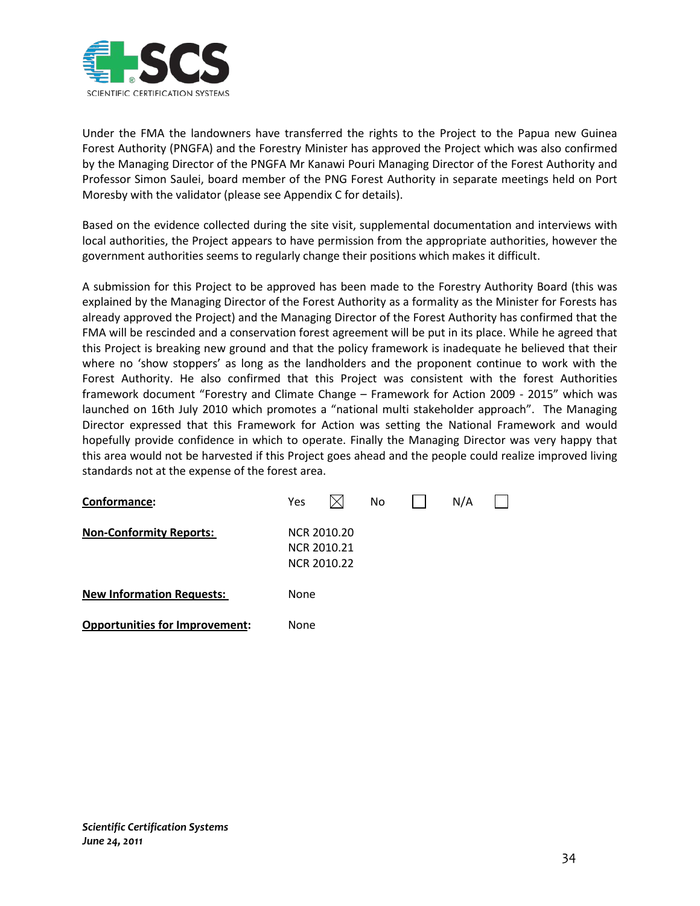Under the FMA the landowners have transferred the rights to the Project to the Papua new Guinea Forest Authority (PNGFA) and the Forestry Minister has approved the Project which was also confirmed by the Managing Director of the PNGFA Mr Kanawi Pouri Managing Director of the Forest Authority and Professor Simon Saulei, board member of the PNG Forest Authority in separate meetings held on Port Moresby with the validator (please see Appendix C for details).

Based on the evidence collected during the site visit, supplemental documentation and interviews with local authorities, the Project appears to have permission from the appropriate authorities, however the government authorities seems to regularly change their positions which makes it difficult.

A submission for this Project to be approved has been made to the Forestry Authority Board (this was explained by the Managing Director of the Forest Authority as a formality as the Minister for Forests has already approved the Project) and the Managing Director of the Forest Authority has confirmed that the FMA will be rescinded and a conservation forest agreement will be put in its place. While he agreed that this Project is breaking new ground and that the policy framework is inadequate he believed that their where no 'show stoppers' as long as the landholders and the proponent continue to work with the Forest Authority. He also confirmed that this Project was consistent with the forest Authorities framework document "Forestry and Climate Change – Framework for Action 2009 - 2015" which was launched on 16th July 2010 which promotes a "national multi stakeholder approach". The Managing Director expressed that this Framework for Action was setting the National Framework and would hopefully provide confidence in which to operate. Finally the Managing Director was very happy that this area would not be harvested if this Project goes ahead and the people could realize improved living standards not at the expense of the forest area.

**Conformance:** Yes ☒ No ☐ N/A ☐

**Non-Conformity Reports:** NCR 2010.20
NCR 2010.21
NCR 2010.22

**New Information Requests:** None

**Opportunities for Improvement:** None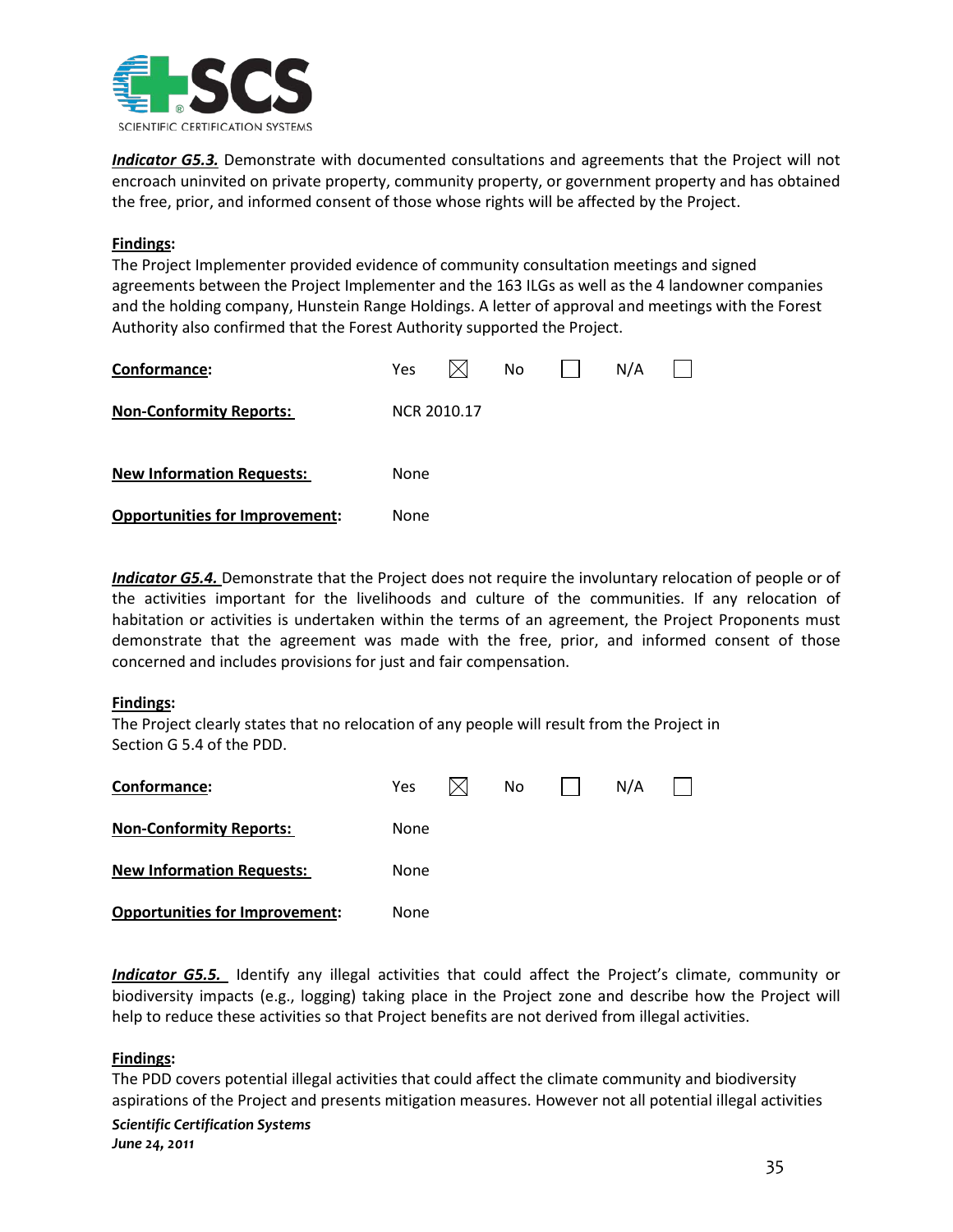***Indicator G5.3.*** Demonstrate with documented consultations and agreements that the Project will not encroach uninvited on private property, community property, or government property and has obtained the free, prior, and informed consent of those whose rights will be affected by the Project.

**Findings:**
The Project Implementer provided evidence of community consultation meetings and signed agreements between the Project Implementer and the 163 ILGs as well as the 4 landowner companies and the holding company, Hunstein Range Holdings. A letter of approval and meetings with the Forest Authority also confirmed that the Forest Authority supported the Project.

**Conformance:** Yes ☒ No ☐ N/A ☐

**Non-Conformity Reports:** NCR 2010.17

**New Information Requests:** None

**Opportunities for Improvement:** None

***Indicator G5.4.*** Demonstrate that the Project does not require the involuntary relocation of people or of the activities important for the livelihoods and culture of the communities. If any relocation of habitation or activities is undertaken within the terms of an agreement, the Project Proponents must demonstrate that the agreement was made with the free, prior, and informed consent of those concerned and includes provisions for just and fair compensation.

**Findings:**
The Project clearly states that no relocation of any people will result from the Project in Section G 5.4 of the PDD.

**Conformance:** Yes ☒ No ☐ N/A ☐

**Non-Conformity Reports:** None

**New Information Requests:** None

**Opportunities for Improvement:** None

***Indicator G5.5.*** Identify any illegal activities that could affect the Project's climate, community or biodiversity impacts (e.g., logging) taking place in the Project zone and describe how the Project will help to reduce these activities so that Project benefits are not derived from illegal activities.

**Findings:**
The PDD covers potential illegal activities that could affect the climate community and biodiversity aspirations of the Project and presents mitigation measures. However not all potential illegal activities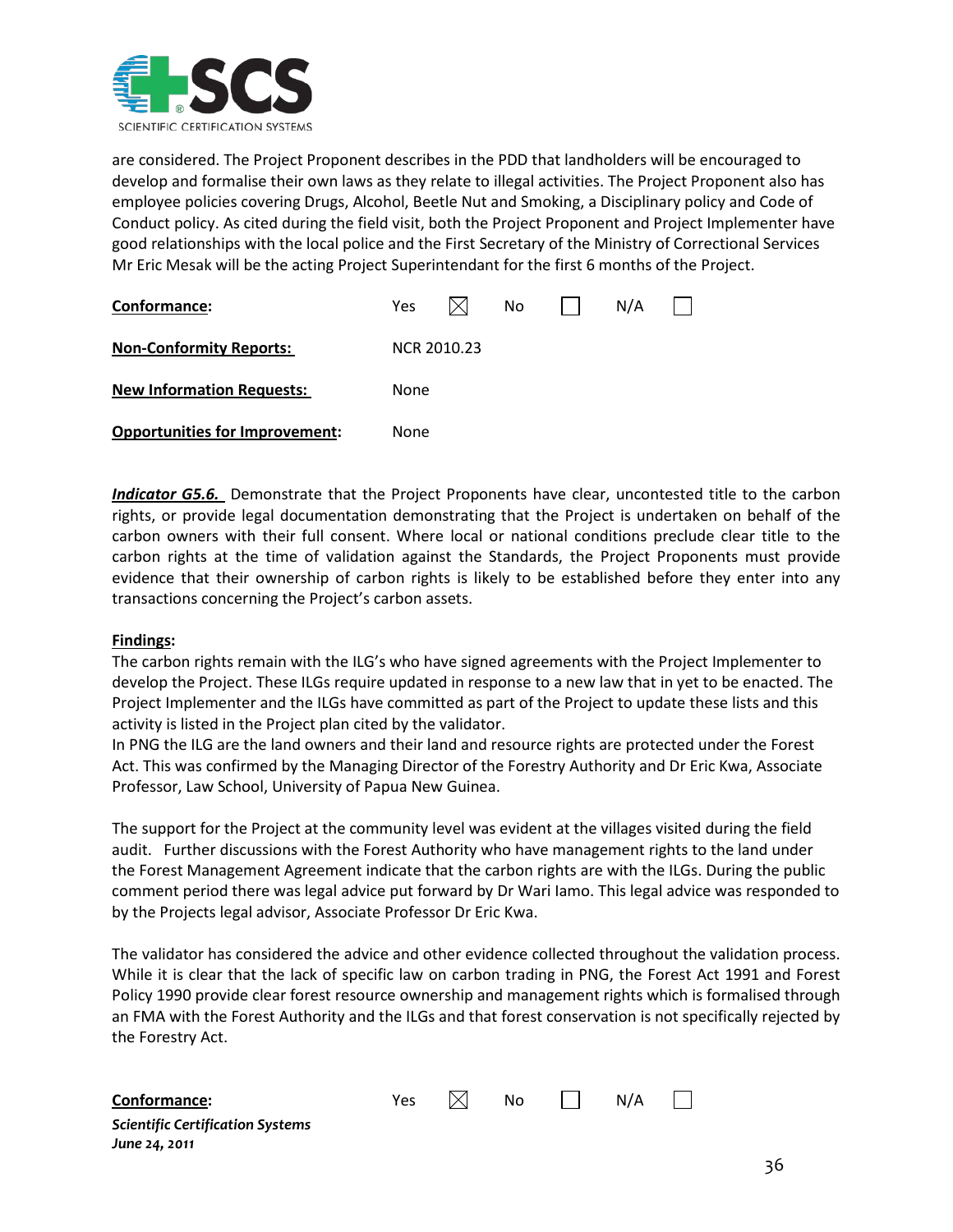are considered. The Project Proponent describes in the PDD that landholders will be encouraged to develop and formalise their own laws as they relate to illegal activities. The Project Proponent also has employee policies covering Drugs, Alcohol, Beetle Nut and Smoking, a Disciplinary policy and Code of Conduct policy. As cited during the field visit, both the Project Proponent and Project Implementer have good relationships with the local police and the First Secretary of the Ministry of Correctional Services Mr Eric Mesak will be the acting Project Superintendant for the first 6 months of the Project.

| | | | | | | |
|---|---|---|---|---|---|---|
| **Conformance:** | Yes | ☒ | No | ☐ | N/A | ☐ |
| **Non-Conformity Reports:** | NCR 2010.23 | | | | | |
| **New Information Requests:** | None | | | | | |
| **Opportunities for Improvement:** | None | | | | | |

***Indicator G5.6.*** Demonstrate that the Project Proponents have clear, uncontested title to the carbon rights, or provide legal documentation demonstrating that the Project is undertaken on behalf of the carbon owners with their full consent. Where local or national conditions preclude clear title to the carbon rights at the time of validation against the Standards, the Project Proponents must provide evidence that their ownership of carbon rights is likely to be established before they enter into any transactions concerning the Project's carbon assets.

**Findings:**

The carbon rights remain with the ILG's who have signed agreements with the Project Implementer to develop the Project. These ILGs require updated in response to a new law that in yet to be enacted. The Project Implementer and the ILGs have committed as part of the Project to update these lists and this activity is listed in the Project plan cited by the validator.

In PNG the ILG are the land owners and their land and resource rights are protected under the Forest Act. This was confirmed by the Managing Director of the Forestry Authority and Dr Eric Kwa, Associate Professor, Law School, University of Papua New Guinea.

The support for the Project at the community level was evident at the villages visited during the field audit. Further discussions with the Forest Authority who have management rights to the land under the Forest Management Agreement indicate that the carbon rights are with the ILGs. During the public comment period there was legal advice put forward by Dr Wari Iamo. This legal advice was responded to by the Projects legal advisor, Associate Professor Dr Eric Kwa.

The validator has considered the advice and other evidence collected throughout the validation process. While it is clear that the lack of specific law on carbon trading in PNG, the Forest Act 1991 and Forest Policy 1990 provide clear forest resource ownership and management rights which is formalised through an FMA with the Forest Authority and the ILGs and that forest conservation is not specifically rejected by the Forestry Act.

| | | | | | | |
|---|---|---|---|---|---|---|
| **Conformance:** | Yes | ☒ | No | ☐ | N/A | ☐ |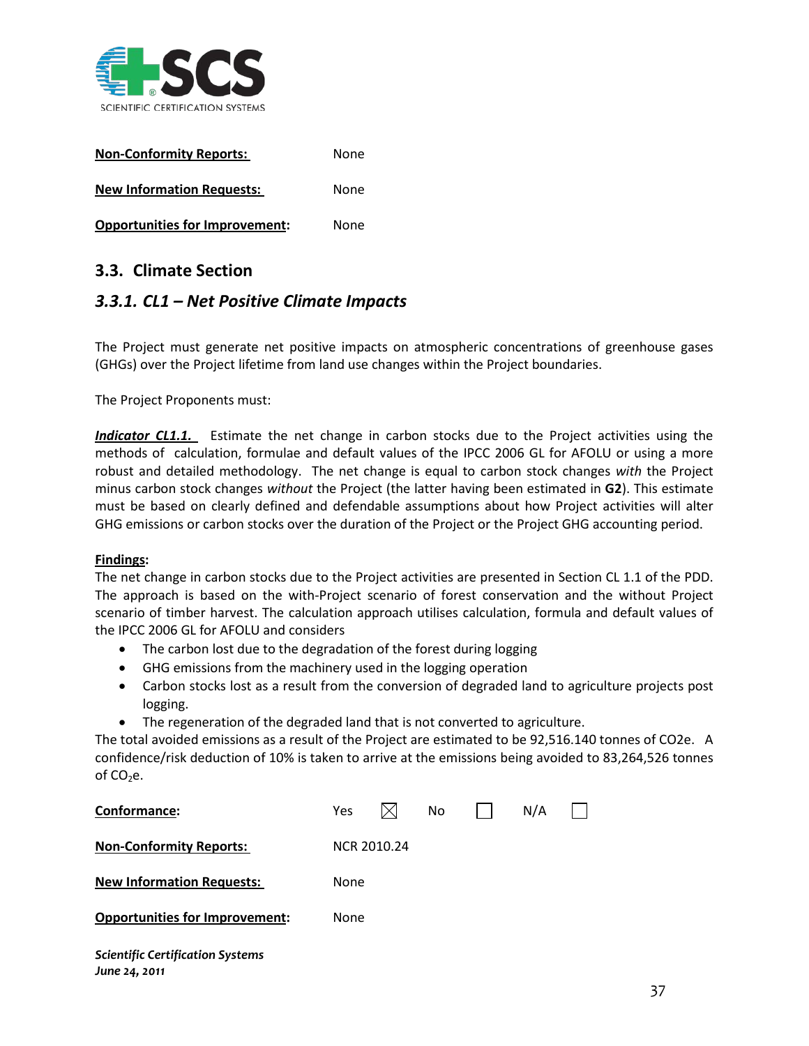**Non-Conformity Reports:** None

**New Information Requests:** None

**Opportunities for Improvement:** None

## 3.3. Climate Section

### *3.3.1. CL1 – Net Positive Climate Impacts*

The Project must generate net positive impacts on atmospheric concentrations of greenhouse gases (GHGs) over the Project lifetime from land use changes within the Project boundaries.

The Project Proponents must:

***Indicator CL1.1.*** Estimate the net change in carbon stocks due to the Project activities using the methods of calculation, formulae and default values of the IPCC 2006 GL for AFOLU or using a more robust and detailed methodology. The net change is equal to carbon stock changes *with* the Project minus carbon stock changes *without* the Project (the latter having been estimated in **G2**). This estimate must be based on clearly defined and defendable assumptions about how Project activities will alter GHG emissions or carbon stocks over the duration of the Project or the Project GHG accounting period.

**Findings:**
The net change in carbon stocks due to the Project activities are presented in Section CL 1.1 of the PDD. The approach is based on the with-Project scenario of forest conservation and the without Project scenario of timber harvest. The calculation approach utilises calculation, formula and default values of the IPCC 2006 GL for AFOLU and considers

- The carbon lost due to the degradation of the forest during logging
- GHG emissions from the machinery used in the logging operation
- Carbon stocks lost as a result from the conversion of degraded land to agriculture projects post logging.
- The regeneration of the degraded land that is not converted to agriculture.

The total avoided emissions as a result of the Project are estimated to be 92,516.140 tonnes of CO2e. A confidence/risk deduction of 10% is taken to arrive at the emissions being avoided to 83,264,526 tonnes of $CO_2$e.

**Conformance:** Yes ☒ No ☐ N/A ☐

**Non-Conformity Reports:** NCR 2010.24

**New Information Requests:** None

**Opportunities for Improvement:** None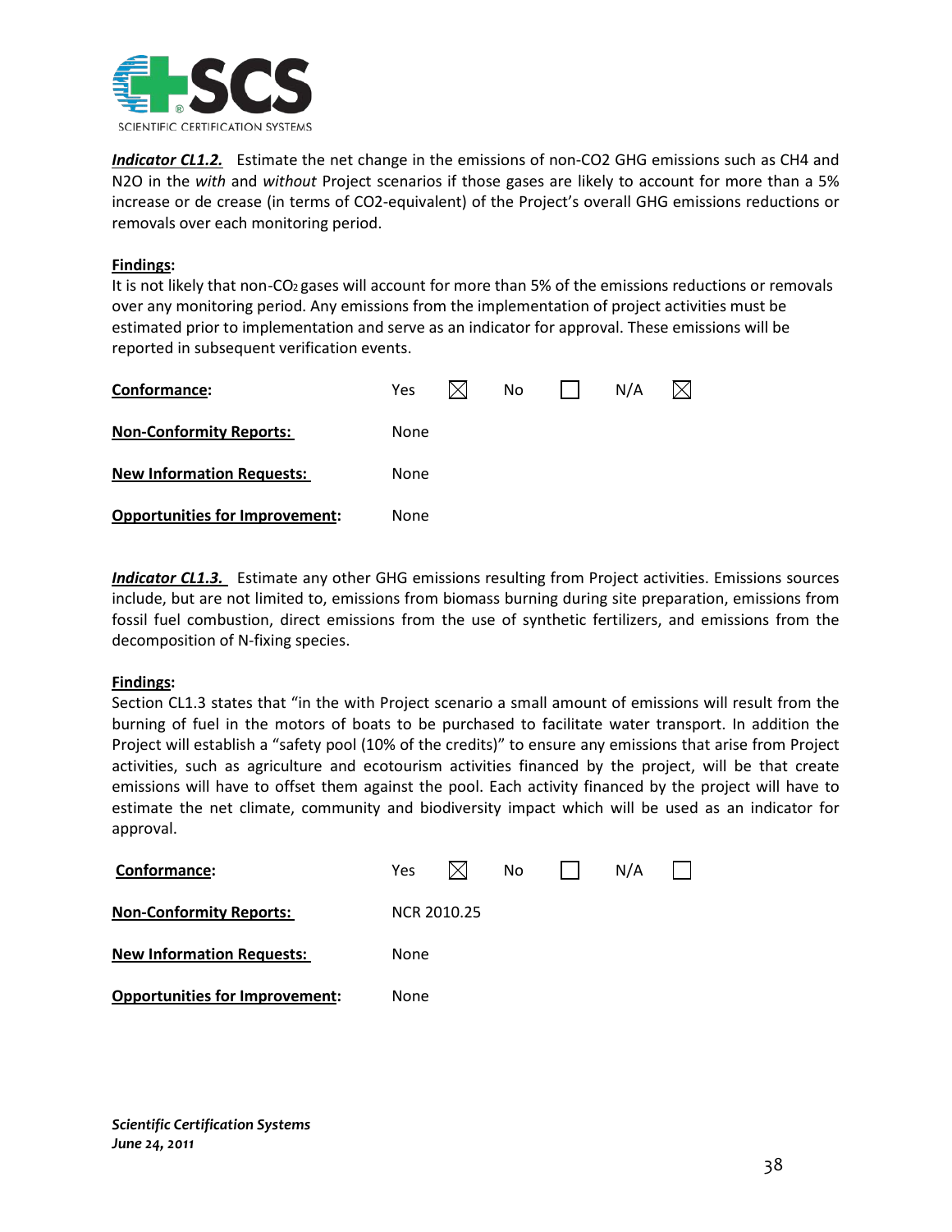***Indicator CL1.2.*** Estimate the net change in the emissions of non-CO2 GHG emissions such as CH4 and N2O in the *with* and *without* Project scenarios if those gases are likely to account for more than a 5% increase or de crease (in terms of CO2-equivalent) of the Project's overall GHG emissions reductions or removals over each monitoring period.

**Findings:**
It is not likely that non-$CO_2$ gases will account for more than 5% of the emissions reductions or removals over any monitoring period. Any emissions from the implementation of project activities must be estimated prior to implementation and serve as an indicator for approval. These emissions will be reported in subsequent verification events.

| | |
|---|---|
| **Conformance:** | Yes ☒ No ☐ N/A ☒ |
| **Non-Conformity Reports:** | None |
| **New Information Requests:** | None |
| **Opportunities for Improvement:** | None |

***Indicator CL1.3.*** Estimate any other GHG emissions resulting from Project activities. Emissions sources include, but are not limited to, emissions from biomass burning during site preparation, emissions from fossil fuel combustion, direct emissions from the use of synthetic fertilizers, and emissions from the decomposition of N-fixing species.

**Findings:**
Section CL1.3 states that "in the with Project scenario a small amount of emissions will result from the burning of fuel in the motors of boats to be purchased to facilitate water transport. In addition the Project will establish a "safety pool (10% of the credits)" to ensure any emissions that arise from Project activities, such as agriculture and ecotourism activities financed by the project, will be that create emissions will have to offset them against the pool. Each activity financed by the project will have to estimate the net climate, community and biodiversity impact which will be used as an indicator for approval.

| | |
|---|---|
| **Conformance:** | Yes ☒ No ☐ N/A ☐ |
| **Non-Conformity Reports:** | NCR 2010.25 |
| **New Information Requests:** | None |
| **Opportunities for Improvement:** | None |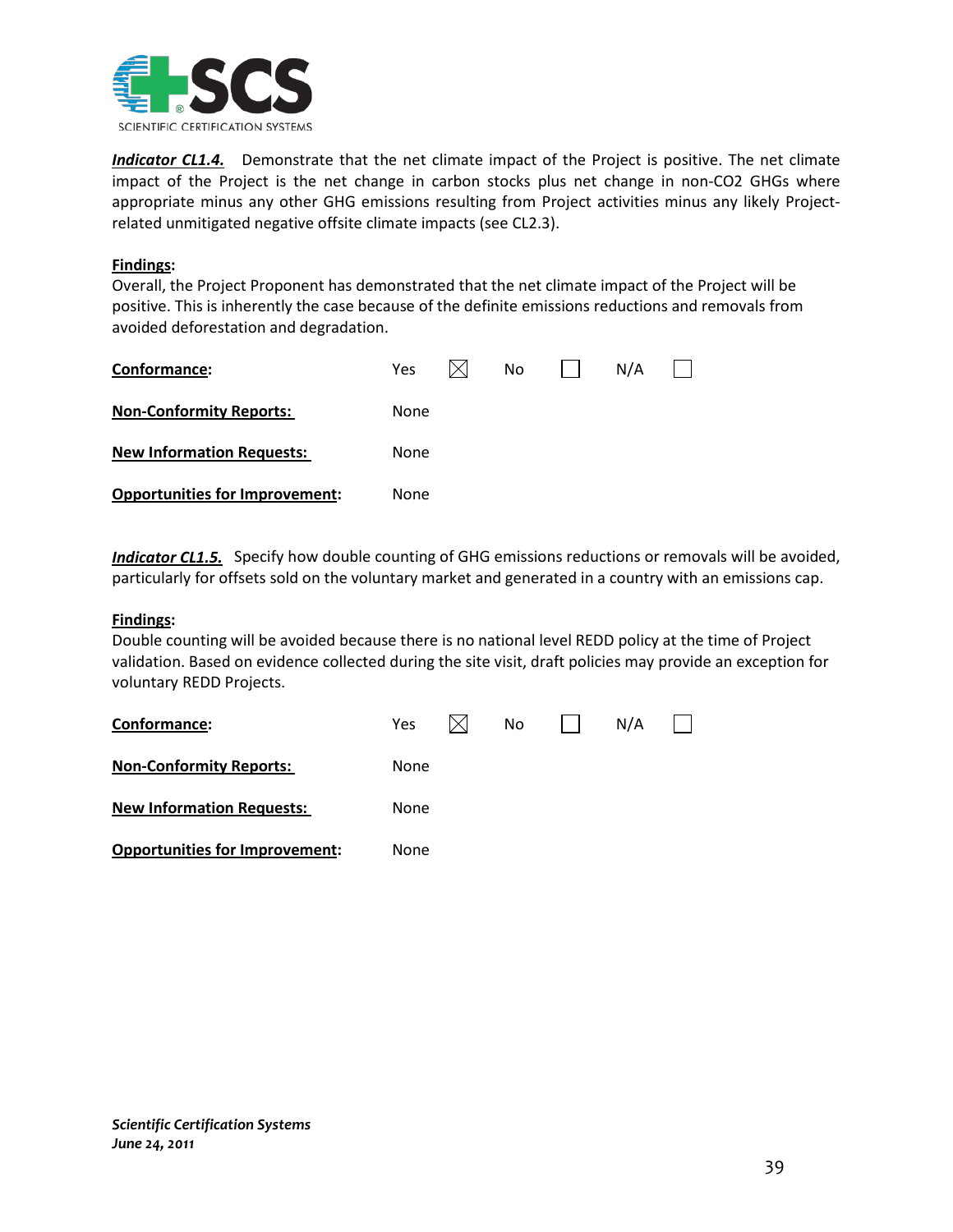***Indicator CL1.4.*** Demonstrate that the net climate impact of the Project is positive. The net climate impact of the Project is the net change in carbon stocks plus net change in non-CO2 GHGs where appropriate minus any other GHG emissions resulting from Project activities minus any likely Project-related unmitigated negative offsite climate impacts (see CL2.3).

**Findings:**
Overall, the Project Proponent has demonstrated that the net climate impact of the Project will be positive. This is inherently the case because of the definite emissions reductions and removals from avoided deforestation and degradation.

| | |
|---|---|
| **Conformance:** | Yes ☒ No ☐ N/A ☐ |
| **Non-Conformity Reports:** | None |
| **New Information Requests:** | None |
| **Opportunities for Improvement:** | None |

***Indicator CL1.5.*** Specify how double counting of GHG emissions reductions or removals will be avoided, particularly for offsets sold on the voluntary market and generated in a country with an emissions cap.

**Findings:**
Double counting will be avoided because there is no national level REDD policy at the time of Project validation. Based on evidence collected during the site visit, draft policies may provide an exception for voluntary REDD Projects.

| | |
|---|---|
| **Conformance:** | Yes ☒ No ☐ N/A ☐ |
| **Non-Conformity Reports:** | None |
| **New Information Requests:** | None |
| **Opportunities for Improvement:** | None |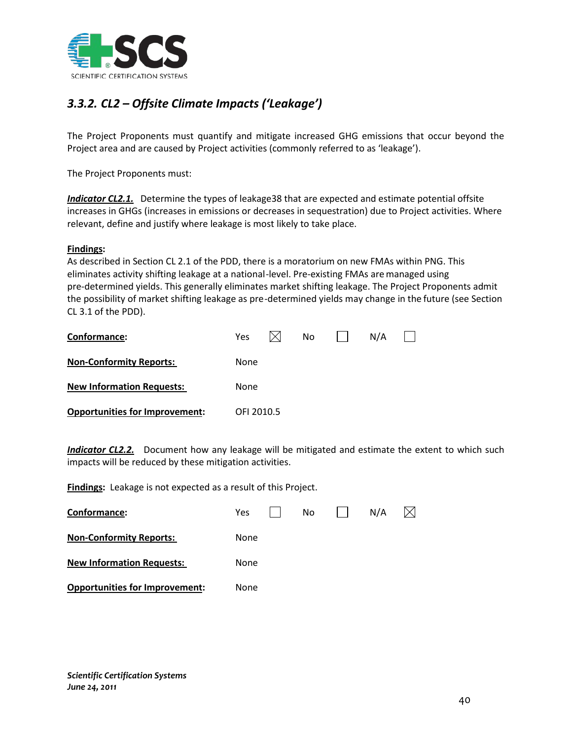### *3.3.2. CL2 – Offsite Climate Impacts ('Leakage')*

The Project Proponents must quantify and mitigate increased GHG emissions that occur beyond the Project area and are caused by Project activities (commonly referred to as 'leakage').

The Project Proponents must:

***Indicator CL2.1.*** Determine the types of leakage38 that are expected and estimate potential offsite increases in GHGs (increases in emissions or decreases in sequestration) due to Project activities. Where relevant, define and justify where leakage is most likely to take place.

**Findings:**
As described in Section CL 2.1 of the PDD, there is a moratorium on new FMAs within PNG. This eliminates activity shifting leakage at a national-level. Pre-existing FMAs are managed using pre-determined yields. This generally eliminates market shifting leakage. The Project Proponents admit the possibility of market shifting leakage as pre-determined yields may change in the future (see Section CL 3.1 of the PDD).

**Conformance:** Yes ☒ No ☐ N/A ☐

**Non-Conformity Reports:** None

**New Information Requests:** None

**Opportunities for Improvement:** OFI 2010.5

***Indicator CL2.2.*** Document how any leakage will be mitigated and estimate the extent to which such impacts will be reduced by these mitigation activities.

**Findings:** Leakage is not expected as a result of this Project.

**Conformance:** Yes ☐ No ☐ N/A ☒

**Non-Conformity Reports:** None

**New Information Requests:** None

**Opportunities for Improvement:** None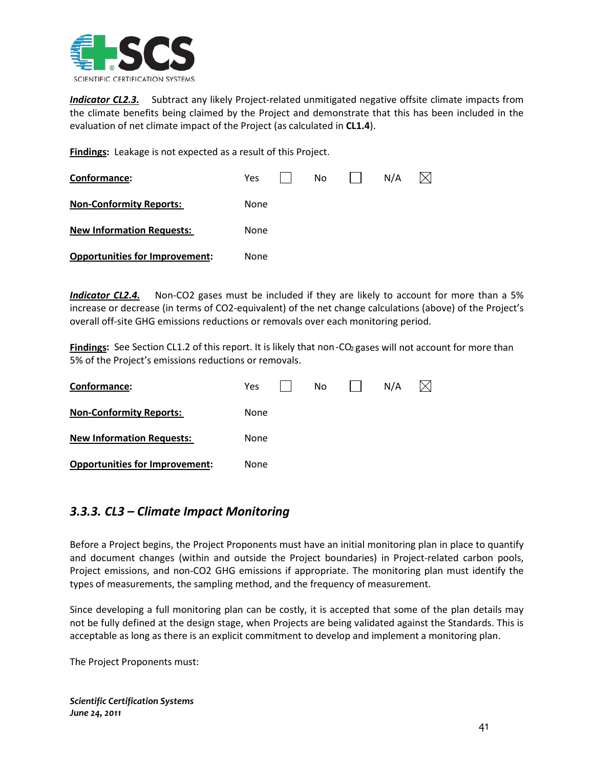***Indicator CL2.3.*** Subtract any likely Project-related unmitigated negative offsite climate impacts from the climate benefits being claimed by the Project and demonstrate that this has been included in the evaluation of net climate impact of the Project (as calculated in **CL1.4**).

**Findings:** Leakage is not expected as a result of this Project.

| | | | | | | |
|---|---|---|---|---|---|---|
| **Conformance:** | Yes | ☐ | No | ☐ | N/A | ☒ |
| **Non-Conformity Reports:** | None | | | | | |
| **New Information Requests:** | None | | | | | |
| **Opportunities for Improvement:** | None | | | | | |

***Indicator CL2.4.*** Non-CO2 gases must be included if they are likely to account for more than a 5% increase or decrease (in terms of CO2-equivalent) of the net change calculations (above) of the Project's overall off-site GHG emissions reductions or removals over each monitoring period.

**Findings:** See Section CL1.2 of this report. It is likely that non-$CO_2$ gases will not account for more than 5% of the Project's emissions reductions or removals.

| | | | | | | |
|---|---|---|---|---|---|---|
| **Conformance:** | Yes | ☐ | No | ☐ | N/A | ☒ |
| **Non-Conformity Reports:** | None | | | | | |
| **New Information Requests:** | None | | | | | |
| **Opportunities for Improvement:** | None | | | | | |

### *3.3.3. CL3 – Climate Impact Monitoring*

Before a Project begins, the Project Proponents must have an initial monitoring plan in place to quantify and document changes (within and outside the Project boundaries) in Project-related carbon pools, Project emissions, and non-CO2 GHG emissions if appropriate. The monitoring plan must identify the types of measurements, the sampling method, and the frequency of measurement.

Since developing a full monitoring plan can be costly, it is accepted that some of the plan details may not be fully defined at the design stage, when Projects are being validated against the Standards. This is acceptable as long as there is an explicit commitment to develop and implement a monitoring plan.

The Project Proponents must: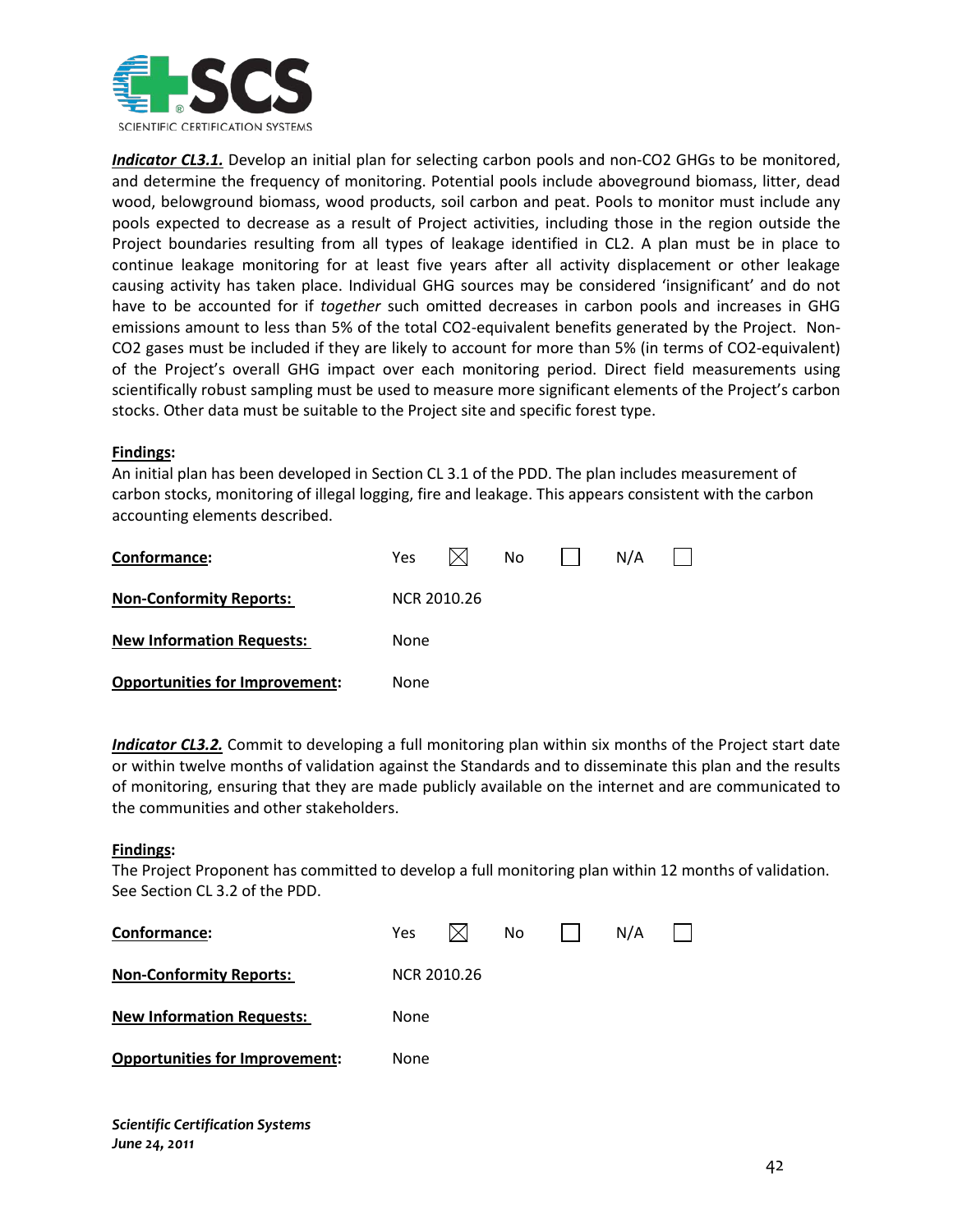***Indicator CL3.1.*** Develop an initial plan for selecting carbon pools and non-$CO_2$ GHGs to be monitored, and determine the frequency of monitoring. Potential pools include aboveground biomass, litter, dead wood, belowground biomass, wood products, soil carbon and peat. Pools to monitor must include any pools expected to decrease as a result of Project activities, including those in the region outside the Project boundaries resulting from all types of leakage identified in CL2. A plan must be in place to continue leakage monitoring for at least five years after all activity displacement or other leakage causing activity has taken place. Individual GHG sources may be considered 'insignificant' and do not have to be accounted for if *together* such omitted decreases in carbon pools and increases in GHG emissions amount to less than 5% of the total $CO_2$-equivalent benefits generated by the Project. Non-$CO_2$ gases must be included if they are likely to account for more than 5% (in terms of $CO_2$-equivalent) of the Project's overall GHG impact over each monitoring period. Direct field measurements using scientifically robust sampling must be used to measure more significant elements of the Project's carbon stocks. Other data must be suitable to the Project site and specific forest type.

**Findings:**
An initial plan has been developed in Section CL 3.1 of the PDD. The plan includes measurement of carbon stocks, monitoring of illegal logging, fire and leakage. This appears consistent with the carbon accounting elements described.

| | |
|---|---|
| **Conformance:** | Yes ☒ No ☐ N/A ☐ |
| **Non-Conformity Reports:** | NCR 2010.26 |
| **New Information Requests:** | None |
| **Opportunities for Improvement:** | None |

***Indicator CL3.2.*** Commit to developing a full monitoring plan within six months of the Project start date or within twelve months of validation against the Standards and to disseminate this plan and the results of monitoring, ensuring that they are made publicly available on the internet and are communicated to the communities and other stakeholders.

**Findings:**
The Project Proponent has committed to develop a full monitoring plan within 12 months of validation. See Section CL 3.2 of the PDD.

| | |
|---|---|
| **Conformance:** | Yes ☒ No ☐ N/A ☐ |
| **Non-Conformity Reports:** | NCR 2010.26 |
| **New Information Requests:** | None |
| **Opportunities for Improvement:** | None |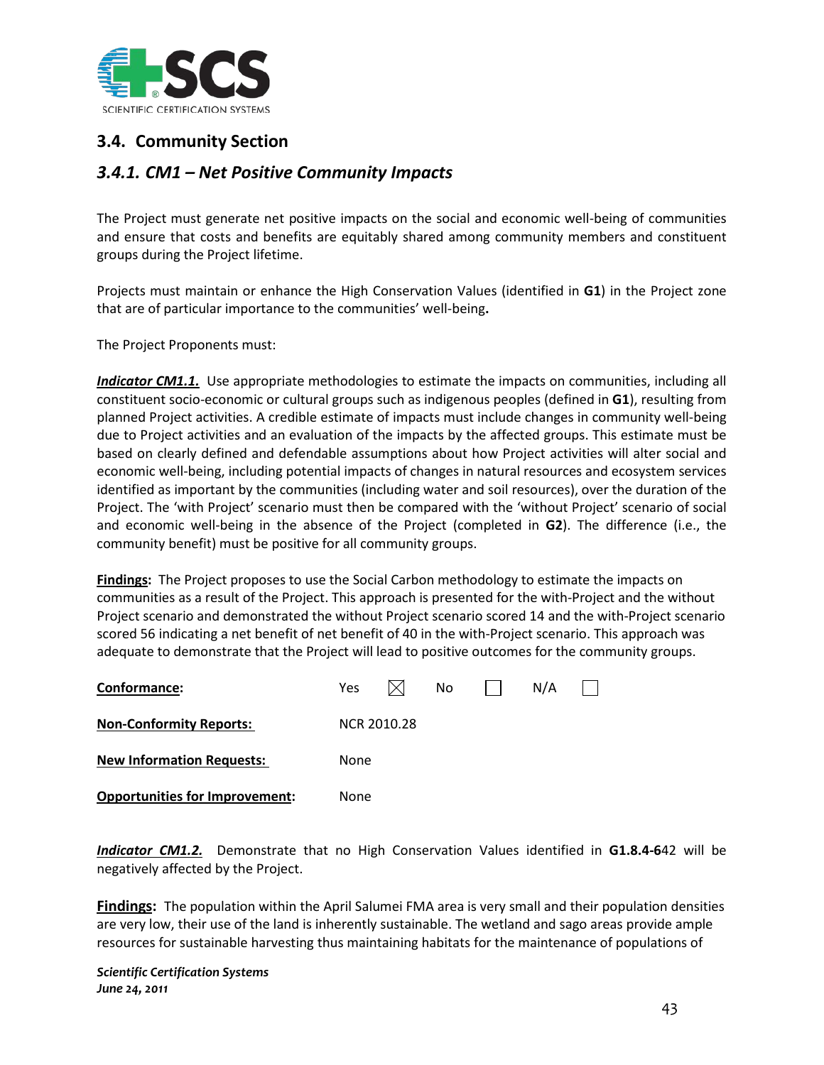## 3.4. Community Section

### 3.4.1. CM1 – Net Positive Community Impacts

The Project must generate net positive impacts on the social and economic well-being of communities and ensure that costs and benefits are equitably shared among community members and constituent groups during the Project lifetime.

Projects must maintain or enhance the High Conservation Values (identified in **G1**) in the Project zone that are of particular importance to the communities' well-being**.**

The Project Proponents must:

***Indicator CM1.1.*** Use appropriate methodologies to estimate the impacts on communities, including all constituent socio-economic or cultural groups such as indigenous peoples (defined in **G1**), resulting from planned Project activities. A credible estimate of impacts must include changes in community well-being due to Project activities and an evaluation of the impacts by the affected groups. This estimate must be based on clearly defined and defendable assumptions about how Project activities will alter social and economic well-being, including potential impacts of changes in natural resources and ecosystem services identified as important by the communities (including water and soil resources), over the duration of the Project. The 'with Project' scenario must then be compared with the 'without Project' scenario of social and economic well-being in the absence of the Project (completed in **G2**). The difference (i.e., the community benefit) must be positive for all community groups.

**Findings:** The Project proposes to use the Social Carbon methodology to estimate the impacts on communities as a result of the Project. This approach is presented for the with-Project and the without Project scenario and demonstrated the without Project scenario scored 14 and the with-Project scenario scored 56 indicating a net benefit of net benefit of 40 in the with-Project scenario. This approach was adequate to demonstrate that the Project will lead to positive outcomes for the community groups.

**Conformance:** Yes ☒ No ☐ N/A ☐

**Non-Conformity Reports:** NCR 2010.28

**New Information Requests:** None

**Opportunities for Improvement:** None

***Indicator CM1.2.*** Demonstrate that no High Conservation Values identified in **G1.8.4-6**42 will be negatively affected by the Project.

**Findings:** The population within the April Salumei FMA area is very small and their population densities are very low, their use of the land is inherently sustainable. The wetland and sago areas provide ample resources for sustainable harvesting thus maintaining habitats for the maintenance of populations of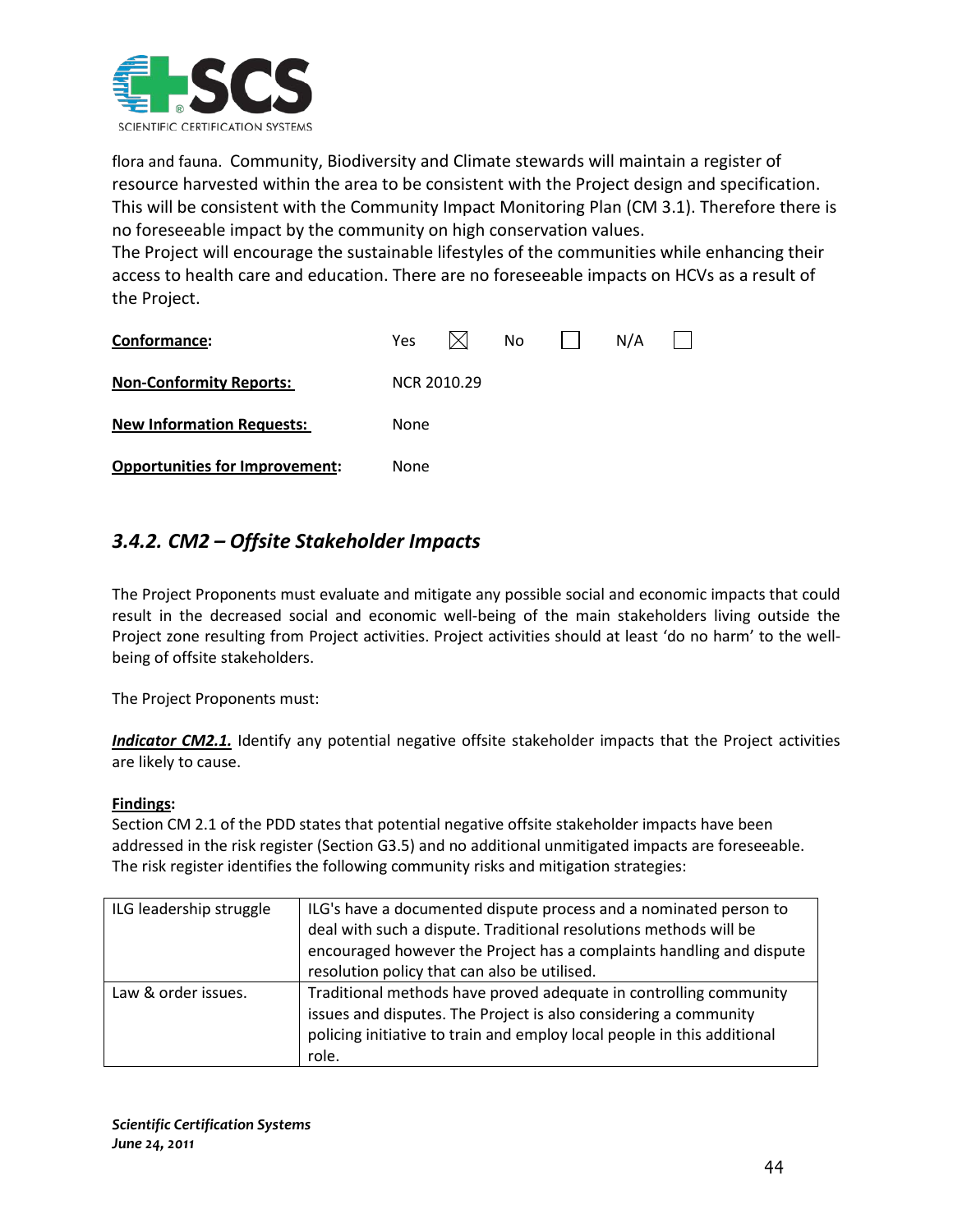flora and fauna. Community, Biodiversity and Climate stewards will maintain a register of resource harvested within the area to be consistent with the Project design and specification. This will be consistent with the Community Impact Monitoring Plan (CM 3.1). Therefore there is no foreseeable impact by the community on high conservation values.
The Project will encourage the sustainable lifestyles of the communities while enhancing their access to health care and education. There are no foreseeable impacts on HCVs as a result of the Project.

| **Conformance:** | Yes ☒ | No ☐ | N/A ☐ |
|---|---|---|---|
| **Non-Conformity Reports:** | NCR 2010.29 | | |
| **New Information Requests:** | None | | |
| **Opportunities for Improvement:** | None | | |

### *3.4.2. CM2 – Offsite Stakeholder Impacts*

The Project Proponents must evaluate and mitigate any possible social and economic impacts that could result in the decreased social and economic well-being of the main stakeholders living outside the Project zone resulting from Project activities. Project activities should at least 'do no harm' to the well-being of offsite stakeholders.

The Project Proponents must:

***Indicator CM2.1.*** Identify any potential negative offsite stakeholder impacts that the Project activities are likely to cause.

**Findings:**
Section CM 2.1 of the PDD states that potential negative offsite stakeholder impacts have been addressed in the risk register (Section G3.5) and no additional unmitigated impacts are foreseeable. The risk register identifies the following community risks and mitigation strategies:

| | |
|---|---|
| ILG leadership struggle | ILG's have a documented dispute process and a nominated person to deal with such a dispute. Traditional resolutions methods will be encouraged however the Project has a complaints handling and dispute resolution policy that can also be utilised. |
| Law & order issues. | Traditional methods have proved adequate in controlling community issues and disputes. The Project is also considering a community policing initiative to train and employ local people in this additional role. |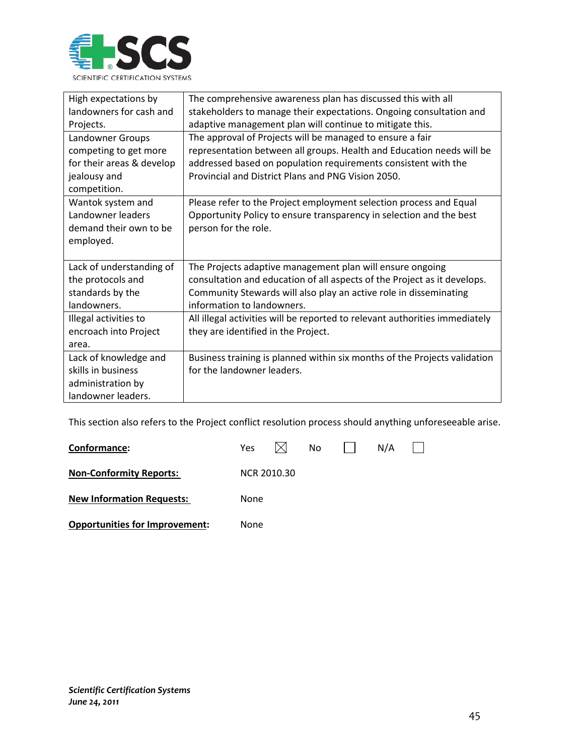| High expectations by landowners for cash and Projects. | The comprehensive awareness plan has discussed this with all stakeholders to manage their expectations. Ongoing consultation and adaptive management plan will continue to mitigate this. |
|---|---|
| Landowner Groups competing to get more for their areas & develop jealousy and competition. | The approval of Projects will be managed to ensure a fair representation between all groups. Health and Education needs will be addressed based on population requirements consistent with the Provincial and District Plans and PNG Vision 2050. |
| Wantok system and Landowner leaders demand their own to be employed. | Please refer to the Project employment selection process and Equal Opportunity Policy to ensure transparency in selection and the best person for the role. |
| Lack of understanding of the protocols and standards by the landowners. | The Projects adaptive management plan will ensure ongoing consultation and education of all aspects of the Project as it develops. Community Stewards will also play an active role in disseminating information to landowners. |
| Illegal activities to encroach into Project area. | All illegal activities will be reported to relevant authorities immediately they are identified in the Project. |
| Lack of knowledge and skills in business administration by landowner leaders. | Business training is planned within six months of the Projects validation for the landowner leaders. |

This section also refers to the Project conflict resolution process should anything unforeseeable arise.

**Conformance:** Yes ☒ No ☐ N/A ☐

**Non-Conformity Reports:** NCR 2010.30

**New Information Requests:** None

**Opportunities for Improvement:** None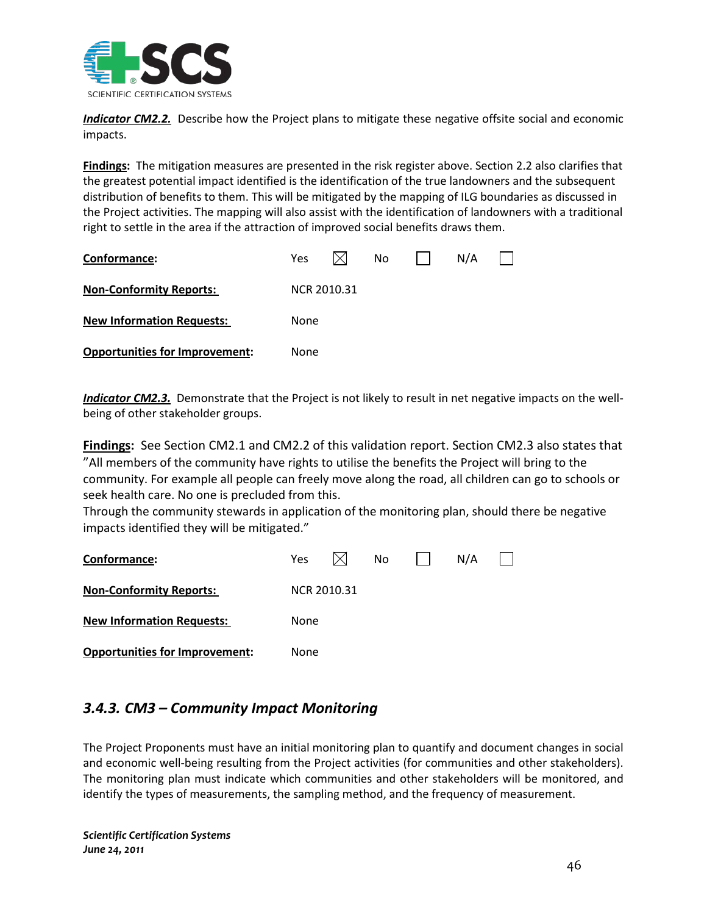***Indicator CM2.2.*** Describe how the Project plans to mitigate these negative offsite social and economic impacts.

**Findings:** The mitigation measures are presented in the risk register above. Section 2.2 also clarifies that the greatest potential impact identified is the identification of the true landowners and the subsequent distribution of benefits to them. This will be mitigated by the mapping of ILG boundaries as discussed in the Project activities. The mapping will also assist with the identification of landowners with a traditional right to settle in the area if the attraction of improved social benefits draws them.

| | |
|---|---|
| **Conformance:** | Yes ☒ No ☐ N/A ☐ |
| **Non-Conformity Reports:** | NCR 2010.31 |
| **New Information Requests:** | None |
| **Opportunities for Improvement:** | None |

***Indicator CM2.3.*** Demonstrate that the Project is not likely to result in net negative impacts on the well-being of other stakeholder groups.

**Findings:** See Section CM2.1 and CM2.2 of this validation report. Section CM2.3 also states that "All members of the community have rights to utilise the benefits the Project will bring to the community. For example all people can freely move along the road, all children can go to schools or seek health care. No one is precluded from this.
Through the community stewards in application of the monitoring plan, should there be negative impacts identified they will be mitigated."

| | |
|---|---|
| **Conformance:** | Yes ☒ No ☐ N/A ☐ |
| **Non-Conformity Reports:** | NCR 2010.31 |
| **New Information Requests:** | None |
| **Opportunities for Improvement:** | None |

### *3.4.3. CM3 – Community Impact Monitoring*

The Project Proponents must have an initial monitoring plan to quantify and document changes in social and economic well-being resulting from the Project activities (for communities and other stakeholders). The monitoring plan must indicate which communities and other stakeholders will be monitored, and identify the types of measurements, the sampling method, and the frequency of measurement.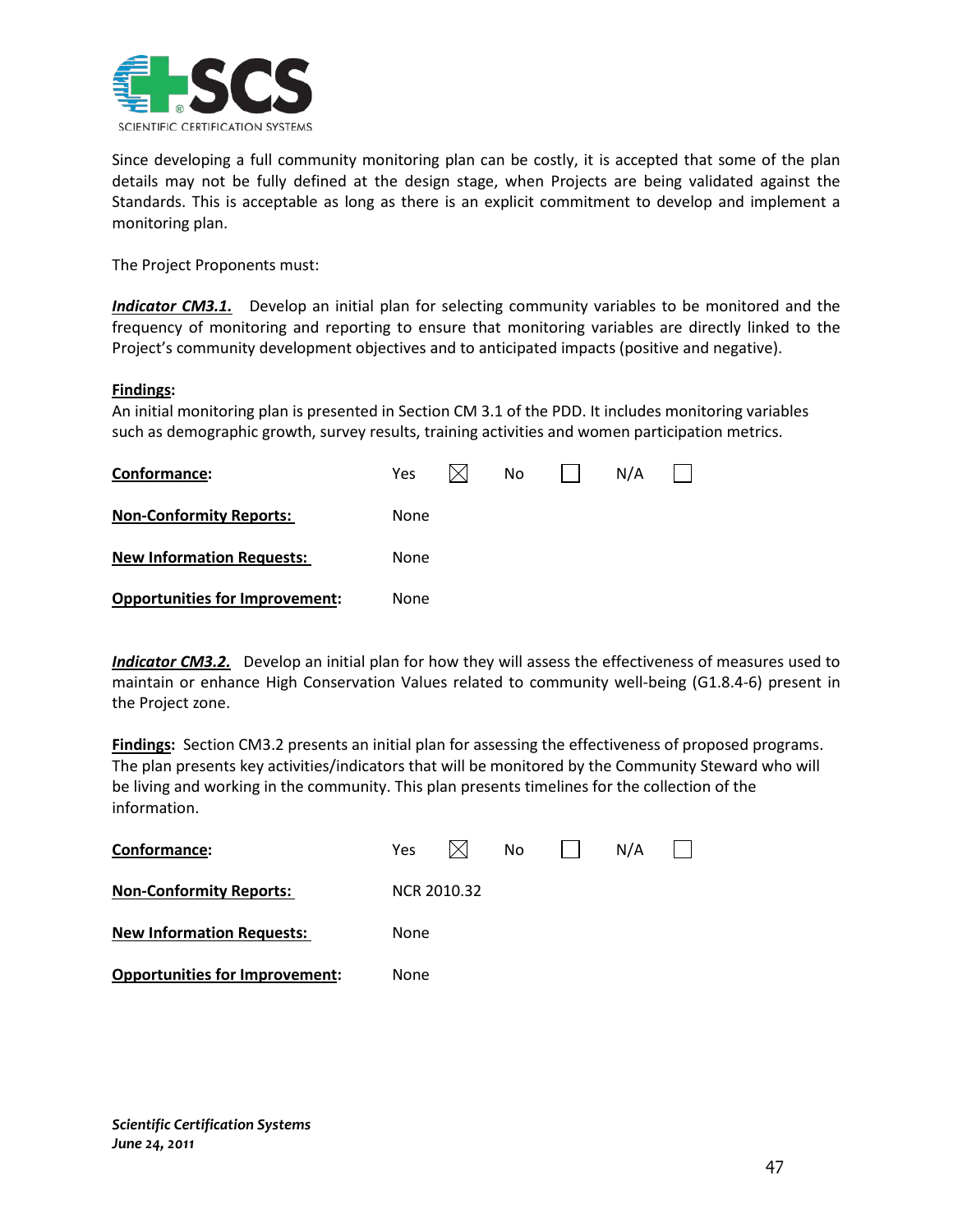Since developing a full community monitoring plan can be costly, it is accepted that some of the plan details may not be fully defined at the design stage, when Projects are being validated against the Standards. This is acceptable as long as there is an explicit commitment to develop and implement a monitoring plan.

The Project Proponents must:

***Indicator CM3.1.*** Develop an initial plan for selecting community variables to be monitored and the frequency of monitoring and reporting to ensure that monitoring variables are directly linked to the Project's community development objectives and to anticipated impacts (positive and negative).

**Findings:**
An initial monitoring plan is presented in Section CM 3.1 of the PDD. It includes monitoring variables such as demographic growth, survey results, training activities and women participation metrics.

**Conformance:** Yes ☒ No ☐ N/A ☐

**Non-Conformity Reports:** None

**New Information Requests:** None

**Opportunities for Improvement:** None

***Indicator CM3.2.*** Develop an initial plan for how they will assess the effectiveness of measures used to maintain or enhance High Conservation Values related to community well-being (G1.8.4-6) present in the Project zone.

**Findings:** Section CM3.2 presents an initial plan for assessing the effectiveness of proposed programs. The plan presents key activities/indicators that will be monitored by the Community Steward who will be living and working in the community. This plan presents timelines for the collection of the information.

**Conformance:** Yes ☒ No ☐ N/A ☐

**Non-Conformity Reports:** NCR 2010.32

**New Information Requests:** None

**Opportunities for Improvement:** None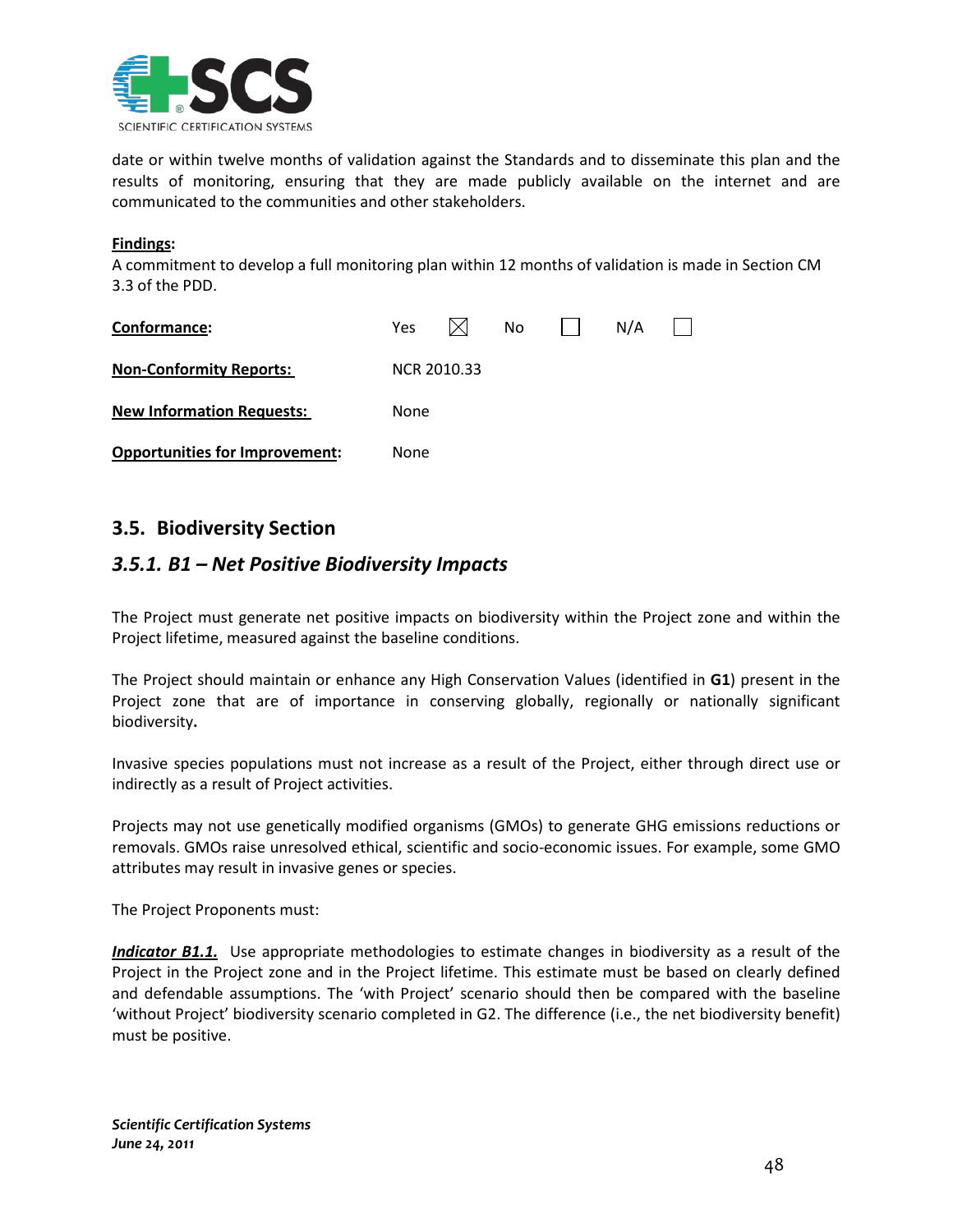date or within twelve months of validation against the Standards and to disseminate this plan and the results of monitoring, ensuring that they are made publicly available on the internet and are communicated to the communities and other stakeholders.

**Findings:**
A commitment to develop a full monitoring plan within 12 months of validation is made in Section CM 3.3 of the PDD.

| | |
|---|---|
| **Conformance:** | Yes ☒ No ☐ N/A ☐ |
| **Non-Conformity Reports:** | NCR 2010.33 |
| **New Information Requests:** | None |
| **Opportunities for Improvement:** | None |

## 3.5. Biodiversity Section

### *3.5.1. B1 – Net Positive Biodiversity Impacts*

The Project must generate net positive impacts on biodiversity within the Project zone and within the Project lifetime, measured against the baseline conditions.

The Project should maintain or enhance any High Conservation Values (identified in **G1**) present in the Project zone that are of importance in conserving globally, regionally or nationally significant biodiversity**.**

Invasive species populations must not increase as a result of the Project, either through direct use or indirectly as a result of Project activities.

Projects may not use genetically modified organisms (GMOs) to generate GHG emissions reductions or removals. GMOs raise unresolved ethical, scientific and socio-economic issues. For example, some GMO attributes may result in invasive genes or species.

The Project Proponents must:

***Indicator B1.1.*** Use appropriate methodologies to estimate changes in biodiversity as a result of the Project in the Project zone and in the Project lifetime. This estimate must be based on clearly defined and defendable assumptions. The 'with Project' scenario should then be compared with the baseline 'without Project' biodiversity scenario completed in G2. The difference (i.e., the net biodiversity benefit) must be positive.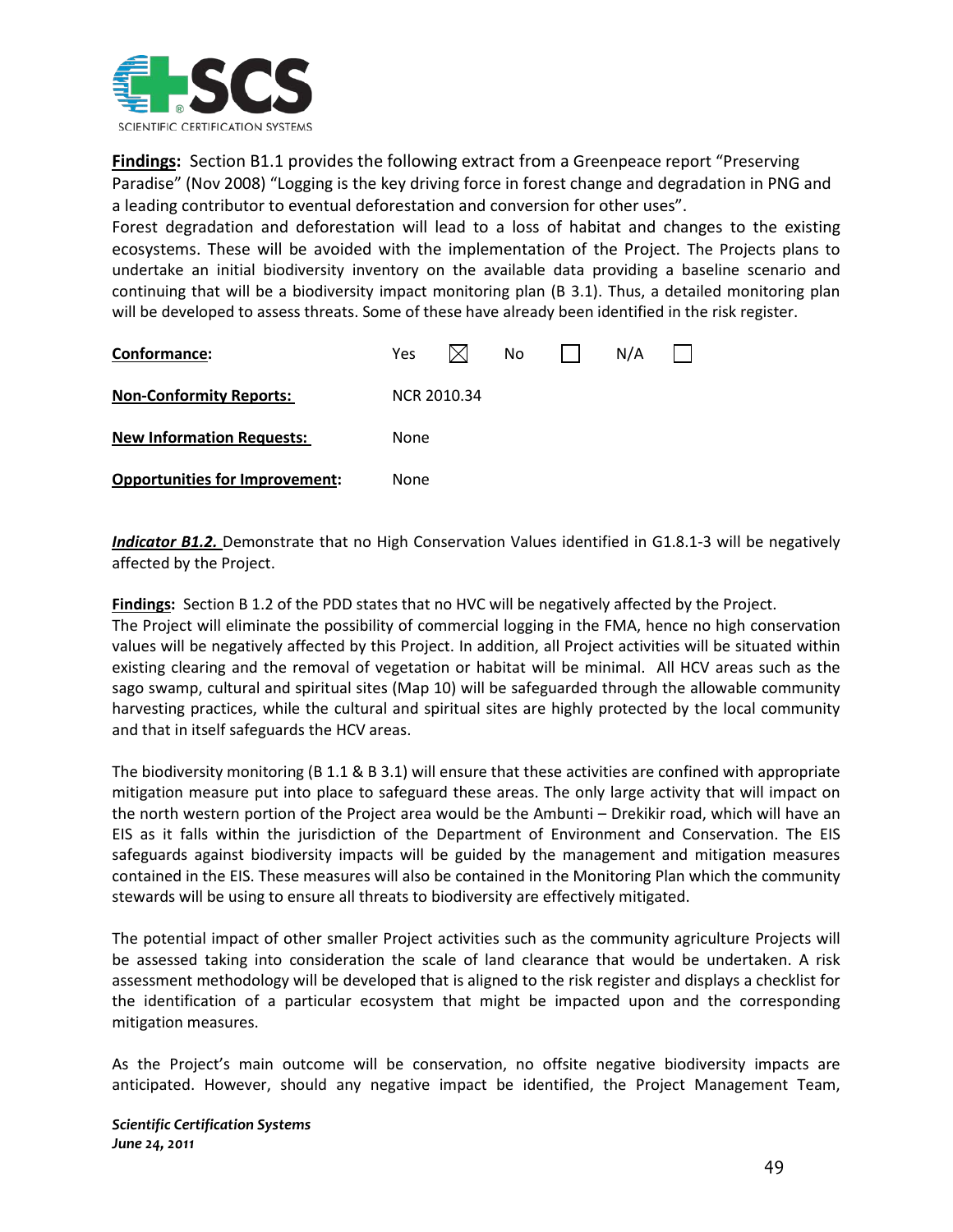**Findings:** Section B1.1 provides the following extract from a Greenpeace report "Preserving Paradise" (Nov 2008) "Logging is the key driving force in forest change and degradation in PNG and a leading contributor to eventual deforestation and conversion for other uses".
Forest degradation and deforestation will lead to a loss of habitat and changes to the existing ecosystems. These will be avoided with the implementation of the Project. The Projects plans to undertake an initial biodiversity inventory on the available data providing a baseline scenario and continuing that will be a biodiversity impact monitoring plan (B 3.1). Thus, a detailed monitoring plan will be developed to assess threats. Some of these have already been identified in the risk register.

| | |
|---|---|
| **Conformance:** | Yes ☒ No ☐ N/A ☐ |
| **Non-Conformity Reports:** | NCR 2010.34 |
| **New Information Requests:** | None |
| **Opportunities for Improvement:** | None |

***Indicator B1.2.*** Demonstrate that no High Conservation Values identified in G1.8.1-3 will be negatively affected by the Project.

**Findings:** Section B 1.2 of the PDD states that no HVC will be negatively affected by the Project.
The Project will eliminate the possibility of commercial logging in the FMA, hence no high conservation values will be negatively affected by this Project. In addition, all Project activities will be situated within existing clearing and the removal of vegetation or habitat will be minimal. All HCV areas such as the sago swamp, cultural and spiritual sites (Map 10) will be safeguarded through the allowable community harvesting practices, while the cultural and spiritual sites are highly protected by the local community and that in itself safeguards the HCV areas.

The biodiversity monitoring (B 1.1 & B 3.1) will ensure that these activities are confined with appropriate mitigation measure put into place to safeguard these areas. The only large activity that will impact on the north western portion of the Project area would be the Ambunti – Drekikir road, which will have an EIS as it falls within the jurisdiction of the Department of Environment and Conservation. The EIS safeguards against biodiversity impacts will be guided by the management and mitigation measures contained in the EIS. These measures will also be contained in the Monitoring Plan which the community stewards will be using to ensure all threats to biodiversity are effectively mitigated.

The potential impact of other smaller Project activities such as the community agriculture Projects will be assessed taking into consideration the scale of land clearance that would be undertaken. A risk assessment methodology will be developed that is aligned to the risk register and displays a checklist for the identification of a particular ecosystem that might be impacted upon and the corresponding mitigation measures.

As the Project's main outcome will be conservation, no offsite negative biodiversity impacts are anticipated. However, should any negative impact be identified, the Project Management Team,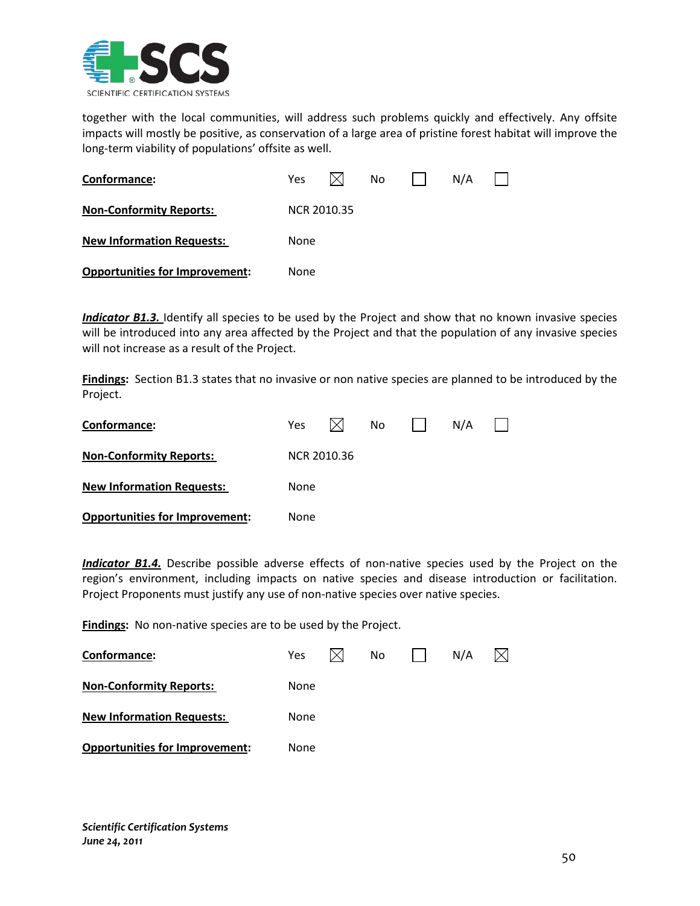together with the local communities, will address such problems quickly and effectively. Any offsite impacts will mostly be positive, as conservation of a large area of pristine forest habitat will improve the long-term viability of populations' offsite as well.

| | |
|---|---|
| **Conformance:** | Yes ☒ No ☐ N/A ☐ |
| **Non-Conformity Reports:** | NCR 2010.35 |
| **New Information Requests:** | None |
| **Opportunities for Improvement:** | None |

***Indicator B1.3.*** Identify all species to be used by the Project and show that no known invasive species will be introduced into any area affected by the Project and that the population of any invasive species will not increase as a result of the Project.

**Findings:** Section B1.3 states that no invasive or non native species are planned to be introduced by the Project.

| | |
|---|---|
| **Conformance:** | Yes ☒ No ☐ N/A ☐ |
| **Non-Conformity Reports:** | NCR 2010.36 |
| **New Information Requests:** | None |
| **Opportunities for Improvement:** | None |

***Indicator B1.4.*** Describe possible adverse effects of non-native species used by the Project on the region's environment, including impacts on native species and disease introduction or facilitation. Project Proponents must justify any use of non-native species over native species.

**Findings:** No non-native species are to be used by the Project.

| | |
|---|---|
| **Conformance:** | Yes ☒ No ☐ N/A ☒ |
| **Non-Conformity Reports:** | None |
| **New Information Requests:** | None |
| **Opportunities for Improvement:** | None |

*Scientific Certification Systems*
*June 24, 2011*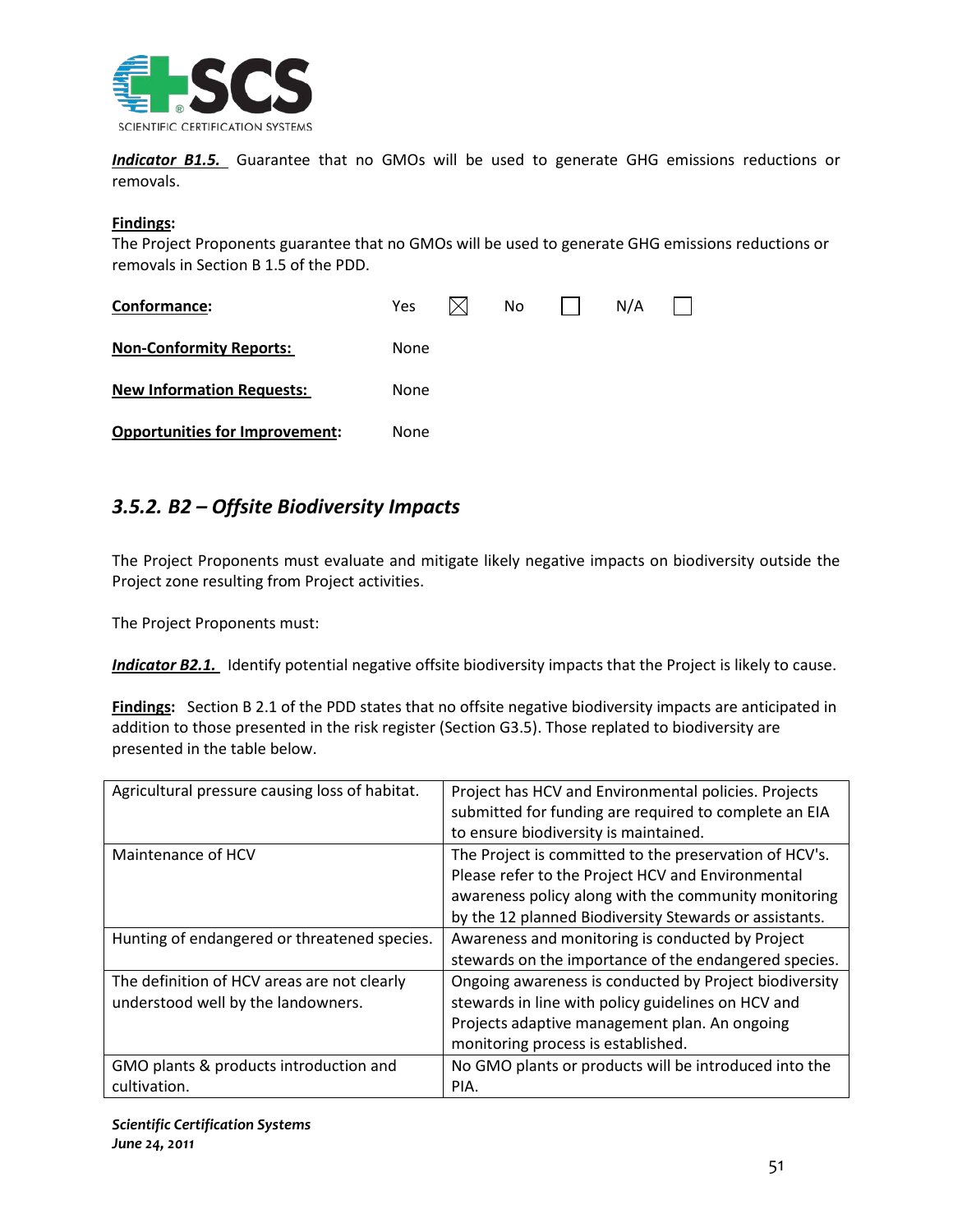***Indicator B1.5.*** Guarantee that no GMOs will be used to generate GHG emissions reductions or removals.

**Findings**:
The Project Proponents guarantee that no GMOs will be used to generate GHG emissions reductions or removals in Section B 1.5 of the PDD.

**Conformance:** Yes ☒ No ☐ N/A ☐

**Non-Conformity Reports:** None

**New Information Requests:** None

**Opportunities for Improvement:** None

### *3.5.2. B2 – Offsite Biodiversity Impacts*

The Project Proponents must evaluate and mitigate likely negative impacts on biodiversity outside the Project zone resulting from Project activities.

The Project Proponents must:

***Indicator B2.1.*** Identify potential negative offsite biodiversity impacts that the Project is likely to cause.

**Findings:** Section B 2.1 of the PDD states that no offsite negative biodiversity impacts are anticipated in addition to those presented in the risk register (Section G3.5). Those replated to biodiversity are presented in the table below.

| | |
|---|---|
| Agricultural pressure causing loss of habitat. | Project has HCV and Environmental policies. Projects submitted for funding are required to complete an EIA to ensure biodiversity is maintained. |
| Maintenance of HCV | The Project is committed to the preservation of HCV's. Please refer to the Project HCV and Environmental awareness policy along with the community monitoring by the 12 planned Biodiversity Stewards or assistants. |
| Hunting of endangered or threatened species. | Awareness and monitoring is conducted by Project stewards on the importance of the endangered species. |
| The definition of HCV areas are not clearly understood well by the landowners. | Ongoing awareness is conducted by Project biodiversity stewards in line with policy guidelines on HCV and Projects adaptive management plan. An ongoing monitoring process is established. |
| GMO plants & products introduction and cultivation. | No GMO plants or products will be introduced into the PIA. |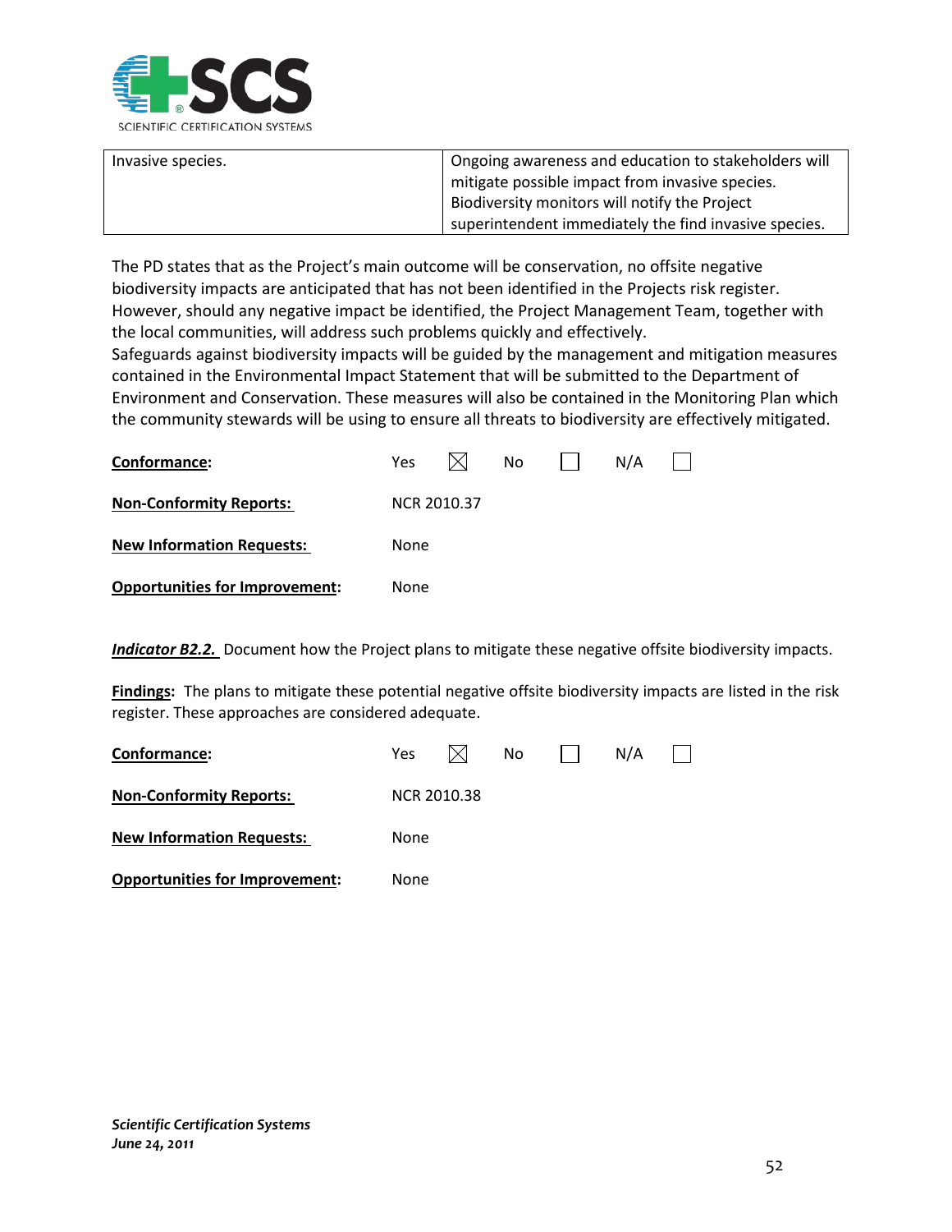| Invasive species. | Ongoing awareness and education to stakeholders will mitigate possible impact from invasive species. Biodiversity monitors will notify the Project superintendent immediately the find invasive species. |
|---|---|

The PD states that as the Project's main outcome will be conservation, no offsite negative biodiversity impacts are anticipated that has not been identified in the Projects risk register. However, should any negative impact be identified, the Project Management Team, together with the local communities, will address such problems quickly and effectively.
Safeguards against biodiversity impacts will be guided by the management and mitigation measures contained in the Environmental Impact Statement that will be submitted to the Department of Environment and Conservation. These measures will also be contained in the Monitoring Plan which the community stewards will be using to ensure all threats to biodiversity are effectively mitigated.

**Conformance:** Yes ☒ No ☐ N/A ☐

**Non-Conformity Reports:** NCR 2010.37

**New Information Requests:** None

**Opportunities for Improvement:** None

***Indicator B2.2.*** Document how the Project plans to mitigate these negative offsite biodiversity impacts.

**Findings:** The plans to mitigate these potential negative offsite biodiversity impacts are listed in the risk register. These approaches are considered adequate.

**Conformance:** Yes ☒ No ☐ N/A ☐

**Non-Conformity Reports:** NCR 2010.38

**New Information Requests:** None

**Opportunities for Improvement:** None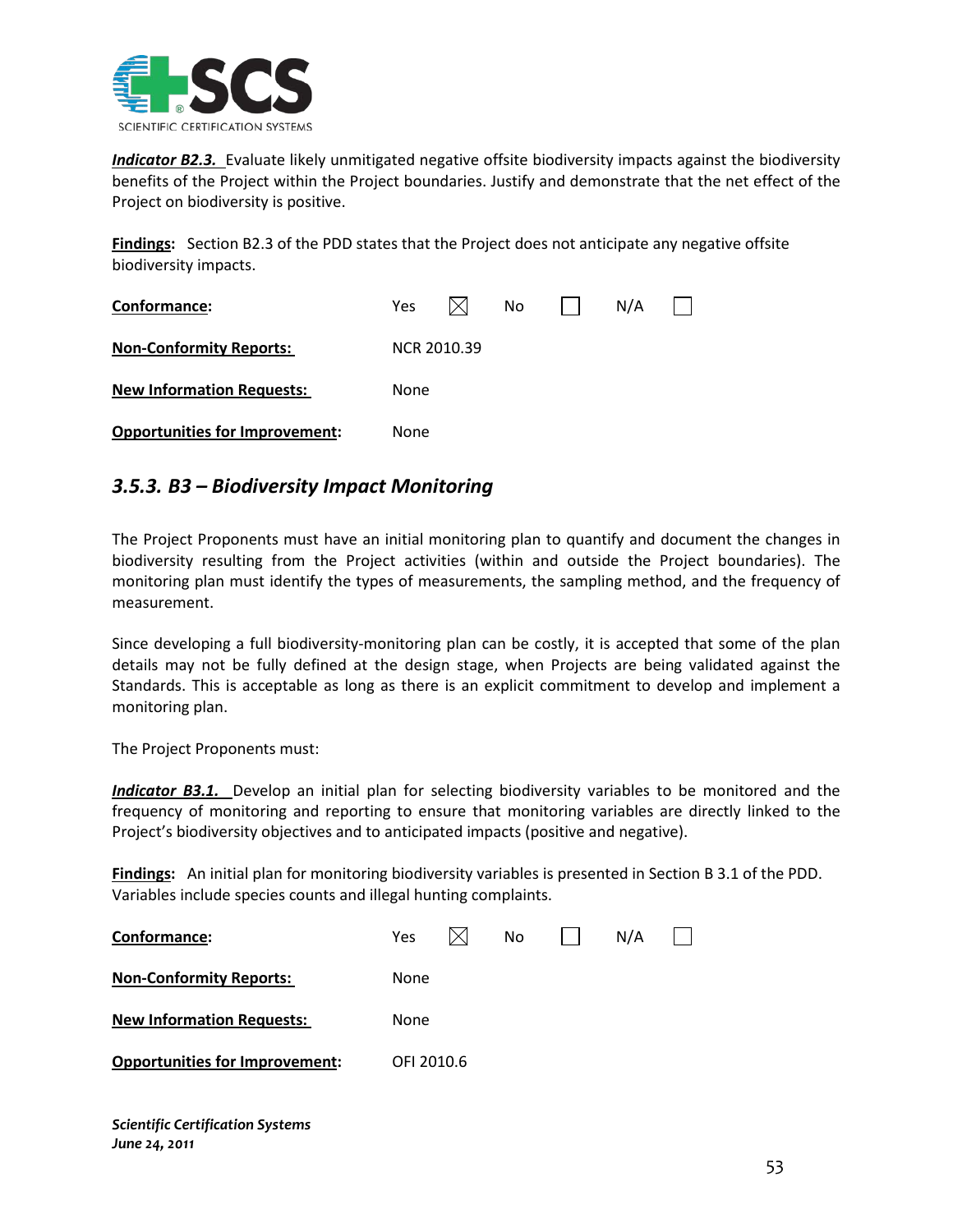***Indicator B2.3.*** Evaluate likely unmitigated negative offsite biodiversity impacts against the biodiversity benefits of the Project within the Project boundaries. Justify and demonstrate that the net effect of the Project on biodiversity is positive.

**Findings:** Section B2.3 of the PDD states that the Project does not anticipate any negative offsite biodiversity impacts.

| | |
|---|---|
| **Conformance:** | Yes ☒ No ☐ N/A ☐ |
| **Non-Conformity Reports:** | NCR 2010.39 |
| **New Information Requests:** | None |
| **Opportunities for Improvement:** | None |

### *3.5.3. B3 – Biodiversity Impact Monitoring*

The Project Proponents must have an initial monitoring plan to quantify and document the changes in biodiversity resulting from the Project activities (within and outside the Project boundaries). The monitoring plan must identify the types of measurements, the sampling method, and the frequency of measurement.

Since developing a full biodiversity-monitoring plan can be costly, it is accepted that some of the plan details may not be fully defined at the design stage, when Projects are being validated against the Standards. This is acceptable as long as there is an explicit commitment to develop and implement a monitoring plan.

The Project Proponents must:

***Indicator B3.1.*** Develop an initial plan for selecting biodiversity variables to be monitored and the frequency of monitoring and reporting to ensure that monitoring variables are directly linked to the Project's biodiversity objectives and to anticipated impacts (positive and negative).

**Findings:** An initial plan for monitoring biodiversity variables is presented in Section B 3.1 of the PDD. Variables include species counts and illegal hunting complaints.

| | |
|---|---|
| **Conformance:** | Yes ☒ No ☐ N/A ☐ |
| **Non-Conformity Reports:** | None |
| **New Information Requests:** | None |
| **Opportunities for Improvement:** | OFI 2010.6 |

***Scientific Certification Systems***
***June 24, 2011***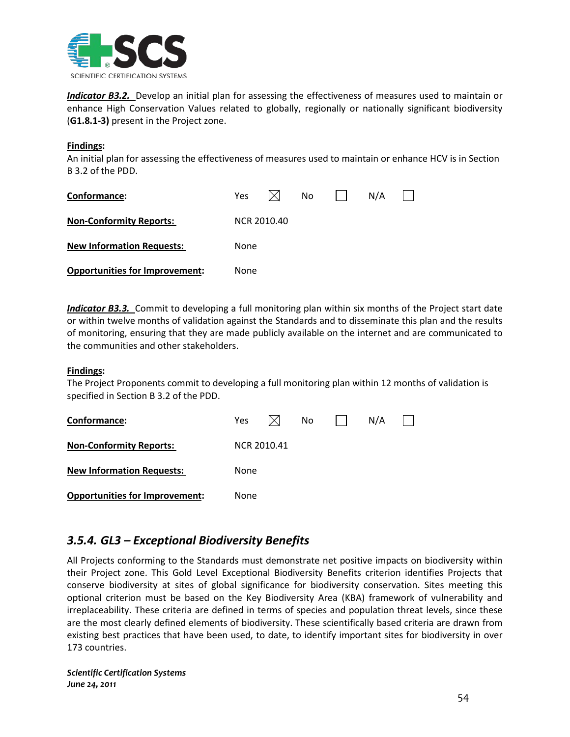***Indicator B3.2.*** Develop an initial plan for assessing the effectiveness of measures used to maintain or enhance High Conservation Values related to globally, regionally or nationally significant biodiversity (**G1.8.1-3)** present in the Project zone.

**Findings:**
An initial plan for assessing the effectiveness of measures used to maintain or enhance HCV is in Section B 3.2 of the PDD.

| | |
|---|---|
| **Conformance:** | Yes ☒ No ☐ N/A ☐ |
| **Non-Conformity Reports:** | NCR 2010.40 |
| **New Information Requests:** | None |
| **Opportunities for Improvement:** | None |

***Indicator B3.3.*** Commit to developing a full monitoring plan within six months of the Project start date or within twelve months of validation against the Standards and to disseminate this plan and the results of monitoring, ensuring that they are made publicly available on the internet and are communicated to the communities and other stakeholders.

**Findings:**
The Project Proponents commit to developing a full monitoring plan within 12 months of validation is specified in Section B 3.2 of the PDD.

| | |
|---|---|
| **Conformance:** | Yes ☒ No ☐ N/A ☐ |
| **Non-Conformity Reports:** | NCR 2010.41 |
| **New Information Requests:** | None |
| **Opportunities for Improvement:** | None |

### *3.5.4. GL3 – Exceptional Biodiversity Benefits*

All Projects conforming to the Standards must demonstrate net positive impacts on biodiversity within their Project zone. This Gold Level Exceptional Biodiversity Benefits criterion identifies Projects that conserve biodiversity at sites of global significance for biodiversity conservation. Sites meeting this optional criterion must be based on the Key Biodiversity Area (KBA) framework of vulnerability and irreplaceability. These criteria are defined in terms of species and population threat levels, since these are the most clearly defined elements of biodiversity. These scientifically based criteria are drawn from existing best practices that have been used, to date, to identify important sites for biodiversity in over 173 countries.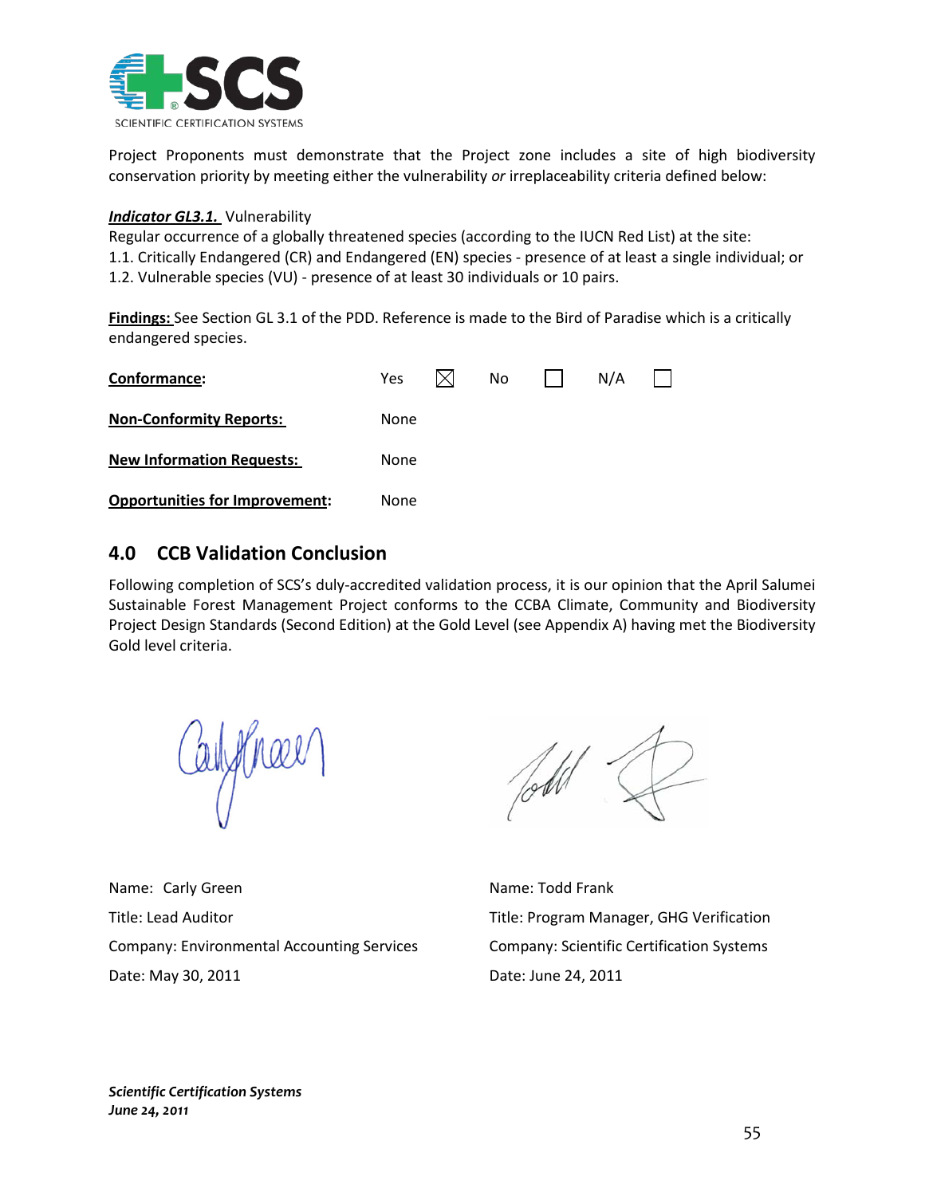Project Proponents must demonstrate that the Project zone includes a site of high biodiversity conservation priority by meeting either the vulnerability *or* irreplaceability criteria defined below:

***Indicator GL3.1.*** Vulnerability
Regular occurrence of a globally threatened species (according to the IUCN Red List) at the site:
1.1. Critically Endangered (CR) and Endangered (EN) species - presence of at least a single individual; or
1.2. Vulnerable species (VU) - presence of at least 30 individuals or 10 pairs.

**Findings:** See Section GL 3.1 of the PDD. Reference is made to the Bird of Paradise which is a critically endangered species.

**Conformance:** Yes ☒ No ☐ N/A ☐

**Non-Conformity Reports:** None

**New Information Requests:** None

**Opportunities for Improvement:** None

## 4.0 CCB Validation Conclusion

Following completion of SCS's duly-accredited validation process, it is our opinion that the April Salumei Sustainable Forest Management Project conforms to the CCBA Climate, Community and Biodiversity Project Design Standards (Second Edition) at the Gold Level (see Appendix A) having met the Biodiversity Gold level criteria.

Name: Carly Green
Title: Lead Auditor
Company: Environmental Accounting Services
Date: May 30, 2011

Name: Todd Frank
Title: Program Manager, GHG Verification
Company: Scientific Certification Systems
Date: June 24, 2011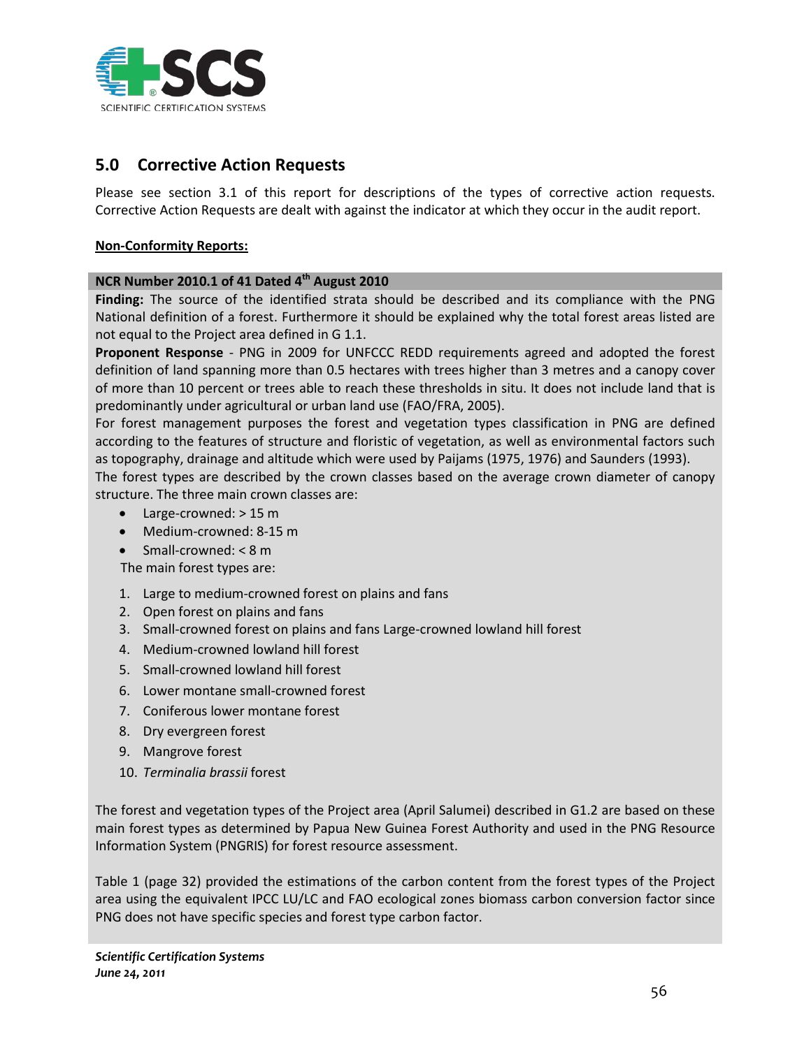## 5.0 Corrective Action Requests

Please see section 3.1 of this report for descriptions of the types of corrective action requests. Corrective Action Requests are dealt with against the indicator at which they occur in the audit report.

**Non-Conformity Reports:**

**NCR Number 2010.1 of 41 Dated 4th August 2010**

**Finding:** The source of the identified strata should be described and its compliance with the PNG National definition of a forest. Furthermore it should be explained why the total forest areas listed are not equal to the Project area defined in G 1.1.

**Proponent Response** - PNG in 2009 for UNFCCC REDD requirements agreed and adopted the forest definition of land spanning more than 0.5 hectares with trees higher than 3 metres and a canopy cover of more than 10 percent or trees able to reach these thresholds in situ. It does not include land that is predominantly under agricultural or urban land use (FAO/FRA, 2005).

For forest management purposes the forest and vegetation types classification in PNG are defined according to the features of structure and floristic of vegetation, as well as environmental factors such as topography, drainage and altitude which were used by Paijams (1975, 1976) and Saunders (1993).

The forest types are described by the crown classes based on the average crown diameter of canopy structure. The three main crown classes are:

- Large-crowned: > 15 m
- Medium-crowned: 8-15 m
- Small-crowned: < 8 m

The main forest types are:

1. Large to medium-crowned forest on plains and fans
2. Open forest on plains and fans
3. Small-crowned forest on plains and fans Large-crowned lowland hill forest
4. Medium-crowned lowland hill forest
5. Small-crowned lowland hill forest
6. Lower montane small-crowned forest
7. Coniferous lower montane forest
8. Dry evergreen forest
9. Mangrove forest
10. *Terminalia brassii* forest

The forest and vegetation types of the Project area (April Salumei) described in G1.2 are based on these main forest types as determined by Papua New Guinea Forest Authority and used in the PNG Resource Information System (PNGRIS) for forest resource assessment.

Table 1 (page 32) provided the estimations of the carbon content from the forest types of the Project area using the equivalent IPCC LU/LC and FAO ecological zones biomass carbon conversion factor since PNG does not have specific species and forest type carbon factor.

*Scientific Certification Systems*
*June 24, 2011*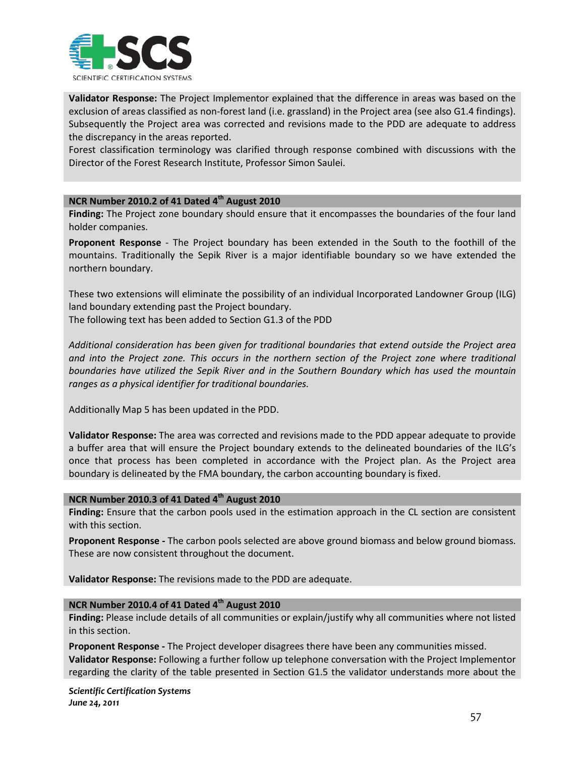**Validator Response:** The Project Implementor explained that the difference in areas was based on the exclusion of areas classified as non-forest land (i.e. grassland) in the Project area (see also G1.4 findings). Subsequently the Project area was corrected and revisions made to the PDD are adequate to address the discrepancy in the areas reported.
Forest classification terminology was clarified through response combined with discussions with the Director of the Forest Research Institute, Professor Simon Saulei.

**NCR Number 2010.2 of 41 Dated 4th August 2010**

**Finding:** The Project zone boundary should ensure that it encompasses the boundaries of the four land holder companies.

**Proponent Response** - The Project boundary has been extended in the South to the foothill of the mountains. Traditionally the Sepik River is a major identifiable boundary so we have extended the northern boundary.

These two extensions will eliminate the possibility of an individual Incorporated Landowner Group (ILG) land boundary extending past the Project boundary.
The following text has been added to Section G1.3 of the PDD

*Additional consideration has been given for traditional boundaries that extend outside the Project area and into the Project zone. This occurs in the northern section of the Project zone where traditional boundaries have utilized the Sepik River and in the Southern Boundary which has used the mountain ranges as a physical identifier for traditional boundaries.*

Additionally Map 5 has been updated in the PDD.

**Validator Response:** The area was corrected and revisions made to the PDD appear adequate to provide a buffer area that will ensure the Project boundary extends to the delineated boundaries of the ILG's once that process has been completed in accordance with the Project plan. As the Project area boundary is delineated by the FMA boundary, the carbon accounting boundary is fixed.

**NCR Number 2010.3 of 41 Dated 4th August 2010**

**Finding:** Ensure that the carbon pools used in the estimation approach in the CL section are consistent with this section.

**Proponent Response -** The carbon pools selected are above ground biomass and below ground biomass. These are now consistent throughout the document.

**Validator Response:** The revisions made to the PDD are adequate.

**NCR Number 2010.4 of 41 Dated 4th August 2010**

**Finding:** Please include details of all communities or explain/justify why all communities where not listed in this section.

**Proponent Response -** The Project developer disagrees there have been any communities missed.
**Validator Response:** Following a further follow up telephone conversation with the Project Implementor regarding the clarity of the table presented in Section G1.5 the validator understands more about the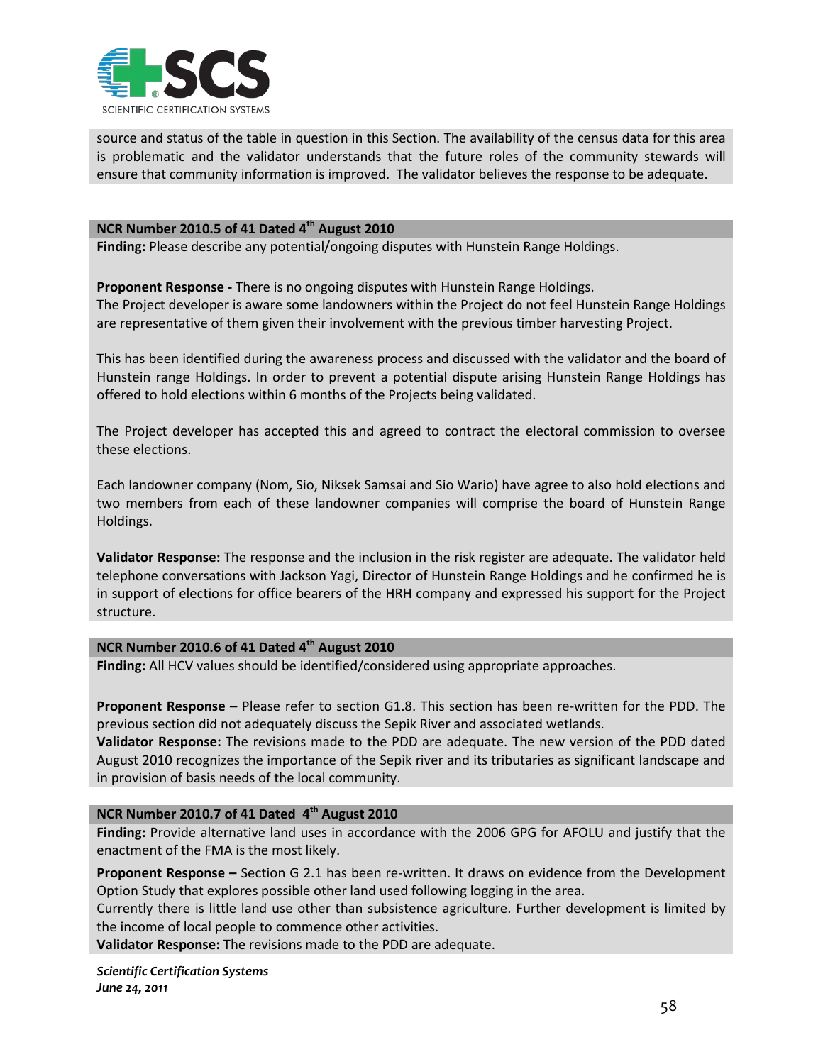source and status of the table in question in this Section. The availability of the census data for this area is problematic and the validator understands that the future roles of the community stewards will ensure that community information is improved. The validator believes the response to be adequate.

**NCR Number 2010.5 of 41 Dated 4th August 2010**

**Finding:** Please describe any potential/ongoing disputes with Hunstein Range Holdings.

**Proponent Response -** There is no ongoing disputes with Hunstein Range Holdings.
The Project developer is aware some landowners within the Project do not feel Hunstein Range Holdings are representative of them given their involvement with the previous timber harvesting Project.

This has been identified during the awareness process and discussed with the validator and the board of Hunstein range Holdings. In order to prevent a potential dispute arising Hunstein Range Holdings has offered to hold elections within 6 months of the Projects being validated.

The Project developer has accepted this and agreed to contract the electoral commission to oversee these elections.

Each landowner company (Nom, Sio, Niksek Samsai and Sio Wario) have agree to also hold elections and two members from each of these landowner companies will comprise the board of Hunstein Range Holdings.

**Validator Response:** The response and the inclusion in the risk register are adequate. The validator held telephone conversations with Jackson Yagi, Director of Hunstein Range Holdings and he confirmed he is in support of elections for office bearers of the HRH company and expressed his support for the Project structure.

**NCR Number 2010.6 of 41 Dated 4th August 2010**

**Finding:** All HCV values should be identified/considered using appropriate approaches.

**Proponent Response –** Please refer to section G1.8. This section has been re-written for the PDD. The previous section did not adequately discuss the Sepik River and associated wetlands.
**Validator Response:** The revisions made to the PDD are adequate. The new version of the PDD dated August 2010 recognizes the importance of the Sepik river and its tributaries as significant landscape and in provision of basis needs of the local community.

**NCR Number 2010.7 of 41 Dated 4th August 2010**

**Finding:** Provide alternative land uses in accordance with the 2006 GPG for AFOLU and justify that the enactment of the FMA is the most likely.

**Proponent Response –** Section G 2.1 has been re-written. It draws on evidence from the Development Option Study that explores possible other land used following logging in the area.
Currently there is little land use other than subsistence agriculture. Further development is limited by the income of local people to commence other activities.
**Validator Response:** The revisions made to the PDD are adequate.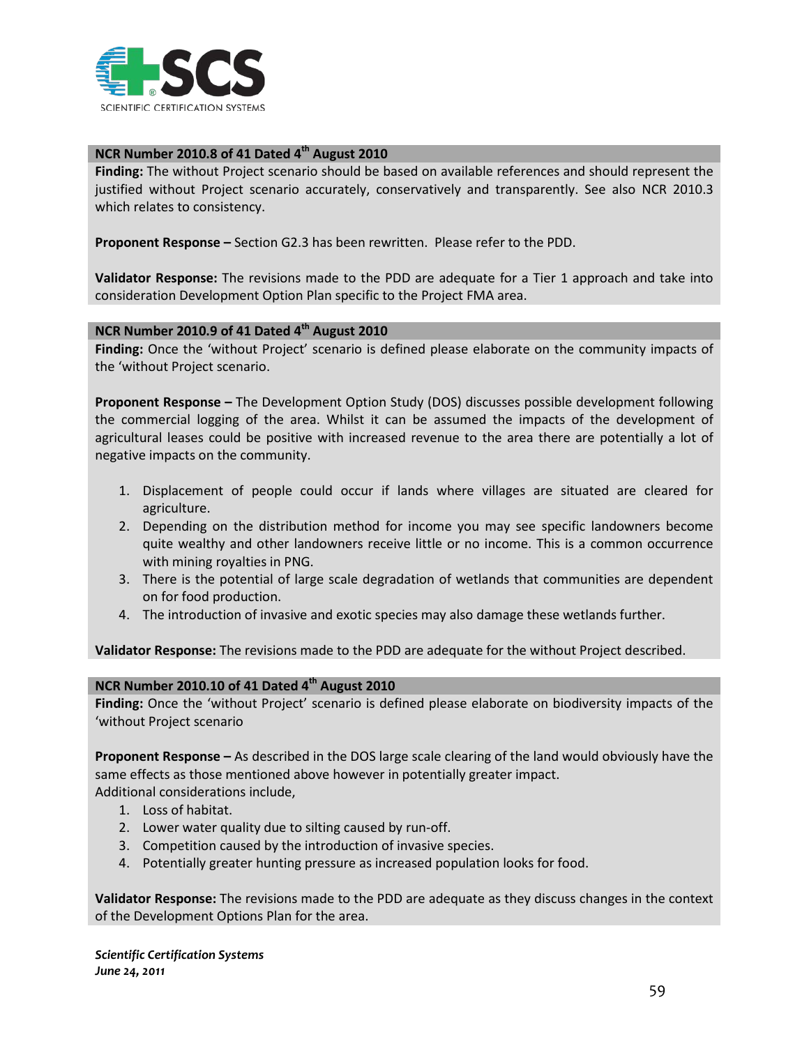**NCR Number 2010.8 of 41 Dated 4th August 2010**

**Finding:** The without Project scenario should be based on available references and should represent the justified without Project scenario accurately, conservatively and transparently. See also NCR 2010.3 which relates to consistency.

**Proponent Response –** Section G2.3 has been rewritten. Please refer to the PDD.

**Validator Response:** The revisions made to the PDD are adequate for a Tier 1 approach and take into consideration Development Option Plan specific to the Project FMA area.

**NCR Number 2010.9 of 41 Dated 4th August 2010**

**Finding:** Once the 'without Project' scenario is defined please elaborate on the community impacts of the 'without Project scenario.

**Proponent Response –** The Development Option Study (DOS) discusses possible development following the commercial logging of the area. Whilst it can be assumed the impacts of the development of agricultural leases could be positive with increased revenue to the area there are potentially a lot of negative impacts on the community.

1. Displacement of people could occur if lands where villages are situated are cleared for agriculture.
2. Depending on the distribution method for income you may see specific landowners become quite wealthy and other landowners receive little or no income. This is a common occurrence with mining royalties in PNG.
3. There is the potential of large scale degradation of wetlands that communities are dependent on for food production.
4. The introduction of invasive and exotic species may also damage these wetlands further.

**Validator Response:** The revisions made to the PDD are adequate for the without Project described.

**NCR Number 2010.10 of 41 Dated 4th August 2010**

**Finding:** Once the 'without Project' scenario is defined please elaborate on biodiversity impacts of the 'without Project scenario

**Proponent Response –** As described in the DOS large scale clearing of the land would obviously have the same effects as those mentioned above however in potentially greater impact.
Additional considerations include,

1. Loss of habitat.
2. Lower water quality due to silting caused by run-off.
3. Competition caused by the introduction of invasive species.
4. Potentially greater hunting pressure as increased population looks for food.

**Validator Response:** The revisions made to the PDD are adequate as they discuss changes in the context of the Development Options Plan for the area.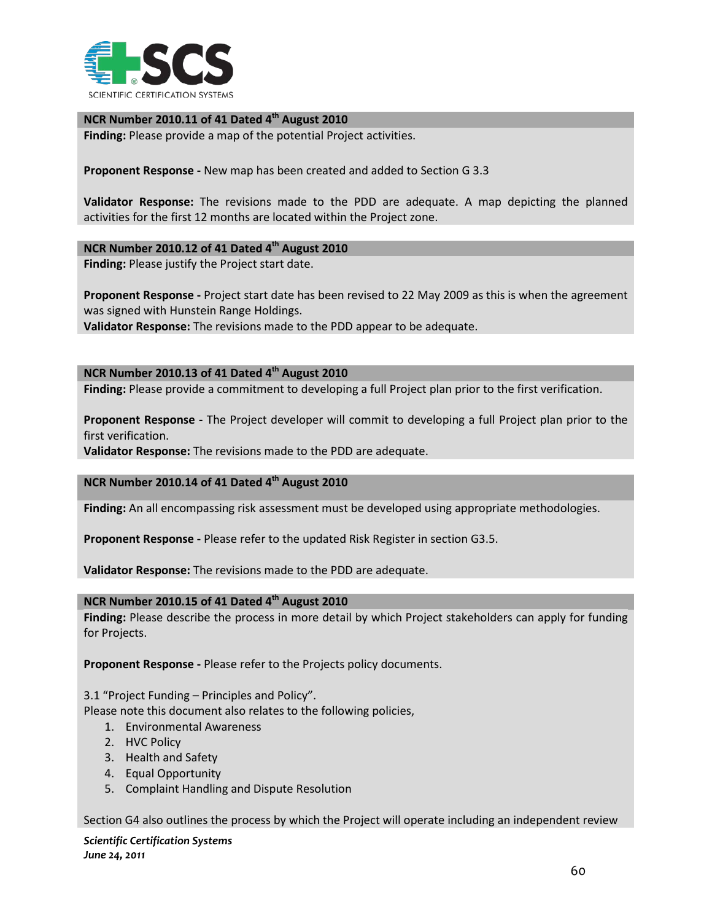**NCR Number 2010.11 of 41 Dated 4th August 2010**

**Finding:** Please provide a map of the potential Project activities.

**Proponent Response -** New map has been created and added to Section G 3.3

**Validator Response:** The revisions made to the PDD are adequate. A map depicting the planned activities for the first 12 months are located within the Project zone.

**NCR Number 2010.12 of 41 Dated 4th August 2010**

**Finding:** Please justify the Project start date.

**Proponent Response -** Project start date has been revised to 22 May 2009 as this is when the agreement was signed with Hunstein Range Holdings.

**Validator Response:** The revisions made to the PDD appear to be adequate.

**NCR Number 2010.13 of 41 Dated 4th August 2010**

**Finding:** Please provide a commitment to developing a full Project plan prior to the first verification.

**Proponent Response -** The Project developer will commit to developing a full Project plan prior to the first verification.

**Validator Response:** The revisions made to the PDD are adequate.

**NCR Number 2010.14 of 41 Dated 4th August 2010**

**Finding:** An all encompassing risk assessment must be developed using appropriate methodologies.

**Proponent Response -** Please refer to the updated Risk Register in section G3.5.

**Validator Response:** The revisions made to the PDD are adequate.

**NCR Number 2010.15 of 41 Dated 4th August 2010**

**Finding:** Please describe the process in more detail by which Project stakeholders can apply for funding for Projects.

**Proponent Response -** Please refer to the Projects policy documents.

3.1 "Project Funding – Principles and Policy".

Please note this document also relates to the following policies,

1. Environmental Awareness
2. HVC Policy
3. Health and Safety
4. Equal Opportunity
5. Complaint Handling and Dispute Resolution

Section G4 also outlines the process by which the Project will operate including an independent review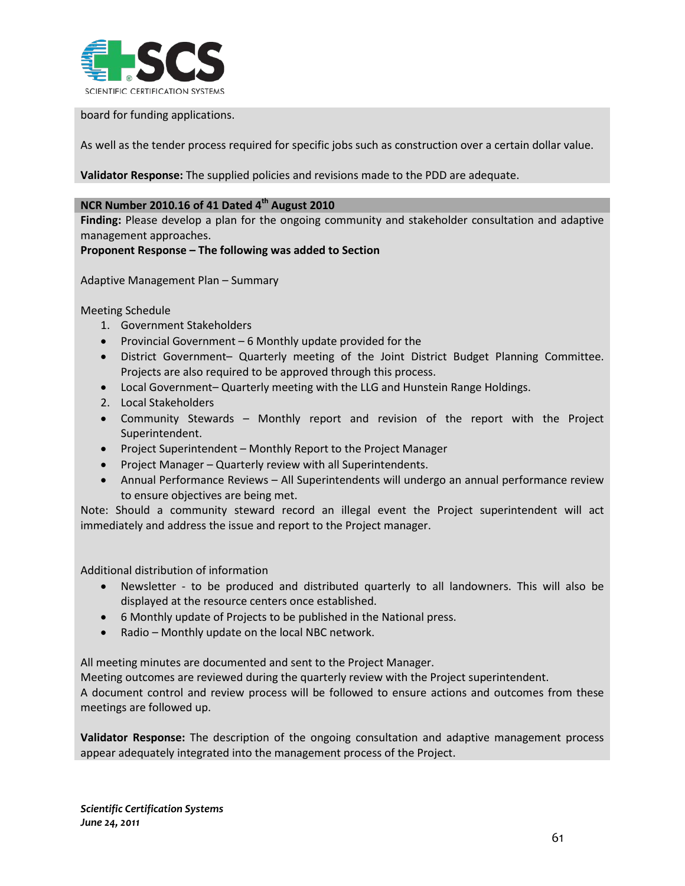board for funding applications.

As well as the tender process required for specific jobs such as construction over a certain dollar value.

**Validator Response:** The supplied policies and revisions made to the PDD are adequate.

**NCR Number 2010.16 of 41 Dated 4th August 2010**

**Finding:** Please develop a plan for the ongoing community and stakeholder consultation and adaptive management approaches.

**Proponent Response – The following was added to Section**

Adaptive Management Plan – Summary

Meeting Schedule

1. Government Stakeholders
- Provincial Government – 6 Monthly update provided for the
- District Government– Quarterly meeting of the Joint District Budget Planning Committee. Projects are also required to be approved through this process.
- Local Government– Quarterly meeting with the LLG and Hunstein Range Holdings.

2. Local Stakeholders
- Community Stewards – Monthly report and revision of the report with the Project Superintendent.
- Project Superintendent – Monthly Report to the Project Manager
- Project Manager – Quarterly review with all Superintendents.
- Annual Performance Reviews – All Superintendents will undergo an annual performance review to ensure objectives are being met.

Note: Should a community steward record an illegal event the Project superintendent will act immediately and address the issue and report to the Project manager.

Additional distribution of information

- Newsletter - to be produced and distributed quarterly to all landowners. This will also be displayed at the resource centers once established.
- 6 Monthly update of Projects to be published in the National press.
- Radio – Monthly update on the local NBC network.

All meeting minutes are documented and sent to the Project Manager.
Meeting outcomes are reviewed during the quarterly review with the Project superintendent.
A document control and review process will be followed to ensure actions and outcomes from these meetings are followed up.

**Validator Response:** The description of the ongoing consultation and adaptive management process appear adequately integrated into the management process of the Project.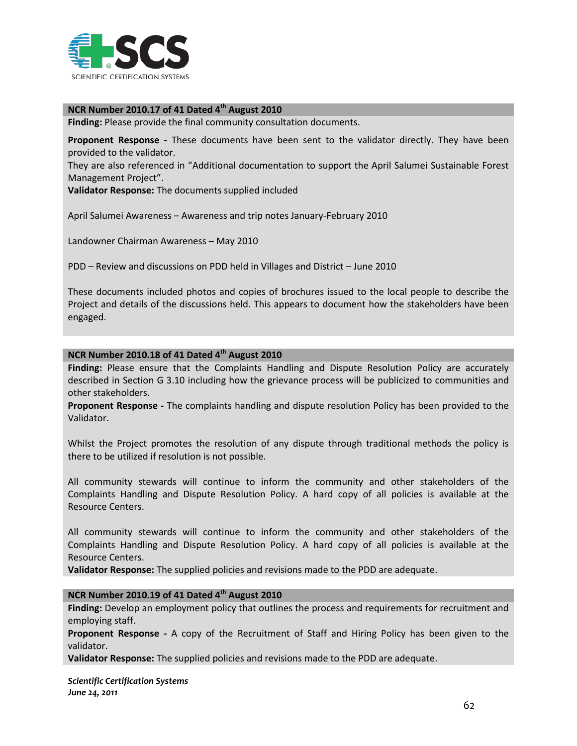### NCR Number 2010.17 of 41 Dated 4th August 2010

**Finding:** Please provide the final community consultation documents.

**Proponent Response -** These documents have been sent to the validator directly. They have been provided to the validator.

They are also referenced in "Additional documentation to support the April Salumei Sustainable Forest Management Project".

**Validator Response:** The documents supplied included

April Salumei Awareness – Awareness and trip notes January-February 2010

Landowner Chairman Awareness – May 2010

PDD – Review and discussions on PDD held in Villages and District – June 2010

These documents included photos and copies of brochures issued to the local people to describe the Project and details of the discussions held. This appears to document how the stakeholders have been engaged.

### NCR Number 2010.18 of 41 Dated 4th August 2010

**Finding:** Please ensure that the Complaints Handling and Dispute Resolution Policy are accurately described in Section G 3.10 including how the grievance process will be publicized to communities and other stakeholders.

**Proponent Response -** The complaints handling and dispute resolution Policy has been provided to the Validator.

Whilst the Project promotes the resolution of any dispute through traditional methods the policy is there to be utilized if resolution is not possible.

All community stewards will continue to inform the community and other stakeholders of the Complaints Handling and Dispute Resolution Policy. A hard copy of all policies is available at the Resource Centers.

All community stewards will continue to inform the community and other stakeholders of the Complaints Handling and Dispute Resolution Policy. A hard copy of all policies is available at the Resource Centers.

**Validator Response:** The supplied policies and revisions made to the PDD are adequate.

### NCR Number 2010.19 of 41 Dated 4th August 2010

**Finding:** Develop an employment policy that outlines the process and requirements for recruitment and employing staff.

**Proponent Response -** A copy of the Recruitment of Staff and Hiring Policy has been given to the validator.

**Validator Response:** The supplied policies and revisions made to the PDD are adequate.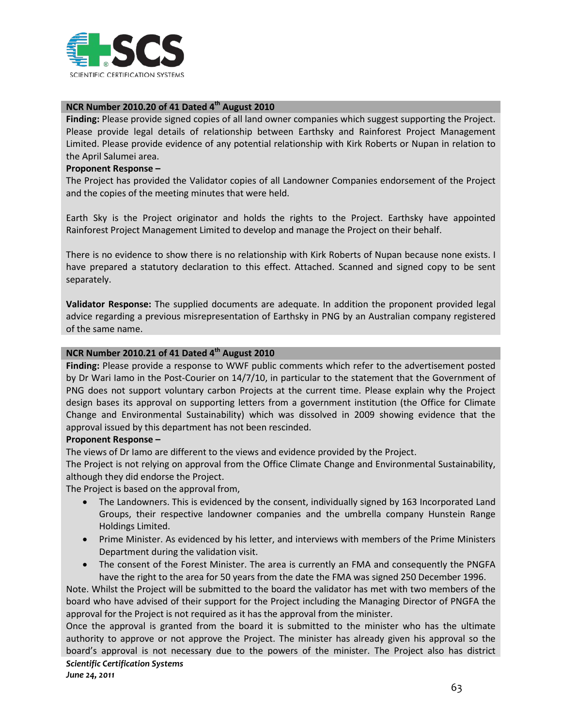### NCR Number 2010.20 of 41 Dated 4th August 2010

**Finding:** Please provide signed copies of all land owner companies which suggest supporting the Project. Please provide legal details of relationship between Earthsky and Rainforest Project Management Limited. Please provide evidence of any potential relationship with Kirk Roberts or Nupan in relation to the April Salumei area.

**Proponent Response –**

The Project has provided the Validator copies of all Landowner Companies endorsement of the Project and the copies of the meeting minutes that were held.

Earth Sky is the Project originator and holds the rights to the Project. Earthsky have appointed Rainforest Project Management Limited to develop and manage the Project on their behalf.

There is no evidence to show there is no relationship with Kirk Roberts of Nupan because none exists. I have prepared a statutory declaration to this effect. Attached. Scanned and signed copy to be sent separately.

**Validator Response:** The supplied documents are adequate. In addition the proponent provided legal advice regarding a previous misrepresentation of Earthsky in PNG by an Australian company registered of the same name.

### NCR Number 2010.21 of 41 Dated 4th August 2010

**Finding:** Please provide a response to WWF public comments which refer to the advertisement posted by Dr Wari Iamo in the Post-Courier on 14/7/10, in particular to the statement that the Government of PNG does not support voluntary carbon Projects at the current time. Please explain why the Project design bases its approval on supporting letters from a government institution (the Office for Climate Change and Environmental Sustainability) which was dissolved in 2009 showing evidence that the approval issued by this department has not been rescinded.

**Proponent Response –**

The views of Dr Iamo are different to the views and evidence provided by the Project.

The Project is not relying on approval from the Office Climate Change and Environmental Sustainability, although they did endorse the Project.

The Project is based on the approval from,

- The Landowners. This is evidenced by the consent, individually signed by 163 Incorporated Land Groups, their respective landowner companies and the umbrella company Hunstein Range Holdings Limited.
- Prime Minister. As evidenced by his letter, and interviews with members of the Prime Ministers Department during the validation visit.
- The consent of the Forest Minister. The area is currently an FMA and consequently the PNGFA have the right to the area for 50 years from the date the FMA was signed 250 December 1996.

Note. Whilst the Project will be submitted to the board the validator has met with two members of the board who have advised of their support for the Project including the Managing Director of PNGFA the approval for the Project is not required as it has the approval from the minister.

Once the approval is granted from the board it is submitted to the minister who has the ultimate authority to approve or not approve the Project. The minister has already given his approval so the board's approval is not necessary due to the powers of the minister. The Project also has district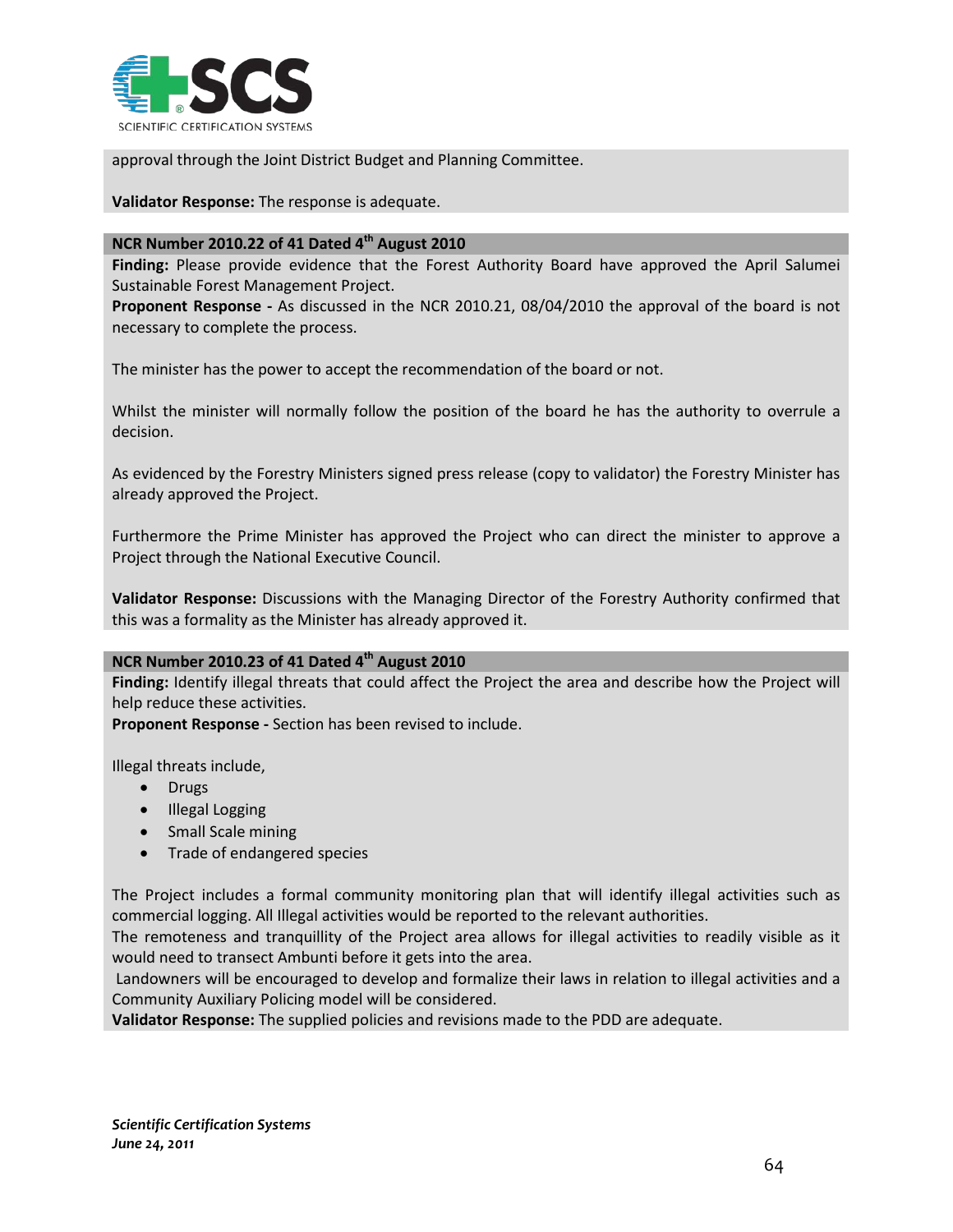approval through the Joint District Budget and Planning Committee.

**Validator Response:** The response is adequate.

**NCR Number 2010.22 of 41 Dated 4th August 2010**

**Finding:** Please provide evidence that the Forest Authority Board have approved the April Salumei Sustainable Forest Management Project.

**Proponent Response -** As discussed in the NCR 2010.21, 08/04/2010 the approval of the board is not necessary to complete the process.

The minister has the power to accept the recommendation of the board or not.

Whilst the minister will normally follow the position of the board he has the authority to overrule a decision.

As evidenced by the Forestry Ministers signed press release (copy to validator) the Forestry Minister has already approved the Project.

Furthermore the Prime Minister has approved the Project who can direct the minister to approve a Project through the National Executive Council.

**Validator Response:** Discussions with the Managing Director of the Forestry Authority confirmed that this was a formality as the Minister has already approved it.

**NCR Number 2010.23 of 41 Dated 4th August 2010**

**Finding:** Identify illegal threats that could affect the Project the area and describe how the Project will help reduce these activities.

**Proponent Response -** Section has been revised to include.

Illegal threats include,

- Drugs
- Illegal Logging
- Small Scale mining
- Trade of endangered species

The Project includes a formal community monitoring plan that will identify illegal activities such as commercial logging. All Illegal activities would be reported to the relevant authorities.

The remoteness and tranquillity of the Project area allows for illegal activities to readily visible as it would need to transect Ambunti before it gets into the area.

Landowners will be encouraged to develop and formalize their laws in relation to illegal activities and a Community Auxiliary Policing model will be considered.

**Validator Response:** The supplied policies and revisions made to the PDD are adequate.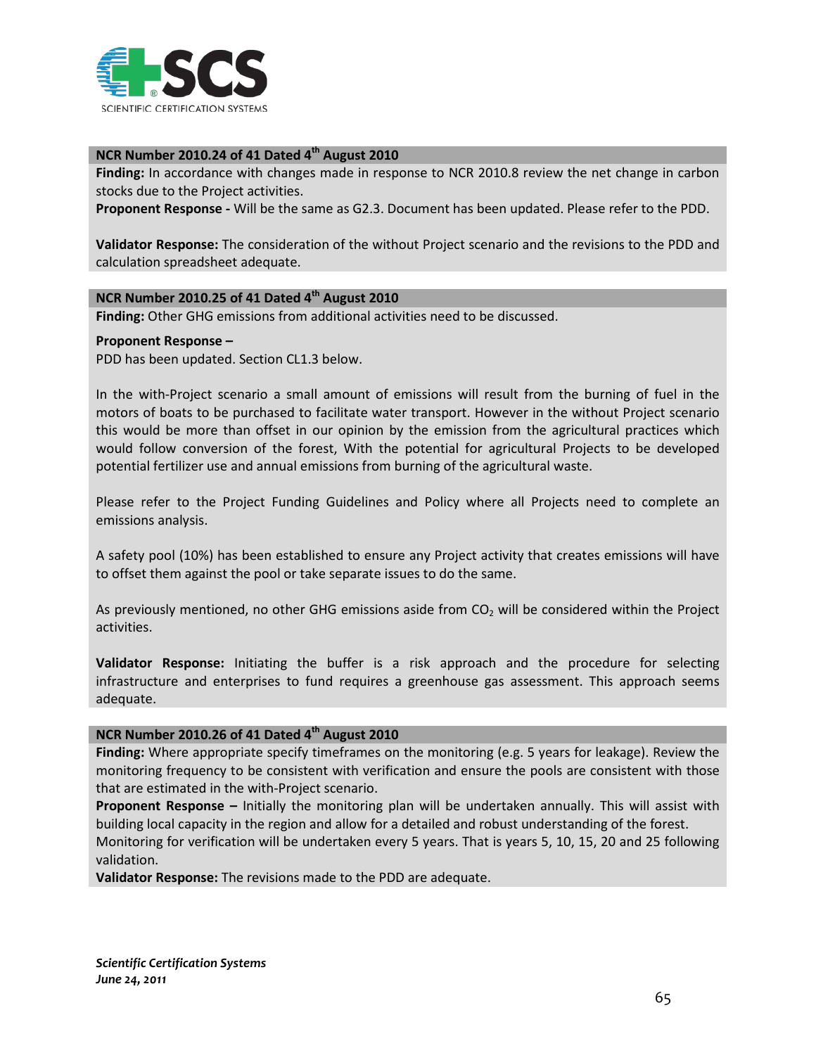**NCR Number 2010.24 of 41 Dated 4th August 2010**

**Finding:** In accordance with changes made in response to NCR 2010.8 review the net change in carbon stocks due to the Project activities.

**Proponent Response -** Will be the same as G2.3. Document has been updated. Please refer to the PDD.

**Validator Response:** The consideration of the without Project scenario and the revisions to the PDD and calculation spreadsheet adequate.

**NCR Number 2010.25 of 41 Dated 4th August 2010**

**Finding:** Other GHG emissions from additional activities need to be discussed.

**Proponent Response –**

PDD has been updated. Section CL1.3 below.

In the with-Project scenario a small amount of emissions will result from the burning of fuel in the motors of boats to be purchased to facilitate water transport. However in the without Project scenario this would be more than offset in our opinion by the emission from the agricultural practices which would follow conversion of the forest, With the potential for agricultural Projects to be developed potential fertilizer use and annual emissions from burning of the agricultural waste.

Please refer to the Project Funding Guidelines and Policy where all Projects need to complete an emissions analysis.

A safety pool (10%) has been established to ensure any Project activity that creates emissions will have to offset them against the pool or take separate issues to do the same.

As previously mentioned, no other GHG emissions aside from $CO_2$ will be considered within the Project activities.

**Validator Response:** Initiating the buffer is a risk approach and the procedure for selecting infrastructure and enterprises to fund requires a greenhouse gas assessment. This approach seems adequate.

**NCR Number 2010.26 of 41 Dated 4th August 2010**

**Finding:** Where appropriate specify timeframes on the monitoring (e.g. 5 years for leakage). Review the monitoring frequency to be consistent with verification and ensure the pools are consistent with those that are estimated in the with-Project scenario.

**Proponent Response –** Initially the monitoring plan will be undertaken annually. This will assist with building local capacity in the region and allow for a detailed and robust understanding of the forest. Monitoring for verification will be undertaken every 5 years. That is years 5, 10, 15, 20 and 25 following validation.

**Validator Response:** The revisions made to the PDD are adequate.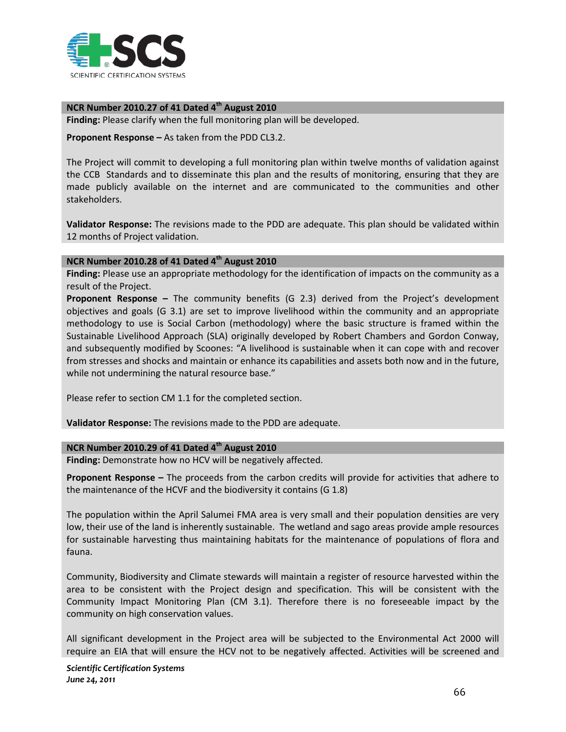**NCR Number 2010.27 of 41 Dated 4th August 2010**

**Finding:** Please clarify when the full monitoring plan will be developed.

**Proponent Response –** As taken from the PDD CL3.2.

The Project will commit to developing a full monitoring plan within twelve months of validation against the CCB Standards and to disseminate this plan and the results of monitoring, ensuring that they are made publicly available on the internet and are communicated to the communities and other stakeholders.

**Validator Response:** The revisions made to the PDD are adequate. This plan should be validated within 12 months of Project validation.

**NCR Number 2010.28 of 41 Dated 4th August 2010**

**Finding:** Please use an appropriate methodology for the identification of impacts on the community as a result of the Project.

**Proponent Response –** The community benefits (G 2.3) derived from the Project's development objectives and goals (G 3.1) are set to improve livelihood within the community and an appropriate methodology to use is Social Carbon (methodology) where the basic structure is framed within the Sustainable Livelihood Approach (SLA) originally developed by Robert Chambers and Gordon Conway, and subsequently modified by Scoones: "A livelihood is sustainable when it can cope with and recover from stresses and shocks and maintain or enhance its capabilities and assets both now and in the future, while not undermining the natural resource base."

Please refer to section CM 1.1 for the completed section.

**Validator Response:** The revisions made to the PDD are adequate.

**NCR Number 2010.29 of 41 Dated 4th August 2010**

**Finding:** Demonstrate how no HCV will be negatively affected.

**Proponent Response –** The proceeds from the carbon credits will provide for activities that adhere to the maintenance of the HCVF and the biodiversity it contains (G 1.8)

The population within the April Salumei FMA area is very small and their population densities are very low, their use of the land is inherently sustainable. The wetland and sago areas provide ample resources for sustainable harvesting thus maintaining habitats for the maintenance of populations of flora and fauna.

Community, Biodiversity and Climate stewards will maintain a register of resource harvested within the area to be consistent with the Project design and specification. This will be consistent with the Community Impact Monitoring Plan (CM 3.1). Therefore there is no foreseeable impact by the community on high conservation values.

All significant development in the Project area will be subjected to the Environmental Act 2000 will require an EIA that will ensure the HCV not to be negatively affected. Activities will be screened and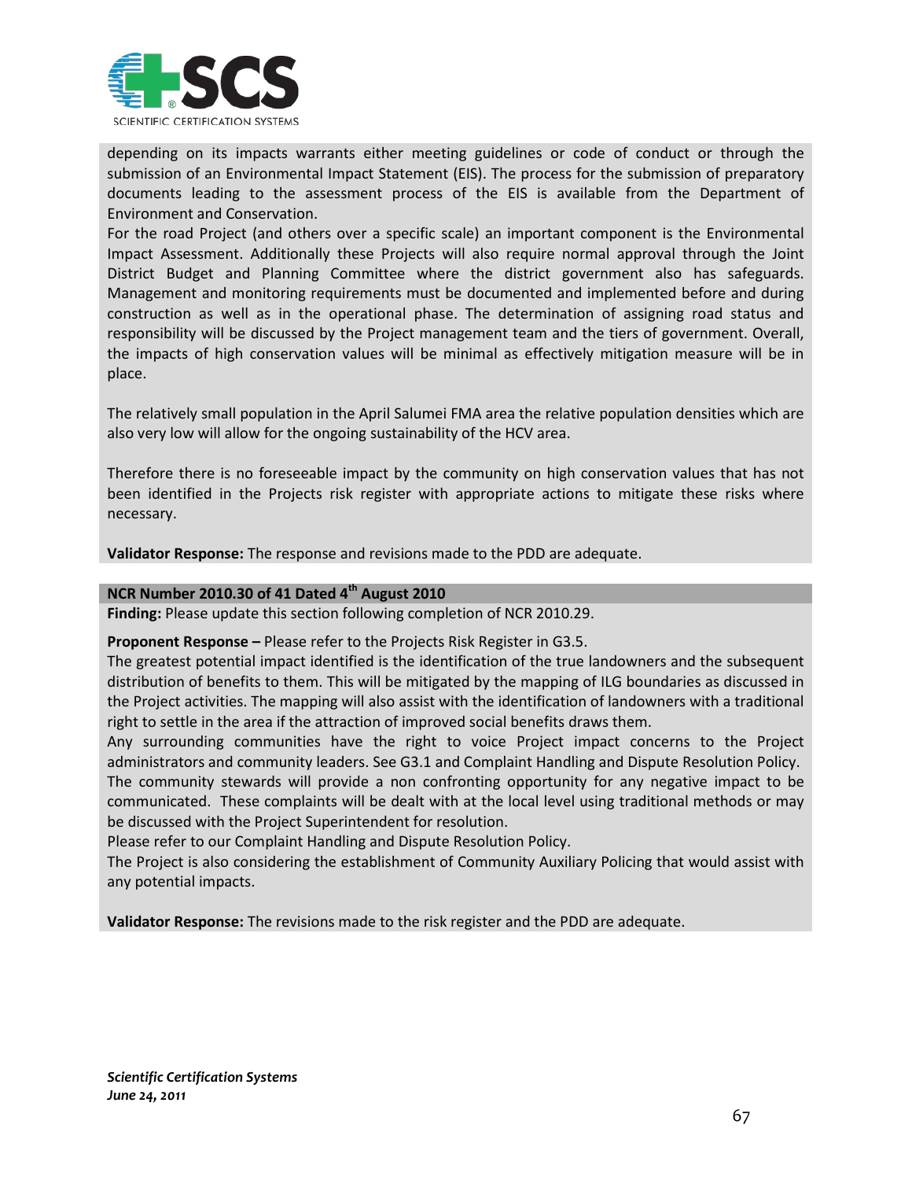depending on its impacts warrants either meeting guidelines or code of conduct or through the submission of an Environmental Impact Statement (EIS). The process for the submission of preparatory documents leading to the assessment process of the EIS is available from the Department of Environment and Conservation.

For the road Project (and others over a specific scale) an important component is the Environmental Impact Assessment. Additionally these Projects will also require normal approval through the Joint District Budget and Planning Committee where the district government also has safeguards. Management and monitoring requirements must be documented and implemented before and during construction as well as in the operational phase. The determination of assigning road status and responsibility will be discussed by the Project management team and the tiers of government. Overall, the impacts of high conservation values will be minimal as effectively mitigation measure will be in place.

The relatively small population in the April Salumei FMA area the relative population densities which are also very low will allow for the ongoing sustainability of the HCV area.

Therefore there is no foreseeable impact by the community on high conservation values that has not been identified in the Projects risk register with appropriate actions to mitigate these risks where necessary.

**Validator Response:** The response and revisions made to the PDD are adequate.

**NCR Number 2010.30 of 41 Dated 4th August 2010**

**Finding:** Please update this section following completion of NCR 2010.29.

**Proponent Response –** Please refer to the Projects Risk Register in G3.5.

The greatest potential impact identified is the identification of the true landowners and the subsequent distribution of benefits to them. This will be mitigated by the mapping of ILG boundaries as discussed in the Project activities. The mapping will also assist with the identification of landowners with a traditional right to settle in the area if the attraction of improved social benefits draws them.

Any surrounding communities have the right to voice Project impact concerns to the Project administrators and community leaders. See G3.1 and Complaint Handling and Dispute Resolution Policy.

The community stewards will provide a non confronting opportunity for any negative impact to be communicated. These complaints will be dealt with at the local level using traditional methods or may be discussed with the Project Superintendent for resolution.

Please refer to our Complaint Handling and Dispute Resolution Policy.

The Project is also considering the establishment of Community Auxiliary Policing that would assist with any potential impacts.

**Validator Response:** The revisions made to the risk register and the PDD are adequate.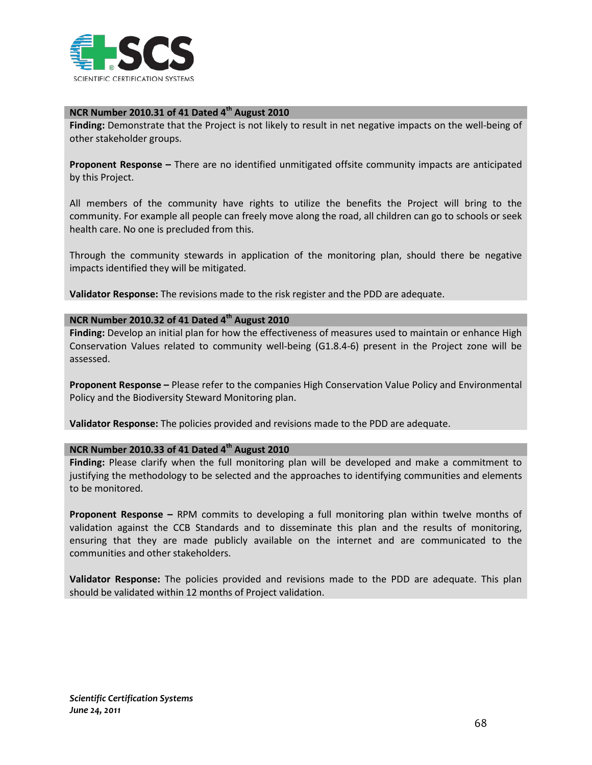### NCR Number 2010.31 of 41 Dated 4th August 2010

**Finding:** Demonstrate that the Project is not likely to result in net negative impacts on the well-being of other stakeholder groups.

**Proponent Response –** There are no identified unmitigated offsite community impacts are anticipated by this Project.

All members of the community have rights to utilize the benefits the Project will bring to the community. For example all people can freely move along the road, all children can go to schools or seek health care. No one is precluded from this.

Through the community stewards in application of the monitoring plan, should there be negative impacts identified they will be mitigated.

**Validator Response:** The revisions made to the risk register and the PDD are adequate.

### NCR Number 2010.32 of 41 Dated 4th August 2010

**Finding:** Develop an initial plan for how the effectiveness of measures used to maintain or enhance High Conservation Values related to community well-being (G1.8.4-6) present in the Project zone will be assessed.

**Proponent Response –** Please refer to the companies High Conservation Value Policy and Environmental Policy and the Biodiversity Steward Monitoring plan.

**Validator Response:** The policies provided and revisions made to the PDD are adequate.

### NCR Number 2010.33 of 41 Dated 4th August 2010

**Finding:** Please clarify when the full monitoring plan will be developed and make a commitment to justifying the methodology to be selected and the approaches to identifying communities and elements to be monitored.

**Proponent Response –** RPM commits to developing a full monitoring plan within twelve months of validation against the CCB Standards and to disseminate this plan and the results of monitoring, ensuring that they are made publicly available on the internet and are communicated to the communities and other stakeholders.

**Validator Response:** The policies provided and revisions made to the PDD are adequate. This plan should be validated within 12 months of Project validation.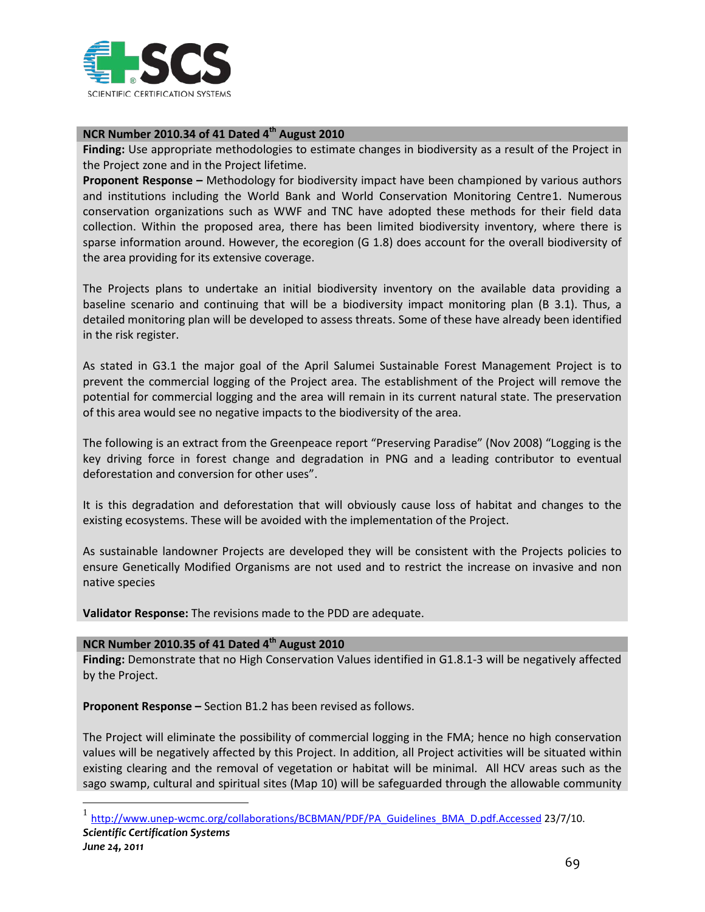**NCR Number 2010.34 of 41 Dated 4th August 2010**

**Finding:** Use appropriate methodologies to estimate changes in biodiversity as a result of the Project in the Project zone and in the Project lifetime.

**Proponent Response –** Methodology for biodiversity impact have been championed by various authors and institutions including the World Bank and World Conservation Monitoring Centre1. Numerous conservation organizations such as WWF and TNC have adopted these methods for their field data collection. Within the proposed area, there has been limited biodiversity inventory, where there is sparse information around. However, the ecoregion (G 1.8) does account for the overall biodiversity of the area providing for its extensive coverage.

The Projects plans to undertake an initial biodiversity inventory on the available data providing a baseline scenario and continuing that will be a biodiversity impact monitoring plan (B 3.1). Thus, a detailed monitoring plan will be developed to assess threats. Some of these have already been identified in the risk register.

As stated in G3.1 the major goal of the April Salumei Sustainable Forest Management Project is to prevent the commercial logging of the Project area. The establishment of the Project will remove the potential for commercial logging and the area will remain in its current natural state. The preservation of this area would see no negative impacts to the biodiversity of the area.

The following is an extract from the Greenpeace report "Preserving Paradise" (Nov 2008) "Logging is the key driving force in forest change and degradation in PNG and a leading contributor to eventual deforestation and conversion for other uses".

It is this degradation and deforestation that will obviously cause loss of habitat and changes to the existing ecosystems. These will be avoided with the implementation of the Project.

As sustainable landowner Projects are developed they will be consistent with the Projects policies to ensure Genetically Modified Organisms are not used and to restrict the increase on invasive and non native species

**Validator Response:** The revisions made to the PDD are adequate.

**NCR Number 2010.35 of 41 Dated 4th August 2010**

**Finding:** Demonstrate that no High Conservation Values identified in G1.8.1-3 will be negatively affected by the Project.

**Proponent Response –** Section B1.2 has been revised as follows.

The Project will eliminate the possibility of commercial logging in the FMA; hence no high conservation values will be negatively affected by this Project. In addition, all Project activities will be situated within existing clearing and the removal of vegetation or habitat will be minimal. All HCV areas such as the sago swamp, cultural and spiritual sites (Map 10) will be safeguarded through the allowable community

[1] http://www.unep-wcmc.org/collaborations/BCBMAN/PDF/PA_Guidelines_BMA_D.pdf.Accessed 23/7/10.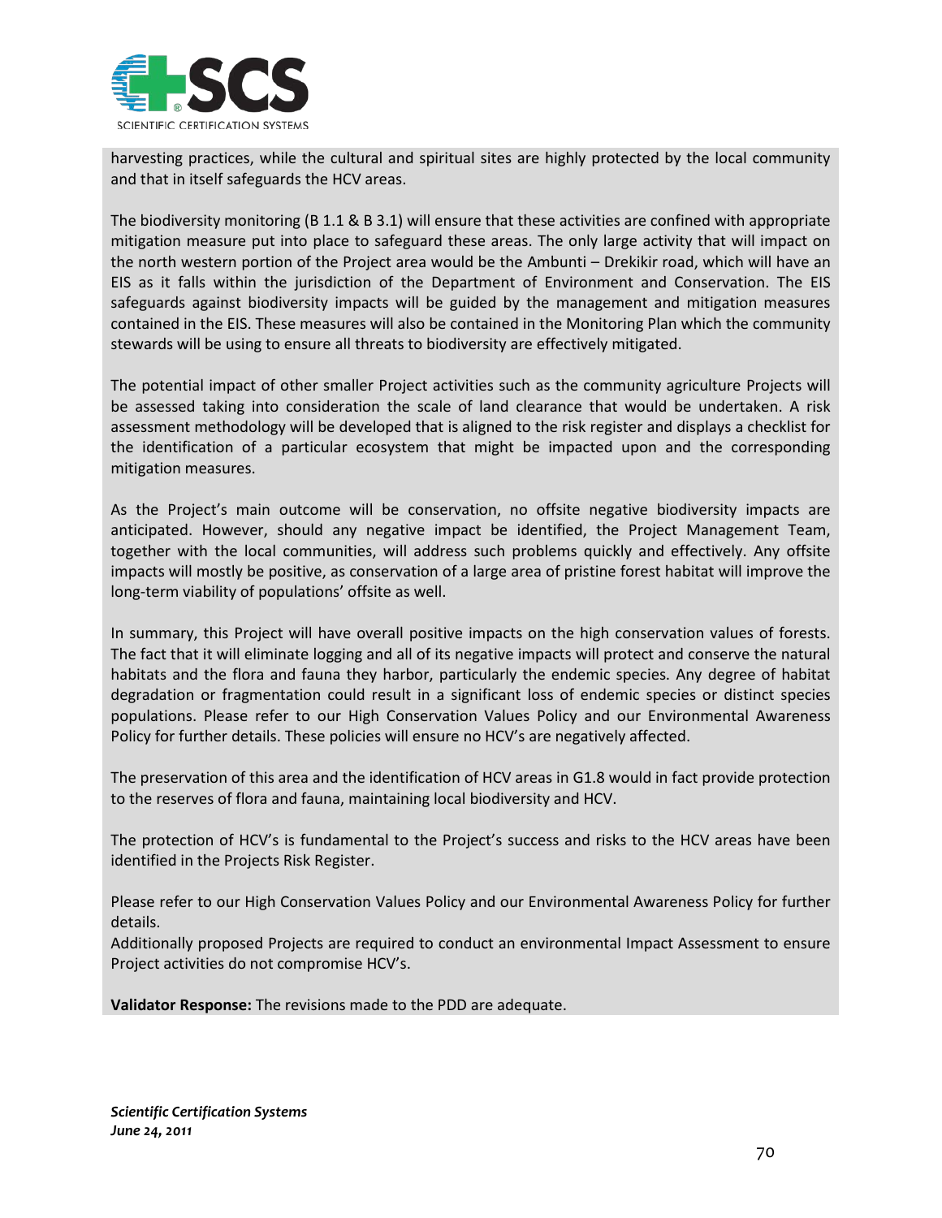harvesting practices, while the cultural and spiritual sites are highly protected by the local community and that in itself safeguards the HCV areas.

The biodiversity monitoring (B 1.1 & B 3.1) will ensure that these activities are confined with appropriate mitigation measure put into place to safeguard these areas. The only large activity that will impact on the north western portion of the Project area would be the Ambunti – Drekikir road, which will have an EIS as it falls within the jurisdiction of the Department of Environment and Conservation. The EIS safeguards against biodiversity impacts will be guided by the management and mitigation measures contained in the EIS. These measures will also be contained in the Monitoring Plan which the community stewards will be using to ensure all threats to biodiversity are effectively mitigated.

The potential impact of other smaller Project activities such as the community agriculture Projects will be assessed taking into consideration the scale of land clearance that would be undertaken. A risk assessment methodology will be developed that is aligned to the risk register and displays a checklist for the identification of a particular ecosystem that might be impacted upon and the corresponding mitigation measures.

As the Project's main outcome will be conservation, no offsite negative biodiversity impacts are anticipated. However, should any negative impact be identified, the Project Management Team, together with the local communities, will address such problems quickly and effectively. Any offsite impacts will mostly be positive, as conservation of a large area of pristine forest habitat will improve the long-term viability of populations' offsite as well.

In summary, this Project will have overall positive impacts on the high conservation values of forests. The fact that it will eliminate logging and all of its negative impacts will protect and conserve the natural habitats and the flora and fauna they harbor, particularly the endemic species. Any degree of habitat degradation or fragmentation could result in a significant loss of endemic species or distinct species populations. Please refer to our High Conservation Values Policy and our Environmental Awareness Policy for further details. These policies will ensure no HCV's are negatively affected.

The preservation of this area and the identification of HCV areas in G1.8 would in fact provide protection to the reserves of flora and fauna, maintaining local biodiversity and HCV.

The protection of HCV's is fundamental to the Project's success and risks to the HCV areas have been identified in the Projects Risk Register.

Please refer to our High Conservation Values Policy and our Environmental Awareness Policy for further details.
Additionally proposed Projects are required to conduct an environmental Impact Assessment to ensure Project activities do not compromise HCV's.

**Validator Response:** The revisions made to the PDD are adequate.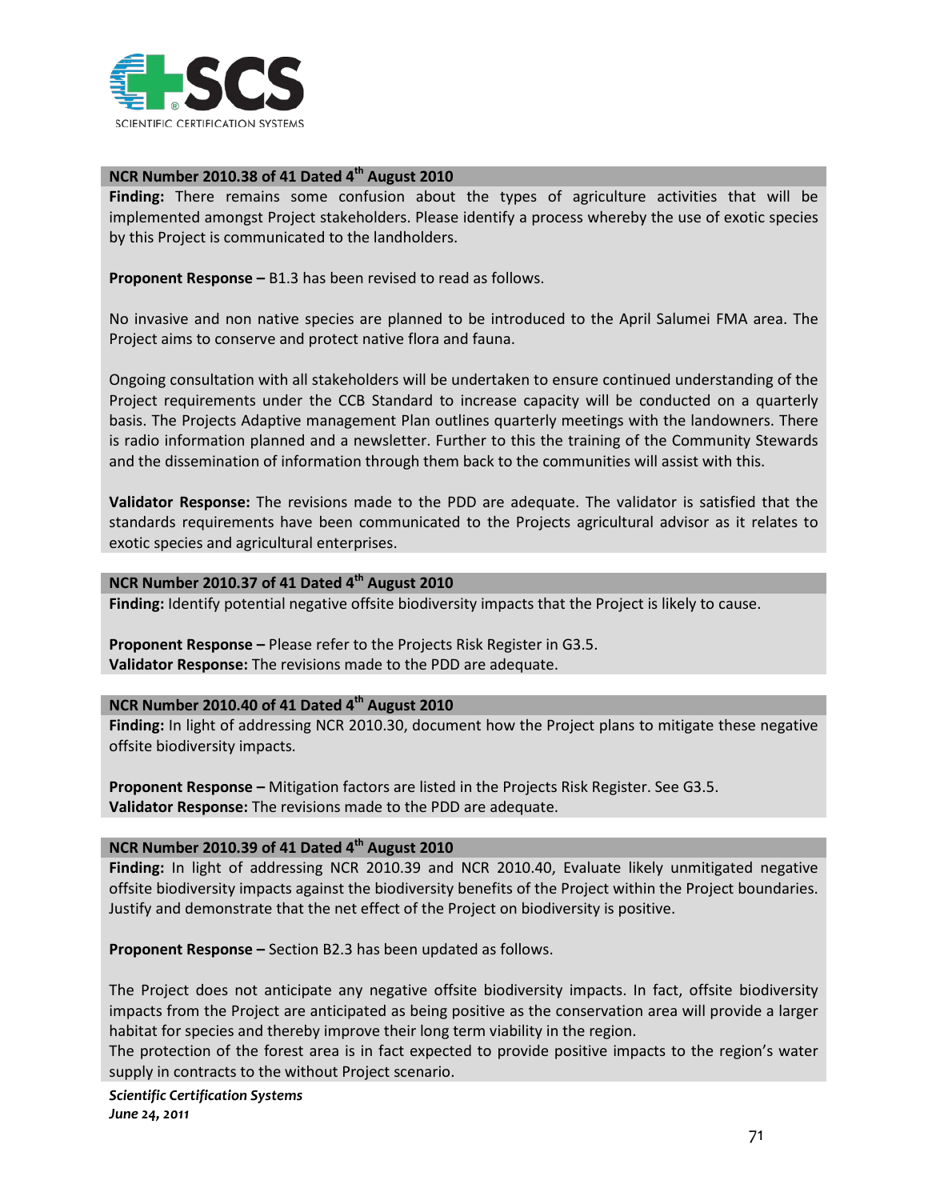**NCR Number 2010.38 of 41 Dated 4th August 2010**

**Finding:** There remains some confusion about the types of agriculture activities that will be implemented amongst Project stakeholders. Please identify a process whereby the use of exotic species by this Project is communicated to the landholders.

**Proponent Response –** B1.3 has been revised to read as follows.

No invasive and non native species are planned to be introduced to the April Salumei FMA area. The Project aims to conserve and protect native flora and fauna.

Ongoing consultation with all stakeholders will be undertaken to ensure continued understanding of the Project requirements under the CCB Standard to increase capacity will be conducted on a quarterly basis. The Projects Adaptive management Plan outlines quarterly meetings with the landowners. There is radio information planned and a newsletter. Further to this the training of the Community Stewards and the dissemination of information through them back to the communities will assist with this.

**Validator Response:** The revisions made to the PDD are adequate. The validator is satisfied that the standards requirements have been communicated to the Projects agricultural advisor as it relates to exotic species and agricultural enterprises.

**NCR Number 2010.37 of 41 Dated 4th August 2010**

**Finding:** Identify potential negative offsite biodiversity impacts that the Project is likely to cause.

**Proponent Response –** Please refer to the Projects Risk Register in G3.5.
**Validator Response:** The revisions made to the PDD are adequate.

**NCR Number 2010.40 of 41 Dated 4th August 2010**

**Finding:** In light of addressing NCR 2010.30, document how the Project plans to mitigate these negative offsite biodiversity impacts.

**Proponent Response –** Mitigation factors are listed in the Projects Risk Register. See G3.5.
**Validator Response:** The revisions made to the PDD are adequate.

**NCR Number 2010.39 of 41 Dated 4th August 2010**

**Finding:** In light of addressing NCR 2010.39 and NCR 2010.40, Evaluate likely unmitigated negative offsite biodiversity impacts against the biodiversity benefits of the Project within the Project boundaries. Justify and demonstrate that the net effect of the Project on biodiversity is positive.

**Proponent Response –** Section B2.3 has been updated as follows.

The Project does not anticipate any negative offsite biodiversity impacts. In fact, offsite biodiversity impacts from the Project are anticipated as being positive as the conservation area will provide a larger habitat for species and thereby improve their long term viability in the region.
The protection of the forest area is in fact expected to provide positive impacts to the region's water supply in contracts to the without Project scenario.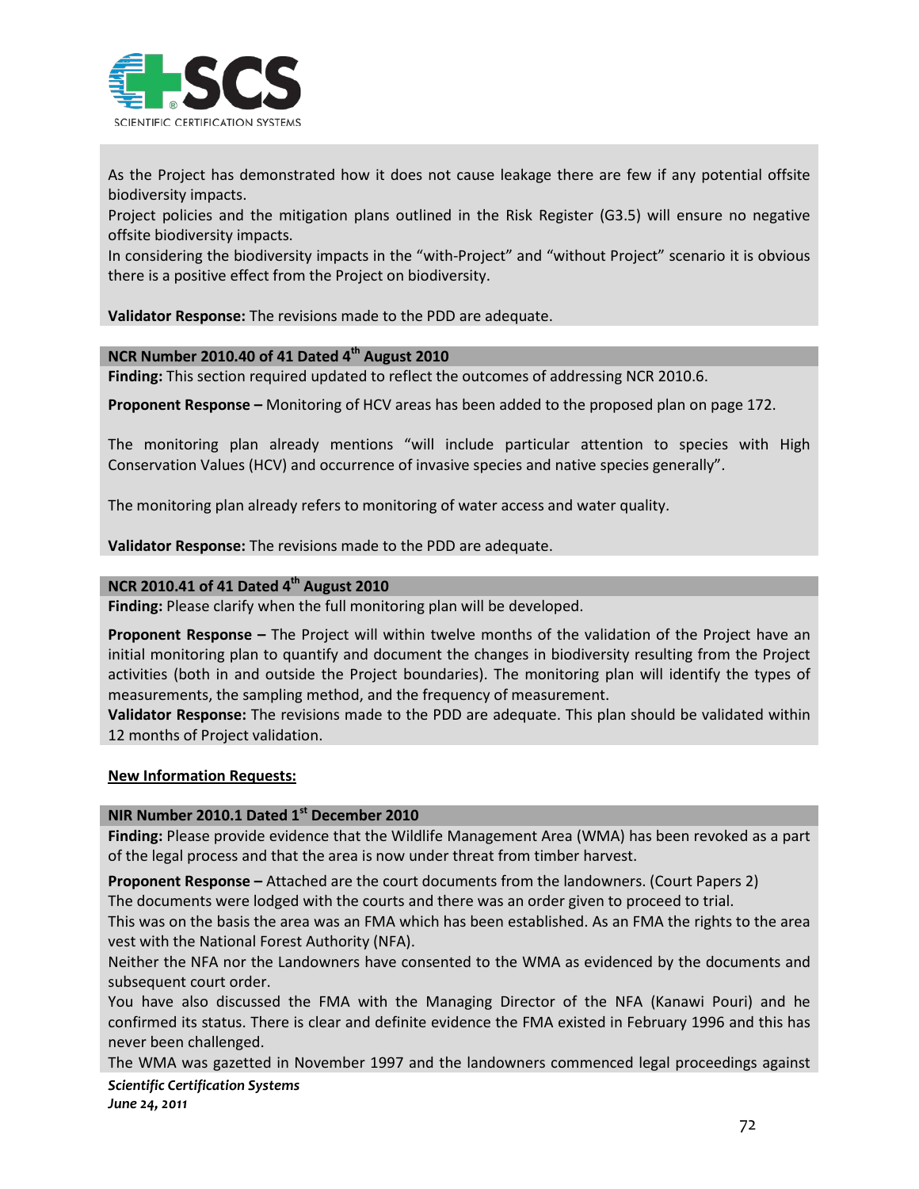As the Project has demonstrated how it does not cause leakage there are few if any potential offsite biodiversity impacts.

Project policies and the mitigation plans outlined in the Risk Register (G3.5) will ensure no negative offsite biodiversity impacts.

In considering the biodiversity impacts in the "with-Project" and "without Project" scenario it is obvious there is a positive effect from the Project on biodiversity.

**Validator Response:** The revisions made to the PDD are adequate.

**NCR Number 2010.40 of 41 Dated 4th August 2010**

**Finding:** This section required updated to reflect the outcomes of addressing NCR 2010.6.

**Proponent Response –** Monitoring of HCV areas has been added to the proposed plan on page 172.

The monitoring plan already mentions "will include particular attention to species with High Conservation Values (HCV) and occurrence of invasive species and native species generally".

The monitoring plan already refers to monitoring of water access and water quality.

**Validator Response:** The revisions made to the PDD are adequate.

**NCR 2010.41 of 41 Dated 4th August 2010**

**Finding:** Please clarify when the full monitoring plan will be developed.

**Proponent Response –** The Project will within twelve months of the validation of the Project have an initial monitoring plan to quantify and document the changes in biodiversity resulting from the Project activities (both in and outside the Project boundaries). The monitoring plan will identify the types of measurements, the sampling method, and the frequency of measurement.

**Validator Response:** The revisions made to the PDD are adequate. This plan should be validated within 12 months of Project validation.

**New Information Requests:**

**NIR Number 2010.1 Dated 1st December 2010**

**Finding:** Please provide evidence that the Wildlife Management Area (WMA) has been revoked as a part of the legal process and that the area is now under threat from timber harvest.

**Proponent Response –** Attached are the court documents from the landowners. (Court Papers 2)

The documents were lodged with the courts and there was an order given to proceed to trial.

This was on the basis the area was an FMA which has been established. As an FMA the rights to the area vest with the National Forest Authority (NFA).

Neither the NFA nor the Landowners have consented to the WMA as evidenced by the documents and subsequent court order.

You have also discussed the FMA with the Managing Director of the NFA (Kanawi Pouri) and he confirmed its status. There is clear and definite evidence the FMA existed in February 1996 and this has never been challenged.

The WMA was gazetted in November 1997 and the landowners commenced legal proceedings against

*Scientific Certification Systems*
*June 24, 2011*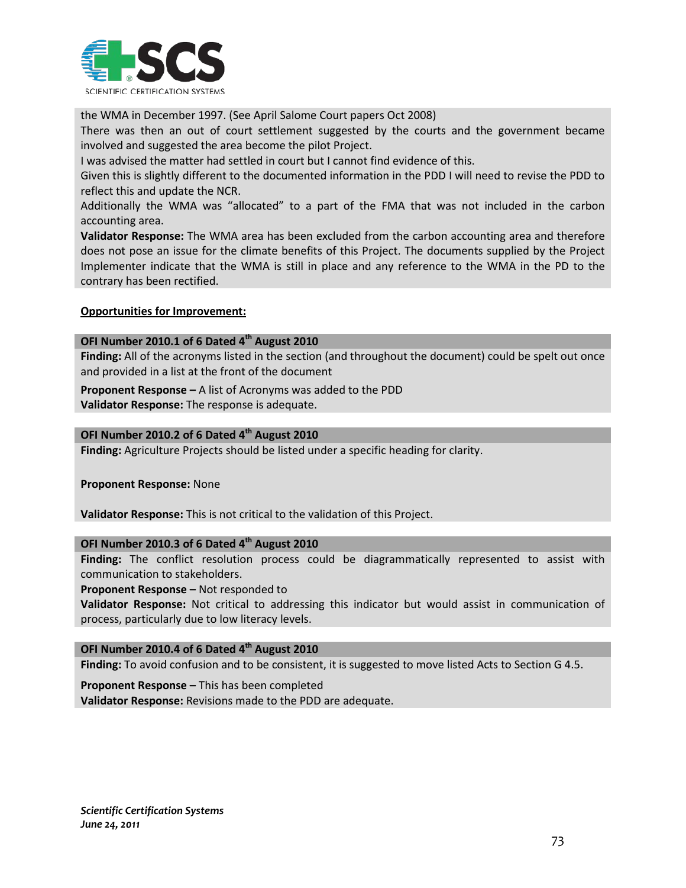the WMA in December 1997. (See April Salome Court papers Oct 2008)

There was then an out of court settlement suggested by the courts and the government became involved and suggested the area become the pilot Project.

I was advised the matter had settled in court but I cannot find evidence of this.

Given this is slightly different to the documented information in the PDD I will need to revise the PDD to reflect this and update the NCR.

Additionally the WMA was "allocated" to a part of the FMA that was not included in the carbon accounting area.

**Validator Response:** The WMA area has been excluded from the carbon accounting area and therefore does not pose an issue for the climate benefits of this Project. The documents supplied by the Project Implementer indicate that the WMA is still in place and any reference to the WMA in the PD to the contrary has been rectified.

**Opportunities for Improvement:**

**OFI Number 2010.1 of 6 Dated 4th August 2010**

**Finding:** All of the acronyms listed in the section (and throughout the document) could be spelt out once and provided in a list at the front of the document

**Proponent Response –** A list of Acronyms was added to the PDD

**Validator Response:** The response is adequate.

**OFI Number 2010.2 of 6 Dated 4th August 2010**

**Finding:** Agriculture Projects should be listed under a specific heading for clarity.

**Proponent Response:** None

**Validator Response:** This is not critical to the validation of this Project.

**OFI Number 2010.3 of 6 Dated 4th August 2010**

**Finding:** The conflict resolution process could be diagrammatically represented to assist with communication to stakeholders.

**Proponent Response –** Not responded to

**Validator Response:** Not critical to addressing this indicator but would assist in communication of process, particularly due to low literacy levels.

**OFI Number 2010.4 of 6 Dated 4th August 2010**

**Finding:** To avoid confusion and to be consistent, it is suggested to move listed Acts to Section G 4.5.

**Proponent Response –** This has been completed

**Validator Response:** Revisions made to the PDD are adequate.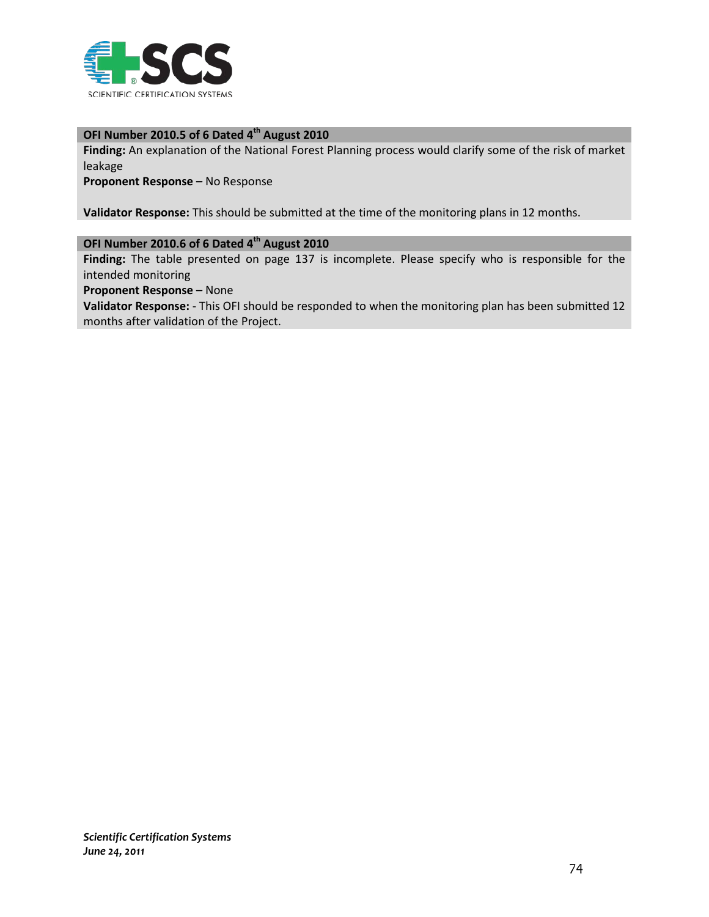**OFI Number 2010.5 of 6 Dated 4th August 2010**

**Finding:** An explanation of the National Forest Planning process would clarify some of the risk of market leakage

**Proponent Response –** No Response

**Validator Response:** This should be submitted at the time of the monitoring plans in 12 months.

**OFI Number 2010.6 of 6 Dated 4th August 2010**

**Finding:** The table presented on page 137 is incomplete. Please specify who is responsible for the intended monitoring

**Proponent Response –** None

**Validator Response:** - This OFI should be responded to when the monitoring plan has been submitted 12 months after validation of the Project.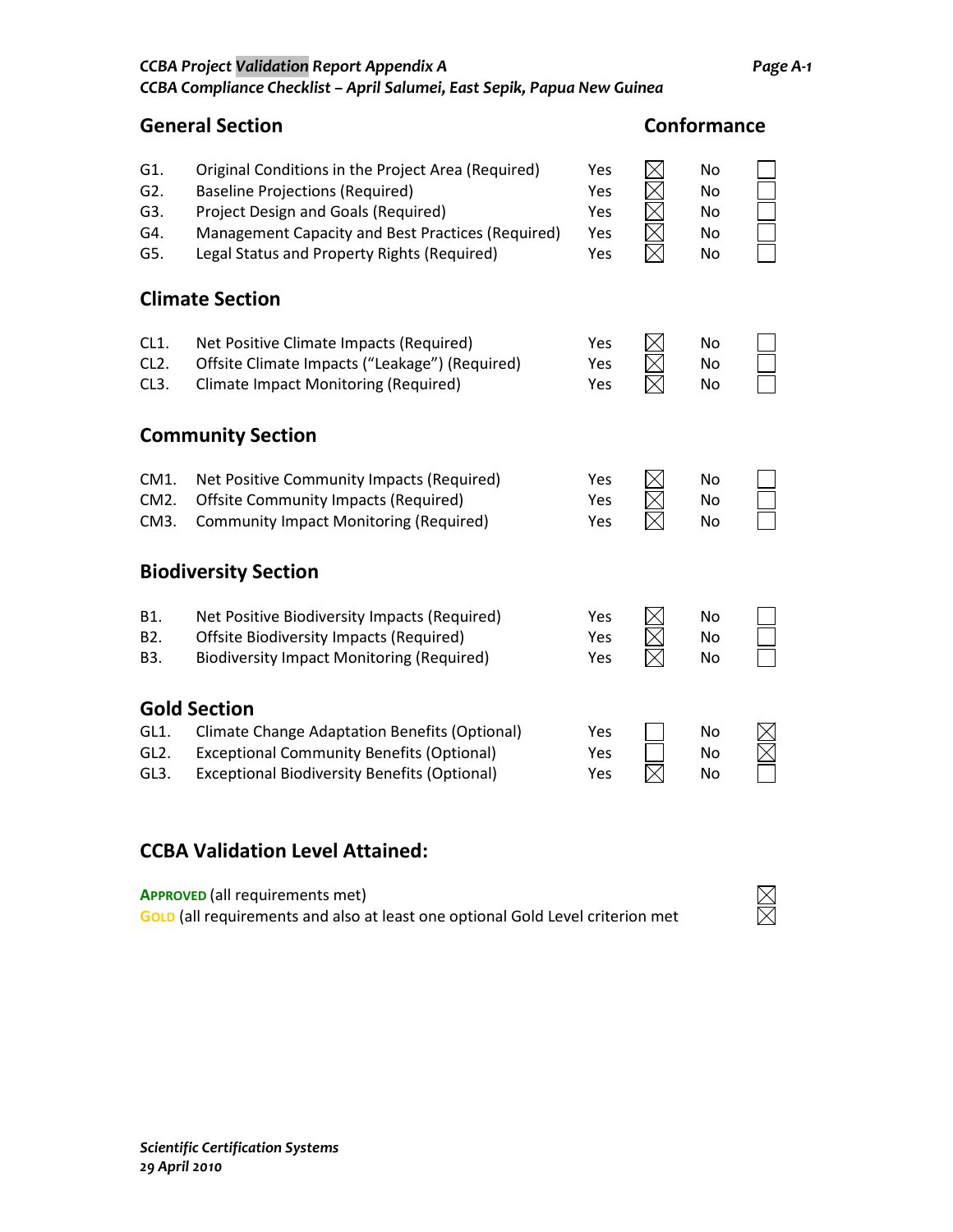## General Section

**Conformance**

| | | | | | |
|---|---|---|---|---|---|
| G1. | Original Conditions in the Project Area (Required) | Yes | ☒ | No | ☐ |
| G2. | Baseline Projections (Required) | Yes | ☒ | No | ☐ |
| G3. | Project Design and Goals (Required) | Yes | ☒ | No | ☐ |
| G4. | Management Capacity and Best Practices (Required) | Yes | ☒ | No | ☐ |
| G5. | Legal Status and Property Rights (Required) | Yes | ☒ | No | ☐ |

## Climate Section

| | | | | | |
|---|---|---|---|---|---|
| CL1. | Net Positive Climate Impacts (Required) | Yes | ☒ | No | ☐ |
| CL2. | Offsite Climate Impacts (“Leakage”) (Required) | Yes | ☒ | No | ☐ |
| CL3. | Climate Impact Monitoring (Required) | Yes | ☒ | No | ☐ |

## Community Section

| | | | | | |
|---|---|---|---|---|---|
| CM1. | Net Positive Community Impacts (Required) | Yes | ☒ | No | ☐ |
| CM2. | Offsite Community Impacts (Required) | Yes | ☒ | No | ☐ |
| CM3. | Community Impact Monitoring (Required) | Yes | ☒ | No | ☐ |

## Biodiversity Section

| | | | | | |
|---|---|---|---|---|---|
| B1. | Net Positive Biodiversity Impacts (Required) | Yes | ☒ | No | ☐ |
| B2. | Offsite Biodiversity Impacts (Required) | Yes | ☒ | No | ☐ |
| B3. | Biodiversity Impact Monitoring (Required) | Yes | ☒ | No | ☐ |

## Gold Section

| | | | | | |
|---|---|---|---|---|---|
| GL1. | Climate Change Adaptation Benefits (Optional) | Yes | ☐ | No | ☒ |
| GL2. | Exceptional Community Benefits (Optional) | Yes | ☐ | No | ☒ |
| GL3. | Exceptional Biodiversity Benefits (Optional) | Yes | ☒ | No | ☐ |

## CCBA Validation Level Attained:

| | |
|---|---|
| **APPROVED** (all requirements met) | ☒ |
| **GOLD** (all requirements and also at least one optional Gold Level criterion met | ☒ |

*Scientific Certification Systems*
*29 April 2010*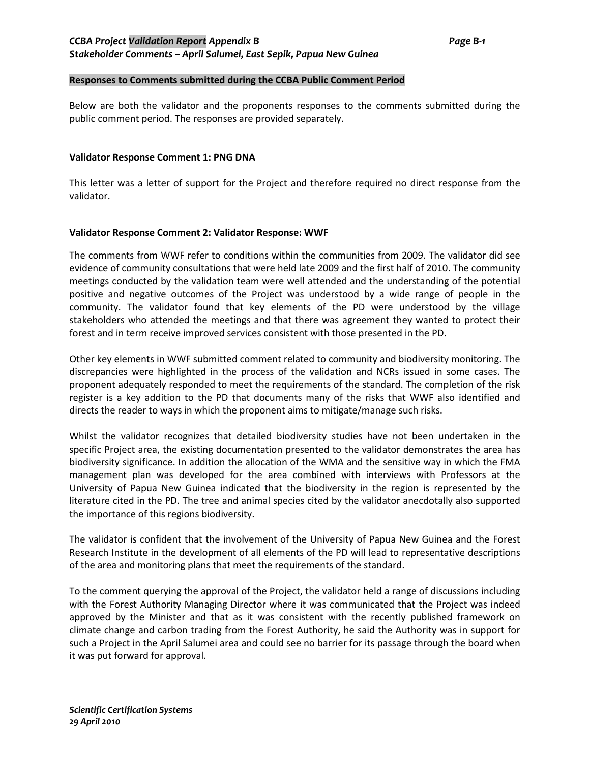**Responses to Comments submitted during the CCBA Public Comment Period**

Below are both the validator and the proponents responses to the comments submitted during the public comment period. The responses are provided separately.

**Validator Response Comment 1: PNG DNA**

This letter was a letter of support for the Project and therefore required no direct response from the validator.

**Validator Response Comment 2: Validator Response: WWF**

The comments from WWF refer to conditions within the communities from 2009. The validator did see evidence of community consultations that were held late 2009 and the first half of 2010. The community meetings conducted by the validation team were well attended and the understanding of the potential positive and negative outcomes of the Project was understood by a wide range of people in the community. The validator found that key elements of the PD were understood by the village stakeholders who attended the meetings and that there was agreement they wanted to protect their forest and in term receive improved services consistent with those presented in the PD.

Other key elements in WWF submitted comment related to community and biodiversity monitoring. The discrepancies were highlighted in the process of the validation and NCRs issued in some cases. The proponent adequately responded to meet the requirements of the standard. The completion of the risk register is a key addition to the PD that documents many of the risks that WWF also identified and directs the reader to ways in which the proponent aims to mitigate/manage such risks.

Whilst the validator recognizes that detailed biodiversity studies have not been undertaken in the specific Project area, the existing documentation presented to the validator demonstrates the area has biodiversity significance. In addition the allocation of the WMA and the sensitive way in which the FMA management plan was developed for the area combined with interviews with Professors at the University of Papua New Guinea indicated that the biodiversity in the region is represented by the literature cited in the PD. The tree and animal species cited by the validator anecdotally also supported the importance of this regions biodiversity.

The validator is confident that the involvement of the University of Papua New Guinea and the Forest Research Institute in the development of all elements of the PD will lead to representative descriptions of the area and monitoring plans that meet the requirements of the standard.

To the comment querying the approval of the Project, the validator held a range of discussions including with the Forest Authority Managing Director where it was communicated that the Project was indeed approved by the Minister and that as it was consistent with the recently published framework on climate change and carbon trading from the Forest Authority, he said the Authority was in support for such a Project in the April Salumei area and could see no barrier for its passage through the board when it was put forward for approval.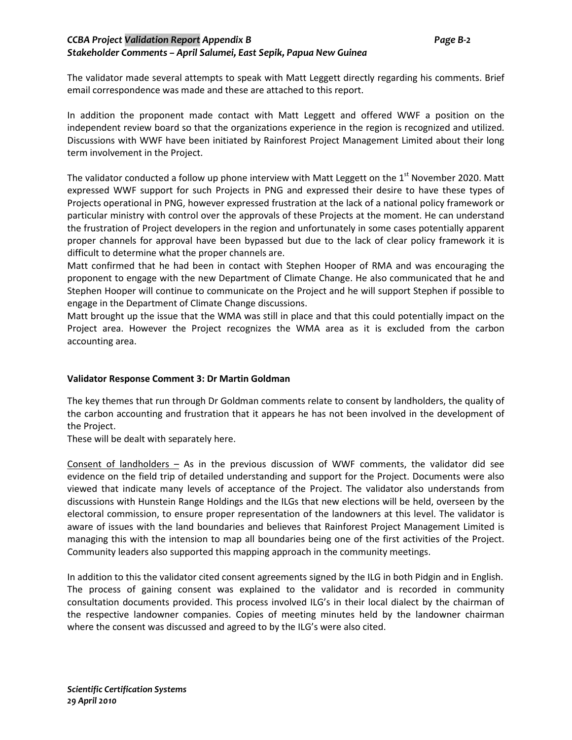The validator made several attempts to speak with Matt Leggett directly regarding his comments. Brief email correspondence was made and these are attached to this report.

In addition the proponent made contact with Matt Leggett and offered WWF a position on the independent review board so that the organizations experience in the region is recognized and utilized. Discussions with WWF have been initiated by Rainforest Project Management Limited about their long term involvement in the Project.

The validator conducted a follow up phone interview with Matt Leggett on the 1st November 2020. Matt expressed WWF support for such Projects in PNG and expressed their desire to have these types of Projects operational in PNG, however expressed frustration at the lack of a national policy framework or particular ministry with control over the approvals of these Projects at the moment. He can understand the frustration of Project developers in the region and unfortunately in some cases potentially apparent proper channels for approval have been bypassed but due to the lack of clear policy framework it is difficult to determine what the proper channels are.

Matt confirmed that he had been in contact with Stephen Hooper of RMA and was encouraging the proponent to engage with the new Department of Climate Change. He also communicated that he and Stephen Hooper will continue to communicate on the Project and he will support Stephen if possible to engage in the Department of Climate Change discussions.

Matt brought up the issue that the WMA was still in place and that this could potentially impact on the Project area. However the Project recognizes the WMA area as it is excluded from the carbon accounting area.

**Validator Response Comment 3: Dr Martin Goldman**

The key themes that run through Dr Goldman comments relate to consent by landholders, the quality of the carbon accounting and frustration that it appears he has not been involved in the development of the Project.

These will be dealt with separately here.

Consent of landholders – As in the previous discussion of WWF comments, the validator did see evidence on the field trip of detailed understanding and support for the Project. Documents were also viewed that indicate many levels of acceptance of the Project. The validator also understands from discussions with Hunstein Range Holdings and the ILGs that new elections will be held, overseen by the electoral commission, to ensure proper representation of the landowners at this level. The validator is aware of issues with the land boundaries and believes that Rainforest Project Management Limited is managing this with the intension to map all boundaries being one of the first activities of the Project. Community leaders also supported this mapping approach in the community meetings.

In addition to this the validator cited consent agreements signed by the ILG in both Pidgin and in English. The process of gaining consent was explained to the validator and is recorded in community consultation documents provided. This process involved ILG's in their local dialect by the chairman of the respective landowner companies. Copies of meeting minutes held by the landowner chairman where the consent was discussed and agreed to by the ILG's were also cited.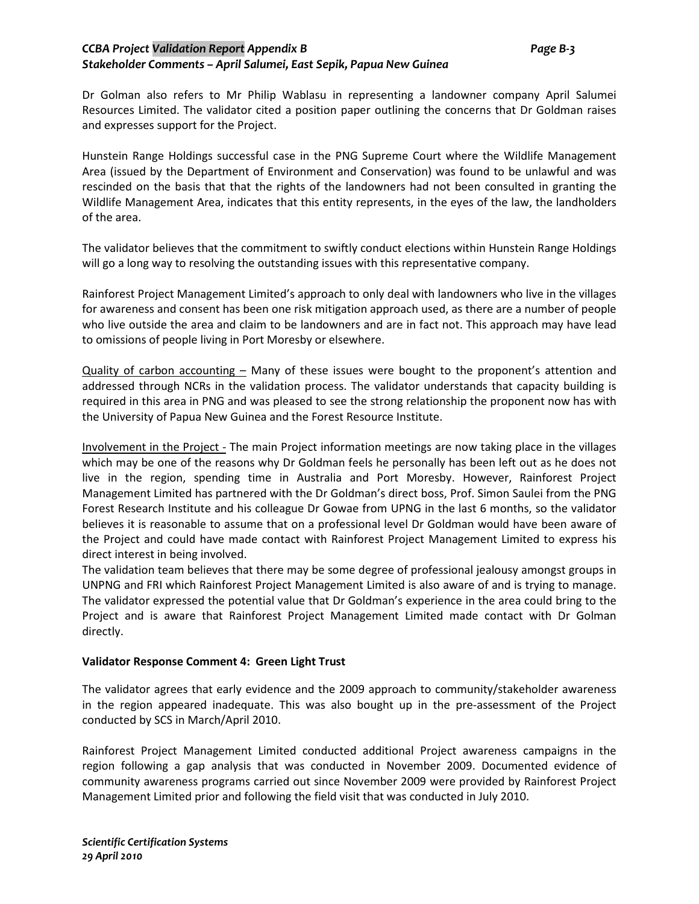Dr Golman also refers to Mr Philip Wablasu in representing a landowner company April Salumei Resources Limited. The validator cited a position paper outlining the concerns that Dr Goldman raises and expresses support for the Project.

Hunstein Range Holdings successful case in the PNG Supreme Court where the Wildlife Management Area (issued by the Department of Environment and Conservation) was found to be unlawful and was rescinded on the basis that that the rights of the landowners had not been consulted in granting the Wildlife Management Area, indicates that this entity represents, in the eyes of the law, the landholders of the area.

The validator believes that the commitment to swiftly conduct elections within Hunstein Range Holdings will go a long way to resolving the outstanding issues with this representative company.

Rainforest Project Management Limited's approach to only deal with landowners who live in the villages for awareness and consent has been one risk mitigation approach used, as there are a number of people who live outside the area and claim to be landowners and are in fact not. This approach may have lead to omissions of people living in Port Moresby or elsewhere.

<u>Quality of carbon accounting –</u> Many of these issues were bought to the proponent's attention and addressed through NCRs in the validation process. The validator understands that capacity building is required in this area in PNG and was pleased to see the strong relationship the proponent now has with the University of Papua New Guinea and the Forest Resource Institute.

<u>Involvement in the Project -</u> The main Project information meetings are now taking place in the villages which may be one of the reasons why Dr Goldman feels he personally has been left out as he does not live in the region, spending time in Australia and Port Moresby. However, Rainforest Project Management Limited has partnered with the Dr Goldman's direct boss, Prof. Simon Saulei from the PNG Forest Research Institute and his colleague Dr Gowae from UPNG in the last 6 months, so the validator believes it is reasonable to assume that on a professional level Dr Goldman would have been aware of the Project and could have made contact with Rainforest Project Management Limited to express his direct interest in being involved.
The validation team believes that there may be some degree of professional jealousy amongst groups in UNPNG and FRI which Rainforest Project Management Limited is also aware of and is trying to manage. The validator expressed the potential value that Dr Goldman's experience in the area could bring to the Project and is aware that Rainforest Project Management Limited made contact with Dr Golman directly.

**Validator Response Comment 4: Green Light Trust**

The validator agrees that early evidence and the 2009 approach to community/stakeholder awareness in the region appeared inadequate. This was also bought up in the pre-assessment of the Project conducted by SCS in March/April 2010.

Rainforest Project Management Limited conducted additional Project awareness campaigns in the region following a gap analysis that was conducted in November 2009. Documented evidence of community awareness programs carried out since November 2009 were provided by Rainforest Project Management Limited prior and following the field visit that was conducted in July 2010.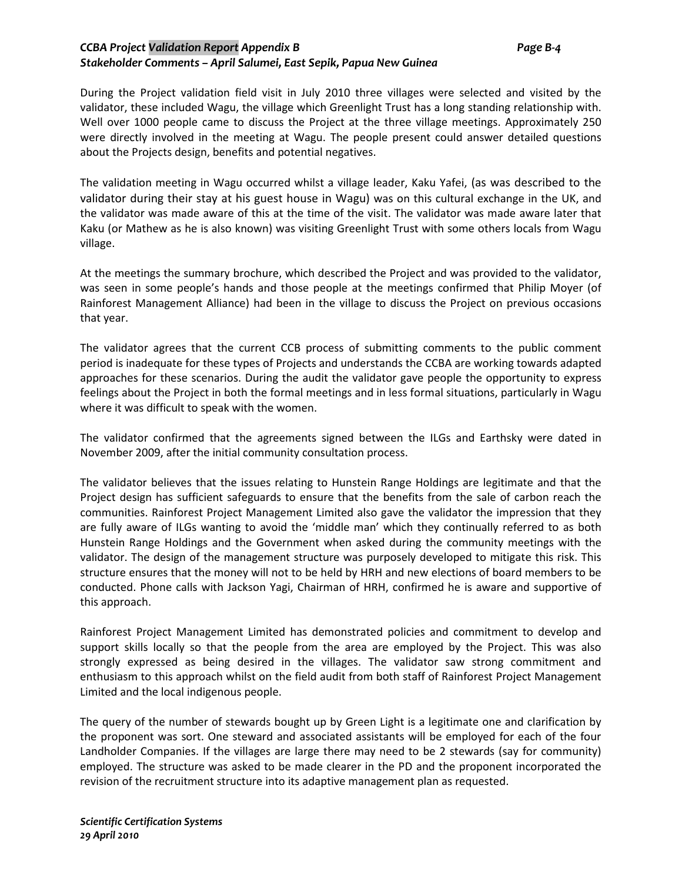During the Project validation field visit in July 2010 three villages were selected and visited by the validator, these included Wagu, the village which Greenlight Trust has a long standing relationship with. Well over 1000 people came to discuss the Project at the three village meetings. Approximately 250 were directly involved in the meeting at Wagu. The people present could answer detailed questions about the Projects design, benefits and potential negatives.

The validation meeting in Wagu occurred whilst a village leader, Kaku Yafei, (as was described to the validator during their stay at his guest house in Wagu) was on this cultural exchange in the UK, and the validator was made aware of this at the time of the visit. The validator was made aware later that Kaku (or Mathew as he is also known) was visiting Greenlight Trust with some others locals from Wagu village.

At the meetings the summary brochure, which described the Project and was provided to the validator, was seen in some people's hands and those people at the meetings confirmed that Philip Moyer (of Rainforest Management Alliance) had been in the village to discuss the Project on previous occasions that year.

The validator agrees that the current CCB process of submitting comments to the public comment period is inadequate for these types of Projects and understands the CCBA are working towards adapted approaches for these scenarios. During the audit the validator gave people the opportunity to express feelings about the Project in both the formal meetings and in less formal situations, particularly in Wagu where it was difficult to speak with the women.

The validator confirmed that the agreements signed between the ILGs and Earthsky were dated in November 2009, after the initial community consultation process.

The validator believes that the issues relating to Hunstein Range Holdings are legitimate and that the Project design has sufficient safeguards to ensure that the benefits from the sale of carbon reach the communities. Rainforest Project Management Limited also gave the validator the impression that they are fully aware of ILGs wanting to avoid the 'middle man' which they continually referred to as both Hunstein Range Holdings and the Government when asked during the community meetings with the validator. The design of the management structure was purposely developed to mitigate this risk. This structure ensures that the money will not to be held by HRH and new elections of board members to be conducted. Phone calls with Jackson Yagi, Chairman of HRH, confirmed he is aware and supportive of this approach.

Rainforest Project Management Limited has demonstrated policies and commitment to develop and support skills locally so that the people from the area are employed by the Project. This was also strongly expressed as being desired in the villages. The validator saw strong commitment and enthusiasm to this approach whilst on the field audit from both staff of Rainforest Project Management Limited and the local indigenous people.

The query of the number of stewards bought up by Green Light is a legitimate one and clarification by the proponent was sort. One steward and associated assistants will be employed for each of the four Landholder Companies. If the villages are large there may need to be 2 stewards (say for community) employed. The structure was asked to be made clearer in the PD and the proponent incorporated the revision of the recruitment structure into its adaptive management plan as requested.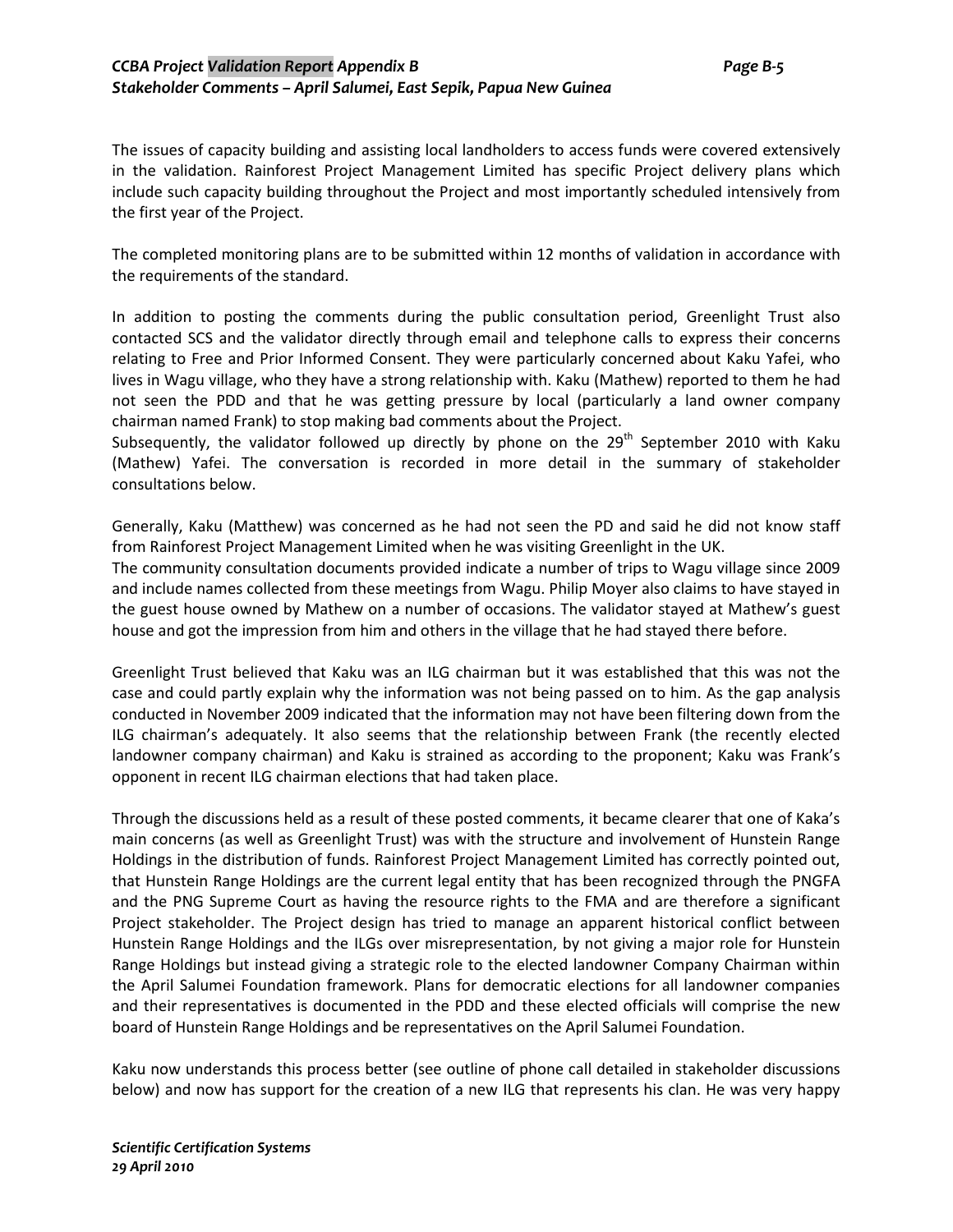The issues of capacity building and assisting local landholders to access funds were covered extensively in the validation. Rainforest Project Management Limited has specific Project delivery plans which include such capacity building throughout the Project and most importantly scheduled intensively from the first year of the Project.

The completed monitoring plans are to be submitted within 12 months of validation in accordance with the requirements of the standard.

In addition to posting the comments during the public consultation period, Greenlight Trust also contacted SCS and the validator directly through email and telephone calls to express their concerns relating to Free and Prior Informed Consent. They were particularly concerned about Kaku Yafei, who lives in Wagu village, who they have a strong relationship with. Kaku (Mathew) reported to them he had not seen the PDD and that he was getting pressure by local (particularly a land owner company chairman named Frank) to stop making bad comments about the Project.
Subsequently, the validator followed up directly by phone on the 29th September 2010 with Kaku (Mathew) Yafei. The conversation is recorded in more detail in the summary of stakeholder consultations below.

Generally, Kaku (Matthew) was concerned as he had not seen the PD and said he did not know staff from Rainforest Project Management Limited when he was visiting Greenlight in the UK.
The community consultation documents provided indicate a number of trips to Wagu village since 2009 and include names collected from these meetings from Wagu. Philip Moyer also claims to have stayed in the guest house owned by Mathew on a number of occasions. The validator stayed at Mathew's guest house and got the impression from him and others in the village that he had stayed there before.

Greenlight Trust believed that Kaku was an ILG chairman but it was established that this was not the case and could partly explain why the information was not being passed on to him. As the gap analysis conducted in November 2009 indicated that the information may not have been filtering down from the ILG chairman's adequately. It also seems that the relationship between Frank (the recently elected landowner company chairman) and Kaku is strained as according to the proponent; Kaku was Frank's opponent in recent ILG chairman elections that had taken place.

Through the discussions held as a result of these posted comments, it became clearer that one of Kaka's main concerns (as well as Greenlight Trust) was with the structure and involvement of Hunstein Range Holdings in the distribution of funds. Rainforest Project Management Limited has correctly pointed out, that Hunstein Range Holdings are the current legal entity that has been recognized through the PNGFA and the PNG Supreme Court as having the resource rights to the FMA and are therefore a significant Project stakeholder. The Project design has tried to manage an apparent historical conflict between Hunstein Range Holdings and the ILGs over misrepresentation, by not giving a major role for Hunstein Range Holdings but instead giving a strategic role to the elected landowner Company Chairman within the April Salumei Foundation framework. Plans for democratic elections for all landowner companies and their representatives is documented in the PDD and these elected officials will comprise the new board of Hunstein Range Holdings and be representatives on the April Salumei Foundation.

Kaku now understands this process better (see outline of phone call detailed in stakeholder discussions below) and now has support for the creation of a new ILG that represents his clan. He was very happy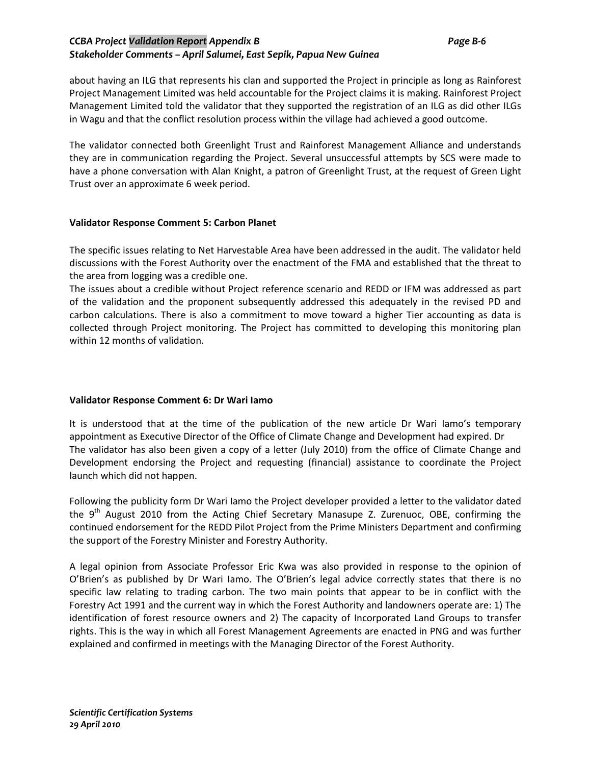about having an ILG that represents his clan and supported the Project in principle as long as Rainforest Project Management Limited was held accountable for the Project claims it is making. Rainforest Project Management Limited told the validator that they supported the registration of an ILG as did other ILGs in Wagu and that the conflict resolution process within the village had achieved a good outcome.

The validator connected both Greenlight Trust and Rainforest Management Alliance and understands they are in communication regarding the Project. Several unsuccessful attempts by SCS were made to have a phone conversation with Alan Knight, a patron of Greenlight Trust, at the request of Green Light Trust over an approximate 6 week period.

**Validator Response Comment 5: Carbon Planet**

The specific issues relating to Net Harvestable Area have been addressed in the audit. The validator held discussions with the Forest Authority over the enactment of the FMA and established that the threat to the area from logging was a credible one.

The issues about a credible without Project reference scenario and REDD or IFM was addressed as part of the validation and the proponent subsequently addressed this adequately in the revised PD and carbon calculations. There is also a commitment to move toward a higher Tier accounting as data is collected through Project monitoring. The Project has committed to developing this monitoring plan within 12 months of validation.

**Validator Response Comment 6: Dr Wari Iamo**

It is understood that at the time of the publication of the new article Dr Wari Iamo's temporary appointment as Executive Director of the Office of Climate Change and Development had expired. Dr
The validator has also been given a copy of a letter (July 2010) from the office of Climate Change and Development endorsing the Project and requesting (financial) assistance to coordinate the Project launch which did not happen.

Following the publicity form Dr Wari Iamo the Project developer provided a letter to the validator dated the 9th August 2010 from the Acting Chief Secretary Manasupe Z. Zurenuoc, OBE, confirming the continued endorsement for the REDD Pilot Project from the Prime Ministers Department and confirming the support of the Forestry Minister and Forestry Authority.

A legal opinion from Associate Professor Eric Kwa was also provided in response to the opinion of O'Brien's as published by Dr Wari Iamo. The O'Brien's legal advice correctly states that there is no specific law relating to trading carbon. The two main points that appear to be in conflict with the Forestry Act 1991 and the current way in which the Forest Authority and landowners operate are: 1) The identification of forest resource owners and 2) The capacity of Incorporated Land Groups to transfer rights. This is the way in which all Forest Management Agreements are enacted in PNG and was further explained and confirmed in meetings with the Managing Director of the Forest Authority.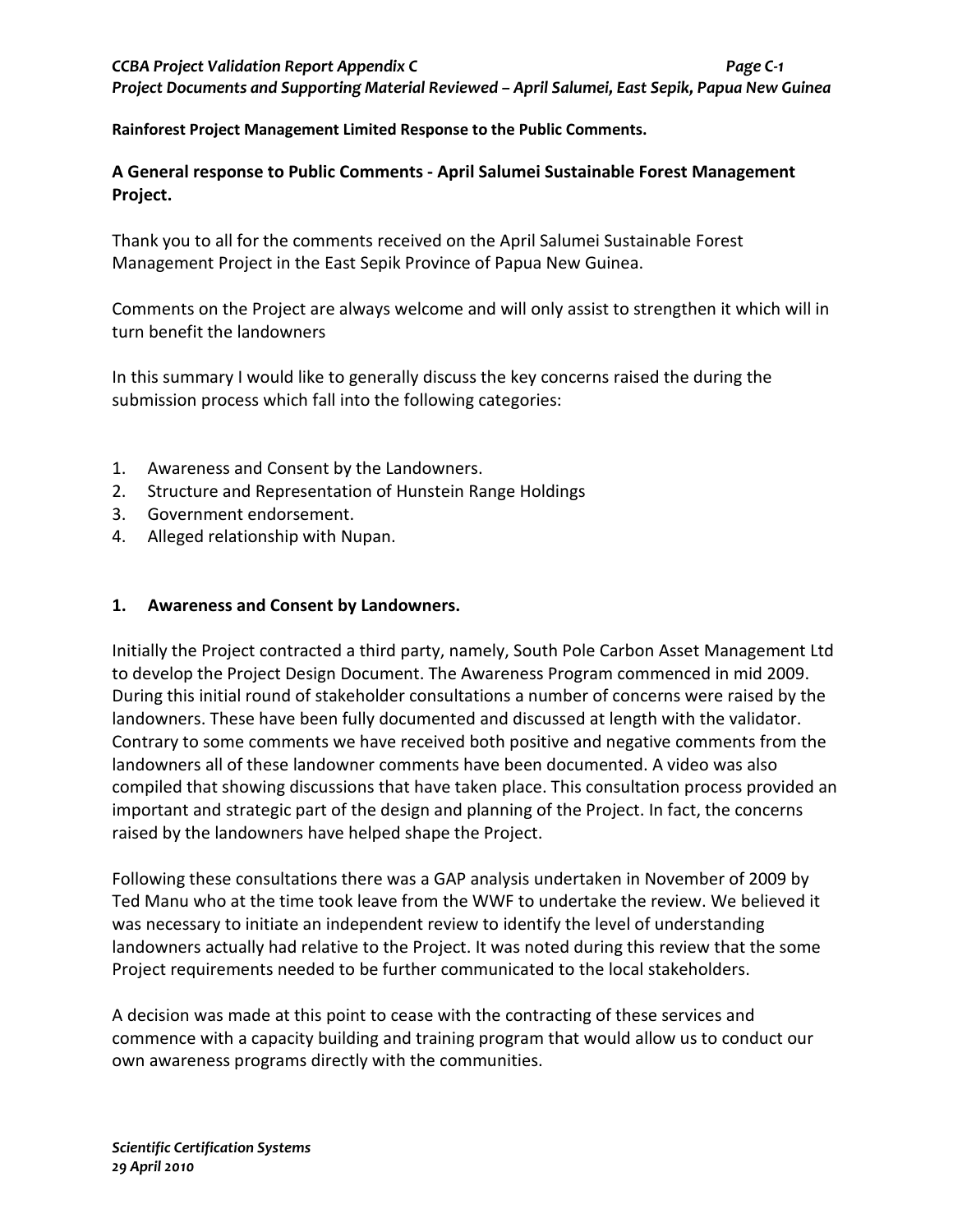**Rainforest Project Management Limited Response to the Public Comments.**

## A General response to Public Comments - April Salumei Sustainable Forest Management Project.

Thank you to all for the comments received on the April Salumei Sustainable Forest Management Project in the East Sepik Province of Papua New Guinea.

Comments on the Project are always welcome and will only assist to strengthen it which will in turn benefit the landowners

In this summary I would like to generally discuss the key concerns raised the during the submission process which fall into the following categories:

1. Awareness and Consent by the Landowners.
2. Structure and Representation of Hunstein Range Holdings
3. Government endorsement.
4. Alleged relationship with Nupan.

### 1. Awareness and Consent by Landowners.

Initially the Project contracted a third party, namely, South Pole Carbon Asset Management Ltd to develop the Project Design Document. The Awareness Program commenced in mid 2009. During this initial round of stakeholder consultations a number of concerns were raised by the landowners. These have been fully documented and discussed at length with the validator. Contrary to some comments we have received both positive and negative comments from the landowners all of these landowner comments have been documented. A video was also compiled that showing discussions that have taken place. This consultation process provided an important and strategic part of the design and planning of the Project. In fact, the concerns raised by the landowners have helped shape the Project.

Following these consultations there was a GAP analysis undertaken in November of 2009 by Ted Manu who at the time took leave from the WWF to undertake the review. We believed it was necessary to initiate an independent review to identify the level of understanding landowners actually had relative to the Project. It was noted during this review that the some Project requirements needed to be further communicated to the local stakeholders.

A decision was made at this point to cease with the contracting of these services and commence with a capacity building and training program that would allow us to conduct our own awareness programs directly with the communities.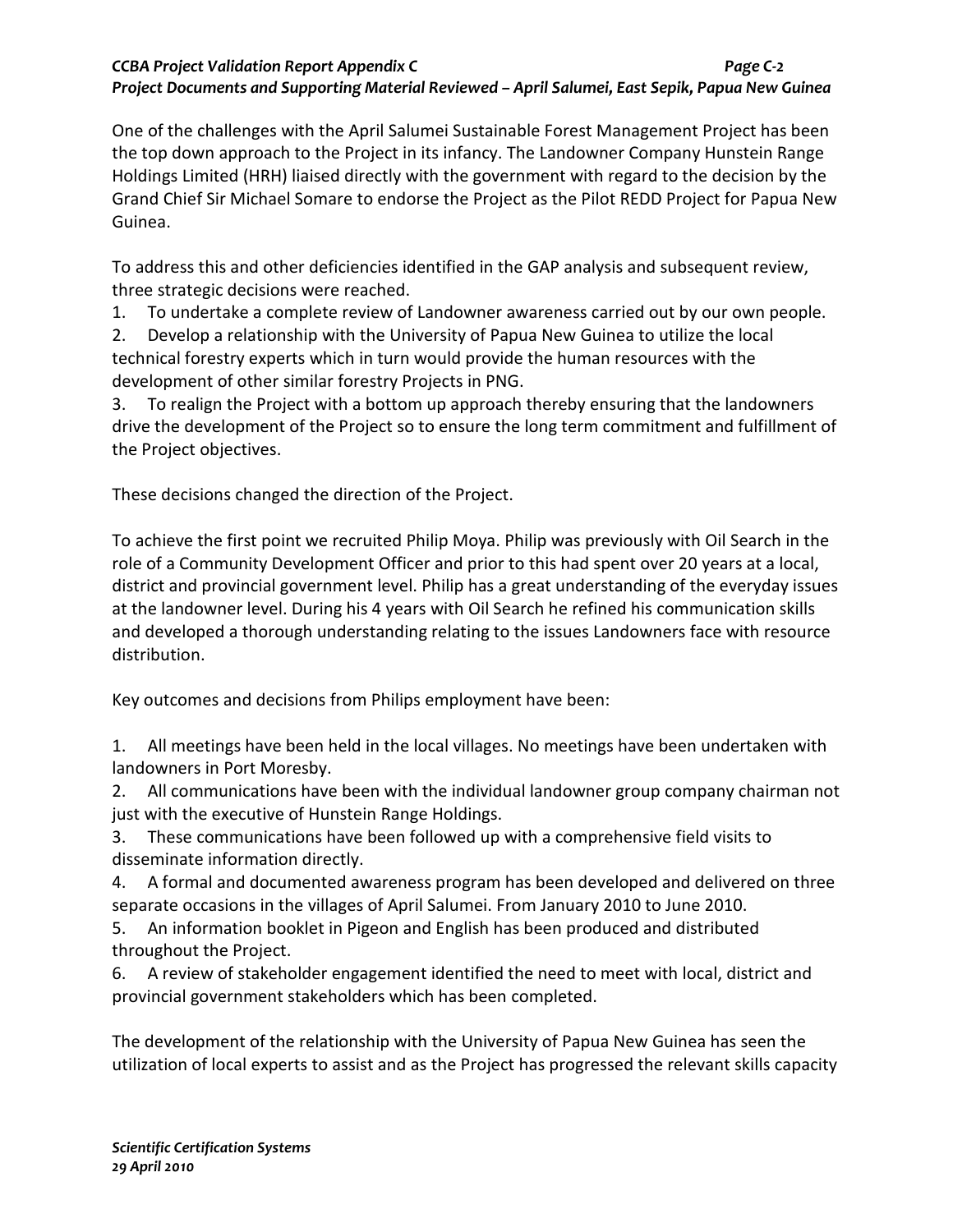One of the challenges with the April Salumei Sustainable Forest Management Project has been the top down approach to the Project in its infancy. The Landowner Company Hunstein Range Holdings Limited (HRH) liaised directly with the government with regard to the decision by the Grand Chief Sir Michael Somare to endorse the Project as the Pilot REDD Project for Papua New Guinea.

To address this and other deficiencies identified in the GAP analysis and subsequent review, three strategic decisions were reached.

1. To undertake a complete review of Landowner awareness carried out by our own people.
2. Develop a relationship with the University of Papua New Guinea to utilize the local technical forestry experts which in turn would provide the human resources with the development of other similar forestry Projects in PNG.
3. To realign the Project with a bottom up approach thereby ensuring that the landowners drive the development of the Project so to ensure the long term commitment and fulfillment of the Project objectives.

These decisions changed the direction of the Project.

To achieve the first point we recruited Philip Moya. Philip was previously with Oil Search in the role of a Community Development Officer and prior to this had spent over 20 years at a local, district and provincial government level. Philip has a great understanding of the everyday issues at the landowner level. During his 4 years with Oil Search he refined his communication skills and developed a thorough understanding relating to the issues Landowners face with resource distribution.

Key outcomes and decisions from Philips employment have been:

1. All meetings have been held in the local villages. No meetings have been undertaken with landowners in Port Moresby.
2. All communications have been with the individual landowner group company chairman not just with the executive of Hunstein Range Holdings.
3. These communications have been followed up with a comprehensive field visits to disseminate information directly.
4. A formal and documented awareness program has been developed and delivered on three separate occasions in the villages of April Salumei. From January 2010 to June 2010.
5. An information booklet in Pigeon and English has been produced and distributed throughout the Project.
6. A review of stakeholder engagement identified the need to meet with local, district and provincial government stakeholders which has been completed.

The development of the relationship with the University of Papua New Guinea has seen the utilization of local experts to assist and as the Project has progressed the relevant skills capacity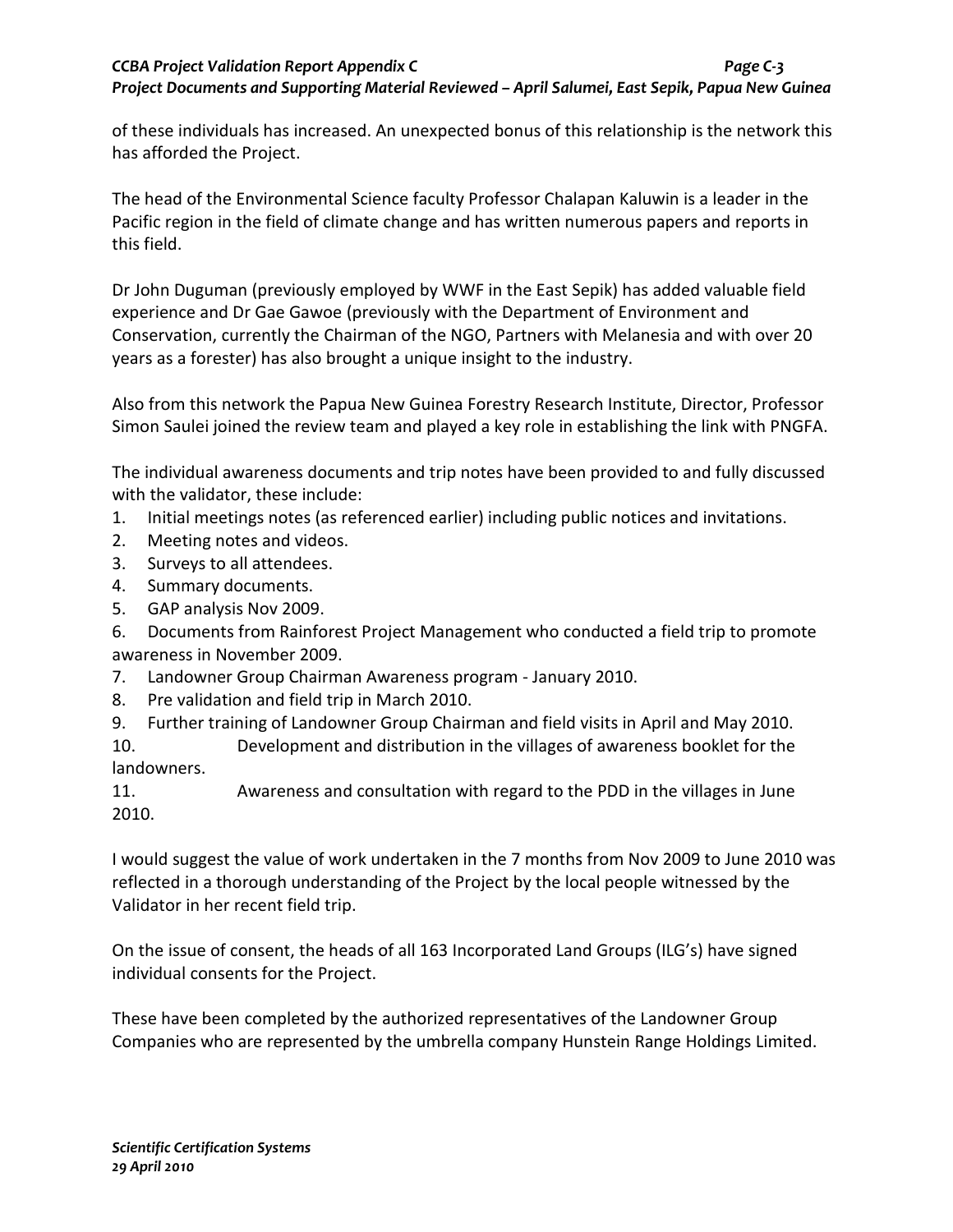of these individuals has increased. An unexpected bonus of this relationship is the network this has afforded the Project.

The head of the Environmental Science faculty Professor Chalapan Kaluwin is a leader in the Pacific region in the field of climate change and has written numerous papers and reports in this field.

Dr John Duguman (previously employed by WWF in the East Sepik) has added valuable field experience and Dr Gae Gawoe (previously with the Department of Environment and Conservation, currently the Chairman of the NGO, Partners with Melanesia and with over 20 years as a forester) has also brought a unique insight to the industry.

Also from this network the Papua New Guinea Forestry Research Institute, Director, Professor Simon Saulei joined the review team and played a key role in establishing the link with PNGFA.

The individual awareness documents and trip notes have been provided to and fully discussed with the validator, these include:

1. Initial meetings notes (as referenced earlier) including public notices and invitations.
2. Meeting notes and videos.
3. Surveys to all attendees.
4. Summary documents.
5. GAP analysis Nov 2009.
6. Documents from Rainforest Project Management who conducted a field trip to promote awareness in November 2009.
7. Landowner Group Chairman Awareness program - January 2010.
8. Pre validation and field trip in March 2010.
9. Further training of Landowner Group Chairman and field visits in April and May 2010.
10. Development and distribution in the villages of awareness booklet for the landowners.
11. Awareness and consultation with regard to the PDD in the villages in June 2010.

I would suggest the value of work undertaken in the 7 months from Nov 2009 to June 2010 was reflected in a thorough understanding of the Project by the local people witnessed by the Validator in her recent field trip.

On the issue of consent, the heads of all 163 Incorporated Land Groups (ILG's) have signed individual consents for the Project.

These have been completed by the authorized representatives of the Landowner Group Companies who are represented by the umbrella company Hunstein Range Holdings Limited.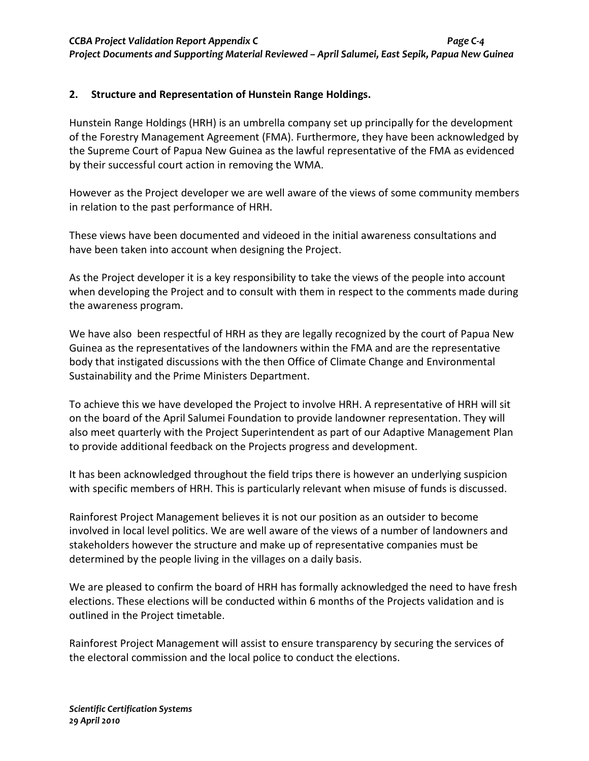## 2. Structure and Representation of Hunstein Range Holdings.

Hunstein Range Holdings (HRH) is an umbrella company set up principally for the development of the Forestry Management Agreement (FMA). Furthermore, they have been acknowledged by the Supreme Court of Papua New Guinea as the lawful representative of the FMA as evidenced by their successful court action in removing the WMA.

However as the Project developer we are well aware of the views of some community members in relation to the past performance of HRH.

These views have been documented and videoed in the initial awareness consultations and have been taken into account when designing the Project.

As the Project developer it is a key responsibility to take the views of the people into account when developing the Project and to consult with them in respect to the comments made during the awareness program.

We have also been respectful of HRH as they are legally recognized by the court of Papua New Guinea as the representatives of the landowners within the FMA and are the representative body that instigated discussions with the then Office of Climate Change and Environmental Sustainability and the Prime Ministers Department.

To achieve this we have developed the Project to involve HRH. A representative of HRH will sit on the board of the April Salumei Foundation to provide landowner representation. They will also meet quarterly with the Project Superintendent as part of our Adaptive Management Plan to provide additional feedback on the Projects progress and development.

It has been acknowledged throughout the field trips there is however an underlying suspicion with specific members of HRH. This is particularly relevant when misuse of funds is discussed.

Rainforest Project Management believes it is not our position as an outsider to become involved in local level politics. We are well aware of the views of a number of landowners and stakeholders however the structure and make up of representative companies must be determined by the people living in the villages on a daily basis.

We are pleased to confirm the board of HRH has formally acknowledged the need to have fresh elections. These elections will be conducted within 6 months of the Projects validation and is outlined in the Project timetable.

Rainforest Project Management will assist to ensure transparency by securing the services of the electoral commission and the local police to conduct the elections.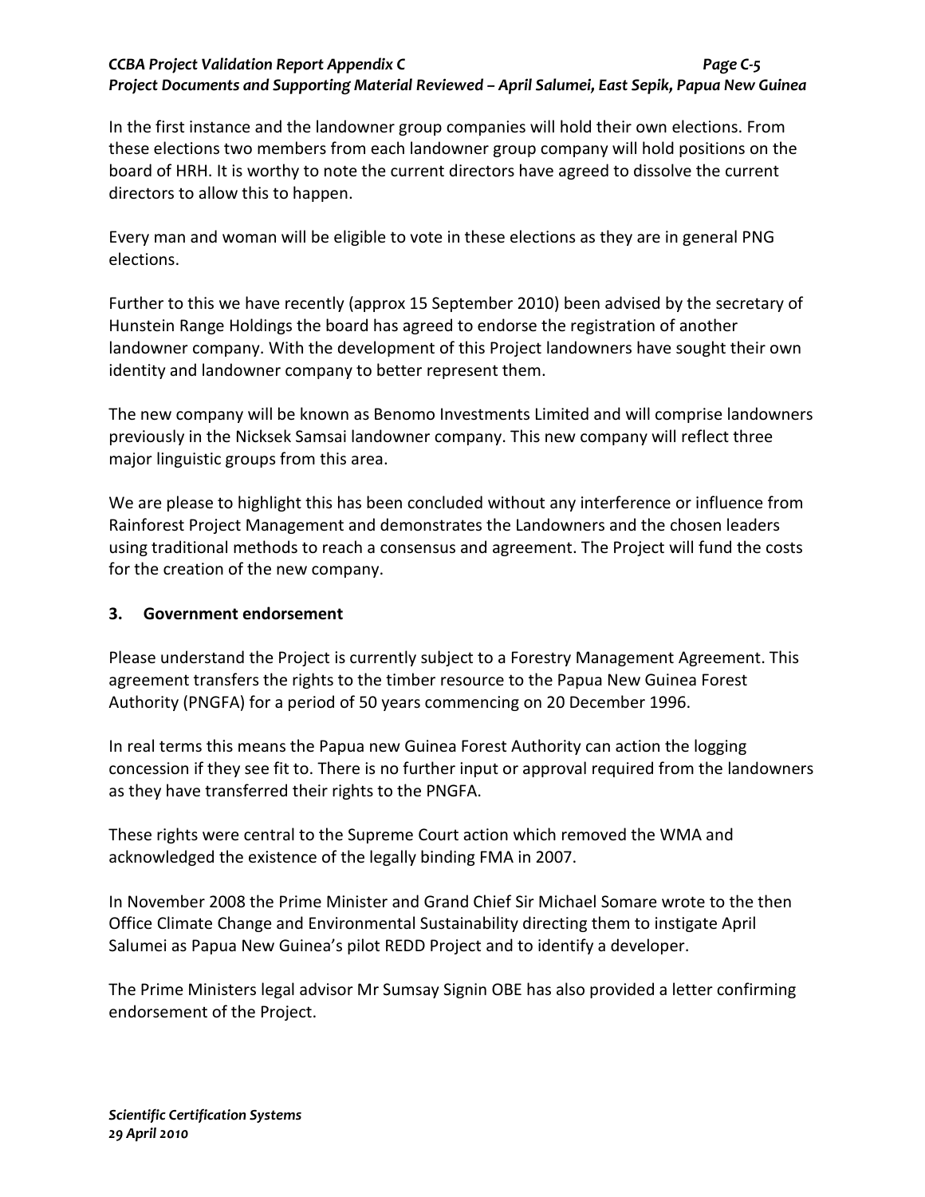In the first instance and the landowner group companies will hold their own elections. From these elections two members from each landowner group company will hold positions on the board of HRH. It is worthy to note the current directors have agreed to dissolve the current directors to allow this to happen.

Every man and woman will be eligible to vote in these elections as they are in general PNG elections.

Further to this we have recently (approx 15 September 2010) been advised by the secretary of Hunstein Range Holdings the board has agreed to endorse the registration of another landowner company. With the development of this Project landowners have sought their own identity and landowner company to better represent them.

The new company will be known as Benomo Investments Limited and will comprise landowners previously in the Nicksek Samsai landowner company. This new company will reflect three major linguistic groups from this area.

We are please to highlight this has been concluded without any interference or influence from Rainforest Project Management and demonstrates the Landowners and the chosen leaders using traditional methods to reach a consensus and agreement. The Project will fund the costs for the creation of the new company.

## 3. Government endorsement

Please understand the Project is currently subject to a Forestry Management Agreement. This agreement transfers the rights to the timber resource to the Papua New Guinea Forest Authority (PNGFA) for a period of 50 years commencing on 20 December 1996.

In real terms this means the Papua new Guinea Forest Authority can action the logging concession if they see fit to. There is no further input or approval required from the landowners as they have transferred their rights to the PNGFA.

These rights were central to the Supreme Court action which removed the WMA and acknowledged the existence of the legally binding FMA in 2007.

In November 2008 the Prime Minister and Grand Chief Sir Michael Somare wrote to the then Office Climate Change and Environmental Sustainability directing them to instigate April Salumei as Papua New Guinea's pilot REDD Project and to identify a developer.

The Prime Ministers legal advisor Mr Sumsay Signin OBE has also provided a letter confirming endorsement of the Project.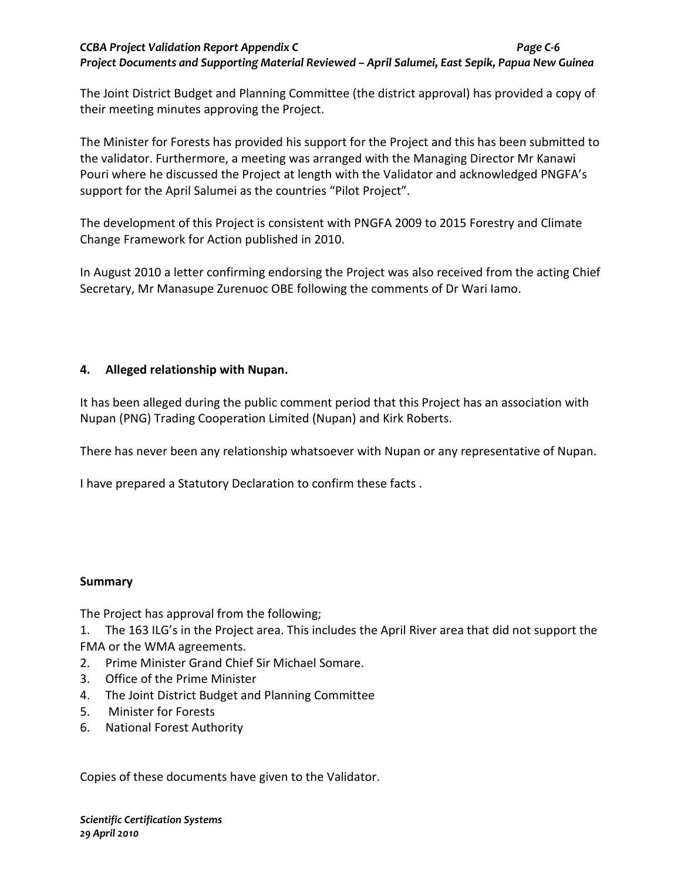The Joint District Budget and Planning Committee (the district approval) has provided a copy of their meeting minutes approving the Project.

The Minister for Forests has provided his support for the Project and this has been submitted to the validator. Furthermore, a meeting was arranged with the Managing Director Mr Kanawi Pouri where he discussed the Project at length with the Validator and acknowledged PNGFA's support for the April Salumei as the countries "Pilot Project".

The development of this Project is consistent with PNGFA 2009 to 2015 Forestry and Climate Change Framework for Action published in 2010.

In August 2010 a letter confirming endorsing the Project was also received from the acting Chief Secretary, Mr Manasupe Zurenuoc OBE following the comments of Dr Wari Iamo.

**4. Alleged relationship with Nupan.**

It has been alleged during the public comment period that this Project has an association with Nupan (PNG) Trading Cooperation Limited (Nupan) and Kirk Roberts.

There has never been any relationship whatsoever with Nupan or any representative of Nupan.

I have prepared a Statutory Declaration to confirm these facts .

**Summary**

The Project has approval from the following;

1. The 163 ILG's in the Project area. This includes the April River area that did not support the FMA or the WMA agreements.
2. Prime Minister Grand Chief Sir Michael Somare.
3. Office of the Prime Minister
4. The Joint District Budget and Planning Committee
5. Minister for Forests
6. National Forest Authority

Copies of these documents have given to the Validator.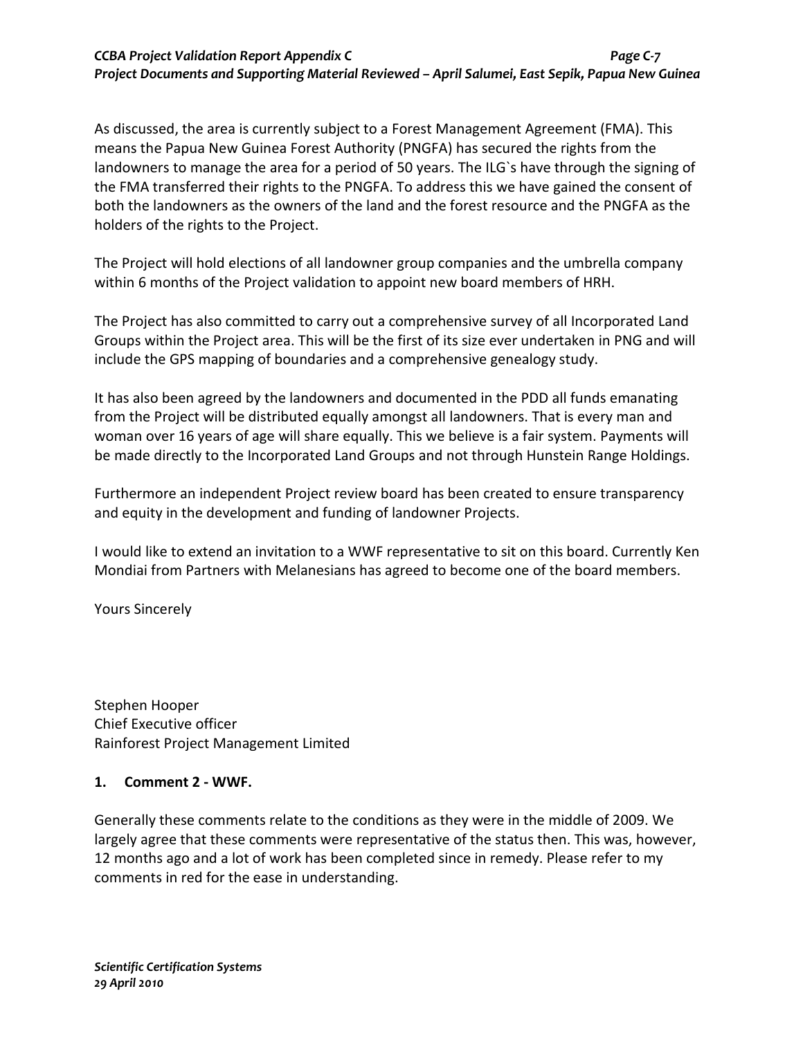As discussed, the area is currently subject to a Forest Management Agreement (FMA). This means the Papua New Guinea Forest Authority (PNGFA) has secured the rights from the landowners to manage the area for a period of 50 years. The ILG`s have through the signing of the FMA transferred their rights to the PNGFA. To address this we have gained the consent of both the landowners as the owners of the land and the forest resource and the PNGFA as the holders of the rights to the Project.

The Project will hold elections of all landowner group companies and the umbrella company within 6 months of the Project validation to appoint new board members of HRH.

The Project has also committed to carry out a comprehensive survey of all Incorporated Land Groups within the Project area. This will be the first of its size ever undertaken in PNG and will include the GPS mapping of boundaries and a comprehensive genealogy study.

It has also been agreed by the landowners and documented in the PDD all funds emanating from the Project will be distributed equally amongst all landowners. That is every man and woman over 16 years of age will share equally. This we believe is a fair system. Payments will be made directly to the Incorporated Land Groups and not through Hunstein Range Holdings.

Furthermore an independent Project review board has been created to ensure transparency and equity in the development and funding of landowner Projects.

I would like to extend an invitation to a WWF representative to sit on this board. Currently Ken Mondiai from Partners with Melanesians has agreed to become one of the board members.

Yours Sincerely

Stephen Hooper
Chief Executive officer
Rainforest Project Management Limited

## 1. Comment 2 - WWF.

Generally these comments relate to the conditions as they were in the middle of 2009. We largely agree that these comments were representative of the status then. This was, however, 12 months ago and a lot of work has been completed since in remedy. Please refer to my comments in red for the ease in understanding.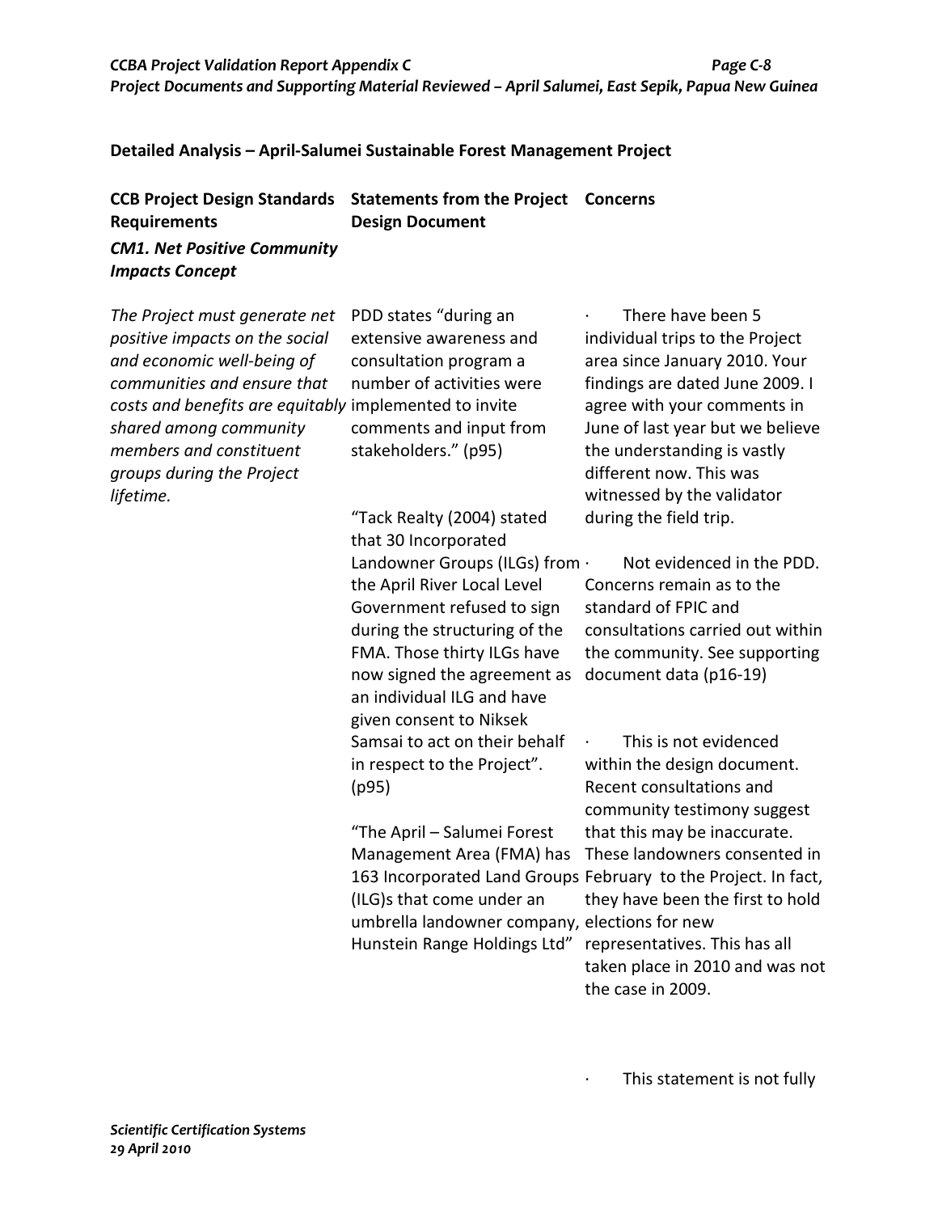**Detailed Analysis – April-Salumei Sustainable Forest Management Project**

| CCB Project Design Standards Requirements | Statements from the Project Design Document | Concerns |
|---|---|---|
| ***CM1. Net Positive Community Impacts Concept*** | | |
| *The Project must generate net positive impacts on the social and economic well-being of communities and ensure that costs and benefits are equitably shared among community members and constituent groups during the Project lifetime.* | PDD states "during an extensive awareness and consultation program a number of activities were implemented to invite comments and input from stakeholders." (p95) | · There have been 5 individual trips to the Project area since January 2010. Your findings are dated June 2009. I agree with your comments in June of last year but we believe the understanding is vastly different now. This was witnessed by the validator during the field trip.<br><br>· Not evidenced in the PDD. Concerns remain as to the standard of FPIC and consultations carried out within the community. See supporting document data (p16-19) |
| | "Tack Realty (2004) stated that 30 Incorporated Landowner Groups (ILGs) from the April River Local Level Government refused to sign during the structuring of the FMA. Those thirty ILGs have now signed the agreement as an individual ILG and have given consent to Niksek Samsai to act on their behalf in respect to the Project". (p95) | · This is not evidenced within the design document. Recent consultations and community testimony suggest that this may be inaccurate. These landowners consented in February to the Project. In fact, they have been the first to hold elections for new representatives. This has all taken place in 2010 and was not the case in 2009. |
| | "The April – Salumei Forest Management Area (FMA) has 163 Incorporated Land Groups (ILG)s that come under an umbrella landowner company, Hunstein Range Holdings Ltd" | · This statement is not fully |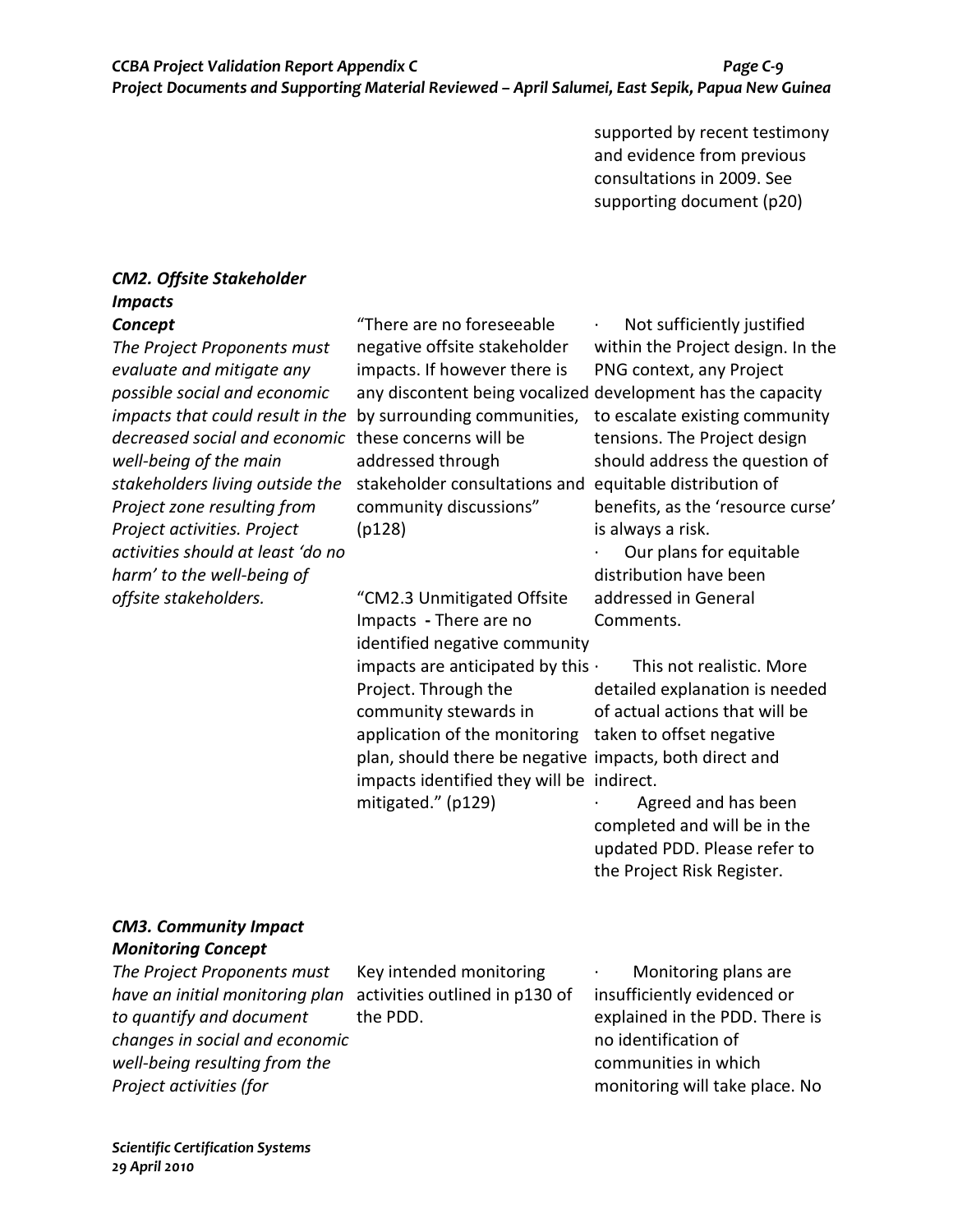| | | supported by recent testimony and evidence from previous consultations in 2009. See supporting document (p20) |
|---|---|---|
| ***CM2. Offsite Stakeholder Impacts Concept*** *The Project Proponents must evaluate and mitigate any possible social and economic impacts that could result in the decreased social and economic well-being of the main stakeholders living outside the Project zone resulting from Project activities. Project activities should at least 'do no harm' to the well-being of offsite stakeholders.* | "There are no foreseeable negative offsite stakeholder impacts. If however there is any discontent being vocalized by surrounding communities, these concerns will be addressed through stakeholder consultations and community discussions" (p128)<br><br>"CM2.3 Unmitigated Offsite Impacts - There are no identified negative community impacts are anticipated by this Project. Through the community stewards in application of the monitoring plan, should there be negative impacts identified they will be mitigated." (p129) | · Not sufficiently justified within the Project design. In the PNG context, any Project development has the capacity to escalate existing community tensions. The Project design should address the question of equitable distribution of benefits, as the 'resource curse' is always a risk.<br>· Our plans for equitable distribution have been addressed in General Comments.<br><br>· This not realistic. More detailed explanation is needed of actual actions that will be taken to offset negative impacts, both direct and indirect.<br>· Agreed and has been completed and will be in the updated PDD. Please refer to the Project Risk Register. |
| ***CM3. Community Impact Monitoring Concept*** *The Project Proponents must have an initial monitoring plan to quantify and document changes in social and economic well-being resulting from the Project activities (for* | Key intended monitoring activities outlined in p130 of the PDD. | · Monitoring plans are insufficiently evidenced or explained in the PDD. There is no identification of communities in which monitoring will take place. No |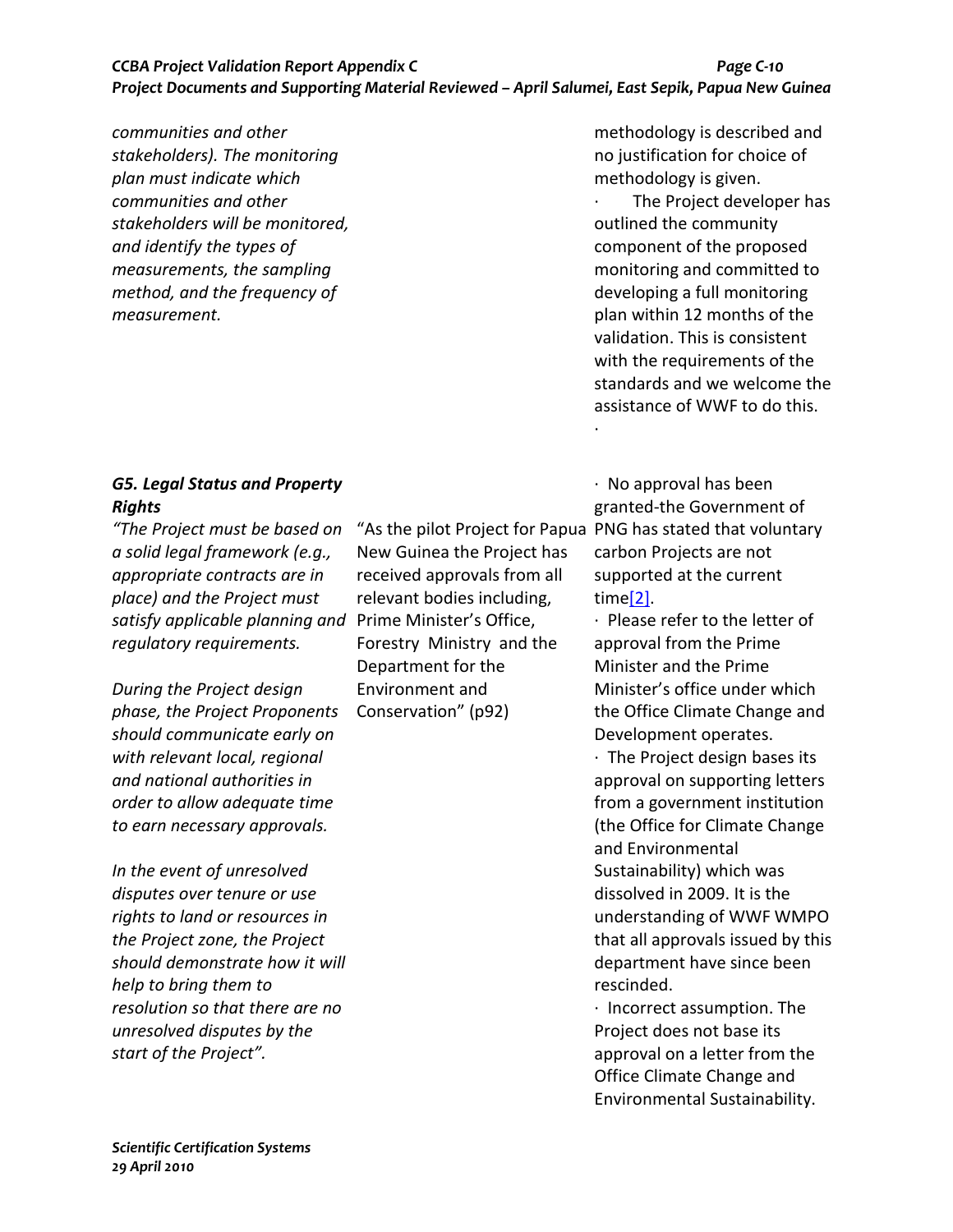| | | |
|---|---|---|
| *communities and other stakeholders). The monitoring plan must indicate which communities and other stakeholders will be monitored, and identify the types of measurements, the sampling method, and the frequency of measurement.* | | methodology is described and no justification for choice of methodology is given.<br>· The Project developer has outlined the community component of the proposed monitoring and committed to developing a full monitoring plan within 12 months of the validation. This is consistent with the requirements of the standards and we welcome the assistance of WWF to do this.<br>· |
| ***G5. Legal Status and Property Rights***<br>*"The Project must be based on a solid legal framework (e.g., appropriate contracts are in place) and the Project must satisfy applicable planning and regulatory requirements.*<br><br>*During the Project design phase, the Project Proponents should communicate early on with relevant local, regional and national authorities in order to allow adequate time to earn necessary approvals.*<br><br>*In the event of unresolved disputes over tenure or use rights to land or resources in the Project zone, the Project should demonstrate how it will help to bring them to resolution so that there are no unresolved disputes by the start of the Project".* | "As the pilot Project for Papua New Guinea the Project has received approvals from all relevant bodies including, Prime Minister's Office, Forestry Ministry and the Department for the Environment and Conservation" (p92) | · No approval has been granted-the Government of PNG has stated that voluntary carbon Projects are not supported at the current time[2].<br>· Please refer to the letter of approval from the Prime Minister and the Prime Minister's office under which the Office Climate Change and Development operates.<br>· The Project design bases its approval on supporting letters from a government institution (the Office for Climate Change and Environmental Sustainability) which was dissolved in 2009. It is the understanding of WWF WMPO that all approvals issued by this department have since been rescinded.<br>· Incorrect assumption. The Project does not base its approval on a letter from the Office Climate Change and Environmental Sustainability. |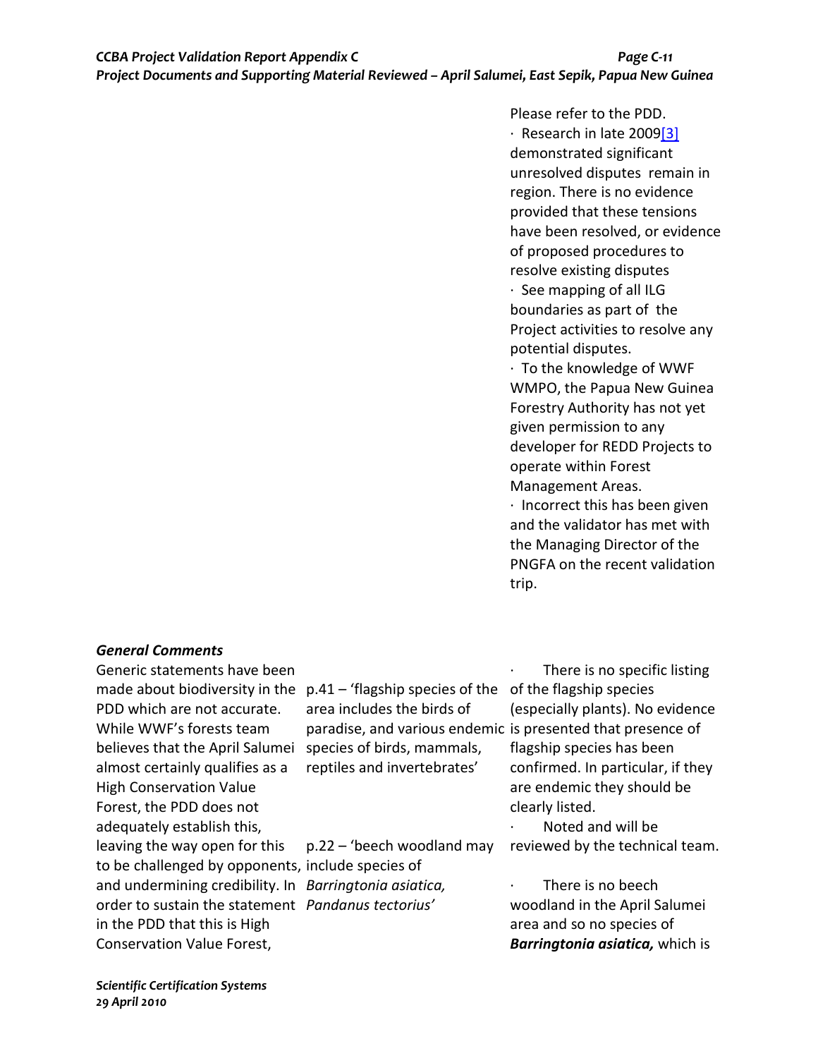| | | Please refer to the PDD. · Research in late 2009[3] demonstrated significant unresolved disputes remain in region. There is no evidence provided that these tensions have been resolved, or evidence of proposed procedures to resolve existing disputes · See mapping of all ILG boundaries as part of the Project activities to resolve any potential disputes. · To the knowledge of WWF WMPO, the Papua New Guinea Forestry Authority has not yet given permission to any developer for REDD Projects to operate within Forest Management Areas. · Incorrect this has been given and the validator has met with the Managing Director of the PNGFA on the recent validation trip. |
|---|---|---|

***General Comments***

| | | |
|---|---|---|
| Generic statements have been made about biodiversity in the PDD which are not accurate. While WWF's forests team believes that the April Salumei almost certainly qualifies as a High Conservation Value Forest, the PDD does not adequately establish this, leaving the way open for this to be challenged by opponents, and undermining credibility. In order to sustain the statement in the PDD that this is High Conservation Value Forest, | p.41 – 'flagship species of the area includes the birds of paradise, and various endemic species of birds, mammals, reptiles and invertebrates' | · There is no specific listing of the flagship species (especially plants). No evidence is presented that presence of flagship species has been confirmed. In particular, if they are endemic they should be clearly listed. · Noted and will be reviewed by the technical team. |
| | p.22 – 'beech woodland may include species of *Barringtonia asiatica, Pandanus tectorius'* | · There is no beech woodland in the April Salumei area and so no species of ***Barringtonia asiatica,*** which is |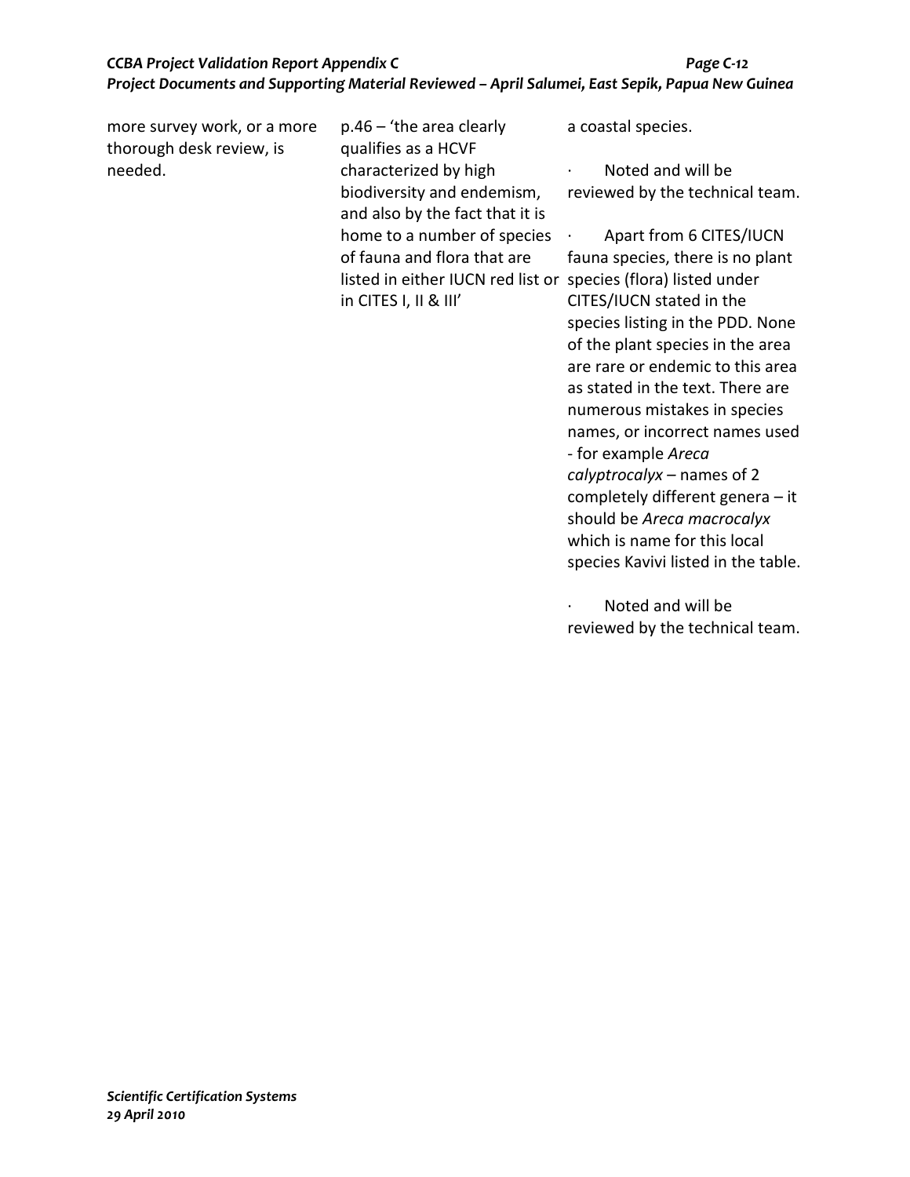| | | |
|---|---|---|
| more survey work, or a more thorough desk review, is needed. | p.46 – 'the area clearly qualifies as a HCVF characterized by high biodiversity and endemism, and also by the fact that it is home to a number of species of fauna and flora that are listed in either IUCN red list or in CITES I, II & III' | a coastal species.<br><br>· Noted and will be reviewed by the technical team.<br><br>· Apart from 6 CITES/IUCN fauna species, there is no plant species (flora) listed under CITES/IUCN stated in the species listing in the PDD. None of the plant species in the area are rare or endemic to this area as stated in the text. There are numerous mistakes in species names, or incorrect names used - for example *Areca calyptrocalyx* – names of 2 completely different genera – it should be *Areca macrocalyx* which is name for this local species Kavivi listed in the table.<br><br>· Noted and will be reviewed by the technical team. |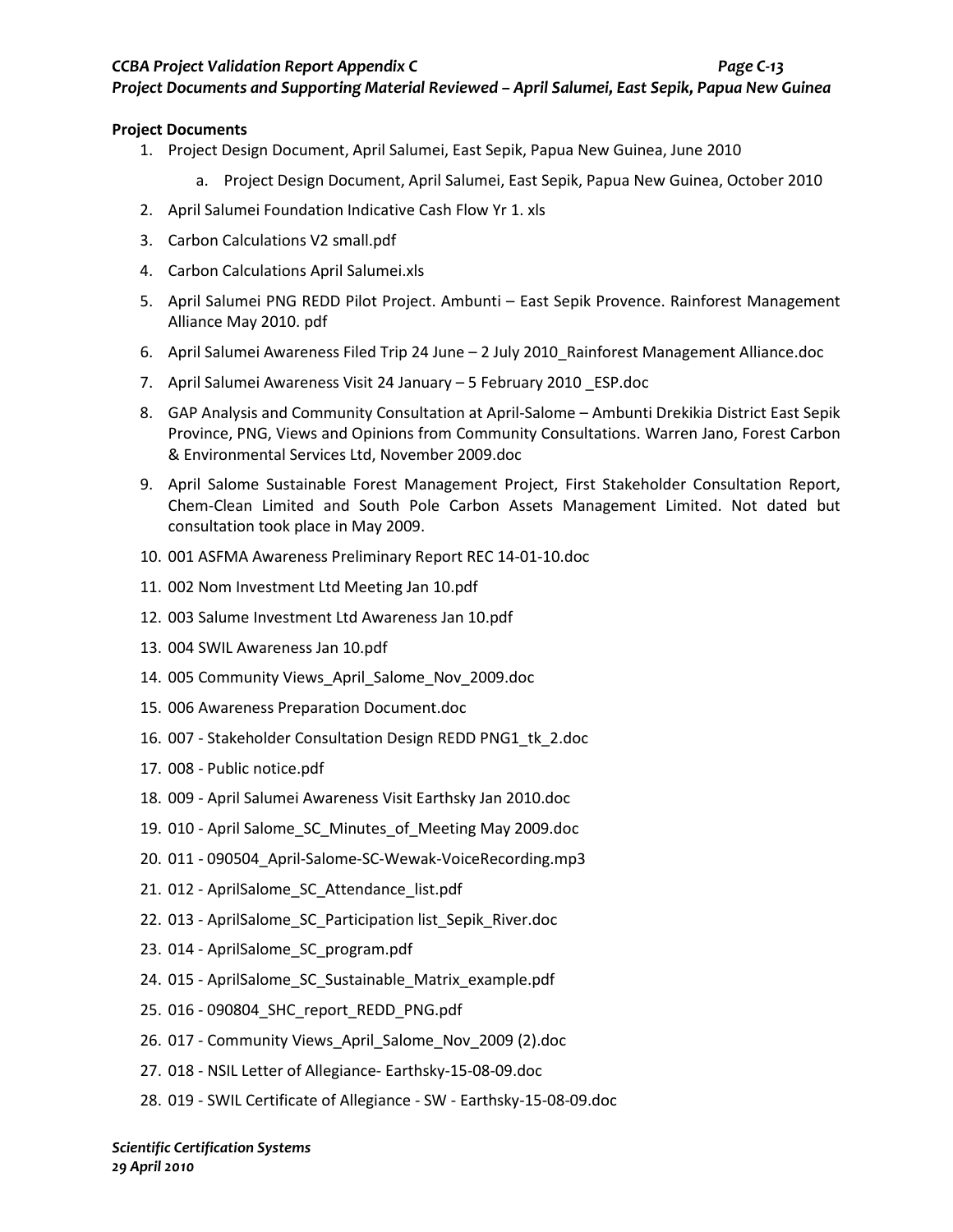**Project Documents**

1. Project Design Document, April Salumei, East Sepik, Papua New Guinea, June 2010
    a. Project Design Document, April Salumei, East Sepik, Papua New Guinea, October 2010
2. April Salumei Foundation Indicative Cash Flow Yr 1. xls
3. Carbon Calculations V2 small.pdf
4. Carbon Calculations April Salumei.xls
5. April Salumei PNG REDD Pilot Project. Ambunti – East Sepik Provence. Rainforest Management Alliance May 2010. pdf
6. April Salumei Awareness Filed Trip 24 June – 2 July 2010_Rainforest Management Alliance.doc
7. April Salumei Awareness Visit 24 January – 5 February 2010 _ESP.doc
8. GAP Analysis and Community Consultation at April-Salome – Ambunti Drekikia District East Sepik Province, PNG, Views and Opinions from Community Consultations. Warren Jano, Forest Carbon & Environmental Services Ltd, November 2009.doc
9. April Salome Sustainable Forest Management Project, First Stakeholder Consultation Report, Chem-Clean Limited and South Pole Carbon Assets Management Limited. Not dated but consultation took place in May 2009.
10. 001 ASFMA Awareness Preliminary Report REC 14-01-10.doc
11. 002 Nom Investment Ltd Meeting Jan 10.pdf
12. 003 Salume Investment Ltd Awareness Jan 10.pdf
13. 004 SWIL Awareness Jan 10.pdf
14. 005 Community Views_April_Salome_Nov_2009.doc
15. 006 Awareness Preparation Document.doc
16. 007 - Stakeholder Consultation Design REDD PNG1_tk_2.doc
17. 008 - Public notice.pdf
18. 009 - April Salumei Awareness Visit Earthsky Jan 2010.doc
19. 010 - April Salome_SC_Minutes_of_Meeting May 2009.doc
20. 011 - 090504_April-Salome-SC-Wewak-VoiceRecording.mp3
21. 012 - AprilSalome_SC_Attendance_list.pdf
22. 013 - AprilSalome_SC_Participation list_Sepik_River.doc
23. 014 - AprilSalome_SC_program.pdf
24. 015 - AprilSalome_SC_Sustainable_Matrix_example.pdf
25. 016 - 090804_SHC_report_REDD_PNG.pdf
26. 017 - Community Views_April_Salome_Nov_2009 (2).doc
27. 018 - NSIL Letter of Allegiance- Earthsky-15-08-09.doc
28. 019 - SWIL Certificate of Allegiance - SW - Earthsky-15-08-09.doc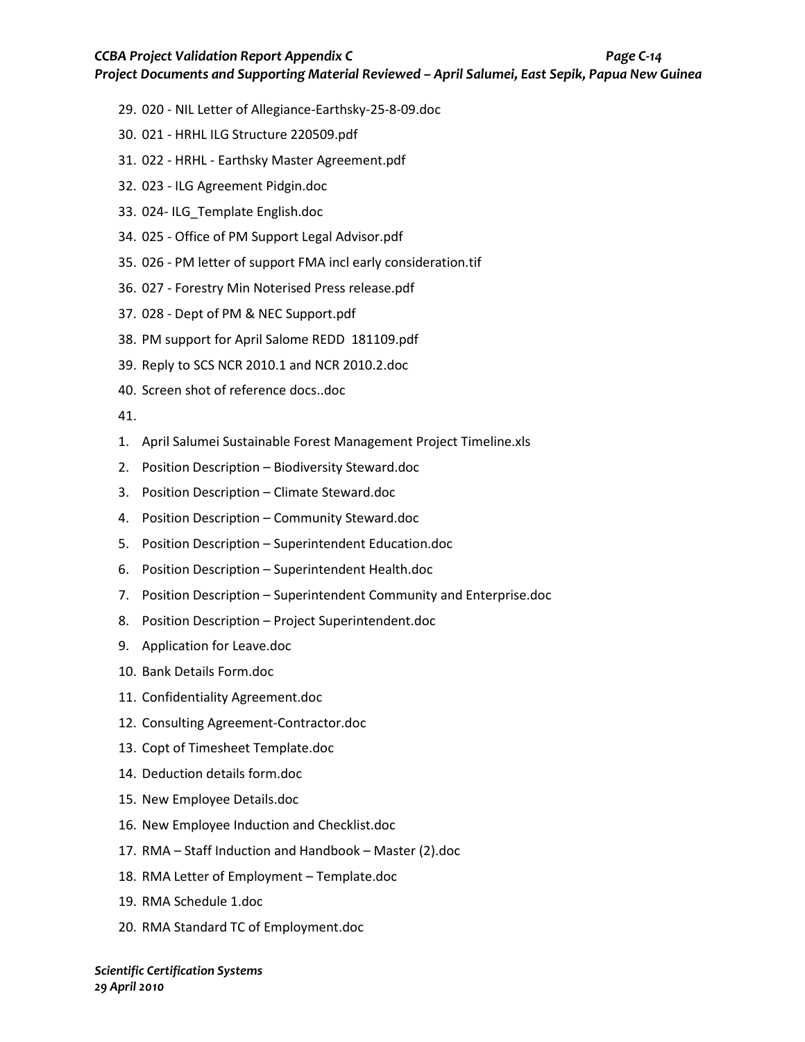29. 020 - NIL Letter of Allegiance-Earthsky-25-8-09.doc
30. 021 - HRHL ILG Structure 220509.pdf
31. 022 - HRHL - Earthsky Master Agreement.pdf
32. 023 - ILG Agreement Pidgin.doc
33. 024- ILG_Template English.doc
34. 025 - Office of PM Support Legal Advisor.pdf
35. 026 - PM letter of support FMA incl early consideration.tif
36. 027 - Forestry Min Noterised Press release.pdf
37. 028 - Dept of PM & NEC Support.pdf
38. PM support for April Salome REDD 181109.pdf
39. Reply to SCS NCR 2010.1 and NCR 2010.2.doc
40. Screen shot of reference docs..doc
41. 

1. April Salumei Sustainable Forest Management Project Timeline.xls
2. Position Description – Biodiversity Steward.doc
3. Position Description – Climate Steward.doc
4. Position Description – Community Steward.doc
5. Position Description – Superintendent Education.doc
6. Position Description – Superintendent Health.doc
7. Position Description – Superintendent Community and Enterprise.doc
8. Position Description – Project Superintendent.doc
9. Application for Leave.doc
10. Bank Details Form.doc
11. Confidentiality Agreement.doc
12. Consulting Agreement-Contractor.doc
13. Copt of Timesheet Template.doc
14. Deduction details form.doc
15. New Employee Details.doc
16. New Employee Induction and Checklist.doc
17. RMA – Staff Induction and Handbook – Master (2).doc
18. RMA Letter of Employment – Template.doc
19. RMA Schedule 1.doc
20. RMA Standard TC of Employment.doc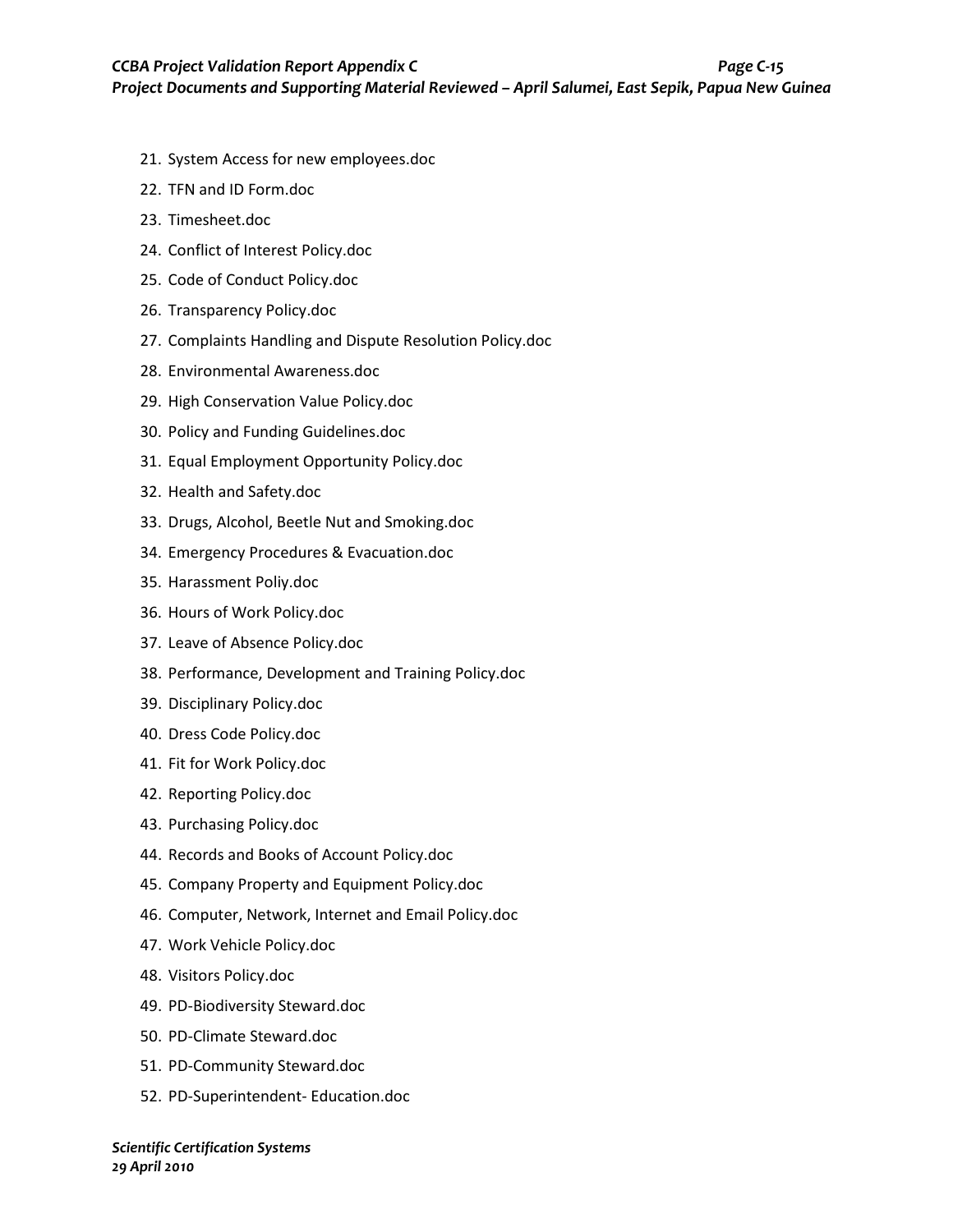21. System Access for new employees.doc
22. TFN and ID Form.doc
23. Timesheet.doc
24. Conflict of Interest Policy.doc
25. Code of Conduct Policy.doc
26. Transparency Policy.doc
27. Complaints Handling and Dispute Resolution Policy.doc
28. Environmental Awareness.doc
29. High Conservation Value Policy.doc
30. Policy and Funding Guidelines.doc
31. Equal Employment Opportunity Policy.doc
32. Health and Safety.doc
33. Drugs, Alcohol, Beetle Nut and Smoking.doc
34. Emergency Procedures & Evacuation.doc
35. Harassment Poliy.doc
36. Hours of Work Policy.doc
37. Leave of Absence Policy.doc
38. Performance, Development and Training Policy.doc
39. Disciplinary Policy.doc
40. Dress Code Policy.doc
41. Fit for Work Policy.doc
42. Reporting Policy.doc
43. Purchasing Policy.doc
44. Records and Books of Account Policy.doc
45. Company Property and Equipment Policy.doc
46. Computer, Network, Internet and Email Policy.doc
47. Work Vehicle Policy.doc
48. Visitors Policy.doc
49. PD-Biodiversity Steward.doc
50. PD-Climate Steward.doc
51. PD-Community Steward.doc
52. PD-Superintendent- Education.doc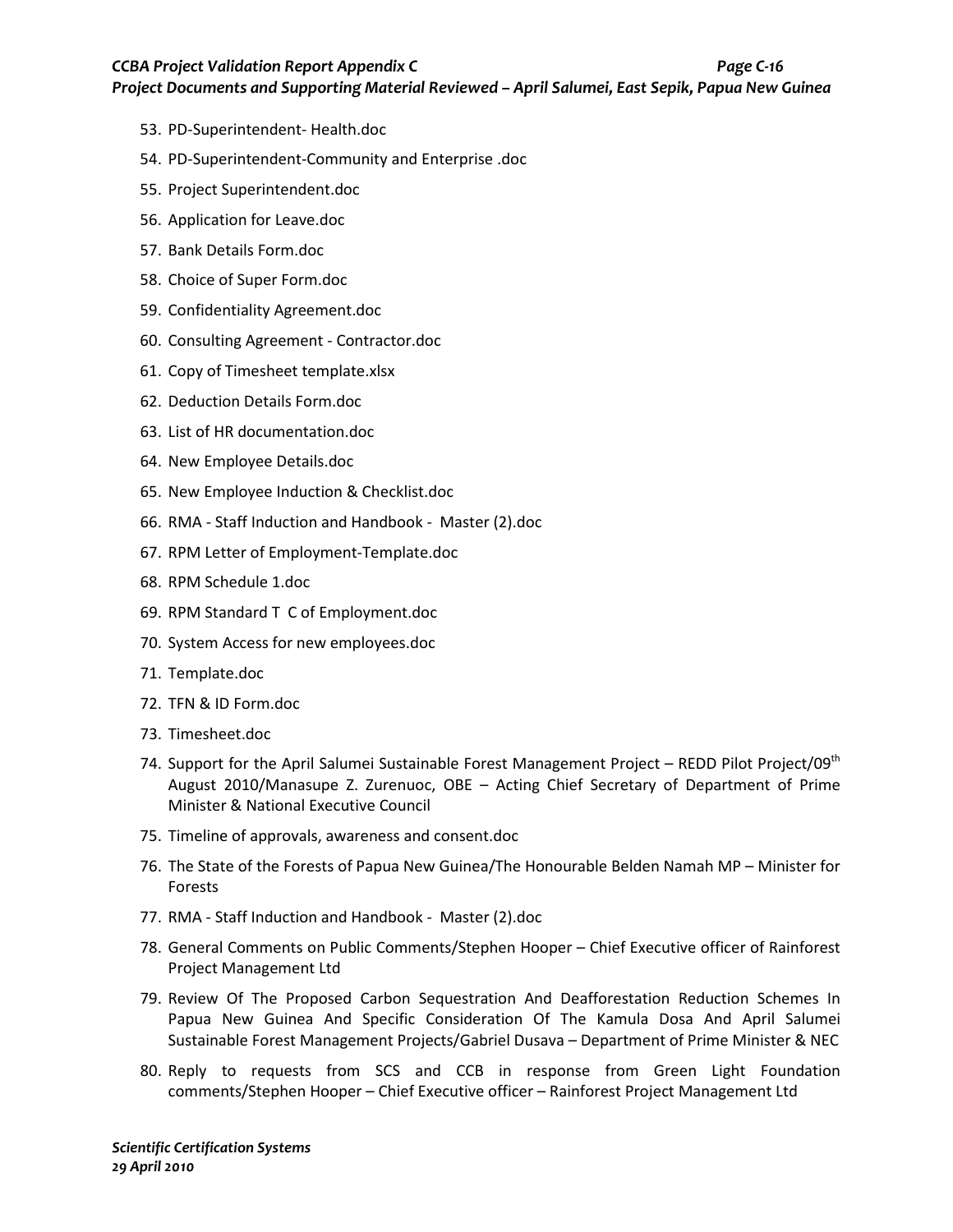53. PD-Superintendent- Health.doc
54. PD-Superintendent-Community and Enterprise .doc
55. Project Superintendent.doc
56. Application for Leave.doc
57. Bank Details Form.doc
58. Choice of Super Form.doc
59. Confidentiality Agreement.doc
60. Consulting Agreement - Contractor.doc
61. Copy of Timesheet template.xlsx
62. Deduction Details Form.doc
63. List of HR documentation.doc
64. New Employee Details.doc
65. New Employee Induction & Checklist.doc
66. RMA - Staff Induction and Handbook - Master (2).doc
67. RPM Letter of Employment-Template.doc
68. RPM Schedule 1.doc
69. RPM Standard T C of Employment.doc
70. System Access for new employees.doc
71. Template.doc
72. TFN & ID Form.doc
73. Timesheet.doc
74. Support for the April Salumei Sustainable Forest Management Project – REDD Pilot Project/09th August 2010/Manasupe Z. Zurenuoc, OBE – Acting Chief Secretary of Department of Prime Minister & National Executive Council
75. Timeline of approvals, awareness and consent.doc
76. The State of the Forests of Papua New Guinea/The Honourable Belden Namah MP – Minister for Forests
77. RMA - Staff Induction and Handbook - Master (2).doc
78. General Comments on Public Comments/Stephen Hooper – Chief Executive officer of Rainforest Project Management Ltd
79. Review Of The Proposed Carbon Sequestration And Deafforestation Reduction Schemes In Papua New Guinea And Specific Consideration Of The Kamula Dosa And April Salumei Sustainable Forest Management Projects/Gabriel Dusava – Department of Prime Minister & NEC
80. Reply to requests from SCS and CCB in response from Green Light Foundation comments/Stephen Hooper – Chief Executive officer – Rainforest Project Management Ltd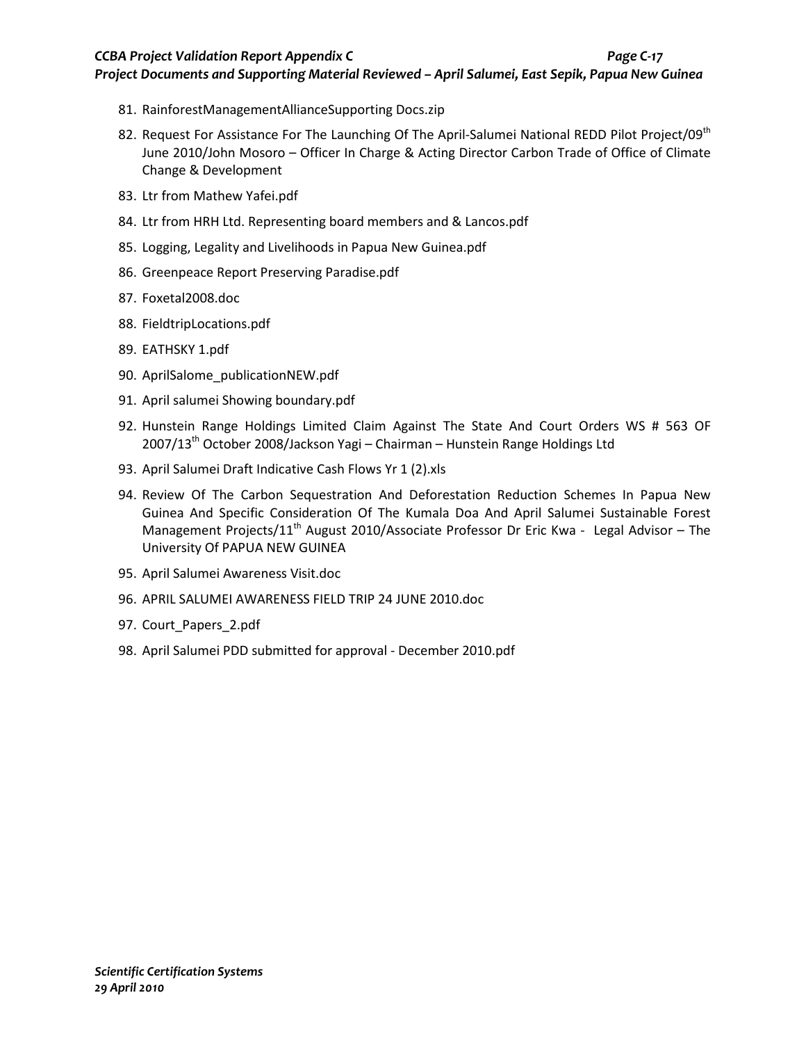81. RainforestManagementAllianceSupporting Docs.zip
82. Request For Assistance For The Launching Of The April-Salumei National REDD Pilot Project/09th June 2010/John Mosoro – Officer In Charge & Acting Director Carbon Trade of Office of Climate Change & Development
83. Ltr from Mathew Yafei.pdf
84. Ltr from HRH Ltd. Representing board members and & Lancos.pdf
85. Logging, Legality and Livelihoods in Papua New Guinea.pdf
86. Greenpeace Report Preserving Paradise.pdf
87. Foxetal2008.doc
88. FieldtripLocations.pdf
89. EATHSKY 1.pdf
90. AprilSalome_publicationNEW.pdf
91. April salumei Showing boundary.pdf
92. Hunstein Range Holdings Limited Claim Against The State And Court Orders WS # 563 OF 2007/13th October 2008/Jackson Yagi – Chairman – Hunstein Range Holdings Ltd
93. April Salumei Draft Indicative Cash Flows Yr 1 (2).xls
94. Review Of The Carbon Sequestration And Deforestation Reduction Schemes In Papua New Guinea And Specific Consideration Of The Kumala Doa And April Salumei Sustainable Forest Management Projects/11th August 2010/Associate Professor Dr Eric Kwa - Legal Advisor – The University Of PAPUA NEW GUINEA
95. April Salumei Awareness Visit.doc
96. APRIL SALUMEI AWARENESS FIELD TRIP 24 JUNE 2010.doc
97. Court_Papers_2.pdf
98. April Salumei PDD submitted for approval - December 2010.pdf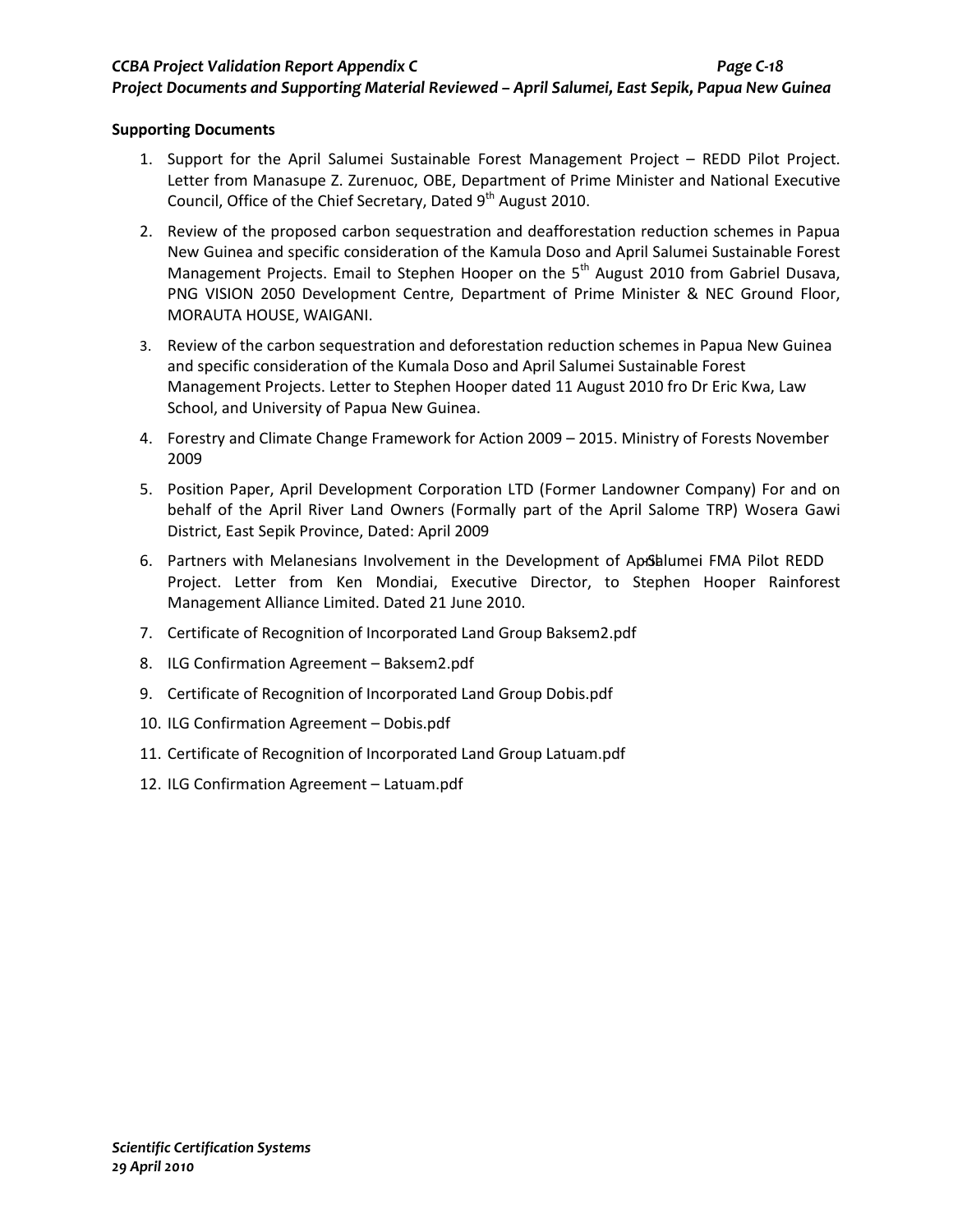**Supporting Documents**

1. Support for the April Salumei Sustainable Forest Management Project – REDD Pilot Project. Letter from Manasupe Z. Zurenuoc, OBE, Department of Prime Minister and National Executive Council, Office of the Chief Secretary, Dated 9th August 2010.
2. Review of the proposed carbon sequestration and deafforestation reduction schemes in Papua New Guinea and specific consideration of the Kamula Doso and April Salumei Sustainable Forest Management Projects. Email to Stephen Hooper on the 5th August 2010 from Gabriel Dusava, PNG VISION 2050 Development Centre, Department of Prime Minister & NEC Ground Floor, MORAUTA HOUSE, WAIGANI.
3. Review of the carbon sequestration and deforestation reduction schemes in Papua New Guinea and specific consideration of the Kumala Doso and April Salumei Sustainable Forest Management Projects. Letter to Stephen Hooper dated 11 August 2010 fro Dr Eric Kwa, Law School, and University of Papua New Guinea.
4. Forestry and Climate Change Framework for Action 2009 – 2015. Ministry of Forests November 2009
5. Position Paper, April Development Corporation LTD (Former Landowner Company) For and on behalf of the April River Land Owners (Formally part of the April Salome TRP) Wosera Gawi District, East Sepik Province, Dated: April 2009
6. Partners with Melanesians Involvement in the Development of April-Salumei FMA Pilot REDD Project. Letter from Ken Mondiai, Executive Director, to Stephen Hooper Rainforest Management Alliance Limited. Dated 21 June 2010.
7. Certificate of Recognition of Incorporated Land Group Baksem2.pdf
8. ILG Confirmation Agreement – Baksem2.pdf
9. Certificate of Recognition of Incorporated Land Group Dobis.pdf
10. ILG Confirmation Agreement – Dobis.pdf
11. Certificate of Recognition of Incorporated Land Group Latuam.pdf
12. ILG Confirmation Agreement – Latuam.pdf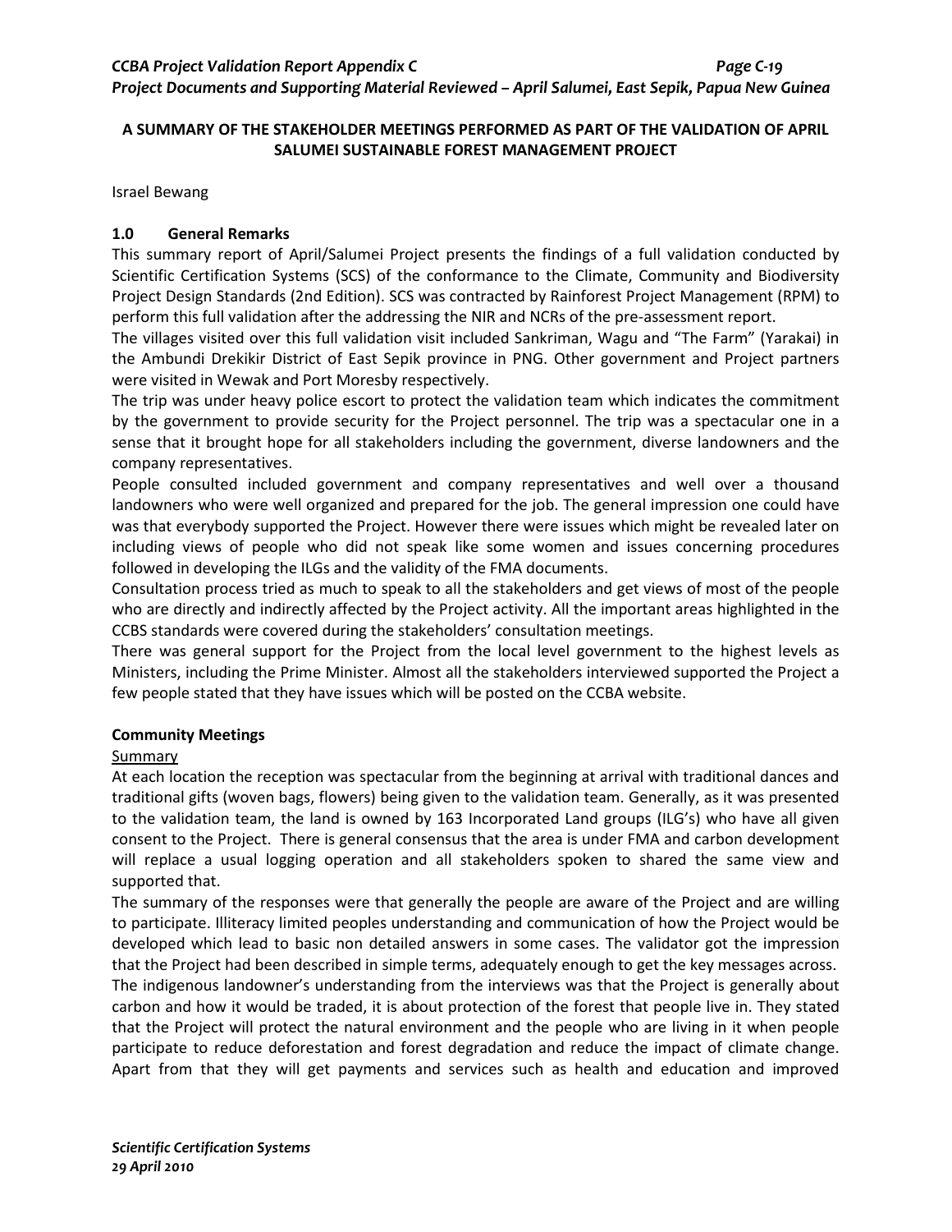**A SUMMARY OF THE STAKEHOLDER MEETINGS PERFORMED AS PART OF THE VALIDATION OF APRIL SALUMEI SUSTAINABLE FOREST MANAGEMENT PROJECT**

Israel Bewang

### 1.0 General Remarks

This summary report of April/Salumei Project presents the findings of a full validation conducted by Scientific Certification Systems (SCS) of the conformance to the Climate, Community and Biodiversity Project Design Standards (2nd Edition). SCS was contracted by Rainforest Project Management (RPM) to perform this full validation after the addressing the NIR and NCRs of the pre-assessment report.

The villages visited over this full validation visit included Sankriman, Wagu and "The Farm" (Yarakai) in the Ambundi Drekikir District of East Sepik province in PNG. Other government and Project partners were visited in Wewak and Port Moresby respectively.

The trip was under heavy police escort to protect the validation team which indicates the commitment by the government to provide security for the Project personnel. The trip was a spectacular one in a sense that it brought hope for all stakeholders including the government, diverse landowners and the company representatives.

People consulted included government and company representatives and well over a thousand landowners who were well organized and prepared for the job. The general impression one could have was that everybody supported the Project. However there were issues which might be revealed later on including views of people who did not speak like some women and issues concerning procedures followed in developing the ILGs and the validity of the FMA documents.

Consultation process tried as much to speak to all the stakeholders and get views of most of the people who are directly and indirectly affected by the Project activity. All the important areas highlighted in the CCBS standards were covered during the stakeholders' consultation meetings.

There was general support for the Project from the local level government to the highest levels as Ministers, including the Prime Minister. Almost all the stakeholders interviewed supported the Project a few people stated that they have issues which will be posted on the CCBA website.

### Community Meetings

Summary

At each location the reception was spectacular from the beginning at arrival with traditional dances and traditional gifts (woven bags, flowers) being given to the validation team. Generally, as it was presented to the validation team, the land is owned by 163 Incorporated Land groups (ILG's) who have all given consent to the Project. There is general consensus that the area is under FMA and carbon development will replace a usual logging operation and all stakeholders spoken to shared the same view and supported that.

The summary of the responses were that generally the people are aware of the Project and are willing to participate. Illiteracy limited peoples understanding and communication of how the Project would be developed which lead to basic non detailed answers in some cases. The validator got the impression that the Project had been described in simple terms, adequately enough to get the key messages across.

The indigenous landowner's understanding from the interviews was that the Project is generally about carbon and how it would be traded, it is about protection of the forest that people live in. They stated that the Project will protect the natural environment and the people who are living in it when people participate to reduce deforestation and forest degradation and reduce the impact of climate change. Apart from that they will get payments and services such as health and education and improved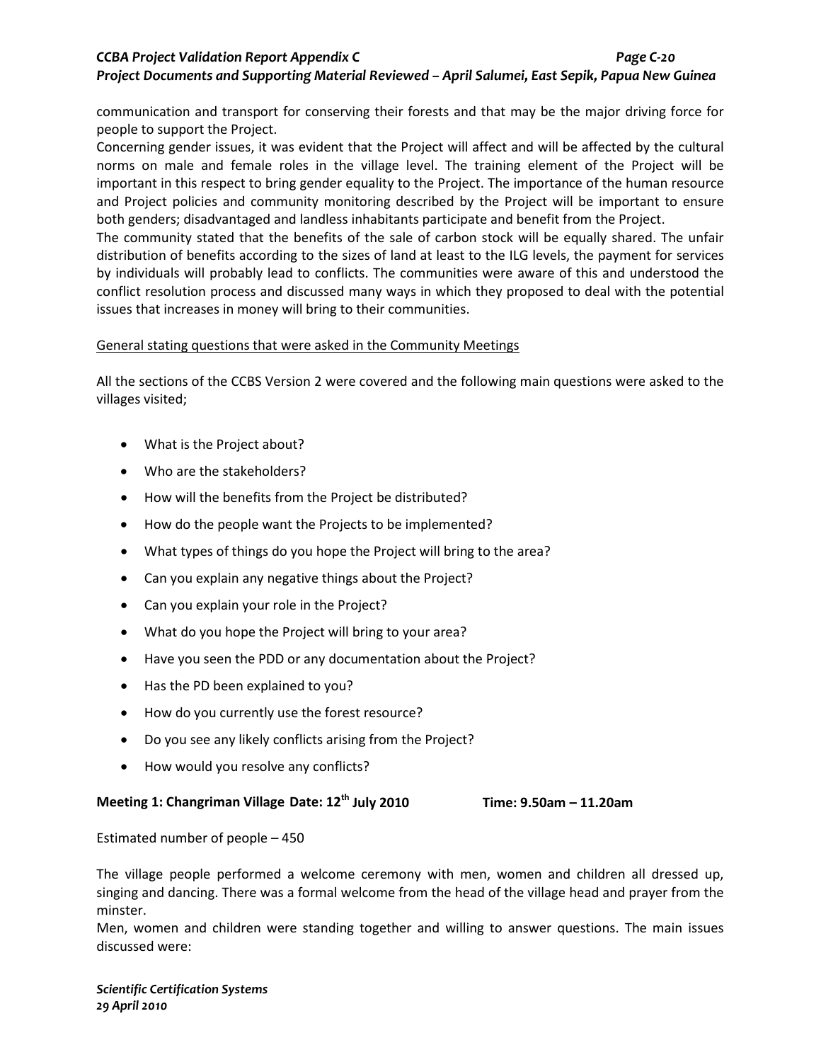communication and transport for conserving their forests and that may be the major driving force for people to support the Project.

Concerning gender issues, it was evident that the Project will affect and will be affected by the cultural norms on male and female roles in the village level. The training element of the Project will be important in this respect to bring gender equality to the Project. The importance of the human resource and Project policies and community monitoring described by the Project will be important to ensure both genders; disadvantaged and landless inhabitants participate and benefit from the Project.

The community stated that the benefits of the sale of carbon stock will be equally shared. The unfair distribution of benefits according to the sizes of land at least to the ILG levels, the payment for services by individuals will probably lead to conflicts. The communities were aware of this and understood the conflict resolution process and discussed many ways in which they proposed to deal with the potential issues that increases in money will bring to their communities.

General stating questions that were asked in the Community Meetings

All the sections of the CCBS Version 2 were covered and the following main questions were asked to the villages visited;

- What is the Project about?
- Who are the stakeholders?
- How will the benefits from the Project be distributed?
- How do the people want the Projects to be implemented?
- What types of things do you hope the Project will bring to the area?
- Can you explain any negative things about the Project?
- Can you explain your role in the Project?
- What do you hope the Project will bring to your area?
- Have you seen the PDD or any documentation about the Project?
- Has the PD been explained to you?
- How do you currently use the forest resource?
- Do you see any likely conflicts arising from the Project?
- How would you resolve any conflicts?

**Meeting 1: Changriman Village Date: 12th July 2010 Time: 9.50am – 11.20am**

Estimated number of people – 450

The village people performed a welcome ceremony with men, women and children all dressed up, singing and dancing. There was a formal welcome from the head of the village head and prayer from the minster.

Men, women and children were standing together and willing to answer questions. The main issues discussed were: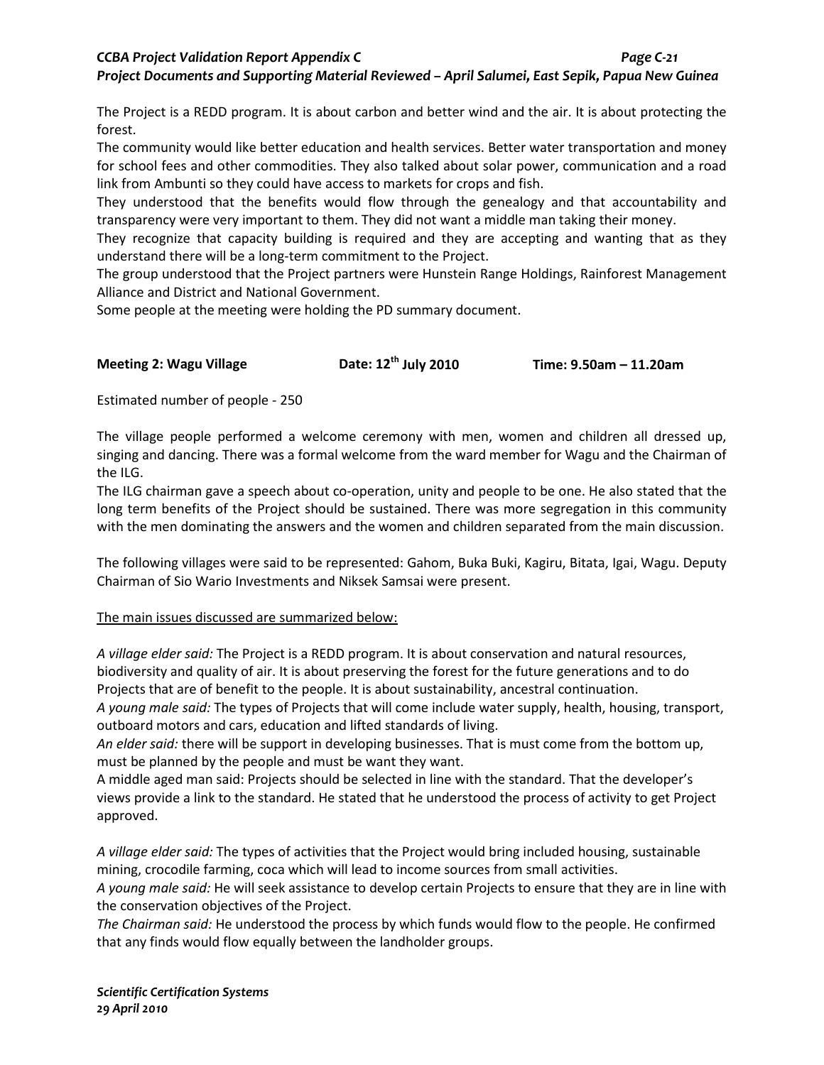The Project is a REDD program. It is about carbon and better wind and the air. It is about protecting the forest.

The community would like better education and health services. Better water transportation and money for school fees and other commodities. They also talked about solar power, communication and a road link from Ambunti so they could have access to markets for crops and fish.

They understood that the benefits would flow through the genealogy and that accountability and transparency were very important to them. They did not want a middle man taking their money.

They recognize that capacity building is required and they are accepting and wanting that as they understand there will be a long-term commitment to the Project.

The group understood that the Project partners were Hunstein Range Holdings, Rainforest Management Alliance and District and National Government.

Some people at the meeting were holding the PD summary document.

**Meeting 2: Wagu Village** **Date: 12th July 2010** **Time: 9.50am – 11.20am**

Estimated number of people - 250

The village people performed a welcome ceremony with men, women and children all dressed up, singing and dancing. There was a formal welcome from the ward member for Wagu and the Chairman of the ILG.

The ILG chairman gave a speech about co-operation, unity and people to be one. He also stated that the long term benefits of the Project should be sustained. There was more segregation in this community with the men dominating the answers and the women and children separated from the main discussion.

The following villages were said to be represented: Gahom, Buka Buki, Kagiru, Bitata, Igai, Wagu. Deputy Chairman of Sio Wario Investments and Niksek Samsai were present.

<u>The main issues discussed are summarized below:</u>

*A village elder said:* The Project is a REDD program. It is about conservation and natural resources, biodiversity and quality of air. It is about preserving the forest for the future generations and to do Projects that are of benefit to the people. It is about sustainability, ancestral continuation.

*A young male said:* The types of Projects that will come include water supply, health, housing, transport, outboard motors and cars, education and lifted standards of living.

*An elder said:* there will be support in developing businesses. That is must come from the bottom up, must be planned by the people and must be want they want.

A middle aged man said: Projects should be selected in line with the standard. That the developer's views provide a link to the standard. He stated that he understood the process of activity to get Project approved.

*A village elder said:* The types of activities that the Project would bring included housing, sustainable mining, crocodile farming, coca which will lead to income sources from small activities.

*A young male said:* He will seek assistance to develop certain Projects to ensure that they are in line with the conservation objectives of the Project.

*The Chairman said:* He understood the process by which funds would flow to the people. He confirmed that any finds would flow equally between the landholder groups.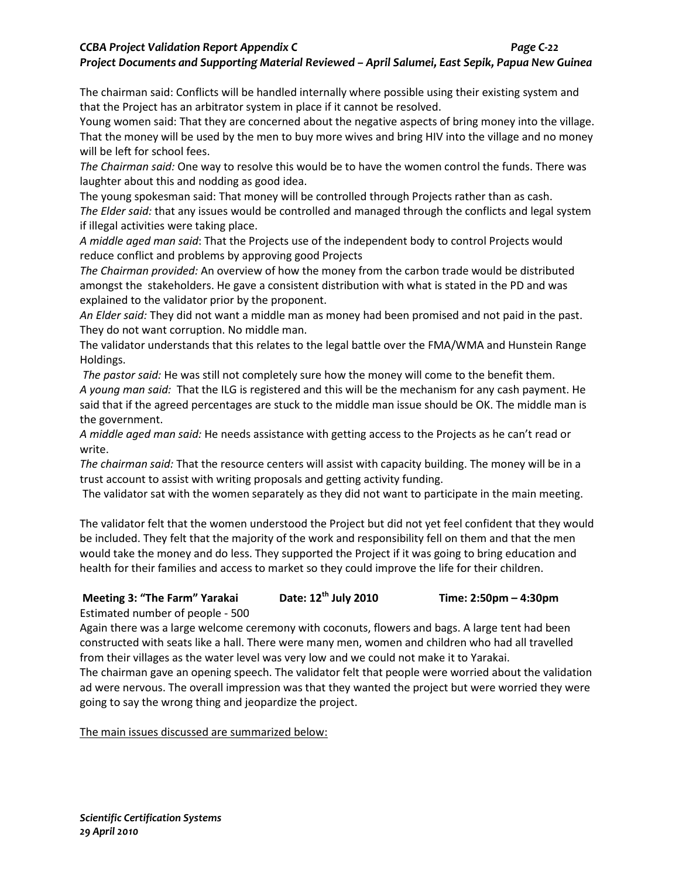The chairman said: Conflicts will be handled internally where possible using their existing system and that the Project has an arbitrator system in place if it cannot be resolved.
Young women said: That they are concerned about the negative aspects of bring money into the village. That the money will be used by the men to buy more wives and bring HIV into the village and no money will be left for school fees.
*The Chairman said:* One way to resolve this would be to have the women control the funds. There was laughter about this and nodding as good idea.
The young spokesman said: That money will be controlled through Projects rather than as cash.
*The Elder said:* that any issues would be controlled and managed through the conflicts and legal system if illegal activities were taking place.
*A middle aged man said*: That the Projects use of the independent body to control Projects would reduce conflict and problems by approving good Projects
*The Chairman provided:* An overview of how the money from the carbon trade would be distributed amongst the stakeholders. He gave a consistent distribution with what is stated in the PD and was explained to the validator prior by the proponent.
*An Elder said:* They did not want a middle man as money had been promised and not paid in the past. They do not want corruption. No middle man.
The validator understands that this relates to the legal battle over the FMA/WMA and Hunstein Range Holdings.
*The pastor said:* He was still not completely sure how the money will come to the benefit them.
*A young man said:* That the ILG is registered and this will be the mechanism for any cash payment. He said that if the agreed percentages are stuck to the middle man issue should be OK. The middle man is the government.
*A middle aged man said:* He needs assistance with getting access to the Projects as he can't read or write.
*The chairman said:* That the resource centers will assist with capacity building. The money will be in a trust account to assist with writing proposals and getting activity funding.
The validator sat with the women separately as they did not want to participate in the main meeting.

The validator felt that the women understood the Project but did not yet feel confident that they would be included. They felt that the majority of the work and responsibility fell on them and that the men would take the money and do less. They supported the Project if it was going to bring education and health for their families and access to market so they could improve the life for their children.

**Meeting 3: "The Farm" Yarakai Date: 12th July 2010 Time: 2:50pm – 4:30pm**

Estimated number of people - 500
Again there was a large welcome ceremony with coconuts, flowers and bags. A large tent had been constructed with seats like a hall. There were many men, women and children who had all travelled from their villages as the water level was very low and we could not make it to Yarakai.
The chairman gave an opening speech. The validator felt that people were worried about the validation ad were nervous. The overall impression was that they wanted the project but were worried they were going to say the wrong thing and jeopardize the project.

<u>The main issues discussed are summarized below:</u>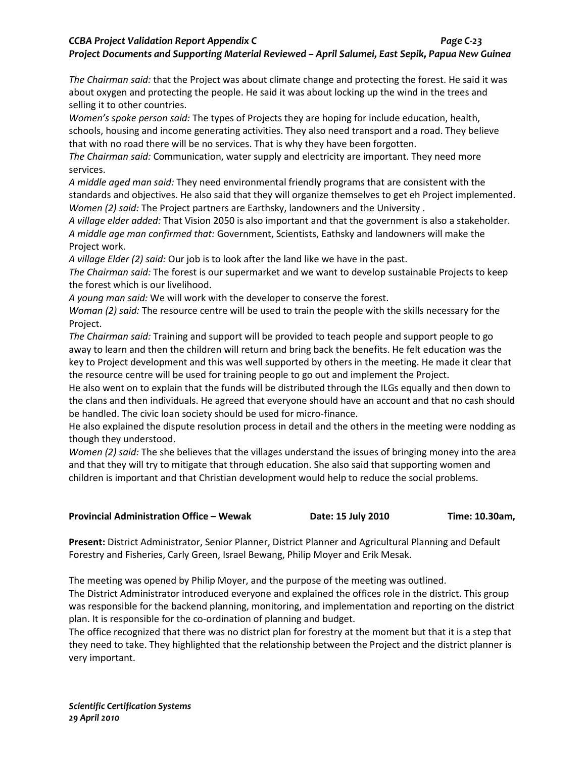*The Chairman said:* that the Project was about climate change and protecting the forest. He said it was about oxygen and protecting the people. He said it was about locking up the wind in the trees and selling it to other countries.

*Women's spoke person said:* The types of Projects they are hoping for include education, health, schools, housing and income generating activities. They also need transport and a road. They believe that with no road there will be no services. That is why they have been forgotten.

*The Chairman said:* Communication, water supply and electricity are important. They need more services.

*A middle aged man said:* They need environmental friendly programs that are consistent with the standards and objectives. He also said that they will organize themselves to get eh Project implemented.

*Women (2) said:* The Project partners are Earthsky, landowners and the University .

*A village elder added:* That Vision 2050 is also important and that the government is also a stakeholder.

*A middle age man confirmed that:* Government, Scientists, Eathsky and landowners will make the Project work.

*A village Elder (2) said:* Our job is to look after the land like we have in the past.

*The Chairman said:* The forest is our supermarket and we want to develop sustainable Projects to keep the forest which is our livelihood.

*A young man said:* We will work with the developer to conserve the forest.

*Woman (2) said:* The resource centre will be used to train the people with the skills necessary for the Project.

*The Chairman said:* Training and support will be provided to teach people and support people to go away to learn and then the children will return and bring back the benefits. He felt education was the key to Project development and this was well supported by others in the meeting. He made it clear that the resource centre will be used for training people to go out and implement the Project.

He also went on to explain that the funds will be distributed through the ILGs equally and then down to the clans and then individuals. He agreed that everyone should have an account and that no cash should be handled. The civic loan society should be used for micro-finance.

He also explained the dispute resolution process in detail and the others in the meeting were nodding as though they understood.

*Women (2) said:* The she believes that the villages understand the issues of bringing money into the area and that they will try to mitigate that through education. She also said that supporting women and children is important and that Christian development would help to reduce the social problems.

**Provincial Administration Office – Wewak Date: 15 July 2010 Time: 10.30am,**

**Present:** District Administrator, Senior Planner, District Planner and Agricultural Planning and Default Forestry and Fisheries, Carly Green, Israel Bewang, Philip Moyer and Erik Mesak.

The meeting was opened by Philip Moyer, and the purpose of the meeting was outlined.

The District Administrator introduced everyone and explained the offices role in the district. This group was responsible for the backend planning, monitoring, and implementation and reporting on the district plan. It is responsible for the co-ordination of planning and budget.

The office recognized that there was no district plan for forestry at the moment but that it is a step that they need to take. They highlighted that the relationship between the Project and the district planner is very important.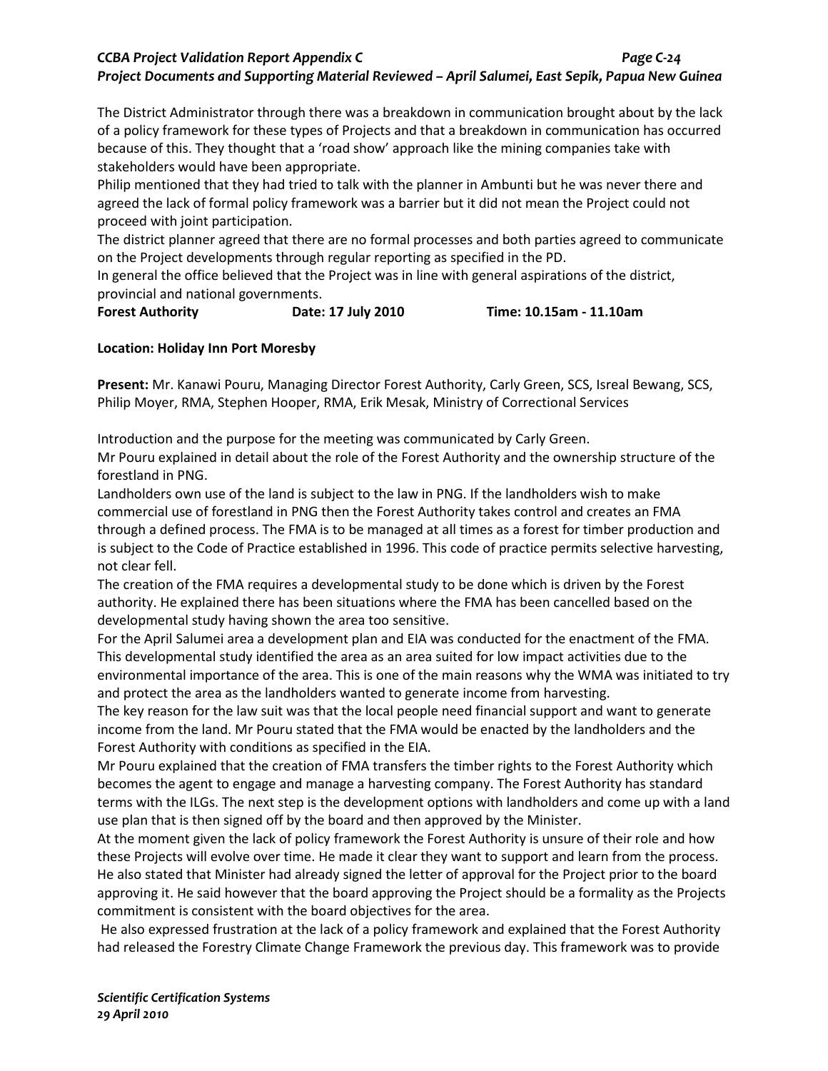The District Administrator through there was a breakdown in communication brought about by the lack of a policy framework for these types of Projects and that a breakdown in communication has occurred because of this. They thought that a 'road show' approach like the mining companies take with stakeholders would have been appropriate.

Philip mentioned that they had tried to talk with the planner in Ambunti but he was never there and agreed the lack of formal policy framework was a barrier but it did not mean the Project could not proceed with joint participation.

The district planner agreed that there are no formal processes and both parties agreed to communicate on the Project developments through regular reporting as specified in the PD.

In general the office believed that the Project was in line with general aspirations of the district, provincial and national governments.

**Forest Authority** **Date: 17 July 2010** **Time: 10.15am - 11.10am**

**Location: Holiday Inn Port Moresby**

**Present:** Mr. Kanawi Pouru, Managing Director Forest Authority, Carly Green, SCS, Isreal Bewang, SCS, Philip Moyer, RMA, Stephen Hooper, RMA, Erik Mesak, Ministry of Correctional Services

Introduction and the purpose for the meeting was communicated by Carly Green.

Mr Pouru explained in detail about the role of the Forest Authority and the ownership structure of the forestland in PNG.

Landholders own use of the land is subject to the law in PNG. If the landholders wish to make commercial use of forestland in PNG then the Forest Authority takes control and creates an FMA through a defined process. The FMA is to be managed at all times as a forest for timber production and is subject to the Code of Practice established in 1996. This code of practice permits selective harvesting, not clear fell.

The creation of the FMA requires a developmental study to be done which is driven by the Forest authority. He explained there has been situations where the FMA has been cancelled based on the developmental study having shown the area too sensitive.

For the April Salumei area a development plan and EIA was conducted for the enactment of the FMA. This developmental study identified the area as an area suited for low impact activities due to the environmental importance of the area. This is one of the main reasons why the WMA was initiated to try and protect the area as the landholders wanted to generate income from harvesting.

The key reason for the law suit was that the local people need financial support and want to generate income from the land. Mr Pouru stated that the FMA would be enacted by the landholders and the Forest Authority with conditions as specified in the EIA.

Mr Pouru explained that the creation of FMA transfers the timber rights to the Forest Authority which becomes the agent to engage and manage a harvesting company. The Forest Authority has standard terms with the ILGs. The next step is the development options with landholders and come up with a land use plan that is then signed off by the board and then approved by the Minister.

At the moment given the lack of policy framework the Forest Authority is unsure of their role and how these Projects will evolve over time. He made it clear they want to support and learn from the process. He also stated that Minister had already signed the letter of approval for the Project prior to the board approving it. He said however that the board approving the Project should be a formality as the Projects commitment is consistent with the board objectives for the area.

He also expressed frustration at the lack of a policy framework and explained that the Forest Authority had released the Forestry Climate Change Framework the previous day. This framework was to provide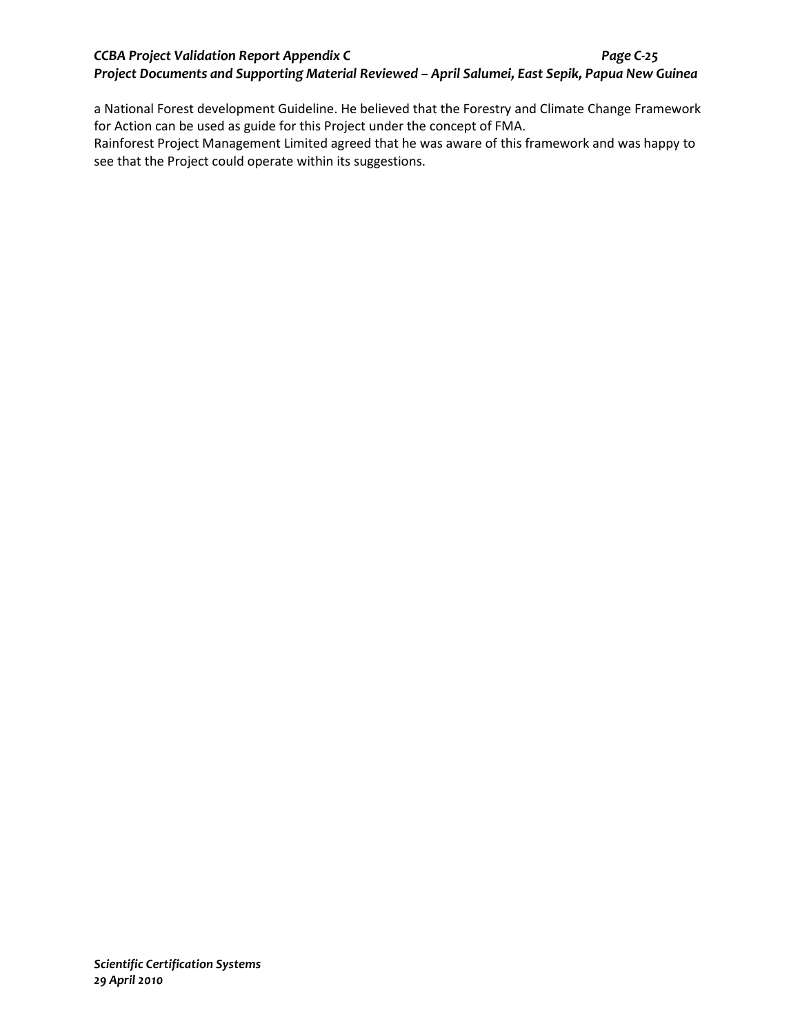a National Forest development Guideline. He believed that the Forestry and Climate Change Framework for Action can be used as guide for this Project under the concept of FMA.
Rainforest Project Management Limited agreed that he was aware of this framework and was happy to see that the Project could operate within its suggestions.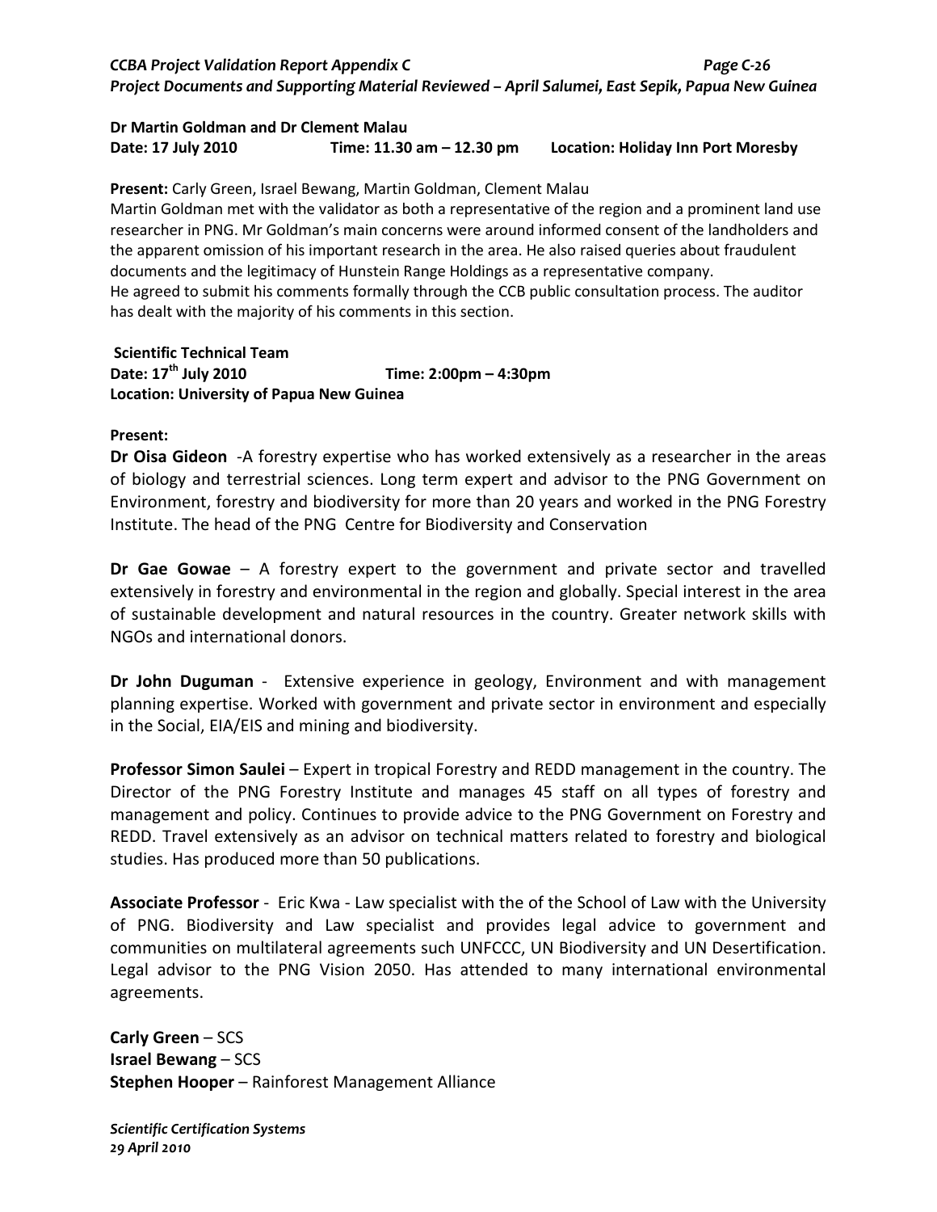**Dr Martin Goldman and Dr Clement Malau**
**Date: 17 July 2010 Time: 11.30 am – 12.30 pm Location: Holiday Inn Port Moresby**

**Present:** Carly Green, Israel Bewang, Martin Goldman, Clement Malau
Martin Goldman met with the validator as both a representative of the region and a prominent land use researcher in PNG. Mr Goldman's main concerns were around informed consent of the landholders and the apparent omission of his important research in the area. He also raised queries about fraudulent documents and the legitimacy of Hunstein Range Holdings as a representative company.
He agreed to submit his comments formally through the CCB public consultation process. The auditor has dealt with the majority of his comments in this section.

**Scientific Technical Team**
**Date: 17th July 2010 Time: 2:00pm – 4:30pm**
**Location: University of Papua New Guinea**

**Present:**

**Dr Oisa Gideon** -A forestry expertise who has worked extensively as a researcher in the areas of biology and terrestrial sciences. Long term expert and advisor to the PNG Government on Environment, forestry and biodiversity for more than 20 years and worked in the PNG Forestry Institute. The head of the PNG Centre for Biodiversity and Conservation

**Dr Gae Gowae** – A forestry expert to the government and private sector and travelled extensively in forestry and environmental in the region and globally. Special interest in the area of sustainable development and natural resources in the country. Greater network skills with NGOs and international donors.

**Dr John Duguman** - Extensive experience in geology, Environment and with management planning expertise. Worked with government and private sector in environment and especially in the Social, EIA/EIS and mining and biodiversity.

**Professor Simon Saulei** – Expert in tropical Forestry and REDD management in the country. The Director of the PNG Forestry Institute and manages 45 staff on all types of forestry and management and policy. Continues to provide advice to the PNG Government on Forestry and REDD. Travel extensively as an advisor on technical matters related to forestry and biological studies. Has produced more than 50 publications.

**Associate Professor** - Eric Kwa - Law specialist with the of the School of Law with the University of PNG. Biodiversity and Law specialist and provides legal advice to government and communities on multilateral agreements such UNFCCC, UN Biodiversity and UN Desertification. Legal advisor to the PNG Vision 2050. Has attended to many international environmental agreements.

**Carly Green** – SCS
**Israel Bewang** – SCS
**Stephen Hooper** – Rainforest Management Alliance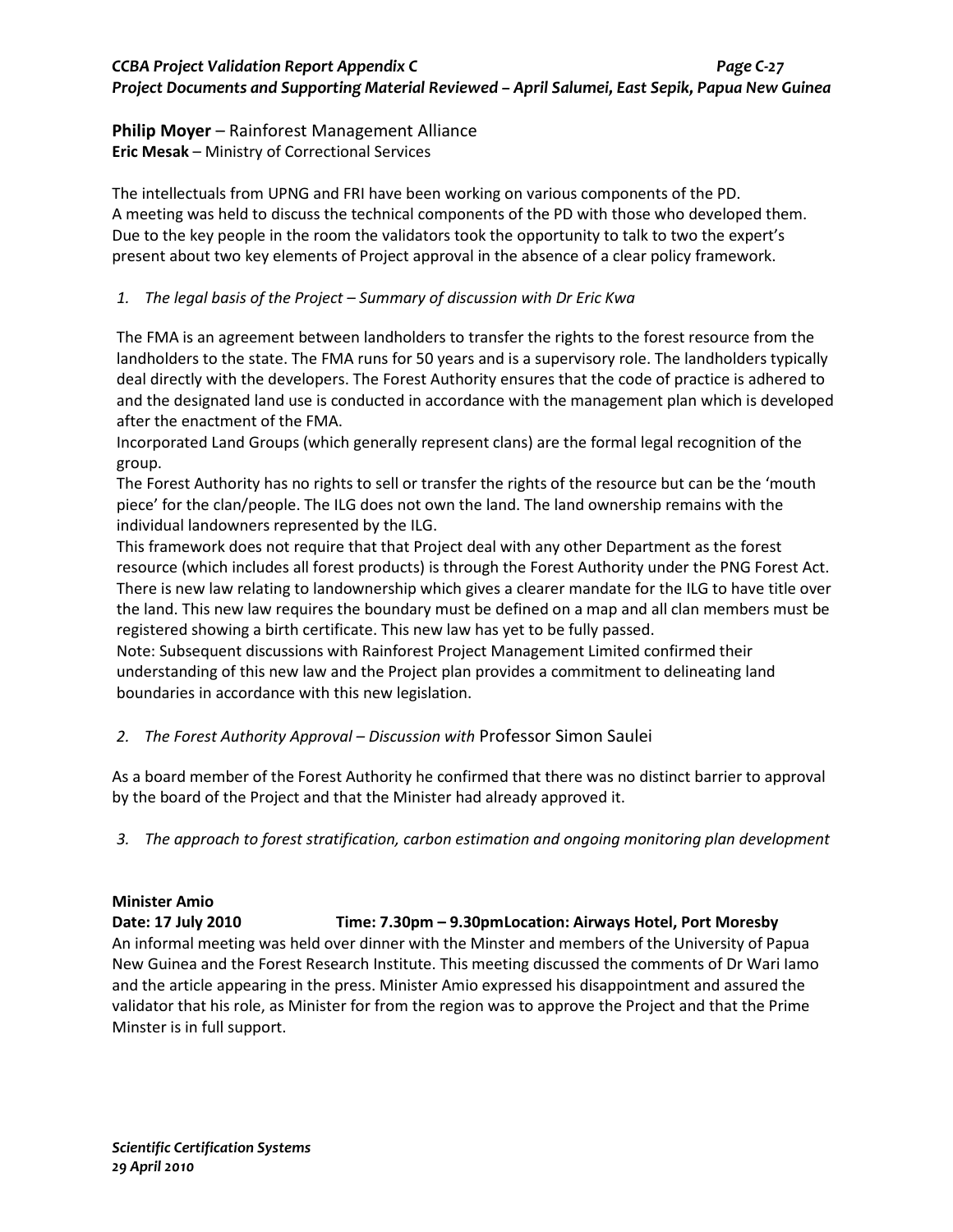**Philip Moyer** – Rainforest Management Alliance
**Eric Mesak** – Ministry of Correctional Services

The intellectuals from UPNG and FRI have been working on various components of the PD.
A meeting was held to discuss the technical components of the PD with those who developed them.
Due to the key people in the room the validators took the opportunity to talk to two the expert's present about two key elements of Project approval in the absence of a clear policy framework.

1. *The legal basis of the Project – Summary of discussion with Dr Eric Kwa*

The FMA is an agreement between landholders to transfer the rights to the forest resource from the landholders to the state. The FMA runs for 50 years and is a supervisory role. The landholders typically deal directly with the developers. The Forest Authority ensures that the code of practice is adhered to and the designated land use is conducted in accordance with the management plan which is developed after the enactment of the FMA.
Incorporated Land Groups (which generally represent clans) are the formal legal recognition of the group.
The Forest Authority has no rights to sell or transfer the rights of the resource but can be the 'mouth piece' for the clan/people. The ILG does not own the land. The land ownership remains with the individual landowners represented by the ILG.
This framework does not require that that Project deal with any other Department as the forest resource (which includes all forest products) is through the Forest Authority under the PNG Forest Act.
There is new law relating to landownership which gives a clearer mandate for the ILG to have title over the land. This new law requires the boundary must be defined on a map and all clan members must be registered showing a birth certificate. This new law has yet to be fully passed.
Note: Subsequent discussions with Rainforest Project Management Limited confirmed their understanding of this new law and the Project plan provides a commitment to delineating land boundaries in accordance with this new legislation.

2. *The Forest Authority Approval – Discussion with* Professor Simon Saulei

As a board member of the Forest Authority he confirmed that there was no distinct barrier to approval by the board of the Project and that the Minister had already approved it.

3. *The approach to forest stratification, carbon estimation and ongoing monitoring plan development*

**Minister Amio**
**Date: 17 July 2010 Time: 7.30pm – 9.30pmLocation: Airways Hotel, Port Moresby**
An informal meeting was held over dinner with the Minster and members of the University of Papua New Guinea and the Forest Research Institute. This meeting discussed the comments of Dr Wari Iamo and the article appearing in the press. Minister Amio expressed his disappointment and assured the validator that his role, as Minister for from the region was to approve the Project and that the Prime Minster is in full support.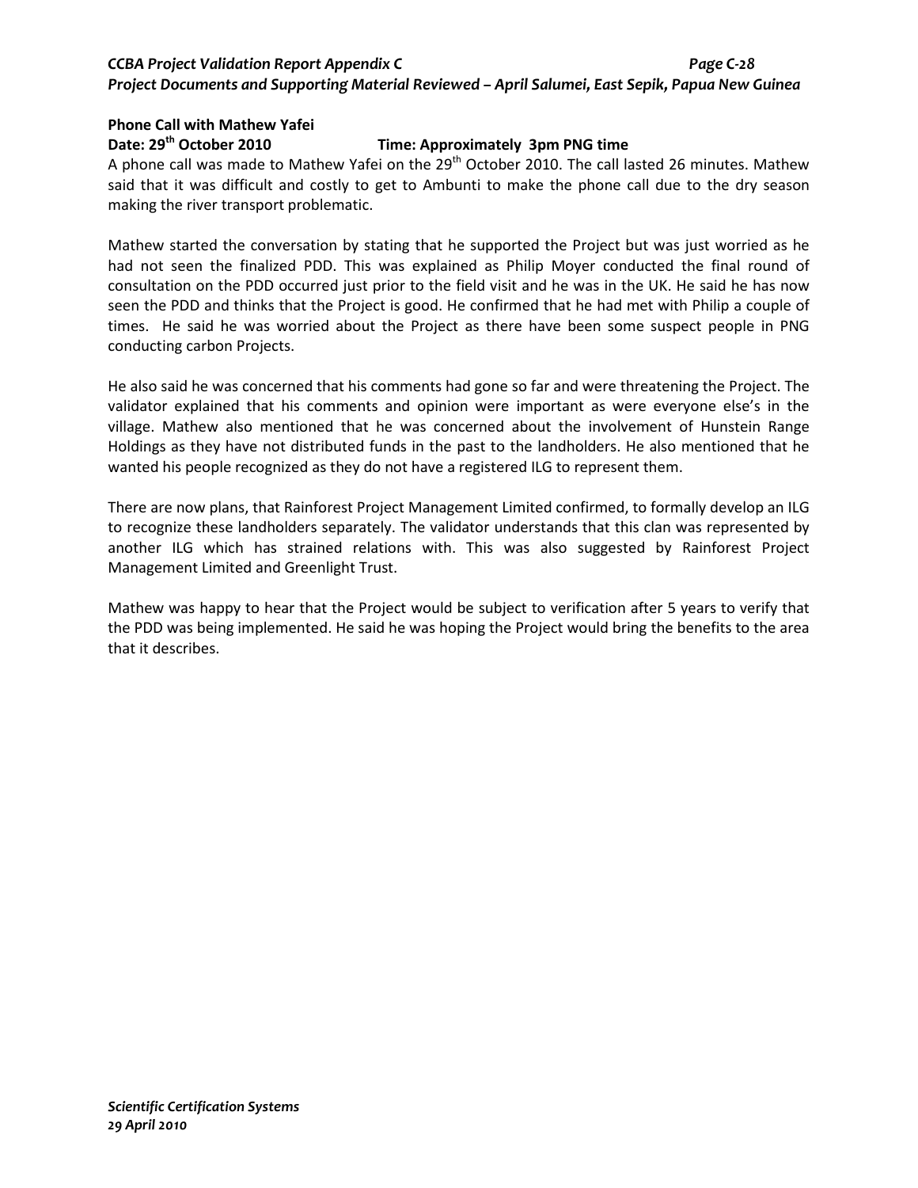**Phone Call with Mathew Yafei**

**Date: 29th October 2010** **Time: Approximately 3pm PNG time**

A phone call was made to Mathew Yafei on the 29th October 2010. The call lasted 26 minutes. Mathew said that it was difficult and costly to get to Ambunti to make the phone call due to the dry season making the river transport problematic.

Mathew started the conversation by stating that he supported the Project but was just worried as he had not seen the finalized PDD. This was explained as Philip Moyer conducted the final round of consultation on the PDD occurred just prior to the field visit and he was in the UK. He said he has now seen the PDD and thinks that the Project is good. He confirmed that he had met with Philip a couple of times. He said he was worried about the Project as there have been some suspect people in PNG conducting carbon Projects.

He also said he was concerned that his comments had gone so far and were threatening the Project. The validator explained that his comments and opinion were important as were everyone else's in the village. Mathew also mentioned that he was concerned about the involvement of Hunstein Range Holdings as they have not distributed funds in the past to the landholders. He also mentioned that he wanted his people recognized as they do not have a registered ILG to represent them.

There are now plans, that Rainforest Project Management Limited confirmed, to formally develop an ILG to recognize these landholders separately. The validator understands that this clan was represented by another ILG which has strained relations with. This was also suggested by Rainforest Project Management Limited and Greenlight Trust.

Mathew was happy to hear that the Project would be subject to verification after 5 years to verify that the PDD was being implemented. He said he was hoping the Project would bring the benefits to the area that it describes.